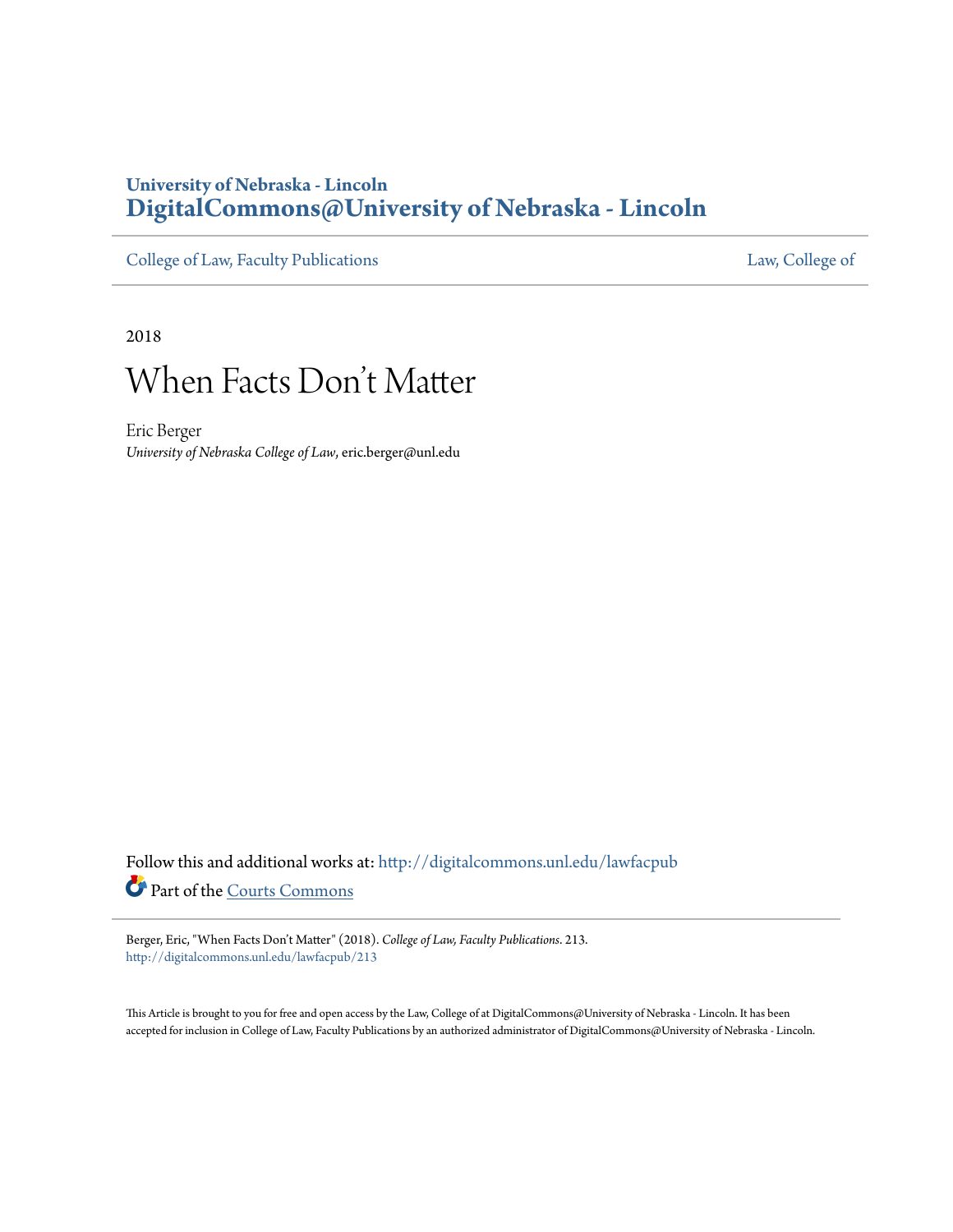University of Nebraska - Lincoln
**DigitalCommons@University of Nebraska - Lincoln**

College of Law, Faculty Publications | Law, College of

2018

# When Facts Don't Matter

Eric Berger
*University of Nebraska College of Law*, eric.berger@unl.edu

Follow this and additional works at: http://digitalcommons.unl.edu/lawfacpub

Part of the Courts Commons

Berger, Eric, "When Facts Don't Matter" (2018). *College of Law, Faculty Publications*. 213.
http://digitalcommons.unl.edu/lawfacpub/213

This Article is brought to you for free and open access by the Law, College of at DigitalCommons@University of Nebraska - Lincoln. It has been accepted for inclusion in College of Law, Faculty Publications by an authorized administrator of DigitalCommons@University of Nebraska - Lincoln.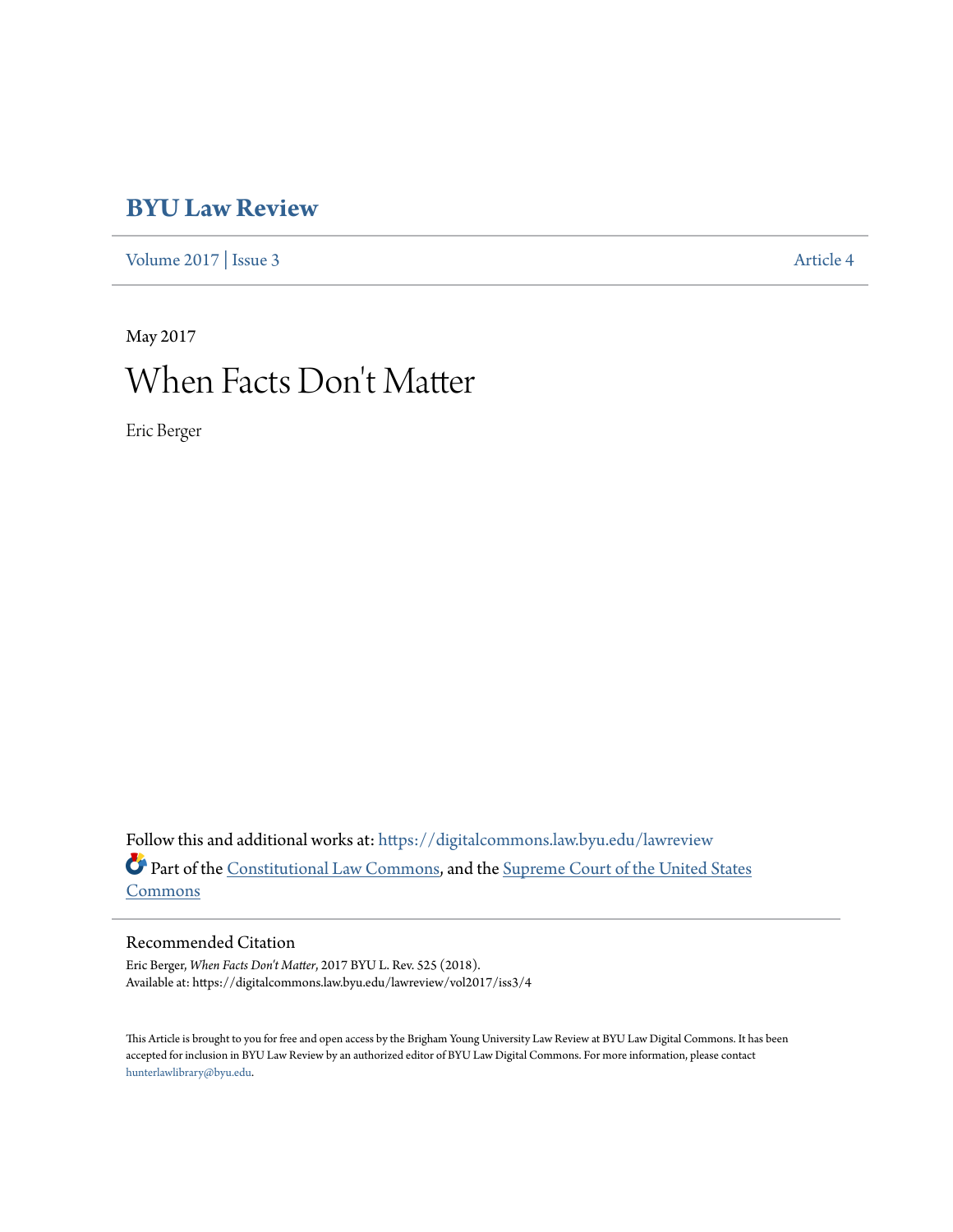# BYU Law Review

Volume 2017 | Issue 3 Article 4

May 2017

# When Facts Don't Matter

Eric Berger

Follow this and additional works at: https://digitalcommons.law.byu.edu/lawreview

Part of the Constitutional Law Commons, and the Supreme Court of the United States Commons

## Recommended Citation

Eric Berger, *When Facts Don't Matter*, 2017 BYU L. Rev. 525 (2018).
Available at: https://digitalcommons.law.byu.edu/lawreview/vol2017/iss3/4

This Article is brought to you for free and open access by the Brigham Young University Law Review at BYU Law Digital Commons. It has been accepted for inclusion in BYU Law Review by an authorized editor of BYU Law Digital Commons. For more information, please contact hunterlawlibrary@byu.edu.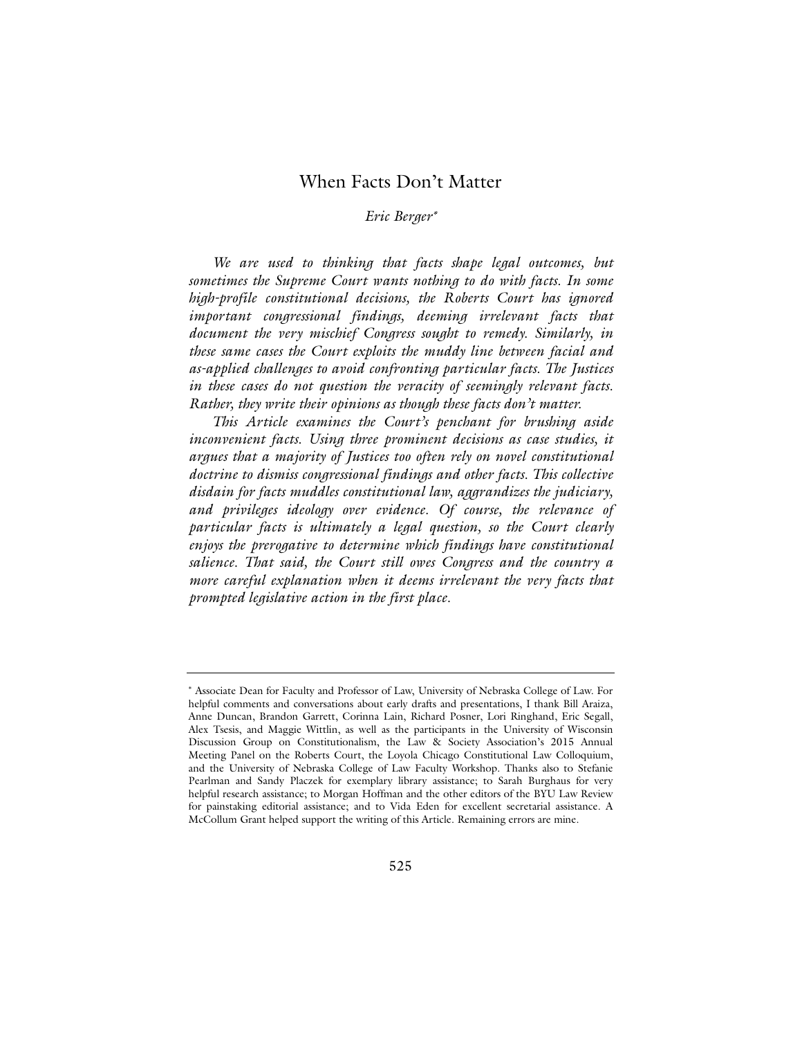# When Facts Don't Matter

*Eric Berger*[*]

*We are used to thinking that facts shape legal outcomes, but sometimes the Supreme Court wants nothing to do with facts. In some high-profile constitutional decisions, the Roberts Court has ignored important congressional findings, deeming irrelevant facts that document the very mischief Congress sought to remedy. Similarly, in these same cases the Court exploits the muddy line between facial and as-applied challenges to avoid confronting particular facts. The Justices in these cases do not question the veracity of seemingly relevant facts. Rather, they write their opinions as though these facts don't matter.*

*This Article examines the Court's penchant for brushing aside inconvenient facts. Using three prominent decisions as case studies, it argues that a majority of Justices too often rely on novel constitutional doctrine to dismiss congressional findings and other facts. This collective disdain for facts muddles constitutional law, aggrandizes the judiciary, and privileges ideology over evidence. Of course, the relevance of particular facts is ultimately a legal question, so the Court clearly enjoys the prerogative to determine which findings have constitutional salience. That said, the Court still owes Congress and the country a more careful explanation when it deems irrelevant the very facts that prompted legislative action in the first place.*

---

[*] Associate Dean for Faculty and Professor of Law, University of Nebraska College of Law. For helpful comments and conversations about early drafts and presentations, I thank Bill Araiza, Anne Duncan, Brandon Garrett, Corinna Lain, Richard Posner, Lori Ringhand, Eric Segall, Alex Tsesis, and Maggie Wittlin, as well as the participants in the University of Wisconsin Discussion Group on Constitutionalism, the Law & Society Association's 2015 Annual Meeting Panel on the Roberts Court, the Loyola Chicago Constitutional Law Colloquium, and the University of Nebraska College of Law Faculty Workshop. Thanks also to Stefanie Pearlman and Sandy Placzek for exemplary library assistance; to Sarah Burghaus for very helpful research assistance; to Morgan Hoffman and the other editors of the BYU Law Review for painstaking editorial assistance; and to Vida Eden for excellent secretarial assistance. A McCollum Grant helped support the writing of this Article. Remaining errors are mine.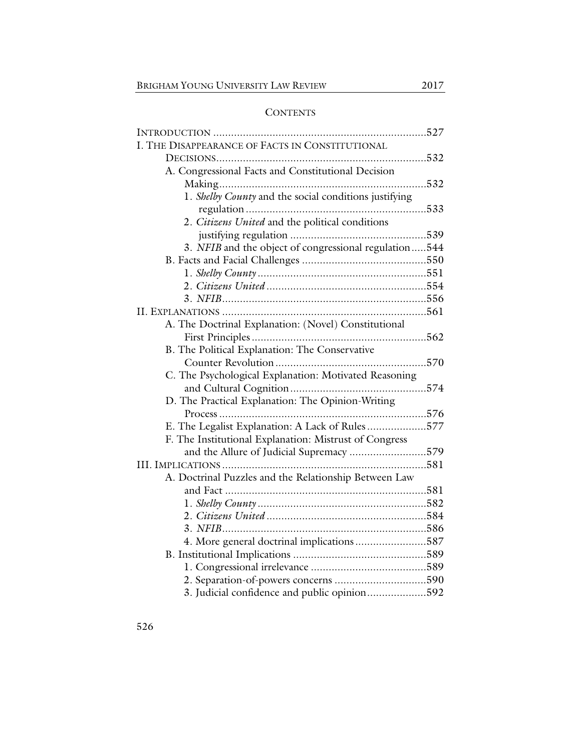## CONTENTS

INTRODUCTION ........................................................................527

I. THE DISAPPEARANCE OF FACTS IN CONSTITUTIONAL DECISIONS........................................................................532

- A. Congressional Facts and Constitutional Decision Making........................................................................532
  - 1. *Shelby County* and the social conditions justifying regulation ........................................................................533
  - 2. *Citizens United* and the political conditions justifying regulation ........................................................................539
  - 3. *NFIB* and the object of congressional regulation .....544
- B. Facts and Facial Challenges ........................................................................550
  - 1. *Shelby County* ........................................................................551
  - 2. *Citizens United* ........................................................................554
  - 3. *NFIB* ........................................................................556

II. EXPLANATIONS ........................................................................561

- A. The Doctrinal Explanation: (Novel) Constitutional First Principles ........................................................................562
- B. The Political Explanation: The Conservative Counter Revolution ........................................................................570
- C. The Psychological Explanation: Motivated Reasoning and Cultural Cognition ........................................................................574
- D. The Practical Explanation: The Opinion-Writing Process ........................................................................576
- E. The Legalist Explanation: A Lack of Rules ....................577
- F. The Institutional Explanation: Mistrust of Congress and the Allure of Judicial Supremacy ..........................579

III. IMPLICATIONS ........................................................................581

- A. Doctrinal Puzzles and the Relationship Between Law and Fact ........................................................................581
  - 1. *Shelby County* ........................................................................582
  - 2. *Citizens United* ........................................................................584
  - 3. *NFIB* ........................................................................586
  - 4. More general doctrinal implications ........................587
- B. Institutional Implications ........................................................................589
  - 1. Congressional irrelevance ........................................................................589
  - 2. Separation-of-powers concerns ...............................590
  - 3. Judicial confidence and public opinion....................592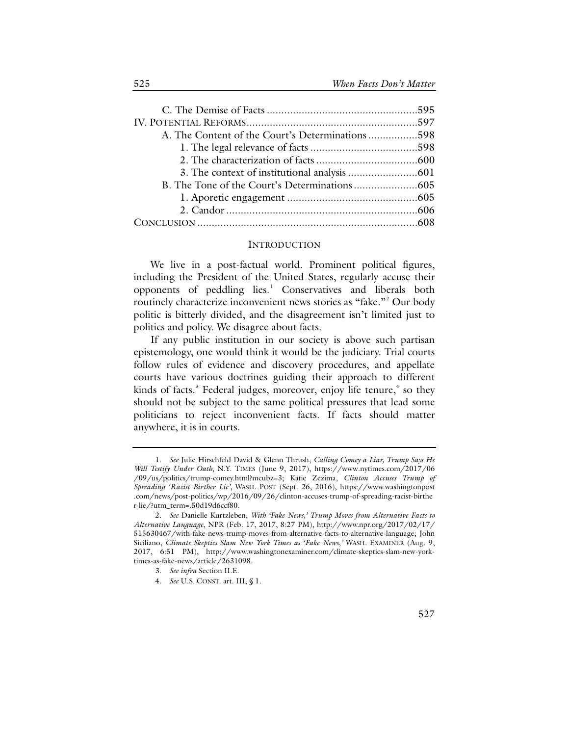C. The Demise of Facts .................................................... 595

IV. POTENTIAL REFORMS .......................................................... 597

A. The Content of the Court's Determinations ................. 598

1. The legal relevance of facts ..................................... 598

2. The characterization of facts ................................... 600

3. The context of institutional analysis ........................ 601

B. The Tone of the Court's Determinations ...................... 605

1. Aporetic engagement ............................................. 605

2. Candor .................................................................. 606

CONCLUSION ........................................................................... 608

## INTRODUCTION

We live in a post-factual world. Prominent political figures, including the President of the United States, regularly accuse their opponents of peddling lies.[1] Conservatives and liberals both routinely characterize inconvenient news stories as "fake."[2] Our body politic is bitterly divided, and the disagreement isn't limited just to politics and policy. We disagree about facts.

If any public institution in our society is above such partisan epistemology, one would think it would be the judiciary. Trial courts follow rules of evidence and discovery procedures, and appellate courts have various doctrines guiding their approach to different kinds of facts.[3] Federal judges, moreover, enjoy life tenure,[4] so they should not be subject to the same political pressures that lead some politicians to reject inconvenient facts. If facts should matter anywhere, it is in courts.

---

1. *See* Julie Hirschfeld David & Glenn Thrush, *Calling Comey a Liar, Trump Says He Will Testify Under Oath*, N.Y. TIMES (June 9, 2017), https://www.nytimes.com/2017/06/09/us/politics/trump-comey.html?mcubz=3; Katie Zezima, *Clinton Accuses Trump of Spreading 'Racist Birther Lie'*, WASH. POST (Sept. 26, 2016), https://www.washingtonpost.com/news/post-politics/wp/2016/09/26/clinton-accuses-trump-of-spreading-racist-birther-lie/?utm_term=.50d19d6ccf80.

2. *See* Danielle Kurtzleben, *With 'Fake News,' Trump Moves from Alternative Facts to Alternative Language*, NPR (Feb. 17, 2017, 8:27 PM), http://www.npr.org/2017/02/17/515630467/with-fake-news-trump-moves-from-alternative-facts-to-alternative-language; John Siciliano, *Climate Skeptics Slam New York Times as 'Fake News,'* WASH. EXAMINER (Aug. 9, 2017, 6:51 PM), http://www.washingtonexaminer.com/climate-skeptics-slam-new-york-times-as-fake-news/article/2631098.

3. *See infra* Section II.E.

4. *See* U.S. CONST. art. III, § 1.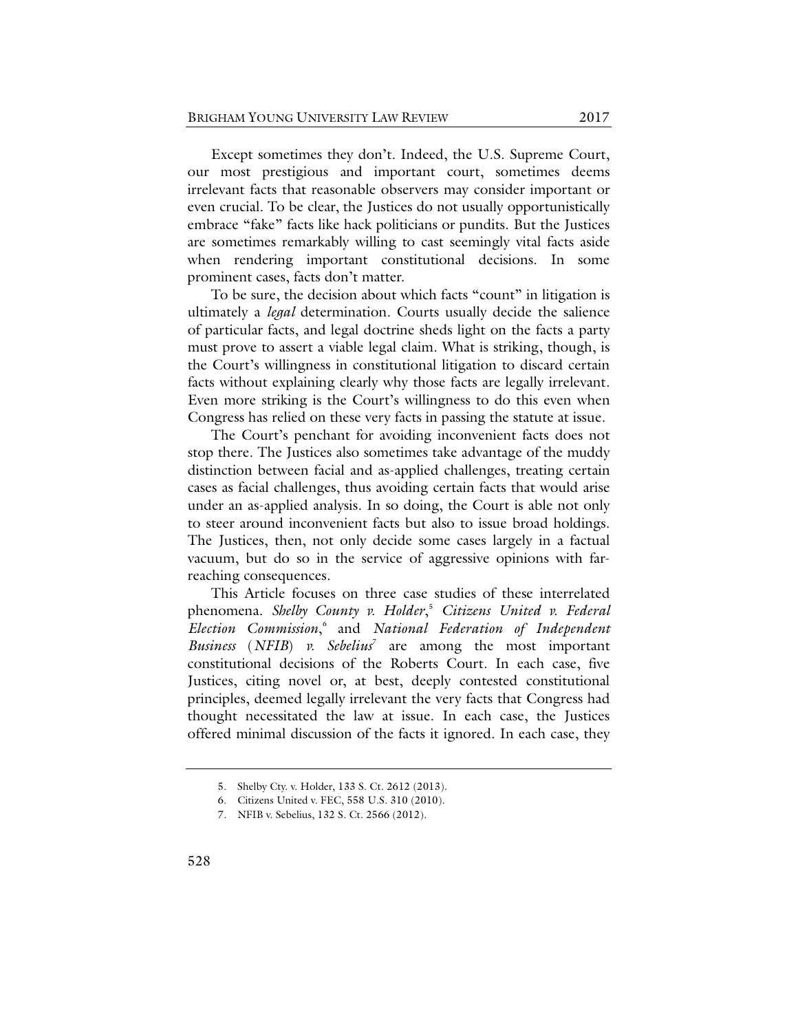Except sometimes they don't. Indeed, the U.S. Supreme Court, our most prestigious and important court, sometimes deems irrelevant facts that reasonable observers may consider important or even crucial. To be clear, the Justices do not usually opportunistically embrace "fake" facts like hack politicians or pundits. But the Justices are sometimes remarkably willing to cast seemingly vital facts aside when rendering important constitutional decisions. In some prominent cases, facts don't matter.

To be sure, the decision about which facts "count" in litigation is ultimately a *legal* determination. Courts usually decide the salience of particular facts, and legal doctrine sheds light on the facts a party must prove to assert a viable legal claim. What is striking, though, is the Court's willingness in constitutional litigation to discard certain facts without explaining clearly why those facts are legally irrelevant. Even more striking is the Court's willingness to do this even when Congress has relied on these very facts in passing the statute at issue.

The Court's penchant for avoiding inconvenient facts does not stop there. The Justices also sometimes take advantage of the muddy distinction between facial and as-applied challenges, treating certain cases as facial challenges, thus avoiding certain facts that would arise under an as-applied analysis. In so doing, the Court is able not only to steer around inconvenient facts but also to issue broad holdings. The Justices, then, not only decide some cases largely in a factual vacuum, but do so in the service of aggressive opinions with far-reaching consequences.

This Article focuses on three case studies of these interrelated phenomena. *Shelby County v. Holder*,[5] *Citizens United v. Federal Election Commission*,[6] and *National Federation of Independent Business* (*NFIB*) *v. Sebelius*[7] are among the most important constitutional decisions of the Roberts Court. In each case, five Justices, citing novel or, at best, deeply contested constitutional principles, deemed legally irrelevant the very facts that Congress had thought necessitated the law at issue. In each case, the Justices offered minimal discussion of the facts it ignored. In each case, they

5. Shelby Cty. v. Holder, 133 S. Ct. 2612 (2013).

6. Citizens United v. FEC, 558 U.S. 310 (2010).

7. NFIB v. Sebelius, 132 S. Ct. 2566 (2012).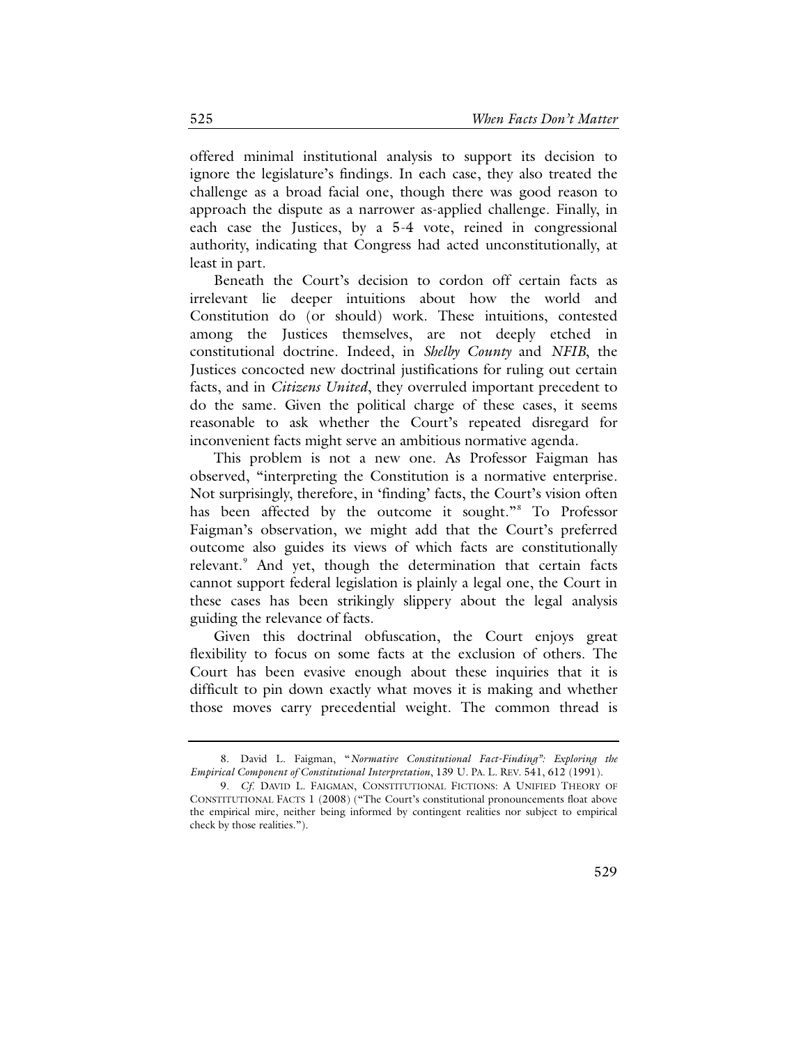offered minimal institutional analysis to support its decision to ignore the legislature's findings. In each case, they also treated the challenge as a broad facial one, though there was good reason to approach the dispute as a narrower as-applied challenge. Finally, in each case the Justices, by a 5-4 vote, reined in congressional authority, indicating that Congress had acted unconstitutionally, at least in part.

Beneath the Court's decision to cordon off certain facts as irrelevant lie deeper intuitions about how the world and Constitution do (or should) work. These intuitions, contested among the Justices themselves, are not deeply etched in constitutional doctrine. Indeed, in *Shelby County* and *NFIB*, the Justices concocted new doctrinal justifications for ruling out certain facts, and in *Citizens United*, they overruled important precedent to do the same. Given the political charge of these cases, it seems reasonable to ask whether the Court's repeated disregard for inconvenient facts might serve an ambitious normative agenda.

This problem is not a new one. As Professor Faigman has observed, "interpreting the Constitution is a normative enterprise. Not surprisingly, therefore, in 'finding' facts, the Court's vision often has been affected by the outcome it sought."[8] To Professor Faigman's observation, we might add that the Court's preferred outcome also guides its views of which facts are constitutionally relevant.[9] And yet, though the determination that certain facts cannot support federal legislation is plainly a legal one, the Court in these cases has been strikingly slippery about the legal analysis guiding the relevance of facts.

Given this doctrinal obfuscation, the Court enjoys great flexibility to focus on some facts at the exclusion of others. The Court has been evasive enough about these inquiries that it is difficult to pin down exactly what moves it is making and whether those moves carry precedential weight. The common thread is

---

8. David L. Faigman, "*Normative Constitutional Fact-Finding": Exploring the Empirical Component of Constitutional Interpretation*, 139 U. PA. L. REV. 541, 612 (1991).

9. *Cf.* DAVID L. FAIGMAN, CONSTITUTIONAL FICTIONS: A UNIFIED THEORY OF CONSTITUTIONAL FACTS 1 (2008) ("The Court's constitutional pronouncements float above the empirical mire, neither being informed by contingent realities nor subject to empirical check by those realities.").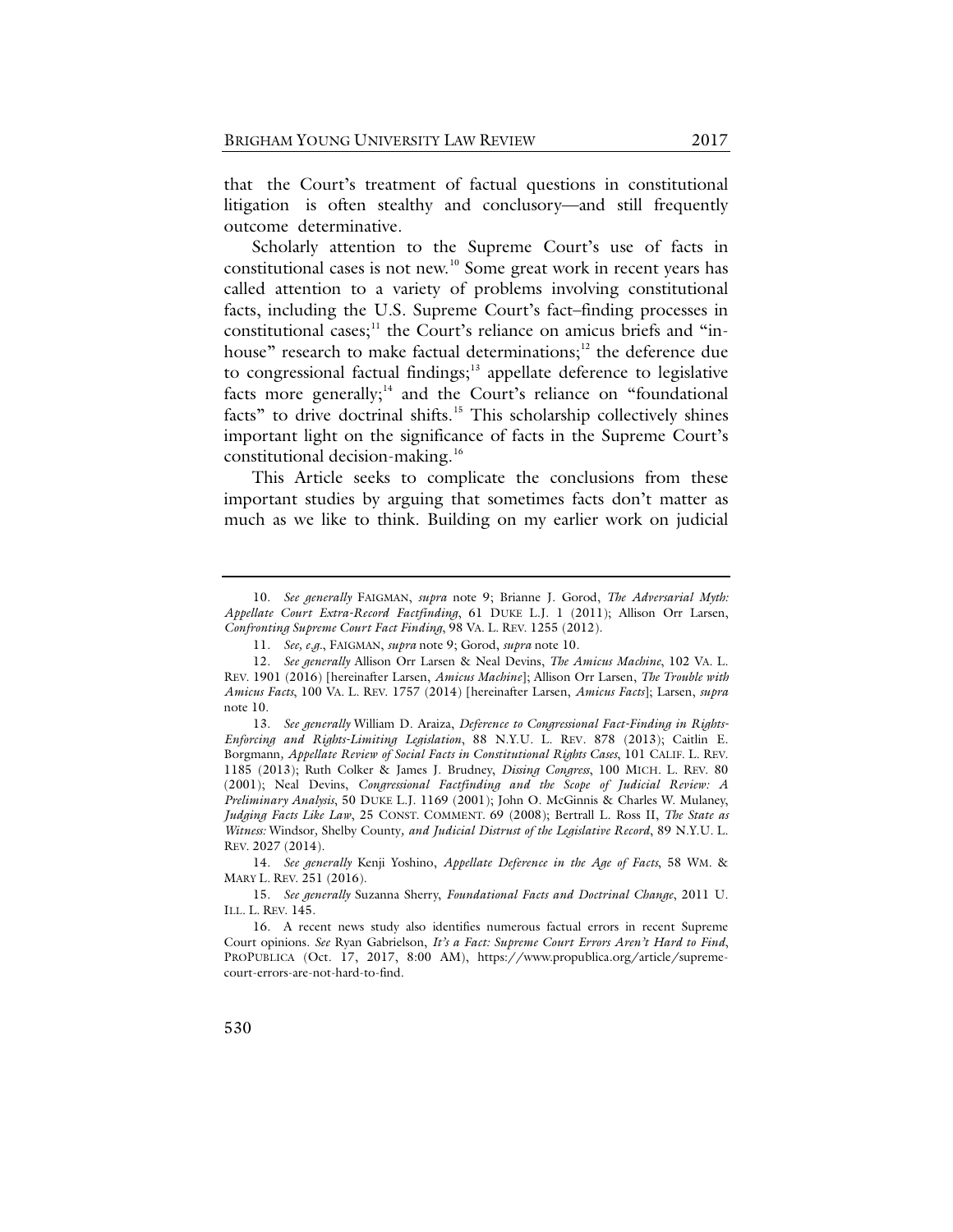that the Court's treatment of factual questions in constitutional litigation is often stealthy and conclusory—and still frequently outcome determinative.

Scholarly attention to the Supreme Court's use of facts in constitutional cases is not new.[10] Some great work in recent years has called attention to a variety of problems involving constitutional facts, including the U.S. Supreme Court's fact–finding processes in constitutional cases;[11] the Court's reliance on amicus briefs and "in-house" research to make factual determinations;[12] the deference due to congressional factual findings;[13] appellate deference to legislative facts more generally;[14] and the Court's reliance on "foundational facts" to drive doctrinal shifts.[15] This scholarship collectively shines important light on the significance of facts in the Supreme Court's constitutional decision-making.[16]

This Article seeks to complicate the conclusions from these important studies by arguing that sometimes facts don't matter as much as we like to think. Building on my earlier work on judicial

---

10. *See generally* FAIGMAN, *supra* note 9; Brianne J. Gorod, *The Adversarial Myth: Appellate Court Extra-Record Factfinding*, 61 DUKE L.J. 1 (2011); Allison Orr Larsen, *Confronting Supreme Court Fact Finding*, 98 VA. L. REV. 1255 (2012).

11. *See, e.g.*, FAIGMAN, *supra* note 9; Gorod, *supra* note 10.

12. *See generally* Allison Orr Larsen & Neal Devins, *The Amicus Machine*, 102 VA. L. REV. 1901 (2016) [hereinafter Larsen, *Amicus Machine*]; Allison Orr Larsen, *The Trouble with Amicus Facts*, 100 VA. L. REV. 1757 (2014) [hereinafter Larsen, *Amicus Facts*]; Larsen, *supra* note 10.

13. *See generally* William D. Araiza, *Deference to Congressional Fact-Finding in Rights-Enforcing and Rights-Limiting Legislation*, 88 N.Y.U. L. REV. 878 (2013); Caitlin E. Borgmann, *Appellate Review of Social Facts in Constitutional Rights Cases*, 101 CALIF. L. REV. 1185 (2013); Ruth Colker & James J. Brudney, *Dissing Congress*, 100 MICH. L. REV. 80 (2001); Neal Devins, *Congressional Factfinding and the Scope of Judicial Review: A Preliminary Analysis*, 50 DUKE L.J. 1169 (2001); John O. McGinnis & Charles W. Mulaney, *Judging Facts Like Law*, 25 CONST. COMMENT. 69 (2008); Bertrall L. Ross II, *The State as Witness:* Windsor*,* Shelby County*, and Judicial Distrust of the Legislative Record*, 89 N.Y.U. L. REV. 2027 (2014).

14. *See generally* Kenji Yoshino, *Appellate Deference in the Age of Facts*, 58 WM. & MARY L. REV. 251 (2016).

15. *See generally* Suzanna Sherry, *Foundational Facts and Doctrinal Change*, 2011 U. ILL. L. REV. 145.

16. A recent news study also identifies numerous factual errors in recent Supreme Court opinions. *See* Ryan Gabrielson, *It's a Fact: Supreme Court Errors Aren't Hard to Find*, PROPUBLICA (Oct. 17, 2017, 8:00 AM), https://www.propublica.org/article/supreme-court-errors-are-not-hard-to-find.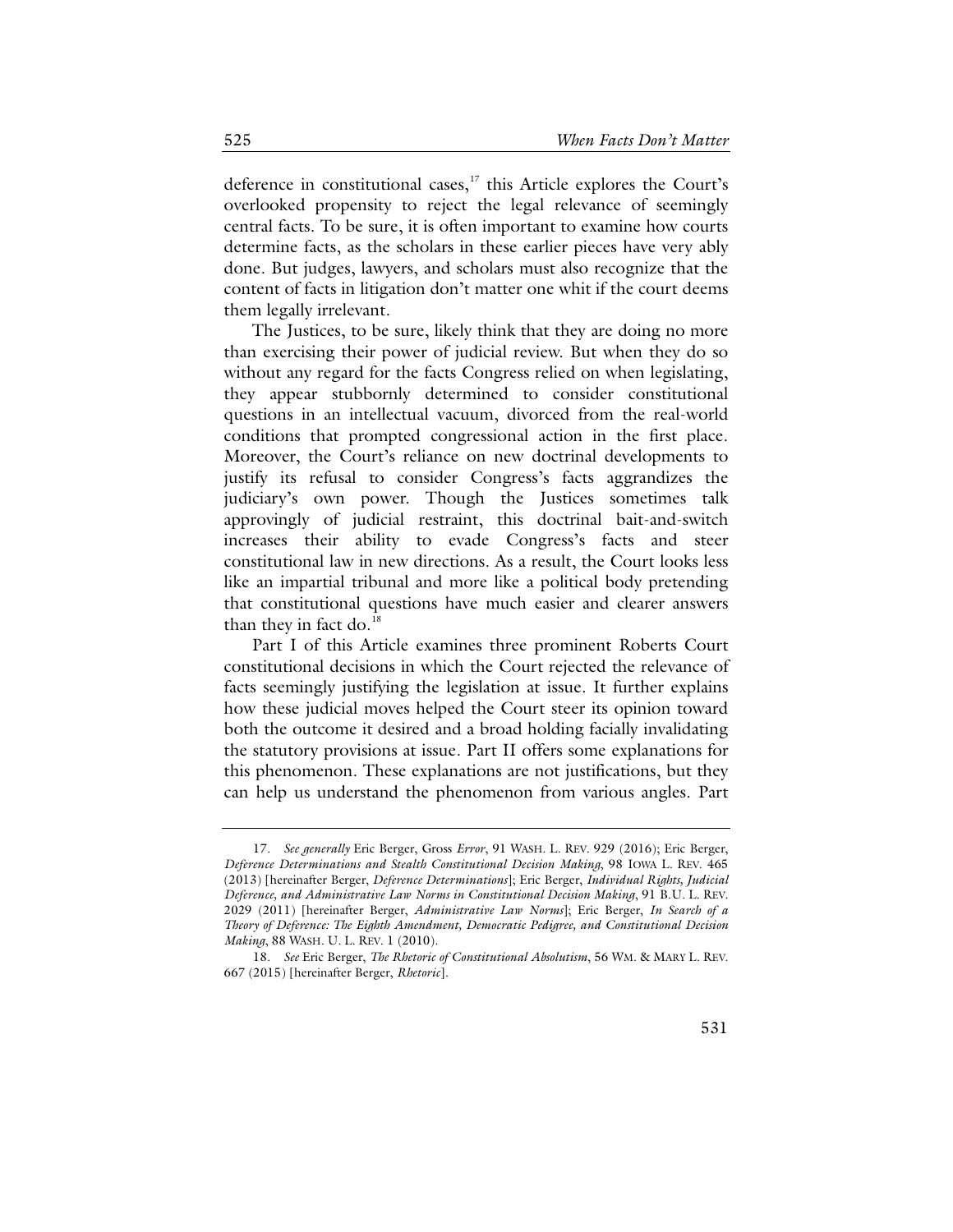deference in constitutional cases,[17] this Article explores the Court's overlooked propensity to reject the legal relevance of seemingly central facts. To be sure, it is often important to examine how courts determine facts, as the scholars in these earlier pieces have very ably done. But judges, lawyers, and scholars must also recognize that the content of facts in litigation don't matter one whit if the court deems them legally irrelevant.

The Justices, to be sure, likely think that they are doing no more than exercising their power of judicial review. But when they do so without any regard for the facts Congress relied on when legislating, they appear stubbornly determined to consider constitutional questions in an intellectual vacuum, divorced from the real-world conditions that prompted congressional action in the first place. Moreover, the Court's reliance on new doctrinal developments to justify its refusal to consider Congress's facts aggrandizes the judiciary's own power. Though the Justices sometimes talk approvingly of judicial restraint, this doctrinal bait-and-switch increases their ability to evade Congress's facts and steer constitutional law in new directions. As a result, the Court looks less like an impartial tribunal and more like a political body pretending that constitutional questions have much easier and clearer answers than they in fact do.[18]

Part I of this Article examines three prominent Roberts Court constitutional decisions in which the Court rejected the relevance of facts seemingly justifying the legislation at issue. It further explains how these judicial moves helped the Court steer its opinion toward both the outcome it desired and a broad holding facially invalidating the statutory provisions at issue. Part II offers some explanations for this phenomenon. These explanations are not justifications, but they can help us understand the phenomenon from various angles. Part

---

17. *See generally* Eric Berger, Gross *Error*, 91 WASH. L. REV. 929 (2016); Eric Berger, *Deference Determinations and Stealth Constitutional Decision Making*, 98 IOWA L. REV. 465 (2013) [hereinafter Berger, *Deference Determinations*]; Eric Berger, *Individual Rights, Judicial Deference, and Administrative Law Norms in Constitutional Decision Making*, 91 B.U. L. REV. 2029 (2011) [hereinafter Berger, *Administrative Law Norms*]; Eric Berger, *In Search of a Theory of Deference: The Eighth Amendment, Democratic Pedigree, and Constitutional Decision Making*, 88 WASH. U. L. REV. 1 (2010).

18. *See* Eric Berger, *The Rhetoric of Constitutional Absolutism*, 56 WM. & MARY L. REV. 667 (2015) [hereinafter Berger, *Rhetoric*].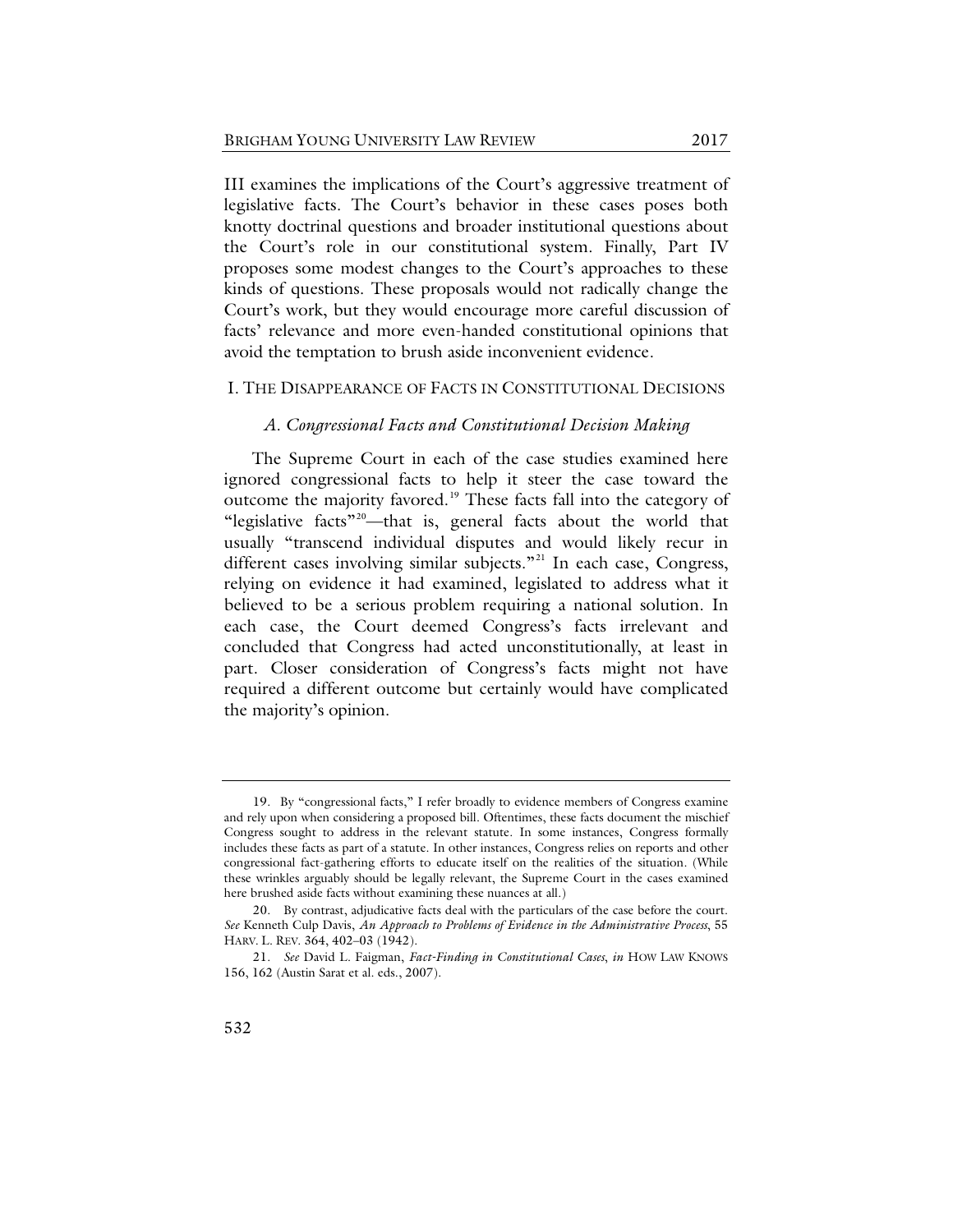III examines the implications of the Court's aggressive treatment of legislative facts. The Court's behavior in these cases poses both knotty doctrinal questions and broader institutional questions about the Court's role in our constitutional system. Finally, Part IV proposes some modest changes to the Court's approaches to these kinds of questions. These proposals would not radically change the Court's work, but they would encourage more careful discussion of facts' relevance and more even-handed constitutional opinions that avoid the temptation to brush aside inconvenient evidence.

## I. The Disappearance of Facts in Constitutional Decisions

### *A. Congressional Facts and Constitutional Decision Making*

The Supreme Court in each of the case studies examined here ignored congressional facts to help it steer the case toward the outcome the majority favored.[19] These facts fall into the category of "legislative facts"[20]—that is, general facts about the world that usually "transcend individual disputes and would likely recur in different cases involving similar subjects."[21] In each case, Congress, relying on evidence it had examined, legislated to address what it believed to be a serious problem requiring a national solution. In each case, the Court deemed Congress's facts irrelevant and concluded that Congress had acted unconstitutionally, at least in part. Closer consideration of Congress's facts might not have required a different outcome but certainly would have complicated the majority's opinion.

---

19. By "congressional facts," I refer broadly to evidence members of Congress examine and rely upon when considering a proposed bill. Oftentimes, these facts document the mischief Congress sought to address in the relevant statute. In some instances, Congress formally includes these facts as part of a statute. In other instances, Congress relies on reports and other congressional fact-gathering efforts to educate itself on the realities of the situation. (While these wrinkles arguably should be legally relevant, the Supreme Court in the cases examined here brushed aside facts without examining these nuances at all.)

20. By contrast, adjudicative facts deal with the particulars of the case before the court. *See* Kenneth Culp Davis, *An Approach to Problems of Evidence in the Administrative Process*, 55 HARV. L. REV. 364, 402–03 (1942).

21. *See* David L. Faigman, *Fact-Finding in Constitutional Cases*, *in* HOW LAW KNOWS 156, 162 (Austin Sarat et al. eds., 2007).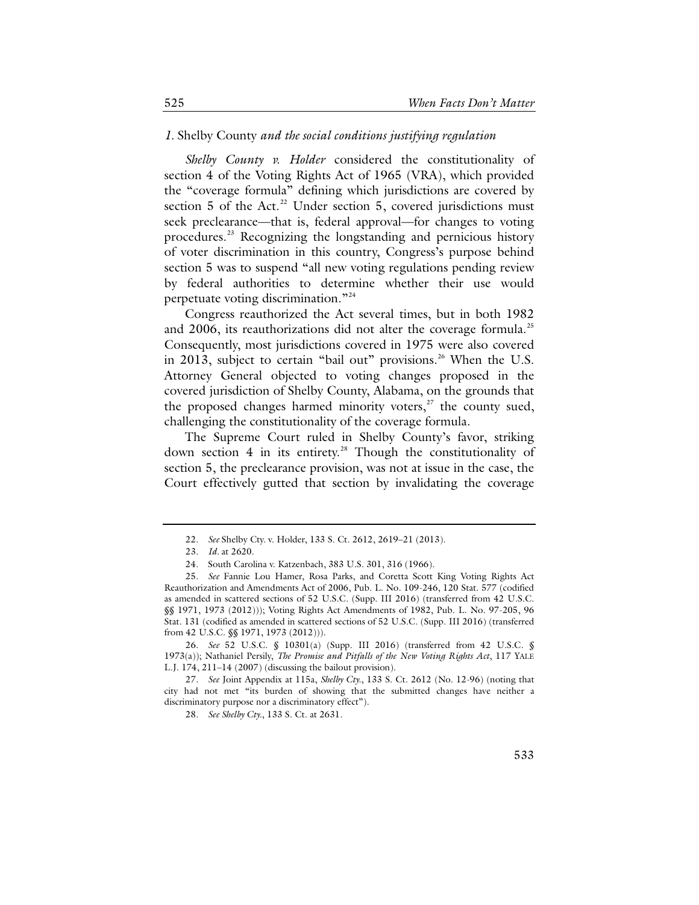### *1.* Shelby County *and the social conditions justifying regulation*

*Shelby County v. Holder* considered the constitutionality of section 4 of the Voting Rights Act of 1965 (VRA), which provided the "coverage formula" defining which jurisdictions are covered by section 5 of the Act.[22] Under section 5, covered jurisdictions must seek preclearance—that is, federal approval—for changes to voting procedures.[23] Recognizing the longstanding and pernicious history of voter discrimination in this country, Congress's purpose behind section 5 was to suspend "all new voting regulations pending review by federal authorities to determine whether their use would perpetuate voting discrimination."[24]

Congress reauthorized the Act several times, but in both 1982 and 2006, its reauthorizations did not alter the coverage formula.[25] Consequently, most jurisdictions covered in 1975 were also covered in 2013, subject to certain "bail out" provisions.[26] When the U.S. Attorney General objected to voting changes proposed in the covered jurisdiction of Shelby County, Alabama, on the grounds that the proposed changes harmed minority voters,[27] the county sued, challenging the constitutionality of the coverage formula.

The Supreme Court ruled in Shelby County's favor, striking down section 4 in its entirety.[28] Though the constitutionality of section 5, the preclearance provision, was not at issue in the case, the Court effectively gutted that section by invalidating the coverage

---

22. *See* Shelby Cty. v. Holder, 133 S. Ct. 2612, 2619–21 (2013).

23. *Id*. at 2620.

24. South Carolina v. Katzenbach, 383 U.S. 301, 316 (1966).

25. *See* Fannie Lou Hamer, Rosa Parks, and Coretta Scott King Voting Rights Act Reauthorization and Amendments Act of 2006, Pub. L. No. 109-246, 120 Stat. 577 (codified as amended in scattered sections of 52 U.S.C. (Supp. III 2016) (transferred from 42 U.S.C. §§ 1971, 1973 (2012))); Voting Rights Act Amendments of 1982, Pub. L. No. 97-205, 96 Stat. 131 (codified as amended in scattered sections of 52 U.S.C. (Supp. III 2016) (transferred from 42 U.S.C. §§ 1971, 1973 (2012))).

26. *See* 52 U.S.C. § 10301(a) (Supp. III 2016) (transferred from 42 U.S.C. § 1973(a)); Nathaniel Persily, *The Promise and Pitfalls of the New Voting Rights Act*, 117 YALE L.J. 174, 211–14 (2007) (discussing the bailout provision).

27. *See* Joint Appendix at 115a, *Shelby Cty.*, 133 S. Ct. 2612 (No. 12-96) (noting that city had not met "its burden of showing that the submitted changes have neither a discriminatory purpose nor a discriminatory effect").

28. *See Shelby Cty.*, 133 S. Ct. at 2631.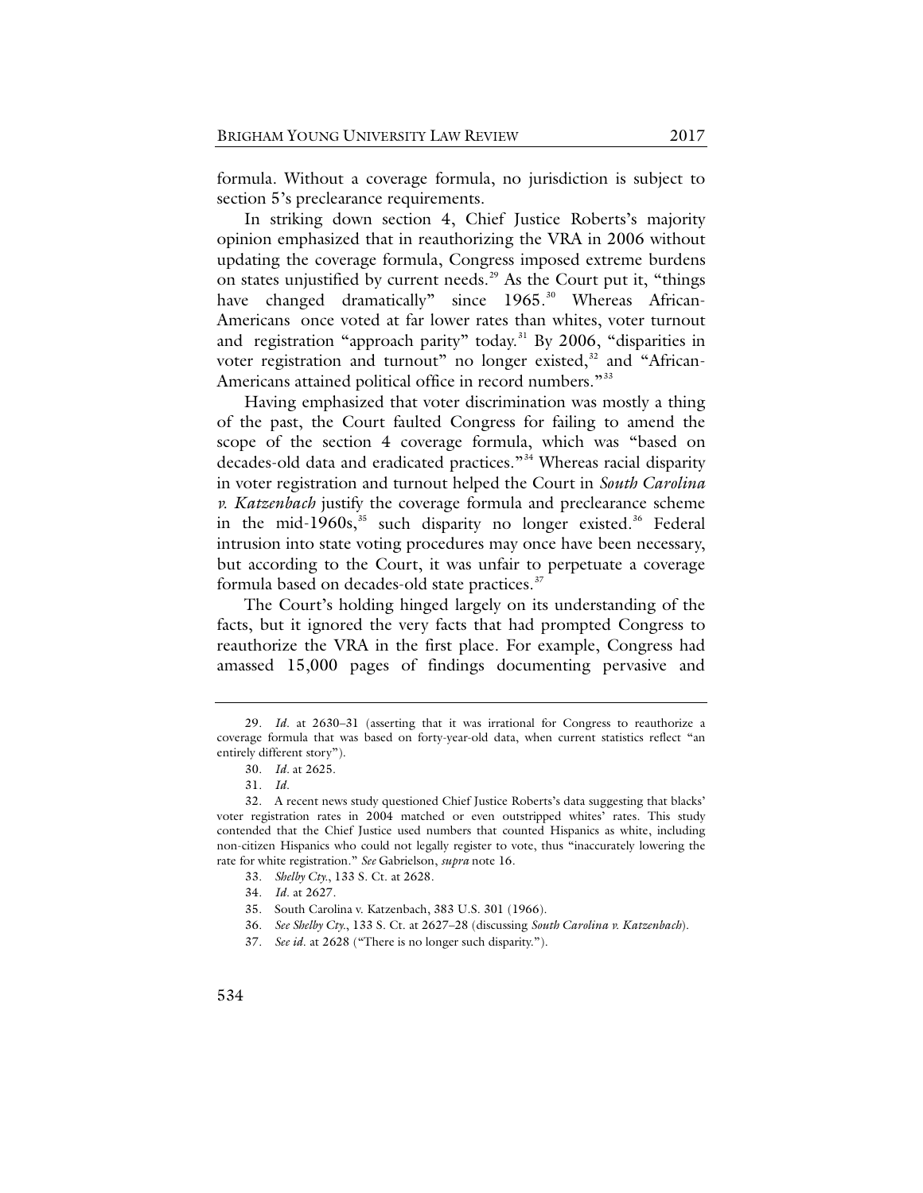formula. Without a coverage formula, no jurisdiction is subject to section 5's preclearance requirements.

In striking down section 4, Chief Justice Roberts's majority opinion emphasized that in reauthorizing the VRA in 2006 without updating the coverage formula, Congress imposed extreme burdens on states unjustified by current needs.[29] As the Court put it, "things have changed dramatically" since 1965.[30] Whereas African-Americans once voted at far lower rates than whites, voter turnout and registration "approach parity" today.[31] By 2006, "disparities in voter registration and turnout" no longer existed,[32] and "African-Americans attained political office in record numbers."[33]

Having emphasized that voter discrimination was mostly a thing of the past, the Court faulted Congress for failing to amend the scope of the section 4 coverage formula, which was "based on decades-old data and eradicated practices."[34] Whereas racial disparity in voter registration and turnout helped the Court in *South Carolina v. Katzenbach* justify the coverage formula and preclearance scheme in the mid-1960s,[35] such disparity no longer existed.[36] Federal intrusion into state voting procedures may once have been necessary, but according to the Court, it was unfair to perpetuate a coverage formula based on decades-old state practices.[37]

The Court's holding hinged largely on its understanding of the facts, but it ignored the very facts that had prompted Congress to reauthorize the VRA in the first place. For example, Congress had amassed 15,000 pages of findings documenting pervasive and

---

29. *Id.* at 2630–31 (asserting that it was irrational for Congress to reauthorize a coverage formula that was based on forty-year-old data, when current statistics reflect "an entirely different story").

30. *Id.* at 2625.

31. *Id.*

32. A recent news study questioned Chief Justice Roberts's data suggesting that blacks' voter registration rates in 2004 matched or even outstripped whites' rates. This study contended that the Chief Justice used numbers that counted Hispanics as white, including non-citizen Hispanics who could not legally register to vote, thus "inaccurately lowering the rate for white registration." *See* Gabrielson, *supra* note 16.

33. *Shelby Cty.*, 133 S. Ct. at 2628.

34. *Id.* at 2627.

35. South Carolina v. Katzenbach, 383 U.S. 301 (1966).

36. *See Shelby Cty.*, 133 S. Ct. at 2627–28 (discussing *South Carolina v. Katzenbach*).

37. *See id.* at 2628 ("There is no longer such disparity.").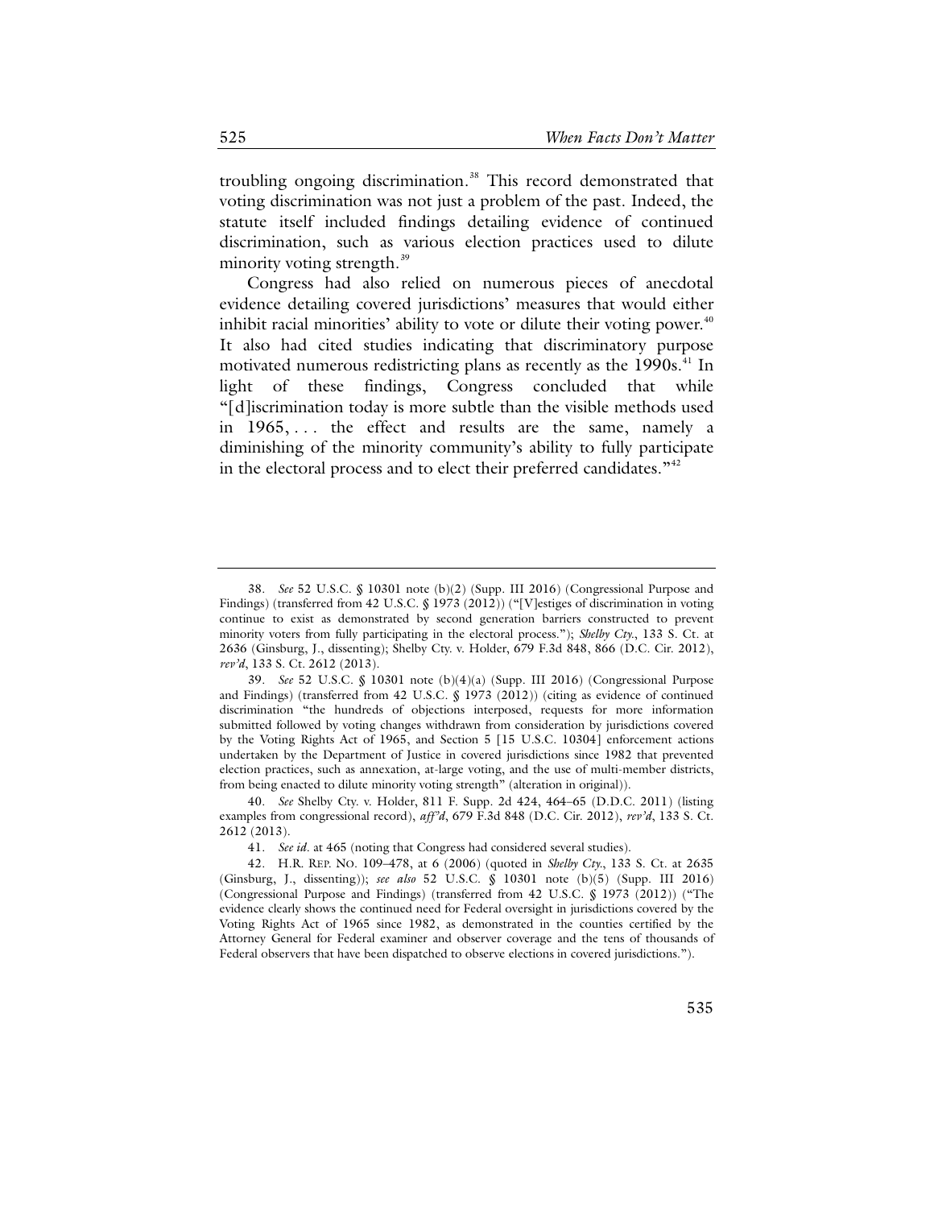troubling ongoing discrimination.[38] This record demonstrated that voting discrimination was not just a problem of the past. Indeed, the statute itself included findings detailing evidence of continued discrimination, such as various election practices used to dilute minority voting strength.[39]

Congress had also relied on numerous pieces of anecdotal evidence detailing covered jurisdictions' measures that would either inhibit racial minorities' ability to vote or dilute their voting power.[40] It also had cited studies indicating that discriminatory purpose motivated numerous redistricting plans as recently as the 1990s.[41] In light of these findings, Congress concluded that while "[d]iscrimination today is more subtle than the visible methods used in 1965, . . . the effect and results are the same, namely a diminishing of the minority community's ability to fully participate in the electoral process and to elect their preferred candidates."[42]

---

38. *See* 52 U.S.C. § 10301 note (b)(2) (Supp. III 2016) (Congressional Purpose and Findings) (transferred from 42 U.S.C. § 1973 (2012)) ("[V]estiges of discrimination in voting continue to exist as demonstrated by second generation barriers constructed to prevent minority voters from fully participating in the electoral process."); *Shelby Cty.*, 133 S. Ct. at 2636 (Ginsburg, J., dissenting); Shelby Cty. v. Holder, 679 F.3d 848, 866 (D.C. Cir. 2012), *rev'd*, 133 S. Ct. 2612 (2013).

39. *See* 52 U.S.C. § 10301 note (b)(4)(a) (Supp. III 2016) (Congressional Purpose and Findings) (transferred from 42 U.S.C. § 1973 (2012)) (citing as evidence of continued discrimination "the hundreds of objections interposed, requests for more information submitted followed by voting changes withdrawn from consideration by jurisdictions covered by the Voting Rights Act of 1965, and Section 5 [15 U.S.C. 10304] enforcement actions undertaken by the Department of Justice in covered jurisdictions since 1982 that prevented election practices, such as annexation, at-large voting, and the use of multi-member districts, from being enacted to dilute minority voting strength" (alteration in original)).

40. *See* Shelby Cty. v. Holder, 811 F. Supp. 2d 424, 464–65 (D.D.C. 2011) (listing examples from congressional record), *aff'd*, 679 F.3d 848 (D.C. Cir. 2012), *rev'd*, 133 S. Ct. 2612 (2013).

41. *See id.* at 465 (noting that Congress had considered several studies).

42. H.R. REP. NO. 109–478, at 6 (2006) (quoted in *Shelby Cty.*, 133 S. Ct. at 2635 (Ginsburg, J., dissenting)); *see also* 52 U.S.C. § 10301 note (b)(5) (Supp. III 2016) (Congressional Purpose and Findings) (transferred from 42 U.S.C. § 1973 (2012)) ("The evidence clearly shows the continued need for Federal oversight in jurisdictions covered by the Voting Rights Act of 1965 since 1982, as demonstrated in the counties certified by the Attorney General for Federal examiner and observer coverage and the tens of thousands of Federal observers that have been dispatched to observe elections in covered jurisdictions.").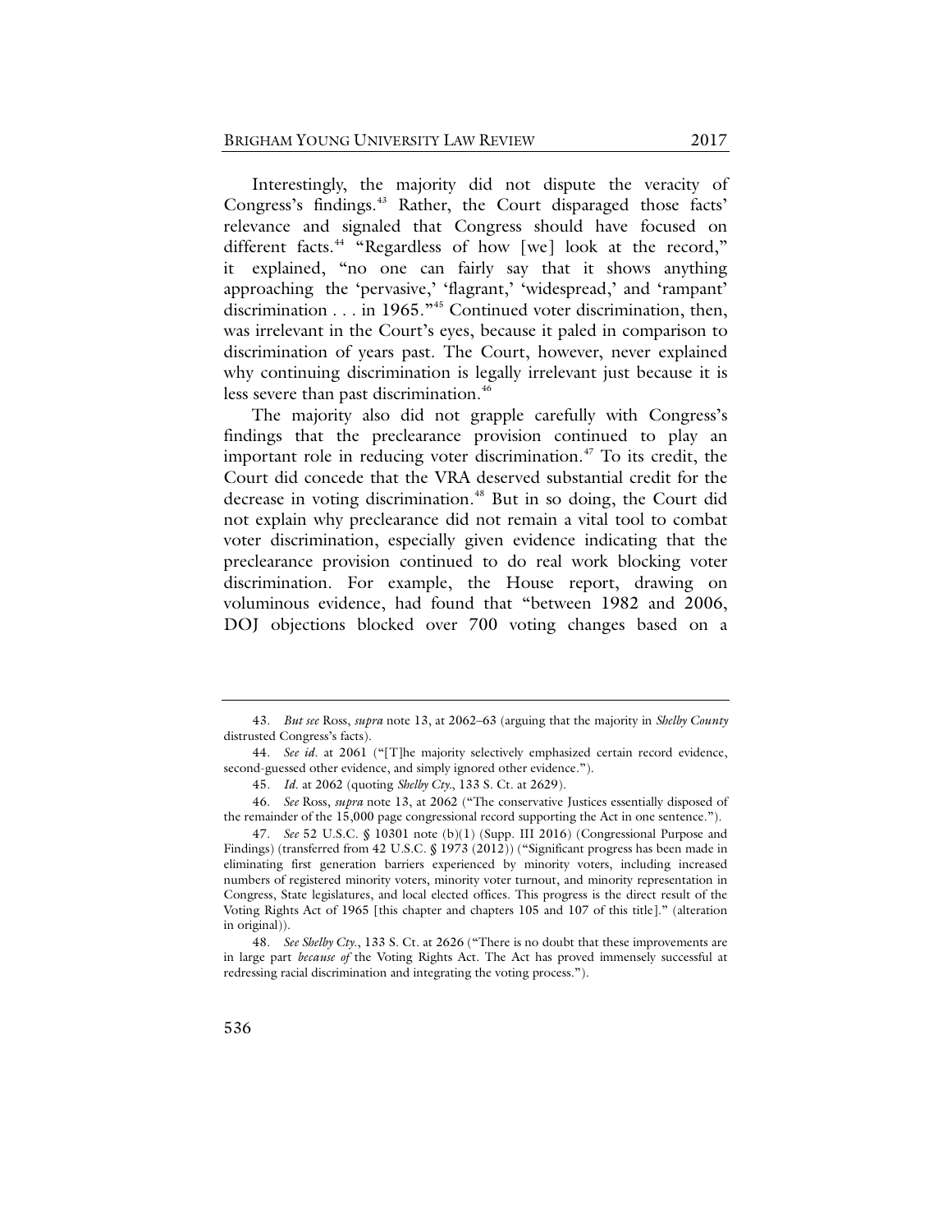Interestingly, the majority did not dispute the veracity of Congress's findings.[43] Rather, the Court disparaged those facts' relevance and signaled that Congress should have focused on different facts.[44] "Regardless of how [we] look at the record," it explained, "no one can fairly say that it shows anything approaching the 'pervasive,' 'flagrant,' 'widespread,' and 'rampant' discrimination . . . in 1965."[45] Continued voter discrimination, then, was irrelevant in the Court's eyes, because it paled in comparison to discrimination of years past. The Court, however, never explained why continuing discrimination is legally irrelevant just because it is less severe than past discrimination.[46]

The majority also did not grapple carefully with Congress's findings that the preclearance provision continued to play an important role in reducing voter discrimination.[47] To its credit, the Court did concede that the VRA deserved substantial credit for the decrease in voting discrimination.[48] But in so doing, the Court did not explain why preclearance did not remain a vital tool to combat voter discrimination, especially given evidence indicating that the preclearance provision continued to do real work blocking voter discrimination. For example, the House report, drawing on voluminous evidence, had found that "between 1982 and 2006, DOJ objections blocked over 700 voting changes based on a

---

43. *But see* Ross, *supra* note 13, at 2062–63 (arguing that the majority in *Shelby County* distrusted Congress's facts).

44. *See id.* at 2061 ("[T]he majority selectively emphasized certain record evidence, second-guessed other evidence, and simply ignored other evidence.").

45. *Id.* at 2062 (quoting *Shelby Cty.*, 133 S. Ct. at 2629).

46. *See* Ross, *supra* note 13, at 2062 ("The conservative Justices essentially disposed of the remainder of the 15,000 page congressional record supporting the Act in one sentence.").

47. *See* 52 U.S.C. § 10301 note (b)(1) (Supp. III 2016) (Congressional Purpose and Findings) (transferred from 42 U.S.C. § 1973 (2012)) ("Significant progress has been made in eliminating first generation barriers experienced by minority voters, including increased numbers of registered minority voters, minority voter turnout, and minority representation in Congress, State legislatures, and local elected offices. This progress is the direct result of the Voting Rights Act of 1965 [this chapter and chapters 105 and 107 of this title]." (alteration in original)).

48. *See Shelby Cty.*, 133 S. Ct. at 2626 ("There is no doubt that these improvements are in large part *because of* the Voting Rights Act. The Act has proved immensely successful at redressing racial discrimination and integrating the voting process.").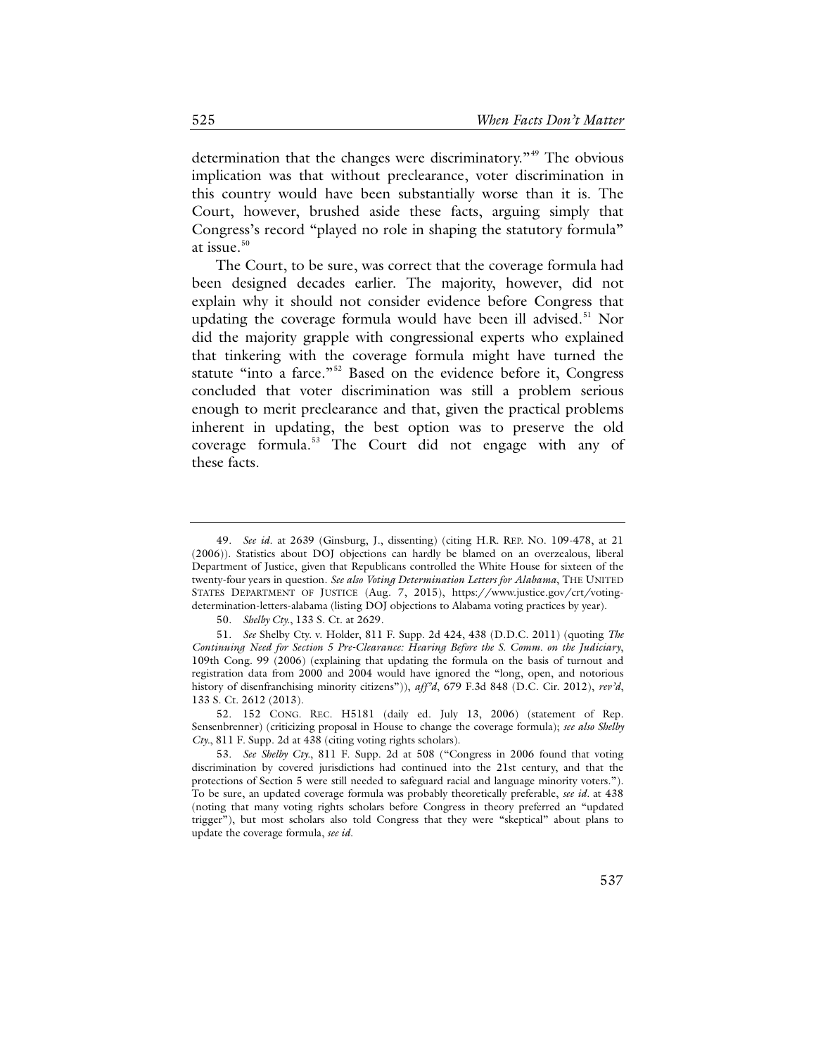determination that the changes were discriminatory."[49] The obvious implication was that without preclearance, voter discrimination in this country would have been substantially worse than it is. The Court, however, brushed aside these facts, arguing simply that Congress's record "played no role in shaping the statutory formula" at issue.[50]

The Court, to be sure, was correct that the coverage formula had been designed decades earlier. The majority, however, did not explain why it should not consider evidence before Congress that updating the coverage formula would have been ill advised.[51] Nor did the majority grapple with congressional experts who explained that tinkering with the coverage formula might have turned the statute "into a farce."[52] Based on the evidence before it, Congress concluded that voter discrimination was still a problem serious enough to merit preclearance and that, given the practical problems inherent in updating, the best option was to preserve the old coverage formula.[53] The Court did not engage with any of these facts.

---

49. *See id.* at 2639 (Ginsburg, J., dissenting) (citing H.R. REP. NO. 109-478, at 21 (2006)). Statistics about DOJ objections can hardly be blamed on an overzealous, liberal Department of Justice, given that Republicans controlled the White House for sixteen of the twenty-four years in question. *See also Voting Determination Letters for Alabama*, THE UNITED STATES DEPARTMENT OF JUSTICE (Aug. 7, 2015), https://www.justice.gov/crt/voting-determination-letters-alabama (listing DOJ objections to Alabama voting practices by year).

50. *Shelby Cty.*, 133 S. Ct. at 2629.

51. *See* Shelby Cty. v. Holder, 811 F. Supp. 2d 424, 438 (D.D.C. 2011) (quoting *The Continuing Need for Section 5 Pre-Clearance: Hearing Before the S. Comm. on the Judiciary*, 109th Cong. 99 (2006) (explaining that updating the formula on the basis of turnout and registration data from 2000 and 2004 would have ignored the "long, open, and notorious history of disenfranchising minority citizens")), *aff'd*, 679 F.3d 848 (D.C. Cir. 2012), *rev'd*, 133 S. Ct. 2612 (2013).

52. 152 CONG. REC. H5181 (daily ed. July 13, 2006) (statement of Rep. Sensenbrenner) (criticizing proposal in House to change the coverage formula); *see also Shelby Cty.*, 811 F. Supp. 2d at 438 (citing voting rights scholars).

53. *See Shelby Cty.*, 811 F. Supp. 2d at 508 ("Congress in 2006 found that voting discrimination by covered jurisdictions had continued into the 21st century, and that the protections of Section 5 were still needed to safeguard racial and language minority voters."). To be sure, an updated coverage formula was probably theoretically preferable, *see id.* at 438 (noting that many voting rights scholars before Congress in theory preferred an "updated trigger"), but most scholars also told Congress that they were "skeptical" about plans to update the coverage formula, *see id.*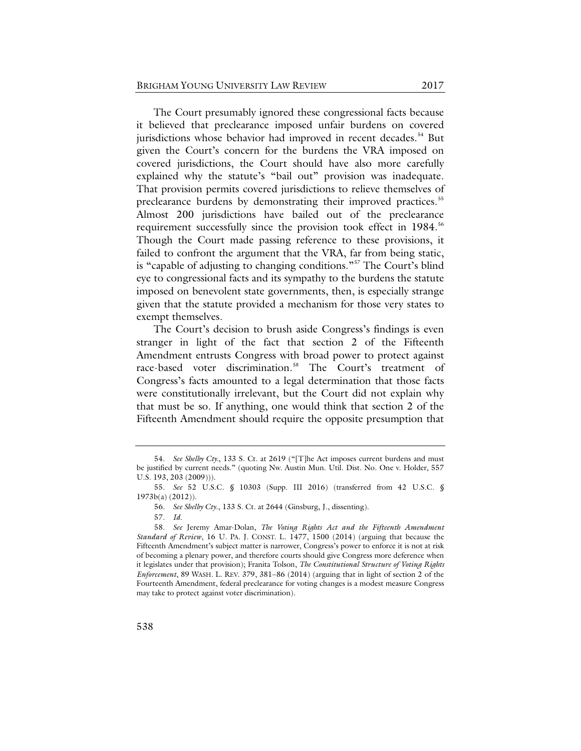The Court presumably ignored these congressional facts because it believed that preclearance imposed unfair burdens on covered jurisdictions whose behavior had improved in recent decades.[54] But given the Court's concern for the burdens the VRA imposed on covered jurisdictions, the Court should have also more carefully explained why the statute's "bail out" provision was inadequate. That provision permits covered jurisdictions to relieve themselves of preclearance burdens by demonstrating their improved practices.[55] Almost 200 jurisdictions have bailed out of the preclearance requirement successfully since the provision took effect in 1984.[56] Though the Court made passing reference to these provisions, it failed to confront the argument that the VRA, far from being static, is "capable of adjusting to changing conditions."[57] The Court's blind eye to congressional facts and its sympathy to the burdens the statute imposed on benevolent state governments, then, is especially strange given that the statute provided a mechanism for those very states to exempt themselves.

The Court's decision to brush aside Congress's findings is even stranger in light of the fact that section 2 of the Fifteenth Amendment entrusts Congress with broad power to protect against race-based voter discrimination.[58] The Court's treatment of Congress's facts amounted to a legal determination that those facts were constitutionally irrelevant, but the Court did not explain why that must be so. If anything, one would think that section 2 of the Fifteenth Amendment should require the opposite presumption that

---

54. *See Shelby Cty.*, 133 S. Ct. at 2619 ("[T]he Act imposes current burdens and must be justified by current needs." (quoting Nw. Austin Mun. Util. Dist. No. One v. Holder, 557 U.S. 193, 203 (2009))).

55. *See* 52 U.S.C. § 10303 (Supp. III 2016) (transferred from 42 U.S.C. § 1973b(a) (2012)).

56. *See Shelby Cty.*, 133 S. Ct. at 2644 (Ginsburg, J., dissenting).

57. *Id.*

58. *See* Jeremy Amar-Dolan, *The Voting Rights Act and the Fifteenth Amendment Standard of Review*, 16 U. PA. J. CONST. L. 1477, 1500 (2014) (arguing that because the Fifteenth Amendment's subject matter is narrower, Congress's power to enforce it is not at risk of becoming a plenary power, and therefore courts should give Congress more deference when it legislates under that provision); Franita Tolson, *The Constitutional Structure of Voting Rights Enforcement*, 89 WASH. L. REV. 379, 381–86 (2014) (arguing that in light of section 2 of the Fourteenth Amendment, federal preclearance for voting changes is a modest measure Congress may take to protect against voter discrimination).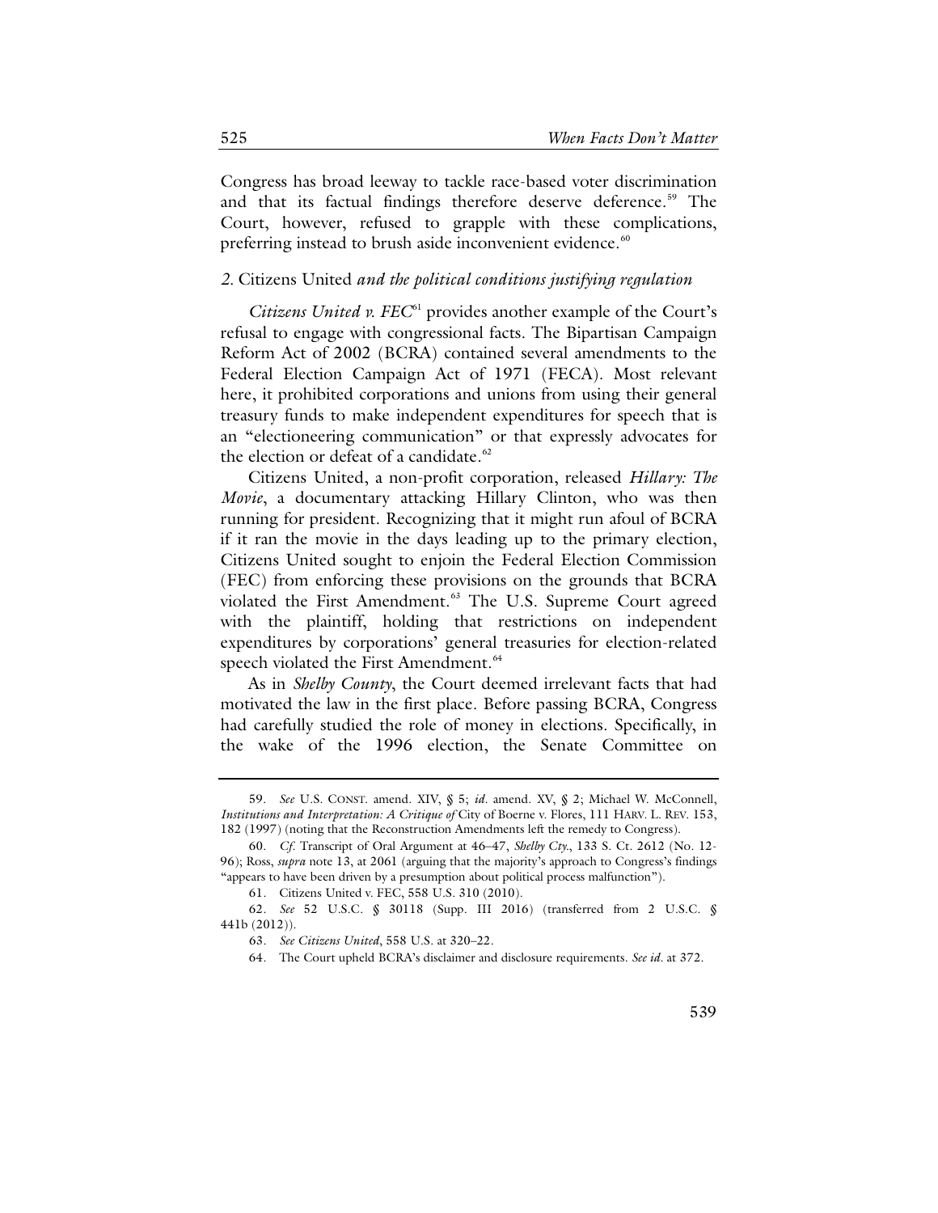Congress has broad leeway to tackle race-based voter discrimination and that its factual findings therefore deserve deference.[59] The Court, however, refused to grapple with these complications, preferring instead to brush aside inconvenient evidence.[60]

### *2.* Citizens United *and the political conditions justifying regulation*

*Citizens United v. FEC*[61] provides another example of the Court's refusal to engage with congressional facts. The Bipartisan Campaign Reform Act of 2002 (BCRA) contained several amendments to the Federal Election Campaign Act of 1971 (FECA). Most relevant here, it prohibited corporations and unions from using their general treasury funds to make independent expenditures for speech that is an "electioneering communication" or that expressly advocates for the election or defeat of a candidate.[62]

Citizens United, a non-profit corporation, released *Hillary: The Movie*, a documentary attacking Hillary Clinton, who was then running for president. Recognizing that it might run afoul of BCRA if it ran the movie in the days leading up to the primary election, Citizens United sought to enjoin the Federal Election Commission (FEC) from enforcing these provisions on the grounds that BCRA violated the First Amendment.[63] The U.S. Supreme Court agreed with the plaintiff, holding that restrictions on independent expenditures by corporations' general treasuries for election-related speech violated the First Amendment.[64]

As in *Shelby County*, the Court deemed irrelevant facts that had motivated the law in the first place. Before passing BCRA, Congress had carefully studied the role of money in elections. Specifically, in the wake of the 1996 election, the Senate Committee on

---

59. *See* U.S. CONST. amend. XIV, § 5; *id*. amend. XV, § 2; Michael W. McConnell, *Institutions and Interpretation: A Critique of* City of Boerne v. Flores, 111 HARV. L. REV. 153, 182 (1997) (noting that the Reconstruction Amendments left the remedy to Congress).

60. *Cf.* Transcript of Oral Argument at 46–47, *Shelby Cty.*, 133 S. Ct. 2612 (No. 12-96); Ross, *supra* note 13, at 2061 (arguing that the majority's approach to Congress's findings "appears to have been driven by a presumption about political process malfunction").

61. Citizens United v. FEC, 558 U.S. 310 (2010).

62. *See* 52 U.S.C. § 30118 (Supp. III 2016) (transferred from 2 U.S.C. § 441b (2012)).

63. *See Citizens United*, 558 U.S. at 320–22.

64. The Court upheld BCRA's disclaimer and disclosure requirements. *See id*. at 372.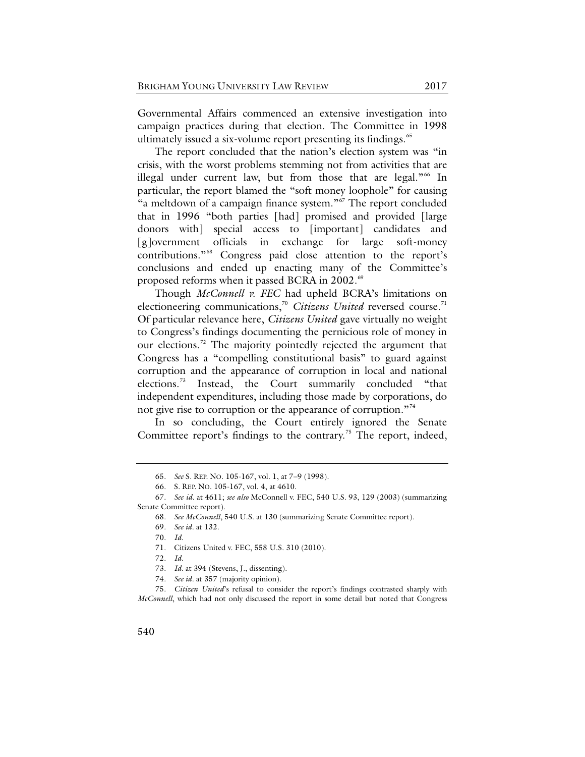Governmental Affairs commenced an extensive investigation into campaign practices during that election. The Committee in 1998 ultimately issued a six-volume report presenting its findings.[65]

The report concluded that the nation's election system was "in crisis, with the worst problems stemming not from activities that are illegal under current law, but from those that are legal."[66] In particular, the report blamed the "soft money loophole" for causing "a meltdown of a campaign finance system."[67] The report concluded that in 1996 "both parties [had] promised and provided [large donors with] special access to [important] candidates and [g]overnment officials in exchange for large soft-money contributions."[68] Congress paid close attention to the report's conclusions and ended up enacting many of the Committee's proposed reforms when it passed BCRA in 2002.[69]

Though *McConnell v. FEC* had upheld BCRA's limitations on electioneering communications,[70] *Citizens United* reversed course.[71] Of particular relevance here, *Citizens United* gave virtually no weight to Congress's findings documenting the pernicious role of money in our elections.[72] The majority pointedly rejected the argument that Congress has a "compelling constitutional basis" to guard against corruption and the appearance of corruption in local and national elections.[73] Instead, the Court summarily concluded "that independent expenditures, including those made by corporations, do not give rise to corruption or the appearance of corruption."[74]

In so concluding, the Court entirely ignored the Senate Committee report's findings to the contrary.[75] The report, indeed,

---

65. *See* S. REP. NO. 105-167, vol. 1, at 7–9 (1998).

66. S. REP. NO. 105-167, vol. 4, at 4610.

67. *See id.* at 4611; *see also* McConnell v. FEC, 540 U.S. 93, 129 (2003) (summarizing Senate Committee report).

68. *See McConnell*, 540 U.S. at 130 (summarizing Senate Committee report).

69. *See id.* at 132.

70. *Id.*

71. Citizens United v. FEC, 558 U.S. 310 (2010).

72. *Id.*

73. *Id.* at 394 (Stevens, J., dissenting).

74. *See id.* at 357 (majority opinion).

75. *Citizen United*'s refusal to consider the report's findings contrasted sharply with *McConnell*, which had not only discussed the report in some detail but noted that Congress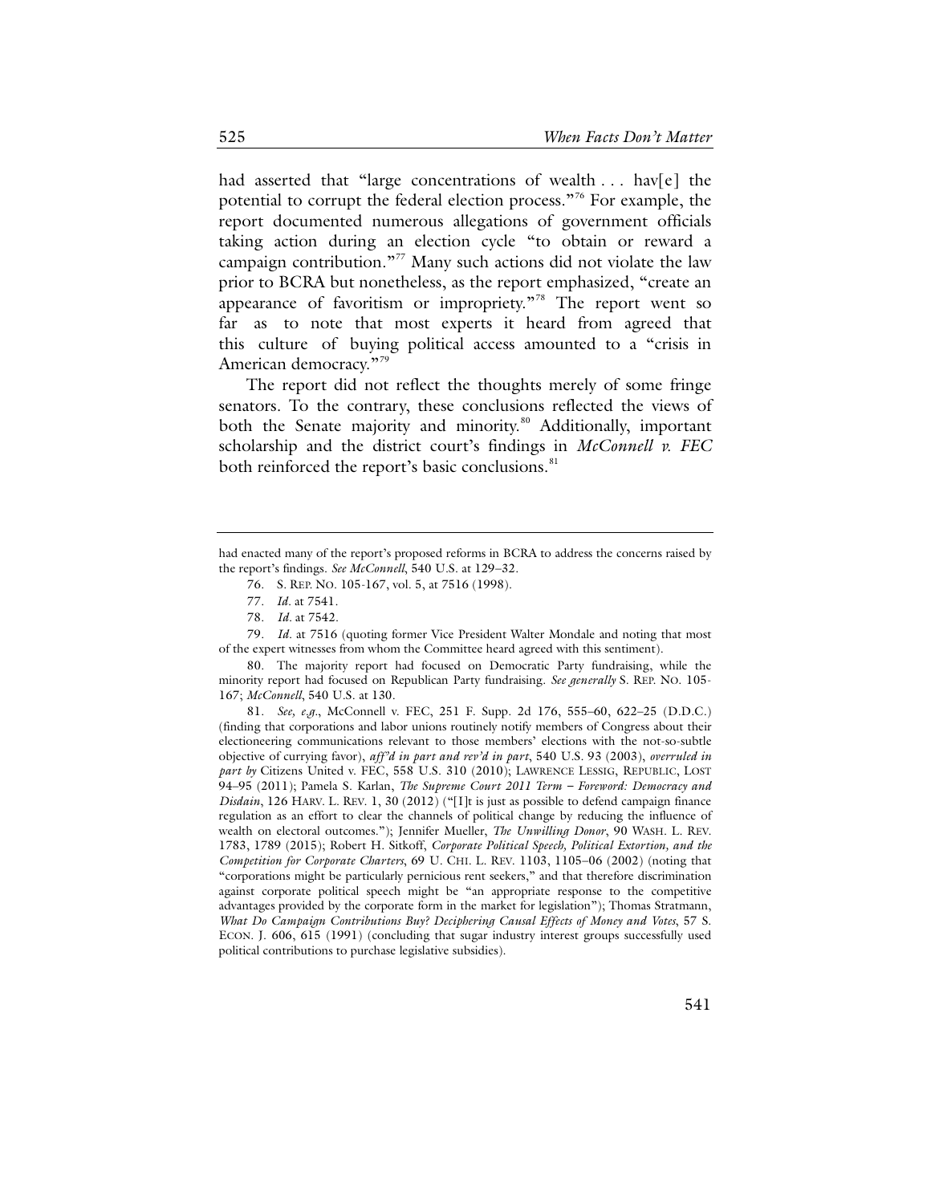had asserted that "large concentrations of wealth . . . hav[e] the potential to corrupt the federal election process."[76] For example, the report documented numerous allegations of government officials taking action during an election cycle "to obtain or reward a campaign contribution."[77] Many such actions did not violate the law prior to BCRA but nonetheless, as the report emphasized, "create an appearance of favoritism or impropriety."[78] The report went so far as to note that most experts it heard from agreed that this culture of buying political access amounted to a "crisis in American democracy."[79]

The report did not reflect the thoughts merely of some fringe senators. To the contrary, these conclusions reflected the views of both the Senate majority and minority.[80] Additionally, important scholarship and the district court's findings in *McConnell v. FEC* both reinforced the report's basic conclusions.[81]

---

had enacted many of the report's proposed reforms in BCRA to address the concerns raised by the report's findings. *See McConnell*, 540 U.S. at 129–32.

76. S. REP. NO. 105-167, vol. 5, at 7516 (1998).

77. *Id.* at 7541.

78. *Id.* at 7542.

79. *Id.* at 7516 (quoting former Vice President Walter Mondale and noting that most of the expert witnesses from whom the Committee heard agreed with this sentiment).

80. The majority report had focused on Democratic Party fundraising, while the minority report had focused on Republican Party fundraising. *See generally* S. REP. NO. 105-167; *McConnell*, 540 U.S. at 130.

81. *See, e.g.*, McConnell v. FEC, 251 F. Supp. 2d 176, 555–60, 622–25 (D.D.C.) (finding that corporations and labor unions routinely notify members of Congress about their electioneering communications relevant to those members' elections with the not-so-subtle objective of currying favor), *aff'd in part and rev'd in part*, 540 U.S. 93 (2003), *overruled in part by* Citizens United v. FEC, 558 U.S. 310 (2010); LAWRENCE LESSIG, REPUBLIC, LOST 94–95 (2011); Pamela S. Karlan, *The Supreme Court 2011 Term – Foreword: Democracy and Disdain*, 126 HARV. L. REV. 1, 30 (2012) ("[I]t is just as possible to defend campaign finance regulation as an effort to clear the channels of political change by reducing the influence of wealth on electoral outcomes."); Jennifer Mueller, *The Unwilling Donor*, 90 WASH. L. REV. 1783, 1789 (2015); Robert H. Sitkoff, *Corporate Political Speech, Political Extortion, and the Competition for Corporate Charters*, 69 U. CHI. L. REV. 1103, 1105–06 (2002) (noting that "corporations might be particularly pernicious rent seekers," and that therefore discrimination against corporate political speech might be "an appropriate response to the competitive advantages provided by the corporate form in the market for legislation"); Thomas Stratmann, *What Do Campaign Contributions Buy? Deciphering Causal Effects of Money and Votes*, 57 S. ECON. J. 606, 615 (1991) (concluding that sugar industry interest groups successfully used political contributions to purchase legislative subsidies).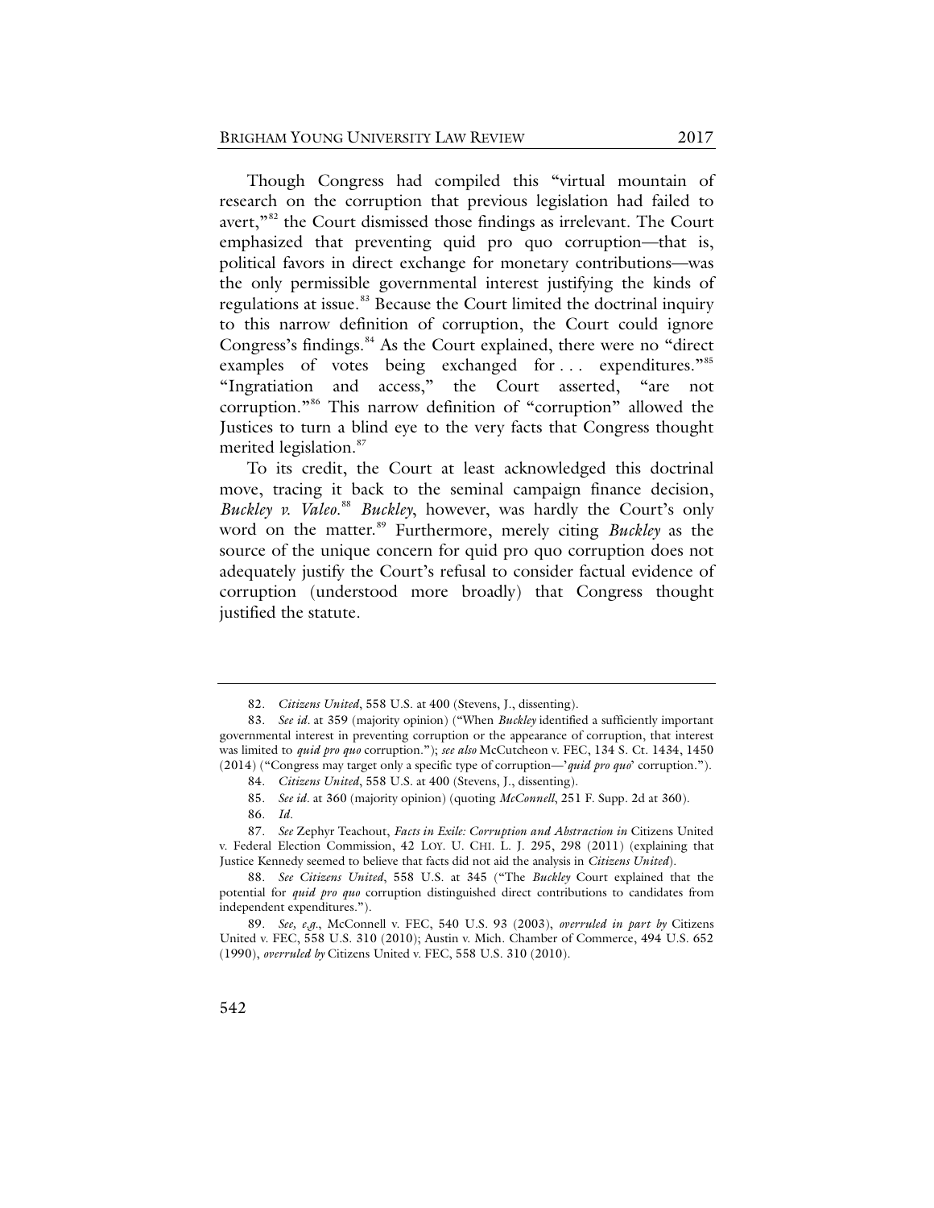Though Congress had compiled this "virtual mountain of research on the corruption that previous legislation had failed to avert,"[82] the Court dismissed those findings as irrelevant. The Court emphasized that preventing quid pro quo corruption—that is, political favors in direct exchange for monetary contributions—was the only permissible governmental interest justifying the kinds of regulations at issue.[83] Because the Court limited the doctrinal inquiry to this narrow definition of corruption, the Court could ignore Congress's findings.[84] As the Court explained, there were no "direct examples of votes being exchanged for . . . expenditures."[85] "Ingratiation and access," the Court asserted, "are not corruption."[86] This narrow definition of "corruption" allowed the Justices to turn a blind eye to the very facts that Congress thought merited legislation.[87]

To its credit, the Court at least acknowledged this doctrinal move, tracing it back to the seminal campaign finance decision, *Buckley v. Valeo*.[88] *Buckley*, however, was hardly the Court's only word on the matter.[89] Furthermore, merely citing *Buckley* as the source of the unique concern for quid pro quo corruption does not adequately justify the Court's refusal to consider factual evidence of corruption (understood more broadly) that Congress thought justified the statute.

---

82. *Citizens United*, 558 U.S. at 400 (Stevens, J., dissenting).

83. *See id*. at 359 (majority opinion) ("When *Buckley* identified a sufficiently important governmental interest in preventing corruption or the appearance of corruption, that interest was limited to *quid pro quo* corruption."); *see also* McCutcheon v. FEC, 134 S. Ct. 1434, 1450 (2014) ("Congress may target only a specific type of corruption—'*quid pro quo*' corruption.").

84. *Citizens United*, 558 U.S. at 400 (Stevens, J., dissenting).

85. *See id*. at 360 (majority opinion) (quoting *McConnell*, 251 F. Supp. 2d at 360).

86. *Id*.

87. *See* Zephyr Teachout, *Facts in Exile: Corruption and Abstraction in* Citizens United v. Federal Election Commission, 42 LOY. U. CHI. L. J. 295, 298 (2011) (explaining that Justice Kennedy seemed to believe that facts did not aid the analysis in *Citizens United*).

88. *See Citizens United*, 558 U.S. at 345 ("The *Buckley* Court explained that the potential for *quid pro quo* corruption distinguished direct contributions to candidates from independent expenditures.").

89. *See, e.g.*, McConnell v. FEC, 540 U.S. 93 (2003), *overruled in part by* Citizens United v. FEC, 558 U.S. 310 (2010); Austin v. Mich. Chamber of Commerce, 494 U.S. 652 (1990), *overruled by* Citizens United v. FEC, 558 U.S. 310 (2010).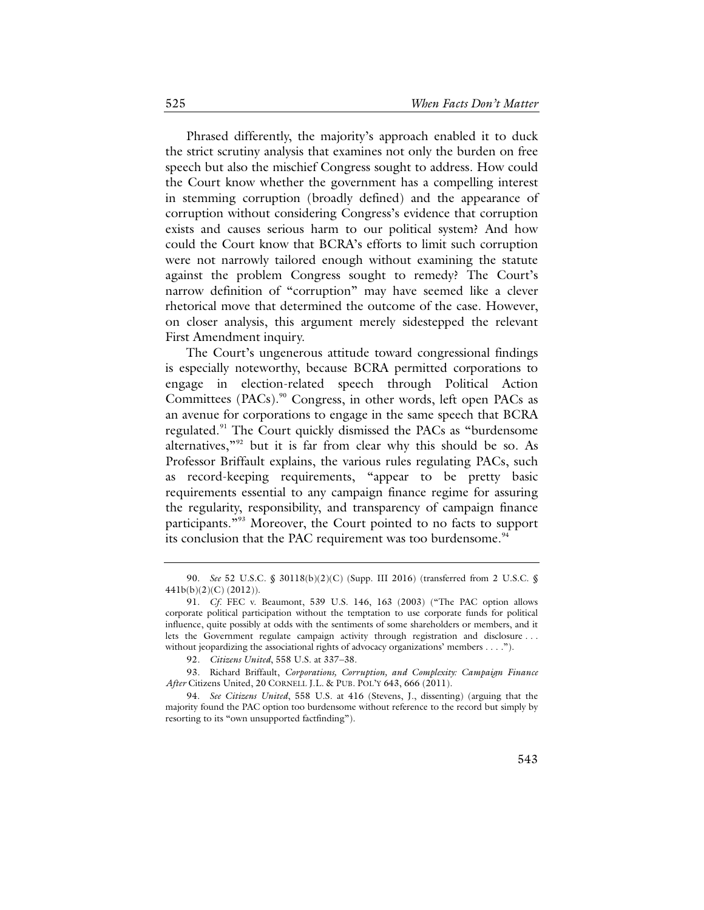Phrased differently, the majority's approach enabled it to duck the strict scrutiny analysis that examines not only the burden on free speech but also the mischief Congress sought to address. How could the Court know whether the government has a compelling interest in stemming corruption (broadly defined) and the appearance of corruption without considering Congress's evidence that corruption exists and causes serious harm to our political system? And how could the Court know that BCRA's efforts to limit such corruption were not narrowly tailored enough without examining the statute against the problem Congress sought to remedy? The Court's narrow definition of "corruption" may have seemed like a clever rhetorical move that determined the outcome of the case. However, on closer analysis, this argument merely sidestepped the relevant First Amendment inquiry.

The Court's ungenerous attitude toward congressional findings is especially noteworthy, because BCRA permitted corporations to engage in election-related speech through Political Action Committees (PACs).[90] Congress, in other words, left open PACs as an avenue for corporations to engage in the same speech that BCRA regulated.[91] The Court quickly dismissed the PACs as "burdensome alternatives,"[92] but it is far from clear why this should be so. As Professor Briffault explains, the various rules regulating PACs, such as record-keeping requirements, "appear to be pretty basic requirements essential to any campaign finance regime for assuring the regularity, responsibility, and transparency of campaign finance participants."[93] Moreover, the Court pointed to no facts to support its conclusion that the PAC requirement was too burdensome.[94]

---

90. *See* 52 U.S.C. § 30118(b)(2)(C) (Supp. III 2016) (transferred from 2 U.S.C. § 441b(b)(2)(C) (2012)).

91. *Cf.* FEC v. Beaumont, 539 U.S. 146, 163 (2003) ("The PAC option allows corporate political participation without the temptation to use corporate funds for political influence, quite possibly at odds with the sentiments of some shareholders or members, and it lets the Government regulate campaign activity through registration and disclosure . . . without jeopardizing the associational rights of advocacy organizations' members . . . .").

92. *Citizens United*, 558 U.S. at 337–38.

93. Richard Briffault, *Corporations, Corruption, and Complexity: Campaign Finance After* Citizens United, 20 CORNELL J.L. & PUB. POL'Y 643, 666 (2011).

94. *See Citizens United*, 558 U.S. at 416 (Stevens, J., dissenting) (arguing that the majority found the PAC option too burdensome without reference to the record but simply by resorting to its "own unsupported factfinding").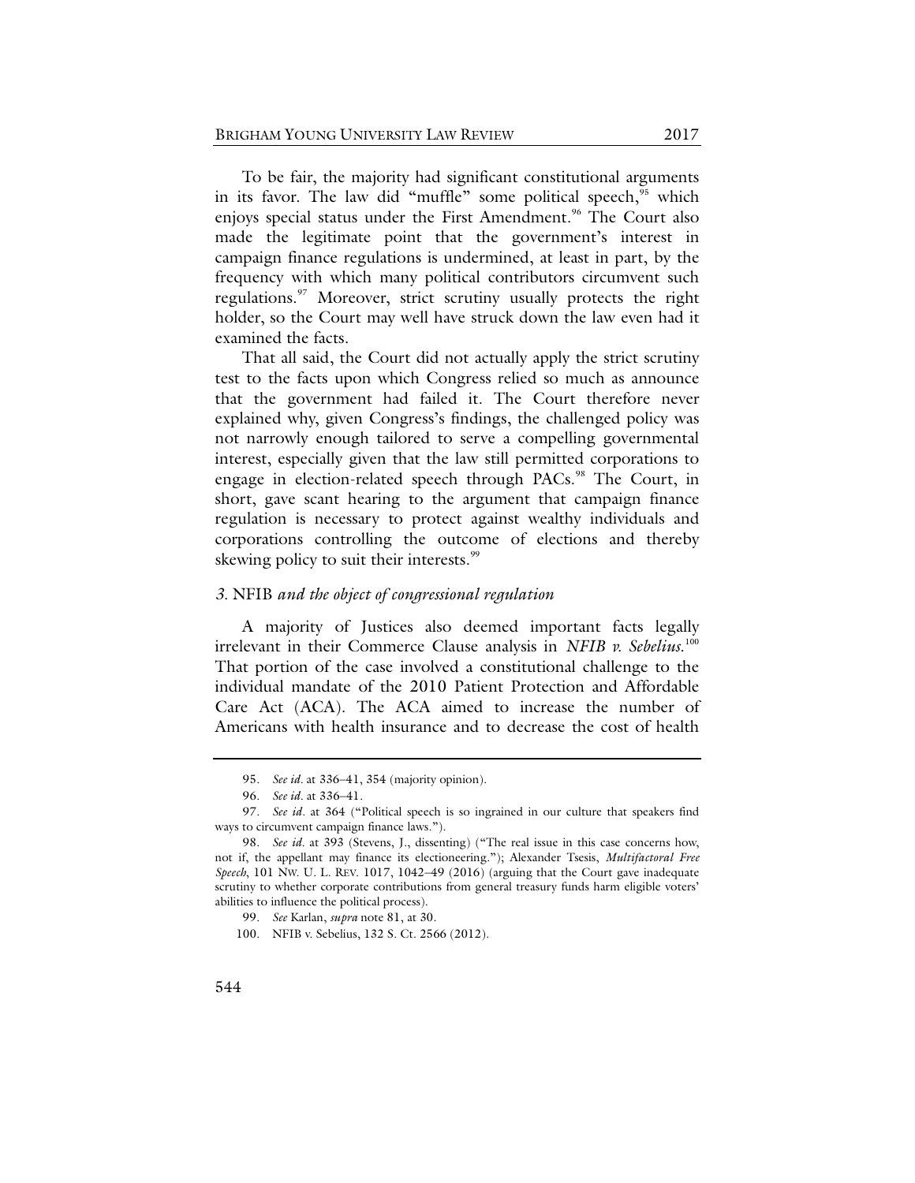To be fair, the majority had significant constitutional arguments in its favor. The law did "muffle" some political speech,[95] which enjoys special status under the First Amendment.[96] The Court also made the legitimate point that the government's interest in campaign finance regulations is undermined, at least in part, by the frequency with which many political contributors circumvent such regulations.[97] Moreover, strict scrutiny usually protects the right holder, so the Court may well have struck down the law even had it examined the facts.

That all said, the Court did not actually apply the strict scrutiny test to the facts upon which Congress relied so much as announce that the government had failed it. The Court therefore never explained why, given Congress's findings, the challenged policy was not narrowly enough tailored to serve a compelling governmental interest, especially given that the law still permitted corporations to engage in election-related speech through PACs.[98] The Court, in short, gave scant hearing to the argument that campaign finance regulation is necessary to protect against wealthy individuals and corporations controlling the outcome of elections and thereby skewing policy to suit their interests.[99]

### *3.* NFIB *and the object of congressional regulation*

A majority of Justices also deemed important facts legally irrelevant in their Commerce Clause analysis in *NFIB v. Sebelius*.[100] That portion of the case involved a constitutional challenge to the individual mandate of the 2010 Patient Protection and Affordable Care Act (ACA). The ACA aimed to increase the number of Americans with health insurance and to decrease the cost of health

---

95. *See id*. at 336–41, 354 (majority opinion).

96. *See id*. at 336–41.

97. *See id*. at 364 ("Political speech is so ingrained in our culture that speakers find ways to circumvent campaign finance laws.").

98. *See id.* at 393 (Stevens, J., dissenting) ("The real issue in this case concerns how, not if, the appellant may finance its electioneering."); Alexander Tsesis, *Multifactoral Free Speech*, 101 NW. U. L. REV. 1017, 1042–49 (2016) (arguing that the Court gave inadequate scrutiny to whether corporate contributions from general treasury funds harm eligible voters' abilities to influence the political process).

99. *See* Karlan, *supra* note 81, at 30.

100. NFIB v. Sebelius, 132 S. Ct. 2566 (2012).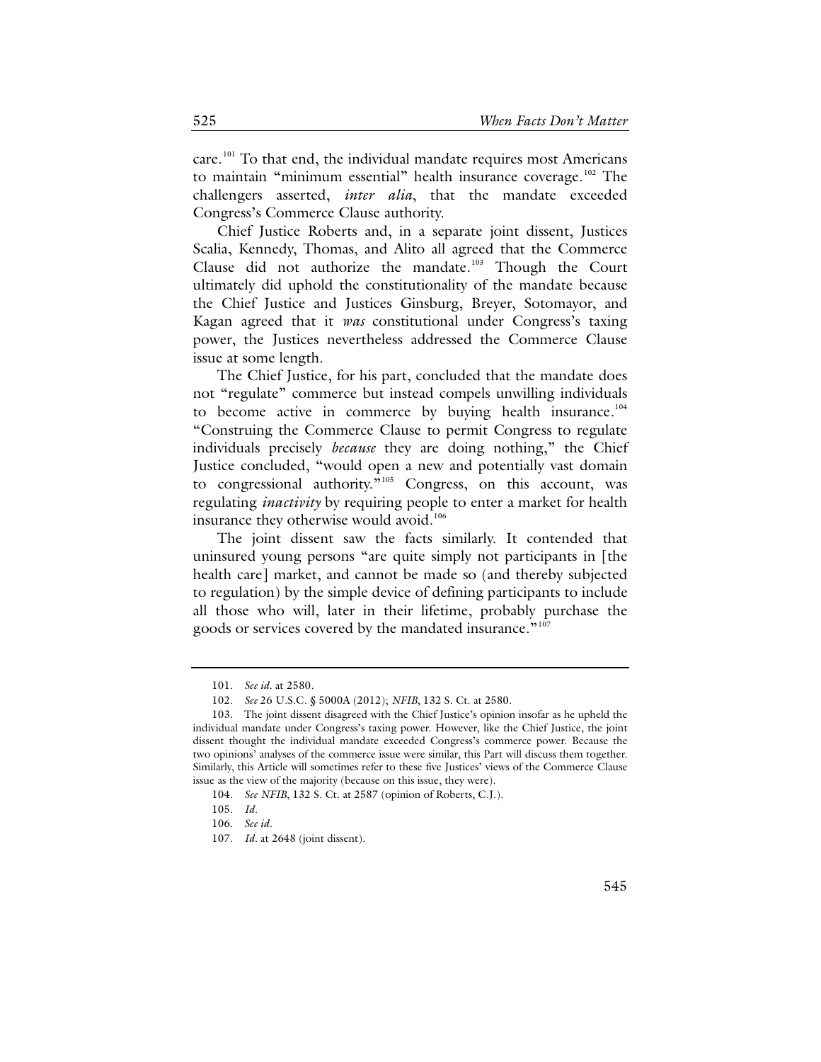care.[101] To that end, the individual mandate requires most Americans to maintain "minimum essential" health insurance coverage.[102] The challengers asserted, *inter alia*, that the mandate exceeded Congress's Commerce Clause authority.

Chief Justice Roberts and, in a separate joint dissent, Justices Scalia, Kennedy, Thomas, and Alito all agreed that the Commerce Clause did not authorize the mandate.[103] Though the Court ultimately did uphold the constitutionality of the mandate because the Chief Justice and Justices Ginsburg, Breyer, Sotomayor, and Kagan agreed that it *was* constitutional under Congress's taxing power, the Justices nevertheless addressed the Commerce Clause issue at some length.

The Chief Justice, for his part, concluded that the mandate does not "regulate" commerce but instead compels unwilling individuals to become active in commerce by buying health insurance.[104] "Construing the Commerce Clause to permit Congress to regulate individuals precisely *because* they are doing nothing," the Chief Justice concluded, "would open a new and potentially vast domain to congressional authority."[105] Congress, on this account, was regulating *inactivity* by requiring people to enter a market for health insurance they otherwise would avoid.[106]

The joint dissent saw the facts similarly. It contended that uninsured young persons "are quite simply not participants in [the health care] market, and cannot be made so (and thereby subjected to regulation) by the simple device of defining participants to include all those who will, later in their lifetime, probably purchase the goods or services covered by the mandated insurance."[107]

---

101. *See id*. at 2580.

102. *See* 26 U.S.C. § 5000A (2012); *NFIB*, 132 S. Ct. at 2580.

103. The joint dissent disagreed with the Chief Justice's opinion insofar as he upheld the individual mandate under Congress's taxing power. However, like the Chief Justice, the joint dissent thought the individual mandate exceeded Congress's commerce power. Because the two opinions' analyses of the commerce issue were similar, this Part will discuss them together. Similarly, this Article will sometimes refer to these five Justices' views of the Commerce Clause issue as the view of the majority (because on this issue, they were).

104. *See NFIB*, 132 S. Ct. at 2587 (opinion of Roberts, C.J.).

105. *Id*.

106. *See id*.

107. *Id*. at 2648 (joint dissent).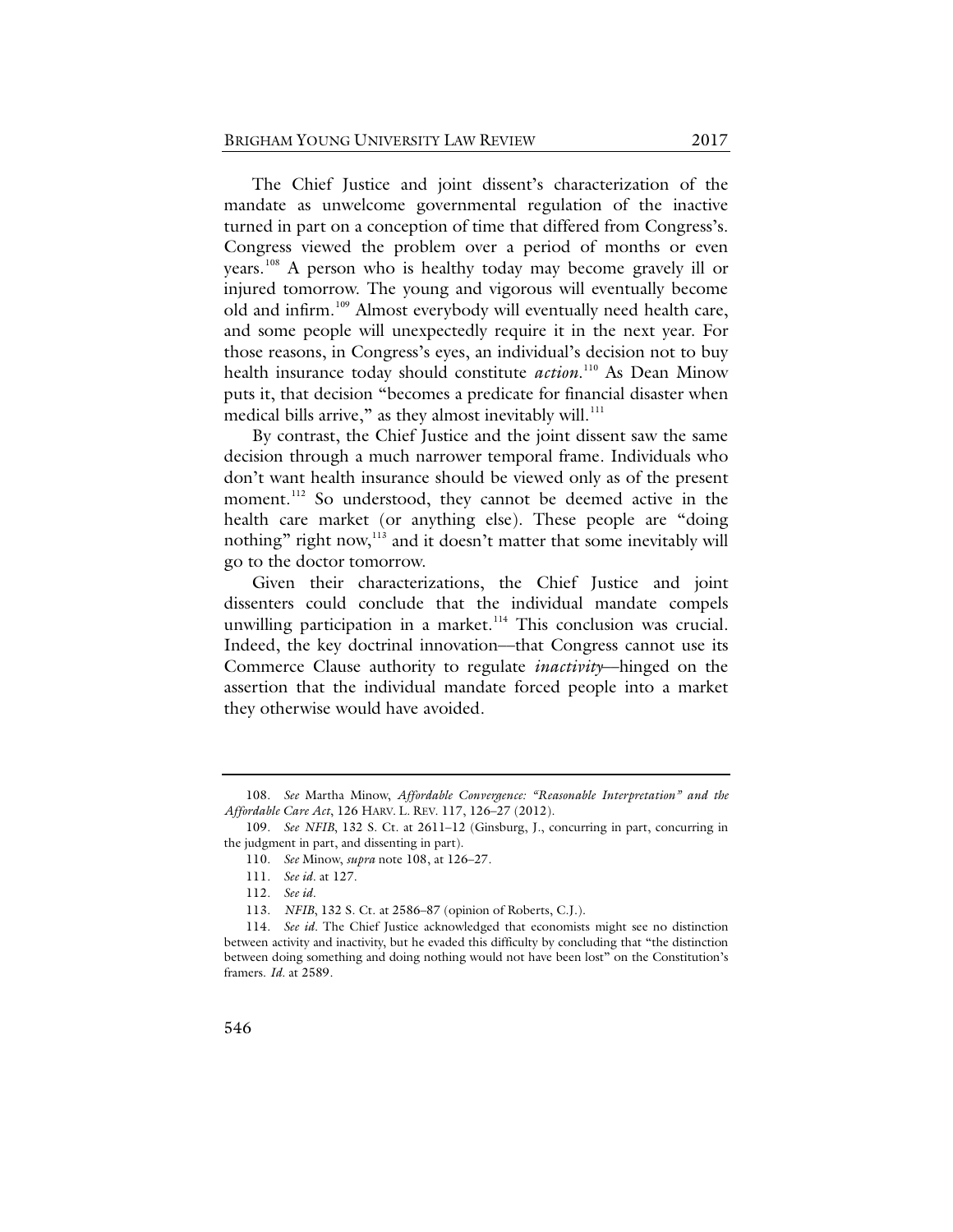The Chief Justice and joint dissent's characterization of the mandate as unwelcome governmental regulation of the inactive turned in part on a conception of time that differed from Congress's. Congress viewed the problem over a period of months or even years.[108] A person who is healthy today may become gravely ill or injured tomorrow. The young and vigorous will eventually become old and infirm.[109] Almost everybody will eventually need health care, and some people will unexpectedly require it in the next year. For those reasons, in Congress's eyes, an individual's decision not to buy health insurance today should constitute *action*.[110] As Dean Minow puts it, that decision "becomes a predicate for financial disaster when medical bills arrive," as they almost inevitably will.[111]

By contrast, the Chief Justice and the joint dissent saw the same decision through a much narrower temporal frame. Individuals who don't want health insurance should be viewed only as of the present moment.[112] So understood, they cannot be deemed active in the health care market (or anything else). These people are "doing nothing" right now,[113] and it doesn't matter that some inevitably will go to the doctor tomorrow.

Given their characterizations, the Chief Justice and joint dissenters could conclude that the individual mandate compels unwilling participation in a market.[114] This conclusion was crucial. Indeed, the key doctrinal innovation—that Congress cannot use its Commerce Clause authority to regulate *inactivity*—hinged on the assertion that the individual mandate forced people into a market they otherwise would have avoided.

---

108. *See* Martha Minow, *Affordable Convergence: "Reasonable Interpretation" and the Affordable Care Act*, 126 HARV. L. REV. 117, 126–27 (2012).

109. *See NFIB*, 132 S. Ct. at 2611–12 (Ginsburg, J., concurring in part, concurring in the judgment in part, and dissenting in part).

110. *See* Minow, *supra* note 108, at 126–27.

111. *See id.* at 127.

112. *See id.*

113. *NFIB*, 132 S. Ct. at 2586–87 (opinion of Roberts, C.J.).

114. *See id.* The Chief Justice acknowledged that economists might see no distinction between activity and inactivity, but he evaded this difficulty by concluding that "the distinction between doing something and doing nothing would not have been lost" on the Constitution's framers. *Id.* at 2589.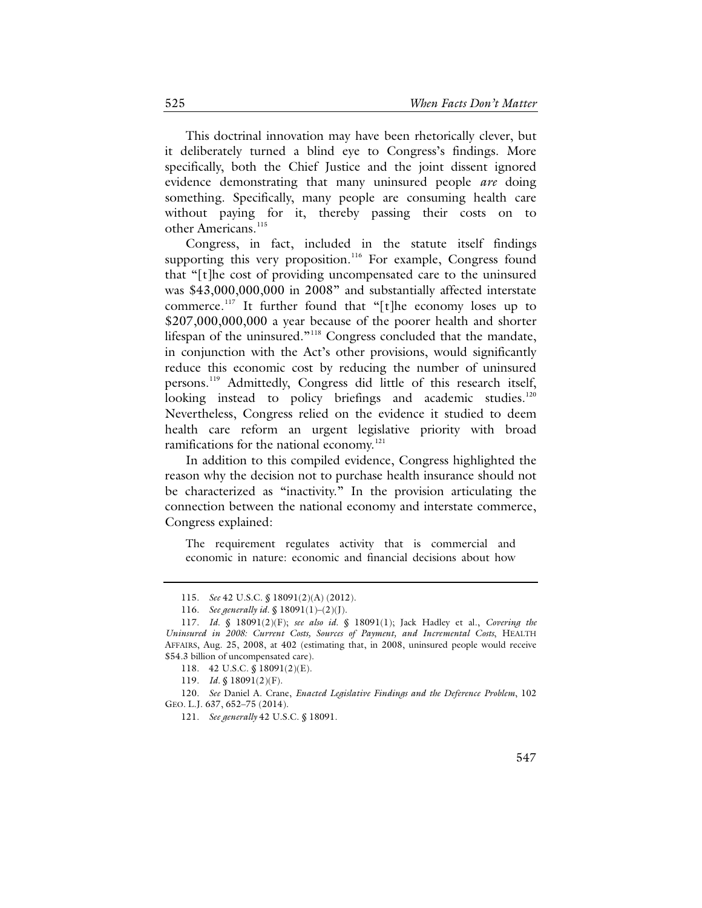This doctrinal innovation may have been rhetorically clever, but it deliberately turned a blind eye to Congress's findings. More specifically, both the Chief Justice and the joint dissent ignored evidence demonstrating that many uninsured people *are* doing something. Specifically, many people are consuming health care without paying for it, thereby passing their costs on to other Americans.[115]

Congress, in fact, included in the statute itself findings supporting this very proposition.[116] For example, Congress found that "[t]he cost of providing uncompensated care to the uninsured was $43,000,000,000 in 2008" and substantially affected interstate commerce.[117] It further found that "[t]he economy loses up to $207,000,000,000 a year because of the poorer health and shorter lifespan of the uninsured."[118] Congress concluded that the mandate, in conjunction with the Act's other provisions, would significantly reduce this economic cost by reducing the number of uninsured persons.[119] Admittedly, Congress did little of this research itself, looking instead to policy briefings and academic studies.[120] Nevertheless, Congress relied on the evidence it studied to deem health care reform an urgent legislative priority with broad ramifications for the national economy.[121]

In addition to this compiled evidence, Congress highlighted the reason why the decision not to purchase health insurance should not be characterized as "inactivity." In the provision articulating the connection between the national economy and interstate commerce, Congress explained:

> The requirement regulates activity that is commercial and economic in nature: economic and financial decisions about how

---

115. *See* 42 U.S.C. § 18091(2)(A) (2012).

116. *See generally id.* § 18091(1)–(2)(J).

117. *Id.* § 18091(2)(F); *see also id.* § 18091(1); Jack Hadley et al., *Covering the Uninsured in 2008: Current Costs, Sources of Payment, and Incremental Costs*, HEALTH AFFAIRS, Aug. 25, 2008, at 402 (estimating that, in 2008, uninsured people would receive $54.3 billion of uncompensated care).

118. 42 U.S.C. § 18091(2)(E).

119. *Id.* § 18091(2)(F).

120. *See* Daniel A. Crane, *Enacted Legislative Findings and the Deference Problem*, 102 GEO. L.J. 637, 652–75 (2014).

121. *See generally* 42 U.S.C. § 18091.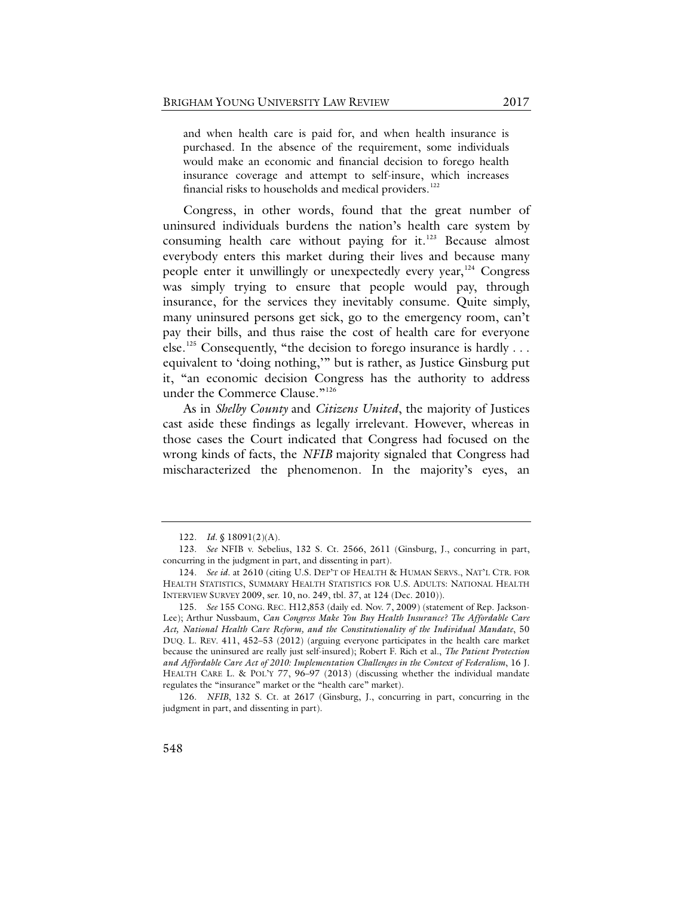and when health care is paid for, and when health insurance is purchased. In the absence of the requirement, some individuals would make an economic and financial decision to forego health insurance coverage and attempt to self-insure, which increases financial risks to households and medical providers.[122]

Congress, in other words, found that the great number of uninsured individuals burdens the nation's health care system by consuming health care without paying for it.[123] Because almost everybody enters this market during their lives and because many people enter it unwillingly or unexpectedly every year,[124] Congress was simply trying to ensure that people would pay, through insurance, for the services they inevitably consume. Quite simply, many uninsured persons get sick, go to the emergency room, can't pay their bills, and thus raise the cost of health care for everyone else.[125] Consequently, "the decision to forego insurance is hardly . . . equivalent to 'doing nothing,'" but is rather, as Justice Ginsburg put it, "an economic decision Congress has the authority to address under the Commerce Clause."[126]

As in *Shelby County* and *Citizens United*, the majority of Justices cast aside these findings as legally irrelevant. However, whereas in those cases the Court indicated that Congress had focused on the wrong kinds of facts, the *NFIB* majority signaled that Congress had mischaracterized the phenomenon. In the majority's eyes, an

---

122. *Id*. § 18091(2)(A).

123. *See* NFIB v. Sebelius, 132 S. Ct. 2566, 2611 (Ginsburg, J., concurring in part, concurring in the judgment in part, and dissenting in part).

124. *See id*. at 2610 (citing U.S. DEP'T OF HEALTH & HUMAN SERVS., NAT'L CTR. FOR HEALTH STATISTICS, SUMMARY HEALTH STATISTICS FOR U.S. ADULTS: NATIONAL HEALTH INTERVIEW SURVEY 2009, ser. 10, no. 249, tbl. 37, at 124 (Dec. 2010)).

125. *See* 155 CONG. REC. H12,853 (daily ed. Nov. 7, 2009) (statement of Rep. Jackson-Lee); Arthur Nussbaum, *Can Congress Make You Buy Health Insurance? The Affordable Care Act, National Health Care Reform, and the Constitutionality of the Individual Mandate*, 50 DUQ. L. REV. 411, 452–53 (2012) (arguing everyone participates in the health care market because the uninsured are really just self-insured); Robert F. Rich et al., *The Patient Protection and Affordable Care Act of 2010: Implementation Challenges in the Context of Federalism*, 16 J. HEALTH CARE L. & POL'Y 77, 96–97 (2013) (discussing whether the individual mandate regulates the "insurance" market or the "health care" market).

126. *NFIB*, 132 S. Ct. at 2617 (Ginsburg, J., concurring in part, concurring in the judgment in part, and dissenting in part).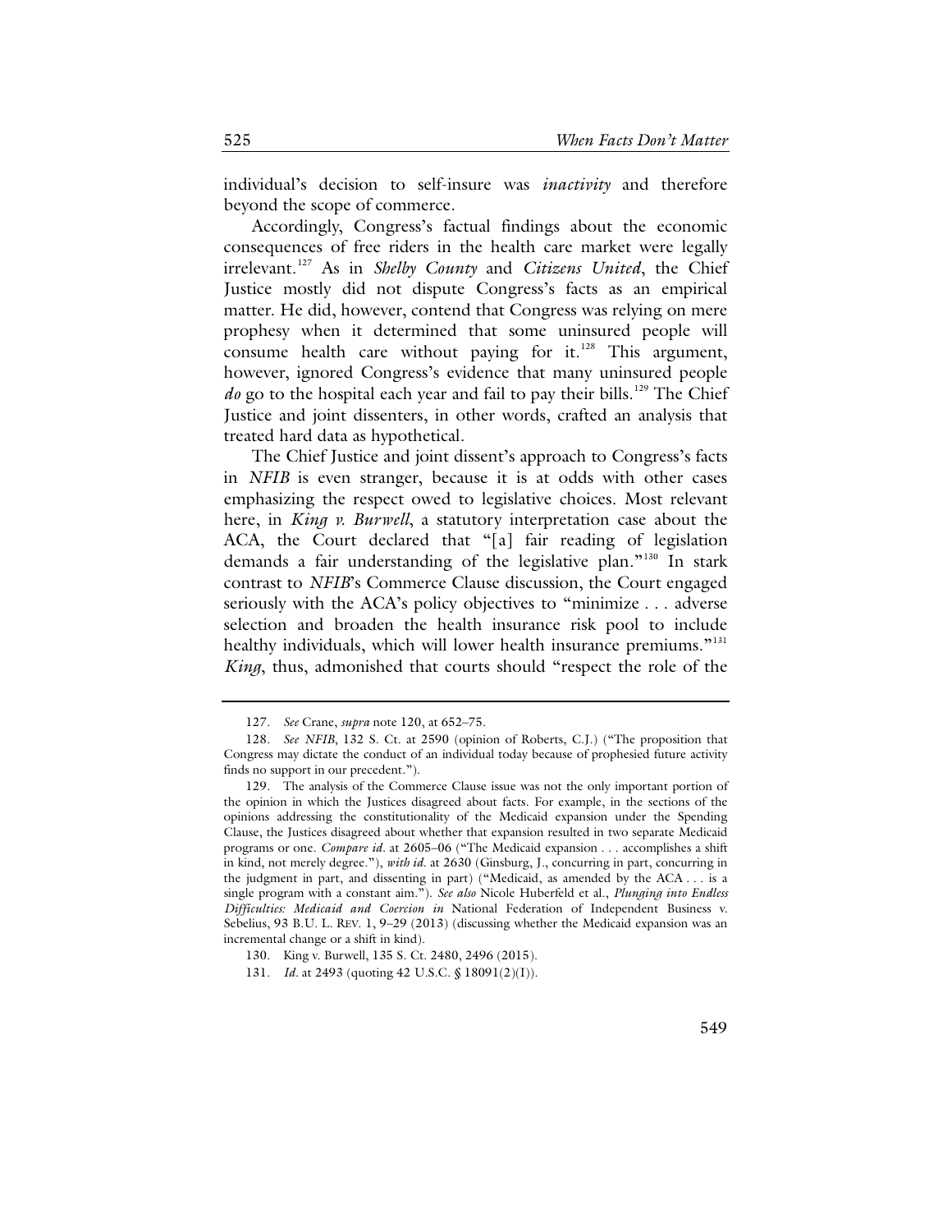individual's decision to self-insure was *inactivity* and therefore beyond the scope of commerce.

Accordingly, Congress's factual findings about the economic consequences of free riders in the health care market were legally irrelevant.[127] As in *Shelby County* and *Citizens United*, the Chief Justice mostly did not dispute Congress's facts as an empirical matter. He did, however, contend that Congress was relying on mere prophesy when it determined that some uninsured people will consume health care without paying for it.[128] This argument, however, ignored Congress's evidence that many uninsured people *do* go to the hospital each year and fail to pay their bills.[129] The Chief Justice and joint dissenters, in other words, crafted an analysis that treated hard data as hypothetical.

The Chief Justice and joint dissent's approach to Congress's facts in *NFIB* is even stranger, because it is at odds with other cases emphasizing the respect owed to legislative choices. Most relevant here, in *King v. Burwell*, a statutory interpretation case about the ACA, the Court declared that "[a] fair reading of legislation demands a fair understanding of the legislative plan."[130] In stark contrast to *NFIB*'s Commerce Clause discussion, the Court engaged seriously with the ACA's policy objectives to "minimize . . . adverse selection and broaden the health insurance risk pool to include healthy individuals, which will lower health insurance premiums."[131] *King*, thus, admonished that courts should "respect the role of the

---

127. *See* Crane, *supra* note 120, at 652–75.

128. *See NFIB*, 132 S. Ct. at 2590 (opinion of Roberts, C.J.) ("The proposition that Congress may dictate the conduct of an individual today because of prophesied future activity finds no support in our precedent.").

129. The analysis of the Commerce Clause issue was not the only important portion of the opinion in which the Justices disagreed about facts. For example, in the sections of the opinions addressing the constitutionality of the Medicaid expansion under the Spending Clause, the Justices disagreed about whether that expansion resulted in two separate Medicaid programs or one. *Compare id.* at 2605–06 ("The Medicaid expansion . . . accomplishes a shift in kind, not merely degree."), *with id.* at 2630 (Ginsburg, J., concurring in part, concurring in the judgment in part, and dissenting in part) ("Medicaid, as amended by the ACA . . . is a single program with a constant aim."). *See also* Nicole Huberfeld et al., *Plunging into Endless Difficulties: Medicaid and Coercion in* National Federation of Independent Business v. Sebelius, 93 B.U. L. REV. 1, 9–29 (2013) (discussing whether the Medicaid expansion was an incremental change or a shift in kind).

130. King v. Burwell, 135 S. Ct. 2480, 2496 (2015).

131. *Id.* at 2493 (quoting 42 U.S.C. § 18091(2)(I)).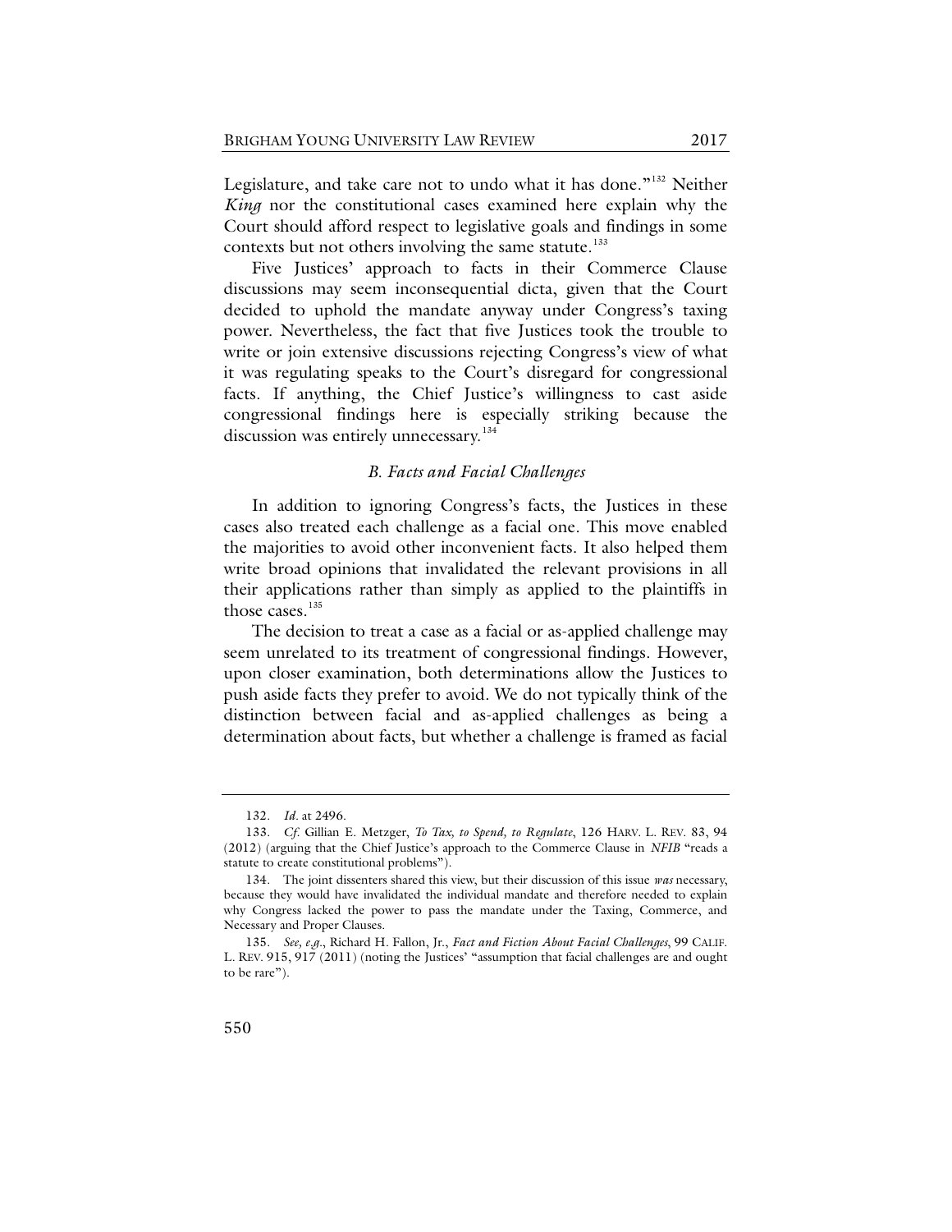Legislature, and take care not to undo what it has done."[132] Neither *King* nor the constitutional cases examined here explain why the Court should afford respect to legislative goals and findings in some contexts but not others involving the same statute.[133]

Five Justices' approach to facts in their Commerce Clause discussions may seem inconsequential dicta, given that the Court decided to uphold the mandate anyway under Congress's taxing power. Nevertheless, the fact that five Justices took the trouble to write or join extensive discussions rejecting Congress's view of what it was regulating speaks to the Court's disregard for congressional facts. If anything, the Chief Justice's willingness to cast aside congressional findings here is especially striking because the discussion was entirely unnecessary.[134]

### *B. Facts and Facial Challenges*

In addition to ignoring Congress's facts, the Justices in these cases also treated each challenge as a facial one. This move enabled the majorities to avoid other inconvenient facts. It also helped them write broad opinions that invalidated the relevant provisions in all their applications rather than simply as applied to the plaintiffs in those cases.[135]

The decision to treat a case as a facial or as-applied challenge may seem unrelated to its treatment of congressional findings. However, upon closer examination, both determinations allow the Justices to push aside facts they prefer to avoid. We do not typically think of the distinction between facial and as-applied challenges as being a determination about facts, but whether a challenge is framed as facial

---

132. *Id.* at 2496.

133. *Cf.* Gillian E. Metzger, *To Tax, to Spend, to Regulate*, 126 HARV. L. REV. 83, 94 (2012) (arguing that the Chief Justice's approach to the Commerce Clause in *NFIB* "reads a statute to create constitutional problems").

134. The joint dissenters shared this view, but their discussion of this issue *was* necessary, because they would have invalidated the individual mandate and therefore needed to explain why Congress lacked the power to pass the mandate under the Taxing, Commerce, and Necessary and Proper Clauses.

135. *See, e.g.*, Richard H. Fallon, Jr., *Fact and Fiction About Facial Challenges*, 99 CALIF. L. REV. 915, 917 (2011) (noting the Justices' "assumption that facial challenges are and ought to be rare").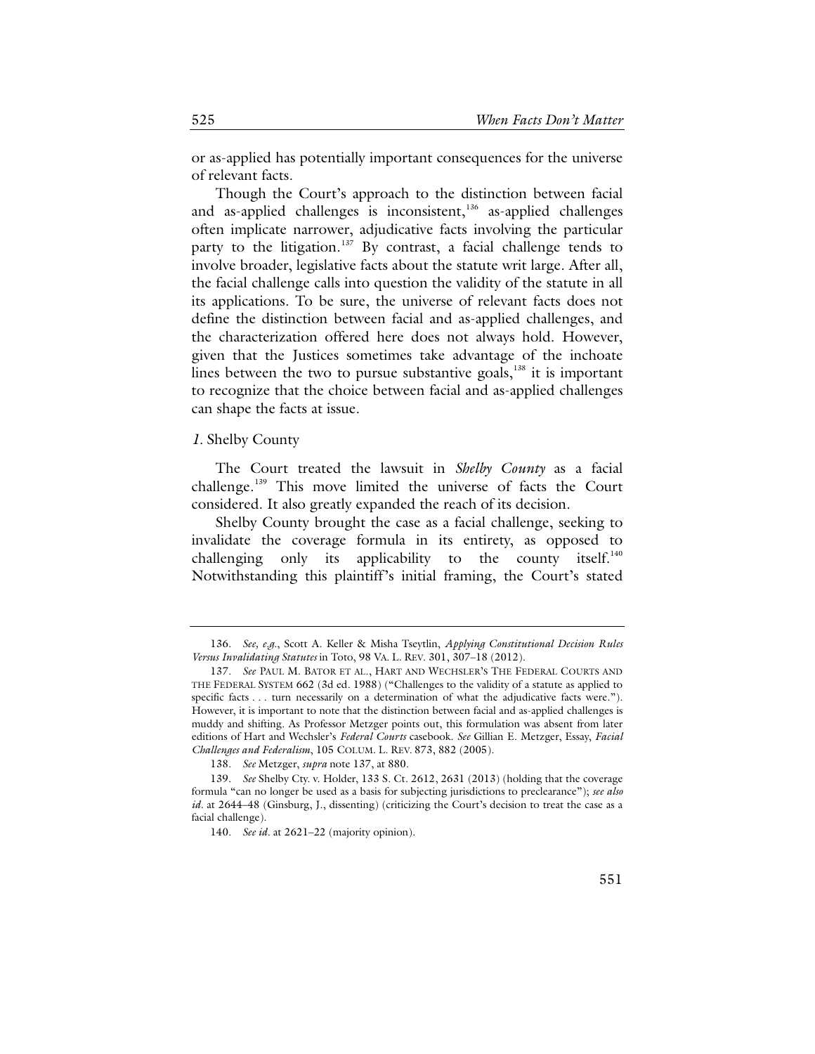or as-applied has potentially important consequences for the universe of relevant facts.

Though the Court's approach to the distinction between facial and as-applied challenges is inconsistent,[136] as-applied challenges often implicate narrower, adjudicative facts involving the particular party to the litigation.[137] By contrast, a facial challenge tends to involve broader, legislative facts about the statute writ large. After all, the facial challenge calls into question the validity of the statute in all its applications. To be sure, the universe of relevant facts does not define the distinction between facial and as-applied challenges, and the characterization offered here does not always hold. However, given that the Justices sometimes take advantage of the inchoate lines between the two to pursue substantive goals,[138] it is important to recognize that the choice between facial and as-applied challenges can shape the facts at issue.

*1.* Shelby County

The Court treated the lawsuit in *Shelby County* as a facial challenge.[139] This move limited the universe of facts the Court considered. It also greatly expanded the reach of its decision.

Shelby County brought the case as a facial challenge, seeking to invalidate the coverage formula in its entirety, as opposed to challenging only its applicability to the county itself.[140] Notwithstanding this plaintiff's initial framing, the Court's stated

---

136. *See, e.g.*, Scott A. Keller & Misha Tseytlin, *Applying Constitutional Decision Rules Versus Invalidating Statutes* in Toto, 98 VA. L. REV. 301, 307–18 (2012).

137. *See* PAUL M. BATOR ET AL., HART AND WECHSLER'S THE FEDERAL COURTS AND THE FEDERAL SYSTEM 662 (3d ed. 1988) ("Challenges to the validity of a statute as applied to specific facts . . . turn necessarily on a determination of what the adjudicative facts were."). However, it is important to note that the distinction between facial and as-applied challenges is muddy and shifting. As Professor Metzger points out, this formulation was absent from later editions of Hart and Wechsler's *Federal Courts* casebook. *See* Gillian E. Metzger, Essay, *Facial Challenges and Federalism*, 105 COLUM. L. REV. 873, 882 (2005).

138. *See* Metzger, *supra* note 137, at 880.

139. *See* Shelby Cty. v. Holder, 133 S. Ct. 2612, 2631 (2013) (holding that the coverage formula "can no longer be used as a basis for subjecting jurisdictions to preclearance"); *see also id*. at 2644–48 (Ginsburg, J., dissenting) (criticizing the Court's decision to treat the case as a facial challenge).

140. *See id*. at 2621–22 (majority opinion).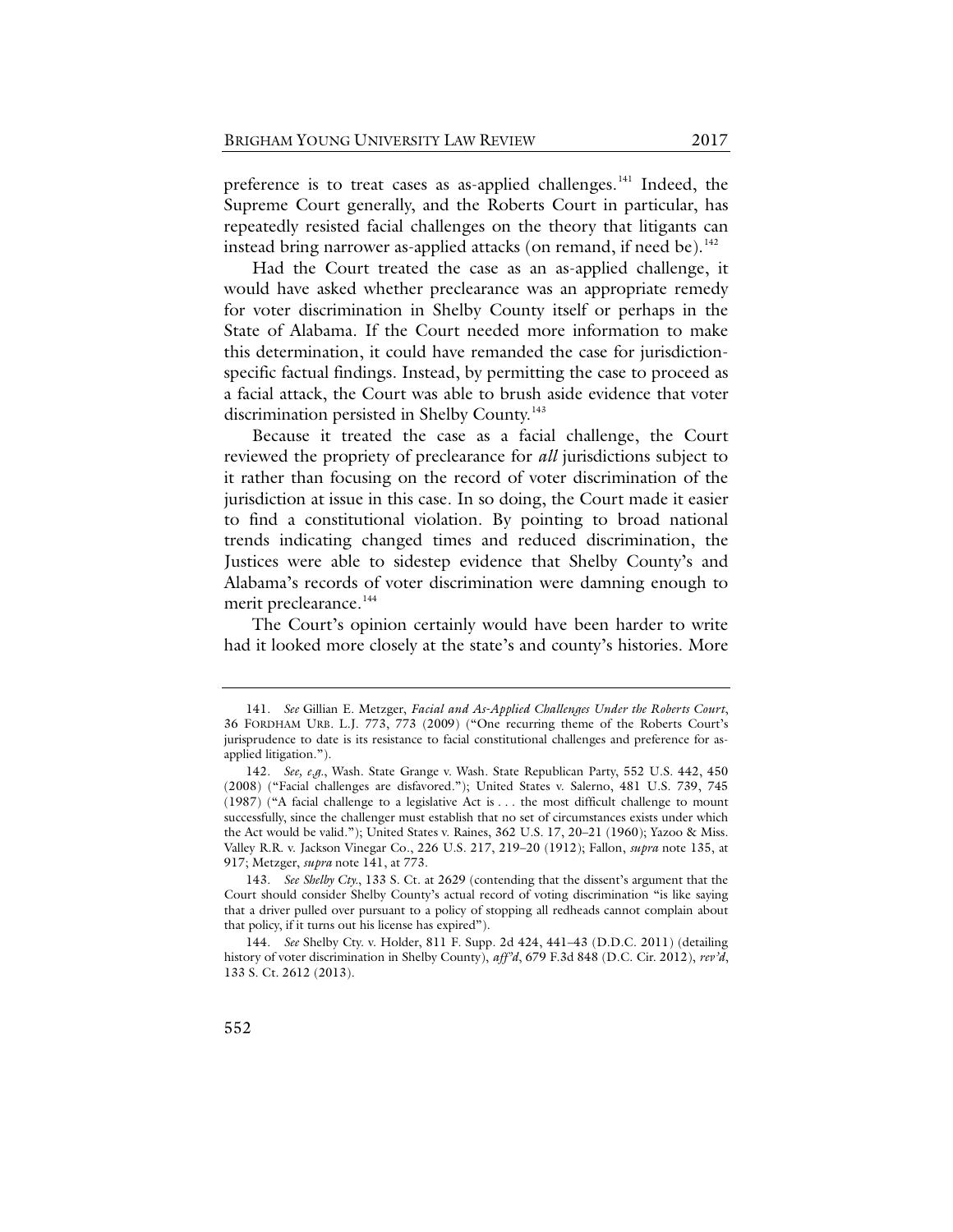preference is to treat cases as as-applied challenges.[141] Indeed, the Supreme Court generally, and the Roberts Court in particular, has repeatedly resisted facial challenges on the theory that litigants can instead bring narrower as-applied attacks (on remand, if need be).[142]

Had the Court treated the case as an as-applied challenge, it would have asked whether preclearance was an appropriate remedy for voter discrimination in Shelby County itself or perhaps in the State of Alabama. If the Court needed more information to make this determination, it could have remanded the case for jurisdiction-specific factual findings. Instead, by permitting the case to proceed as a facial attack, the Court was able to brush aside evidence that voter discrimination persisted in Shelby County.[143]

Because it treated the case as a facial challenge, the Court reviewed the propriety of preclearance for *all* jurisdictions subject to it rather than focusing on the record of voter discrimination of the jurisdiction at issue in this case. In so doing, the Court made it easier to find a constitutional violation. By pointing to broad national trends indicating changed times and reduced discrimination, the Justices were able to sidestep evidence that Shelby County's and Alabama's records of voter discrimination were damning enough to merit preclearance.[144]

The Court's opinion certainly would have been harder to write had it looked more closely at the state's and county's histories. More

---

141. *See* Gillian E. Metzger, *Facial and As-Applied Challenges Under the Roberts Court*, 36 FORDHAM URB. L.J. 773, 773 (2009) ("One recurring theme of the Roberts Court's jurisprudence to date is its resistance to facial constitutional challenges and preference for as-applied litigation.").

142. *See, e.g.*, Wash. State Grange v. Wash. State Republican Party, 552 U.S. 442, 450 (2008) ("Facial challenges are disfavored."); United States v. Salerno, 481 U.S. 739, 745 (1987) ("A facial challenge to a legislative Act is . . . the most difficult challenge to mount successfully, since the challenger must establish that no set of circumstances exists under which the Act would be valid."); United States v. Raines, 362 U.S. 17, 20–21 (1960); Yazoo & Miss. Valley R.R. v. Jackson Vinegar Co., 226 U.S. 217, 219–20 (1912); Fallon, *supra* note 135, at 917; Metzger, *supra* note 141, at 773.

143. *See Shelby Cty.*, 133 S. Ct. at 2629 (contending that the dissent's argument that the Court should consider Shelby County's actual record of voting discrimination "is like saying that a driver pulled over pursuant to a policy of stopping all redheads cannot complain about that policy, if it turns out his license has expired").

144. *See* Shelby Cty. v. Holder, 811 F. Supp. 2d 424, 441–43 (D.D.C. 2011) (detailing history of voter discrimination in Shelby County), *aff'd*, 679 F.3d 848 (D.C. Cir. 2012), *rev'd*, 133 S. Ct. 2612 (2013).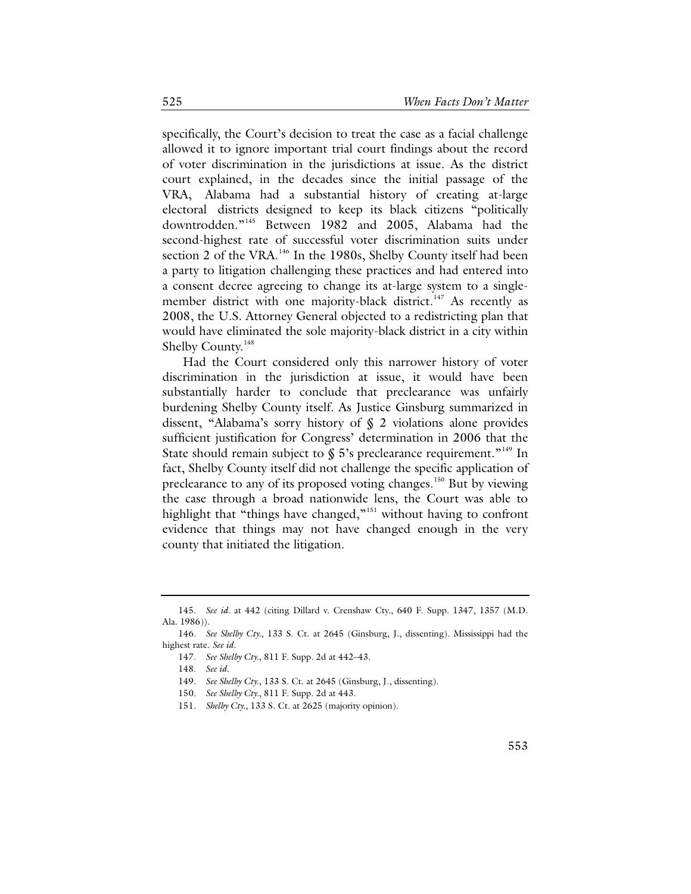specifically, the Court's decision to treat the case as a facial challenge allowed it to ignore important trial court findings about the record of voter discrimination in the jurisdictions at issue. As the district court explained, in the decades since the initial passage of the VRA, Alabama had a substantial history of creating at-large electoral districts designed to keep its black citizens "politically downtrodden."[145] Between 1982 and 2005, Alabama had the second-highest rate of successful voter discrimination suits under section 2 of the VRA.[146] In the 1980s, Shelby County itself had been a party to litigation challenging these practices and had entered into a consent decree agreeing to change its at-large system to a single-member district with one majority-black district.[147] As recently as 2008, the U.S. Attorney General objected to a redistricting plan that would have eliminated the sole majority-black district in a city within Shelby County.[148]

Had the Court considered only this narrower history of voter discrimination in the jurisdiction at issue, it would have been substantially harder to conclude that preclearance was unfairly burdening Shelby County itself. As Justice Ginsburg summarized in dissent, "Alabama's sorry history of § 2 violations alone provides sufficient justification for Congress' determination in 2006 that the State should remain subject to § 5's preclearance requirement."[149] In fact, Shelby County itself did not challenge the specific application of preclearance to any of its proposed voting changes.[150] But by viewing the case through a broad nationwide lens, the Court was able to highlight that "things have changed,"[151] without having to confront evidence that things may not have changed enough in the very county that initiated the litigation.

---

145. *See id.* at 442 (citing Dillard v. Crenshaw Cty., 640 F. Supp. 1347, 1357 (M.D. Ala. 1986)).

146. *See Shelby Cty.*, 133 S. Ct. at 2645 (Ginsburg, J., dissenting). Mississippi had the highest rate. *See id.*

147. *See Shelby Cty.*, 811 F. Supp. 2d at 442–43.

148. *See id.*

149. *See Shelby Cty.*, 133 S. Ct. at 2645 (Ginsburg, J., dissenting).

150. *See Shelby Cty.*, 811 F. Supp. 2d at 443.

151. *Shelby Cty.*, 133 S. Ct. at 2625 (majority opinion).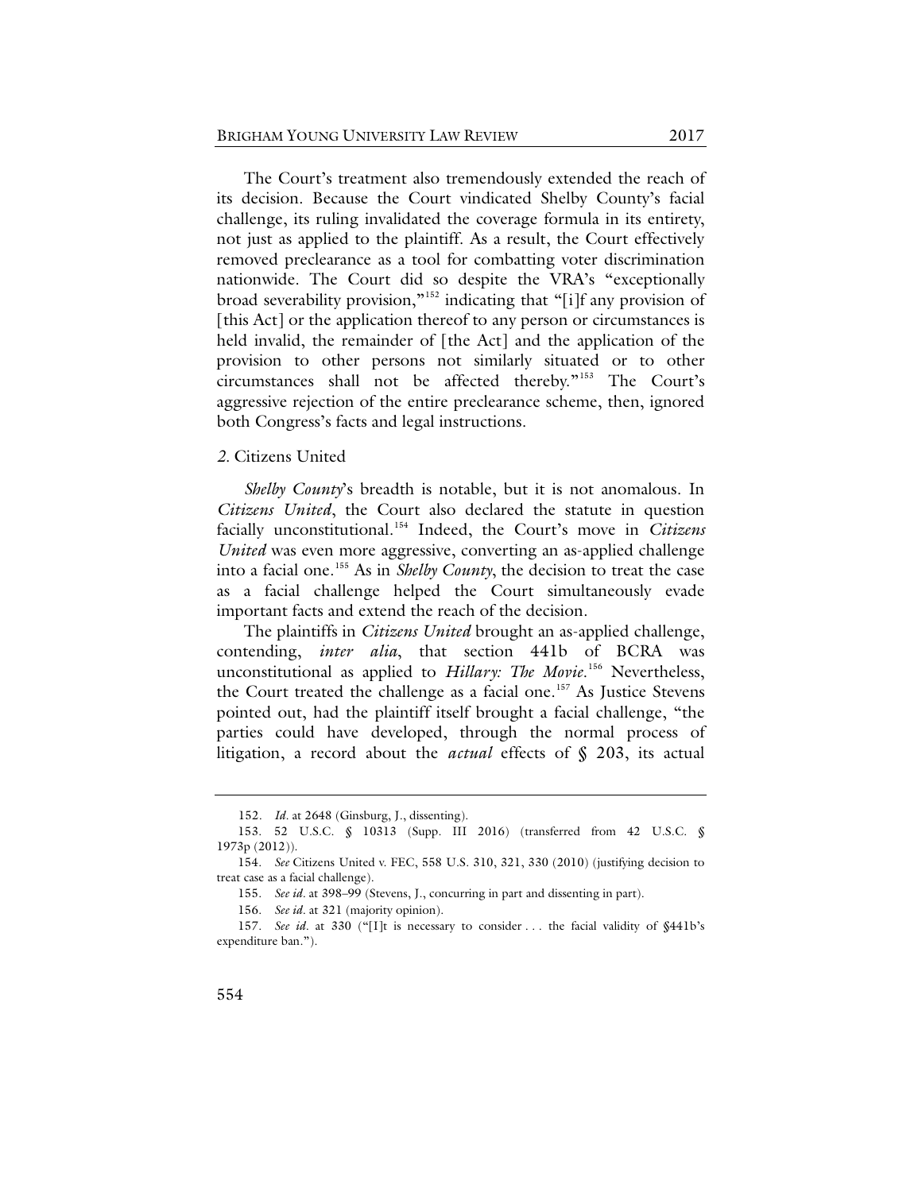The Court's treatment also tremendously extended the reach of its decision. Because the Court vindicated Shelby County's facial challenge, its ruling invalidated the coverage formula in its entirety, not just as applied to the plaintiff. As a result, the Court effectively removed preclearance as a tool for combatting voter discrimination nationwide. The Court did so despite the VRA's "exceptionally broad severability provision,"[152] indicating that "[i]f any provision of [this Act] or the application thereof to any person or circumstances is held invalid, the remainder of [the Act] and the application of the provision to other persons not similarly situated or to other circumstances shall not be affected thereby."[153] The Court's aggressive rejection of the entire preclearance scheme, then, ignored both Congress's facts and legal instructions.

*2.* Citizens United

*Shelby County*'s breadth is notable, but it is not anomalous. In *Citizens United*, the Court also declared the statute in question facially unconstitutional.[154] Indeed, the Court's move in *Citizens United* was even more aggressive, converting an as-applied challenge into a facial one.[155] As in *Shelby County*, the decision to treat the case as a facial challenge helped the Court simultaneously evade important facts and extend the reach of the decision.

The plaintiffs in *Citizens United* brought an as-applied challenge, contending, *inter alia*, that section 441b of BCRA was unconstitutional as applied to *Hillary: The Movie*.[156] Nevertheless, the Court treated the challenge as a facial one.[157] As Justice Stevens pointed out, had the plaintiff itself brought a facial challenge, "the parties could have developed, through the normal process of litigation, a record about the *actual* effects of § 203, its actual

---

152. *Id*. at 2648 (Ginsburg, J., dissenting).

153. 52 U.S.C. § 10313 (Supp. III 2016) (transferred from 42 U.S.C. § 1973p (2012)).

154. *See* Citizens United v. FEC, 558 U.S. 310, 321, 330 (2010) (justifying decision to treat case as a facial challenge).

155. *See id*. at 398–99 (Stevens, J., concurring in part and dissenting in part).

156. *See id*. at 321 (majority opinion).

157. *See id*. at 330 ("[I]t is necessary to consider . . . the facial validity of §441b's expenditure ban.").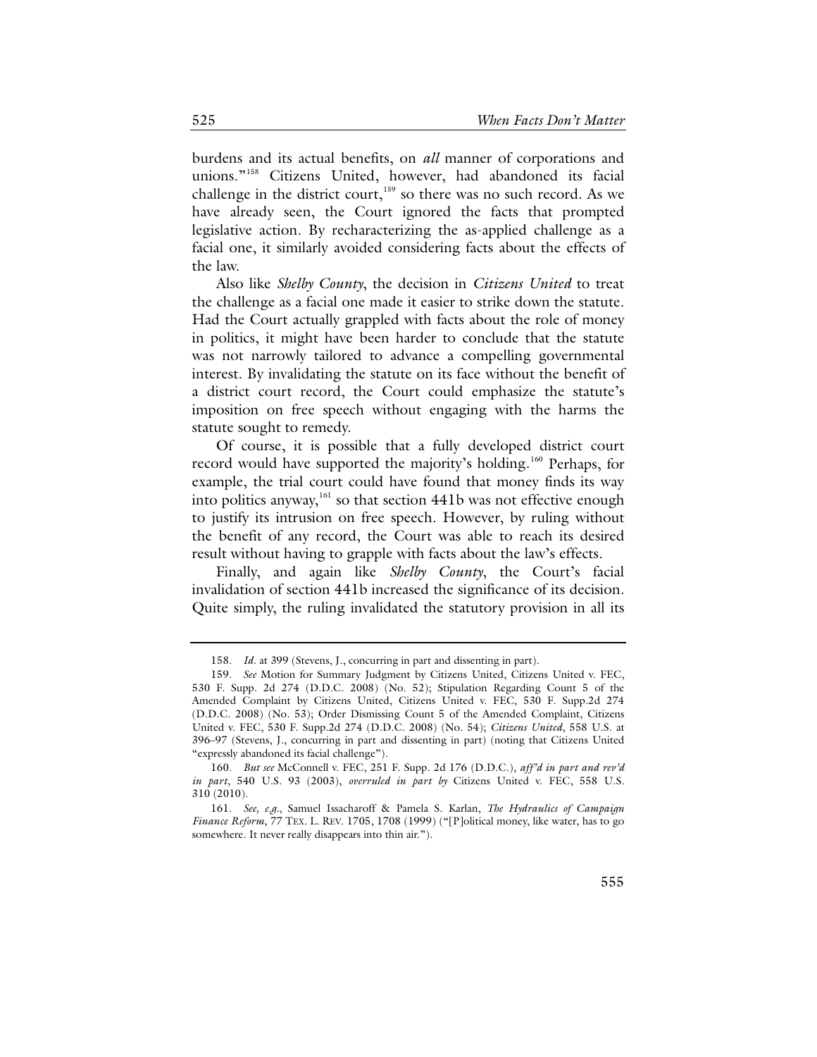burdens and its actual benefits, on *all* manner of corporations and unions."[158] Citizens United, however, had abandoned its facial challenge in the district court,[159] so there was no such record. As we have already seen, the Court ignored the facts that prompted legislative action. By recharacterizing the as-applied challenge as a facial one, it similarly avoided considering facts about the effects of the law.

Also like *Shelby County*, the decision in *Citizens United* to treat the challenge as a facial one made it easier to strike down the statute. Had the Court actually grappled with facts about the role of money in politics, it might have been harder to conclude that the statute was not narrowly tailored to advance a compelling governmental interest. By invalidating the statute on its face without the benefit of a district court record, the Court could emphasize the statute's imposition on free speech without engaging with the harms the statute sought to remedy.

Of course, it is possible that a fully developed district court record would have supported the majority's holding.[160] Perhaps, for example, the trial court could have found that money finds its way into politics anyway,[161] so that section 441b was not effective enough to justify its intrusion on free speech. However, by ruling without the benefit of any record, the Court was able to reach its desired result without having to grapple with facts about the law's effects.

Finally, and again like *Shelby County*, the Court's facial invalidation of section 441b increased the significance of its decision. Quite simply, the ruling invalidated the statutory provision in all its

---

158. *Id*. at 399 (Stevens, J., concurring in part and dissenting in part).

159. *See* Motion for Summary Judgment by Citizens United, Citizens United v. FEC, 530 F. Supp. 2d 274 (D.D.C. 2008) (No. 52); Stipulation Regarding Count 5 of the Amended Complaint by Citizens United, Citizens United v. FEC, 530 F. Supp.2d 274 (D.D.C. 2008) (No. 53); Order Dismissing Count 5 of the Amended Complaint, Citizens United v. FEC, 530 F. Supp.2d 274 (D.D.C. 2008) (No. 54); *Citizens United*, 558 U.S. at 396–97 (Stevens, J., concurring in part and dissenting in part) (noting that Citizens United "expressly abandoned its facial challenge").

160. *But see* McConnell v. FEC, 251 F. Supp. 2d 176 (D.D.C.), *aff'd in part and rev'd in part*, 540 U.S. 93 (2003), *overruled in part by* Citizens United v. FEC, 558 U.S. 310 (2010).

161. *See, e.g*., Samuel Issacharoff & Pamela S. Karlan, *The Hydraulics of Campaign Finance Reform*, 77 TEX. L. REV. 1705, 1708 (1999) ("[P]olitical money, like water, has to go somewhere. It never really disappears into thin air.").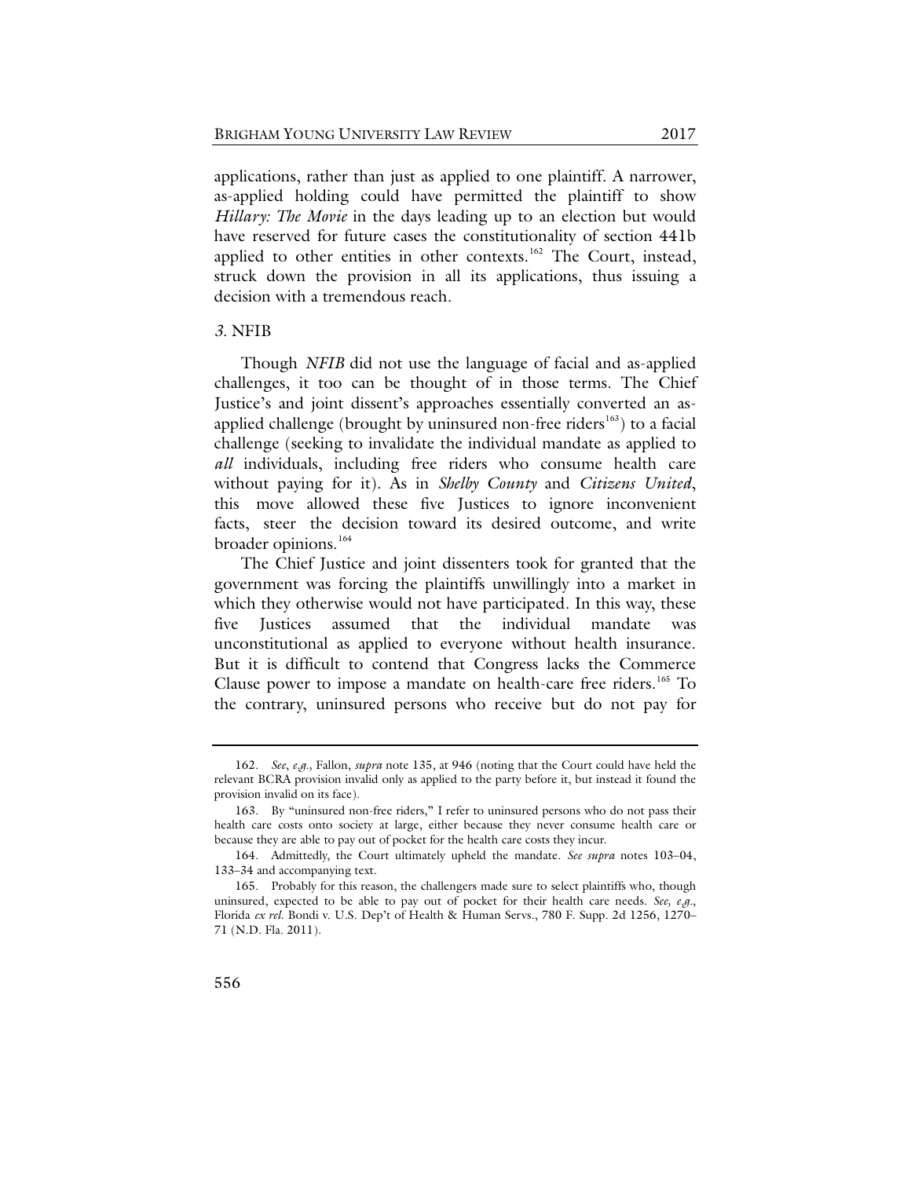applications, rather than just as applied to one plaintiff. A narrower, as-applied holding could have permitted the plaintiff to show *Hillary: The Movie* in the days leading up to an election but would have reserved for future cases the constitutionality of section 441b applied to other entities in other contexts.[162] The Court, instead, struck down the provision in all its applications, thus issuing a decision with a tremendous reach.

### *3.* NFIB

Though *NFIB* did not use the language of facial and as-applied challenges, it too can be thought of in those terms. The Chief Justice's and joint dissent's approaches essentially converted an as-applied challenge (brought by uninsured non-free riders[163]) to a facial challenge (seeking to invalidate the individual mandate as applied to *all* individuals, including free riders who consume health care without paying for it). As in *Shelby County* and *Citizens United*, this move allowed these five Justices to ignore inconvenient facts, steer the decision toward its desired outcome, and write broader opinions.[164]

The Chief Justice and joint dissenters took for granted that the government was forcing the plaintiffs unwillingly into a market in which they otherwise would not have participated. In this way, these five Justices assumed that the individual mandate was unconstitutional as applied to everyone without health insurance. But it is difficult to contend that Congress lacks the Commerce Clause power to impose a mandate on health-care free riders.[165] To the contrary, uninsured persons who receive but do not pay for

---

162. *See*, *e.g.*, Fallon, *supra* note 135, at 946 (noting that the Court could have held the relevant BCRA provision invalid only as applied to the party before it, but instead it found the provision invalid on its face).

163. By "uninsured non-free riders," I refer to uninsured persons who do not pass their health care costs onto society at large, either because they never consume health care or because they are able to pay out of pocket for the health care costs they incur.

164. Admittedly, the Court ultimately upheld the mandate. *See supra* notes 103–04, 133–34 and accompanying text.

165. Probably for this reason, the challengers made sure to select plaintiffs who, though uninsured, expected to be able to pay out of pocket for their health care needs. *See, e.g.*, Florida *ex rel.* Bondi v. U.S. Dep't of Health & Human Servs., 780 F. Supp. 2d 1256, 1270–71 (N.D. Fla. 2011).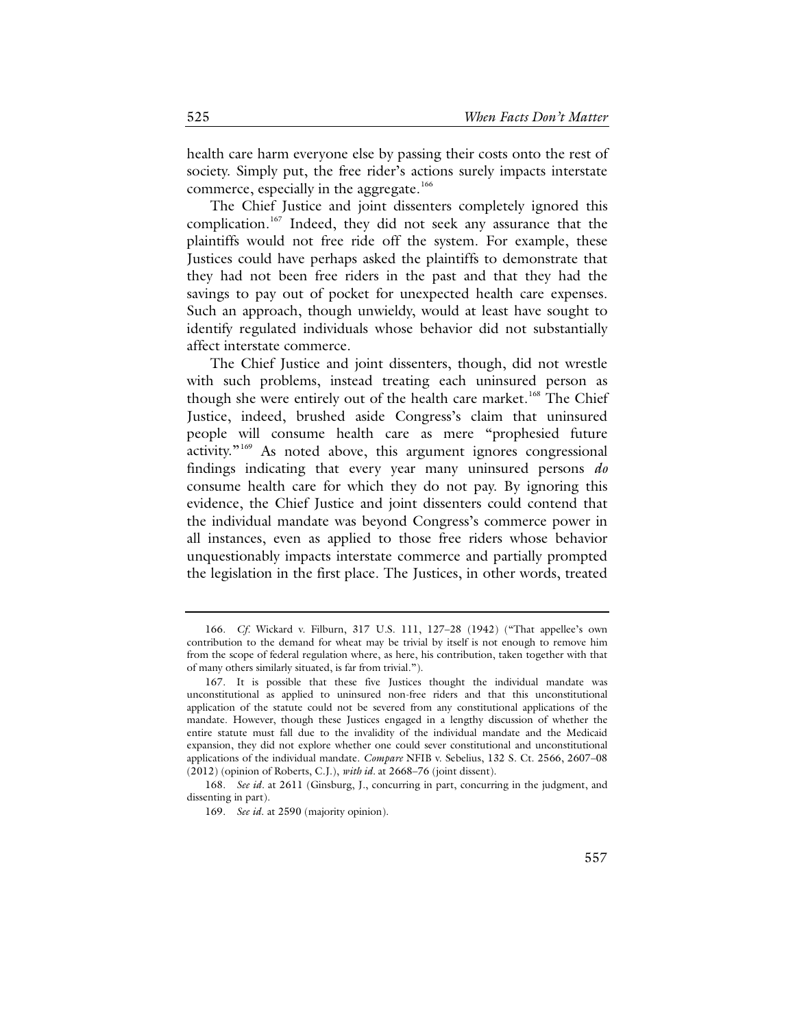health care harm everyone else by passing their costs onto the rest of society. Simply put, the free rider's actions surely impacts interstate commerce, especially in the aggregate.[166]

The Chief Justice and joint dissenters completely ignored this complication.[167] Indeed, they did not seek any assurance that the plaintiffs would not free ride off the system. For example, these Justices could have perhaps asked the plaintiffs to demonstrate that they had not been free riders in the past and that they had the savings to pay out of pocket for unexpected health care expenses. Such an approach, though unwieldy, would at least have sought to identify regulated individuals whose behavior did not substantially affect interstate commerce.

The Chief Justice and joint dissenters, though, did not wrestle with such problems, instead treating each uninsured person as though she were entirely out of the health care market.[168] The Chief Justice, indeed, brushed aside Congress's claim that uninsured people will consume health care as mere "prophesied future activity."[169] As noted above, this argument ignores congressional findings indicating that every year many uninsured persons *do* consume health care for which they do not pay. By ignoring this evidence, the Chief Justice and joint dissenters could contend that the individual mandate was beyond Congress's commerce power in all instances, even as applied to those free riders whose behavior unquestionably impacts interstate commerce and partially prompted the legislation in the first place. The Justices, in other words, treated

---

166. *Cf.* Wickard v. Filburn, 317 U.S. 111, 127–28 (1942) ("That appellee's own contribution to the demand for wheat may be trivial by itself is not enough to remove him from the scope of federal regulation where, as here, his contribution, taken together with that of many others similarly situated, is far from trivial.").

167. It is possible that these five Justices thought the individual mandate was unconstitutional as applied to uninsured non-free riders and that this unconstitutional application of the statute could not be severed from any constitutional applications of the mandate. However, though these Justices engaged in a lengthy discussion of whether the entire statute must fall due to the invalidity of the individual mandate and the Medicaid expansion, they did not explore whether one could sever constitutional and unconstitutional applications of the individual mandate. *Compare* NFIB v. Sebelius, 132 S. Ct. 2566, 2607–08 (2012) (opinion of Roberts, C.J.), *with id*. at 2668–76 (joint dissent).

168. *See id*. at 2611 (Ginsburg, J., concurring in part, concurring in the judgment, and dissenting in part).

169. *See id.* at 2590 (majority opinion).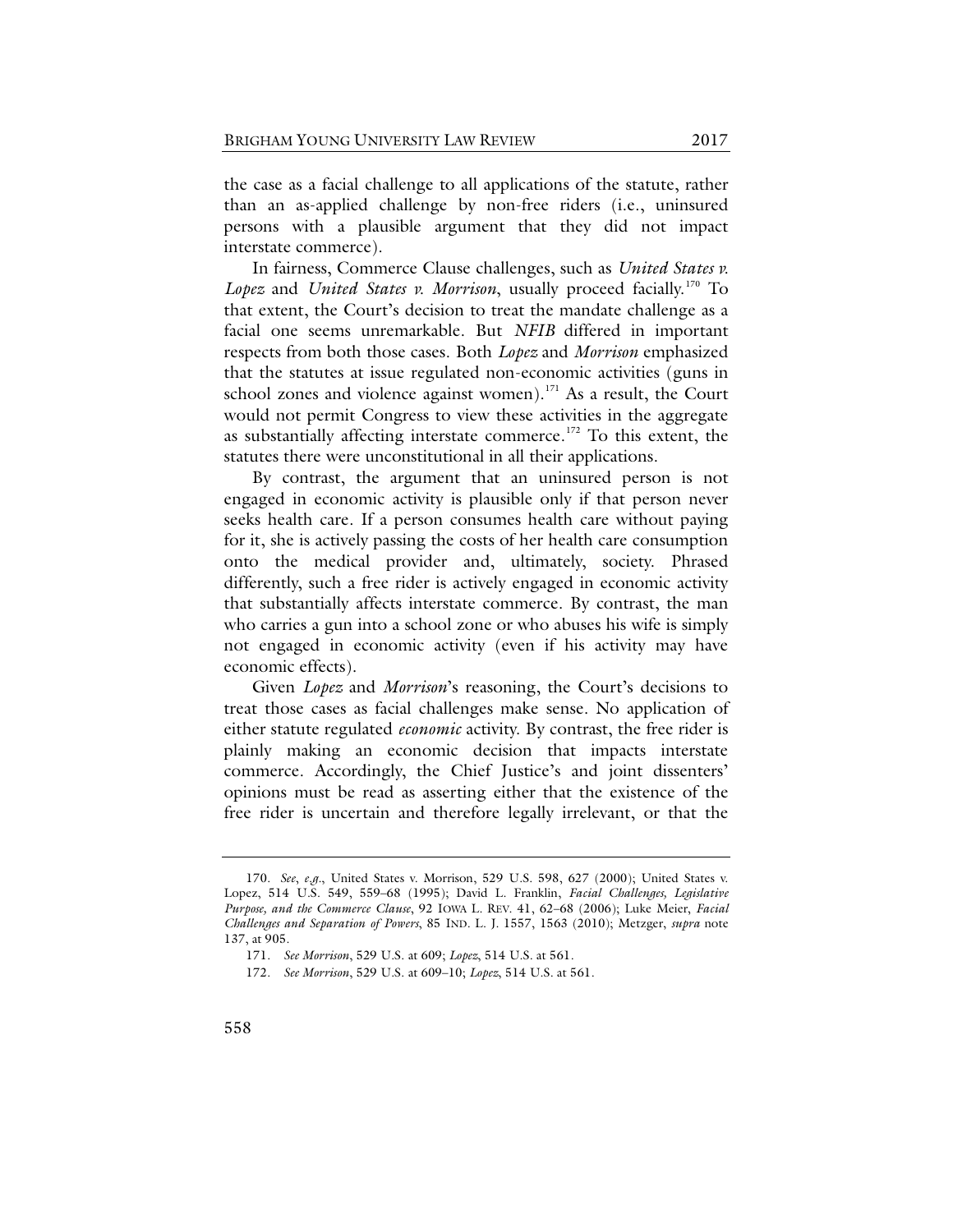the case as a facial challenge to all applications of the statute, rather than an as-applied challenge by non-free riders (i.e., uninsured persons with a plausible argument that they did not impact interstate commerce).

In fairness, Commerce Clause challenges, such as *United States v. Lopez* and *United States v. Morrison*, usually proceed facially.[170] To that extent, the Court's decision to treat the mandate challenge as a facial one seems unremarkable. But *NFIB* differed in important respects from both those cases. Both *Lopez* and *Morrison* emphasized that the statutes at issue regulated non-economic activities (guns in school zones and violence against women).[171] As a result, the Court would not permit Congress to view these activities in the aggregate as substantially affecting interstate commerce.[172] To this extent, the statutes there were unconstitutional in all their applications.

By contrast, the argument that an uninsured person is not engaged in economic activity is plausible only if that person never seeks health care. If a person consumes health care without paying for it, she is actively passing the costs of her health care consumption onto the medical provider and, ultimately, society. Phrased differently, such a free rider is actively engaged in economic activity that substantially affects interstate commerce. By contrast, the man who carries a gun into a school zone or who abuses his wife is simply not engaged in economic activity (even if his activity may have economic effects).

Given *Lopez* and *Morrison*'s reasoning, the Court's decisions to treat those cases as facial challenges make sense. No application of either statute regulated *economic* activity. By contrast, the free rider is plainly making an economic decision that impacts interstate commerce. Accordingly, the Chief Justice's and joint dissenters' opinions must be read as asserting either that the existence of the free rider is uncertain and therefore legally irrelevant, or that the

---

170. *See, e.g.*, United States v. Morrison, 529 U.S. 598, 627 (2000); United States v. Lopez, 514 U.S. 549, 559–68 (1995); David L. Franklin, *Facial Challenges, Legislative Purpose, and the Commerce Clause*, 92 IOWA L. REV. 41, 62–68 (2006); Luke Meier, *Facial Challenges and Separation of Powers*, 85 IND. L. J. 1557, 1563 (2010); Metzger, *supra* note 137, at 905.

171. *See Morrison*, 529 U.S. at 609; *Lopez*, 514 U.S. at 561.

172. *See Morrison*, 529 U.S. at 609–10; *Lopez*, 514 U.S. at 561.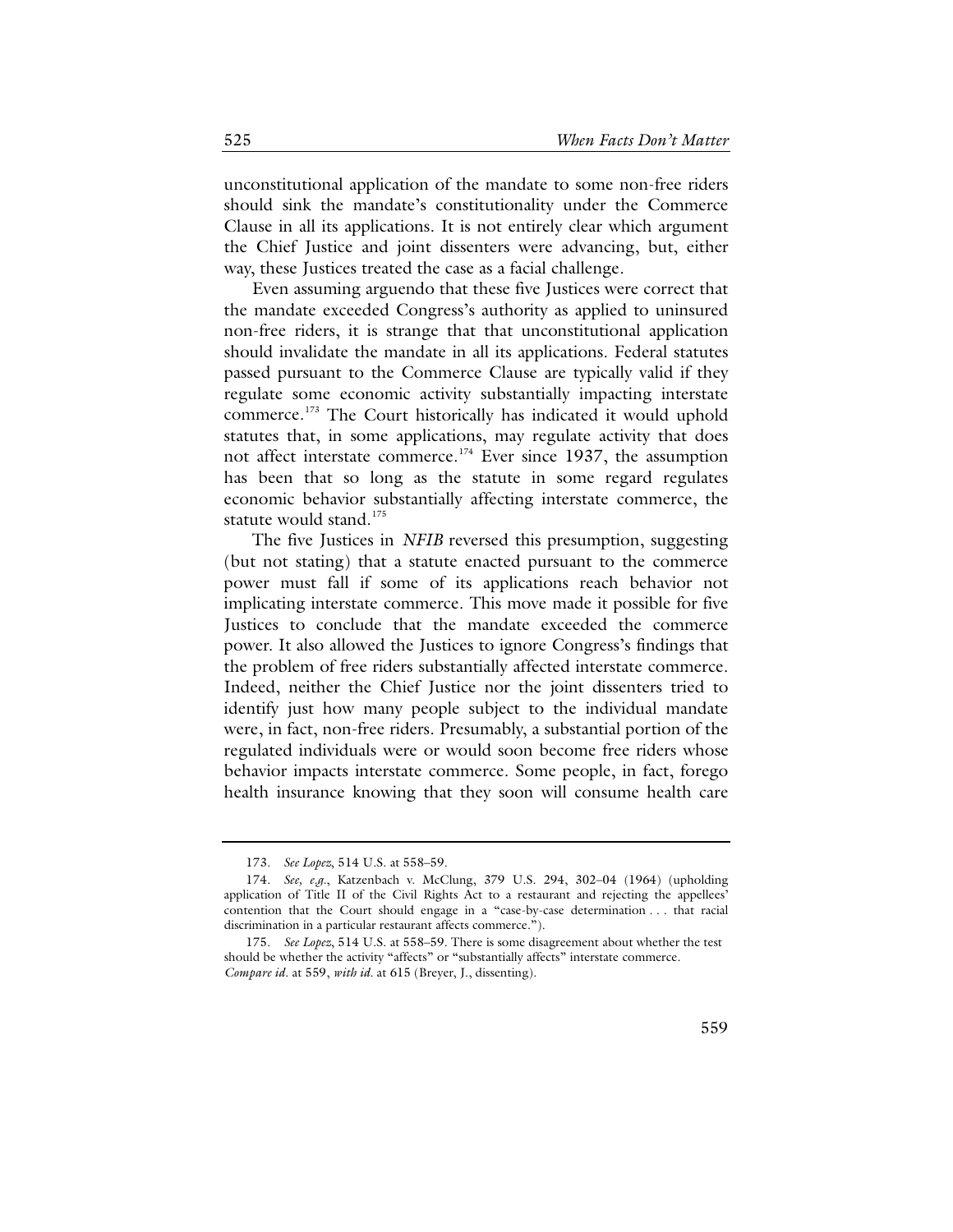unconstitutional application of the mandate to some non-free riders should sink the mandate's constitutionality under the Commerce Clause in all its applications. It is not entirely clear which argument the Chief Justice and joint dissenters were advancing, but, either way, these Justices treated the case as a facial challenge.

Even assuming arguendo that these five Justices were correct that the mandate exceeded Congress's authority as applied to uninsured non-free riders, it is strange that that unconstitutional application should invalidate the mandate in all its applications. Federal statutes passed pursuant to the Commerce Clause are typically valid if they regulate some economic activity substantially impacting interstate commerce.[173] The Court historically has indicated it would uphold statutes that, in some applications, may regulate activity that does not affect interstate commerce.[174] Ever since 1937, the assumption has been that so long as the statute in some regard regulates economic behavior substantially affecting interstate commerce, the statute would stand.[175]

The five Justices in *NFIB* reversed this presumption, suggesting (but not stating) that a statute enacted pursuant to the commerce power must fall if some of its applications reach behavior not implicating interstate commerce. This move made it possible for five Justices to conclude that the mandate exceeded the commerce power. It also allowed the Justices to ignore Congress's findings that the problem of free riders substantially affected interstate commerce. Indeed, neither the Chief Justice nor the joint dissenters tried to identify just how many people subject to the individual mandate were, in fact, non-free riders. Presumably, a substantial portion of the regulated individuals were or would soon become free riders whose behavior impacts interstate commerce. Some people, in fact, forego health insurance knowing that they soon will consume health care

---

173. *See Lopez*, 514 U.S. at 558–59.

174. *See, e.g.*, Katzenbach v. McClung, 379 U.S. 294, 302–04 (1964) (upholding application of Title II of the Civil Rights Act to a restaurant and rejecting the appellees' contention that the Court should engage in a "case-by-case determination . . . that racial discrimination in a particular restaurant affects commerce.").

175. *See Lopez*, 514 U.S. at 558–59. There is some disagreement about whether the test should be whether the activity "affects" or "substantially affects" interstate commerce. *Compare id.* at 559, *with id.* at 615 (Breyer, J., dissenting).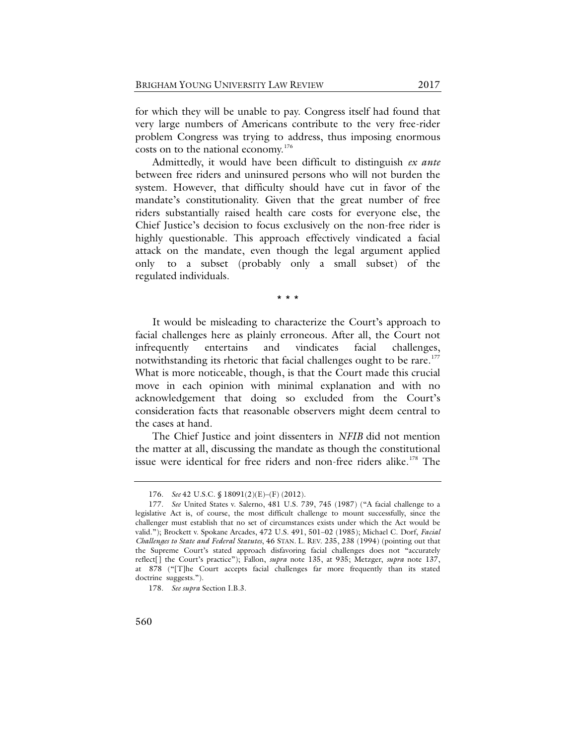for which they will be unable to pay. Congress itself had found that very large numbers of Americans contribute to the very free-rider problem Congress was trying to address, thus imposing enormous costs on to the national economy.[176]

Admittedly, it would have been difficult to distinguish *ex ante* between free riders and uninsured persons who will not burden the system. However, that difficulty should have cut in favor of the mandate's constitutionality. Given that the great number of free riders substantially raised health care costs for everyone else, the Chief Justice's decision to focus exclusively on the non-free rider is highly questionable. This approach effectively vindicated a facial attack on the mandate, even though the legal argument applied only to a subset (probably only a small subset) of the regulated individuals.

\* \* \*

It would be misleading to characterize the Court's approach to facial challenges here as plainly erroneous. After all, the Court not infrequently entertains and vindicates facial challenges, notwithstanding its rhetoric that facial challenges ought to be rare.[177] What is more noticeable, though, is that the Court made this crucial move in each opinion with minimal explanation and with no acknowledgement that doing so excluded from the Court's consideration facts that reasonable observers might deem central to the cases at hand.

The Chief Justice and joint dissenters in *NFIB* did not mention the matter at all, discussing the mandate as though the constitutional issue were identical for free riders and non-free riders alike.[178] The

---

176. *See* 42 U.S.C. § 18091(2)(E)–(F) (2012).

177. *See* United States v. Salerno, 481 U.S. 739, 745 (1987) ("A facial challenge to a legislative Act is, of course, the most difficult challenge to mount successfully, since the challenger must establish that no set of circumstances exists under which the Act would be valid."); Brockett v. Spokane Arcades, 472 U.S. 491, 501–02 (1985); Michael C. Dorf, *Facial Challenges to State and Federal Statutes*, 46 STAN. L. REV. 235, 238 (1994) (pointing out that the Supreme Court's stated approach disfavoring facial challenges does not "accurately reflect[] the Court's practice"); Fallon, *supra* note 135, at 935; Metzger, *supra* note 137, at 878 ("[T]he Court accepts facial challenges far more frequently than its stated doctrine suggests.").

178. *See supra* Section I.B.3.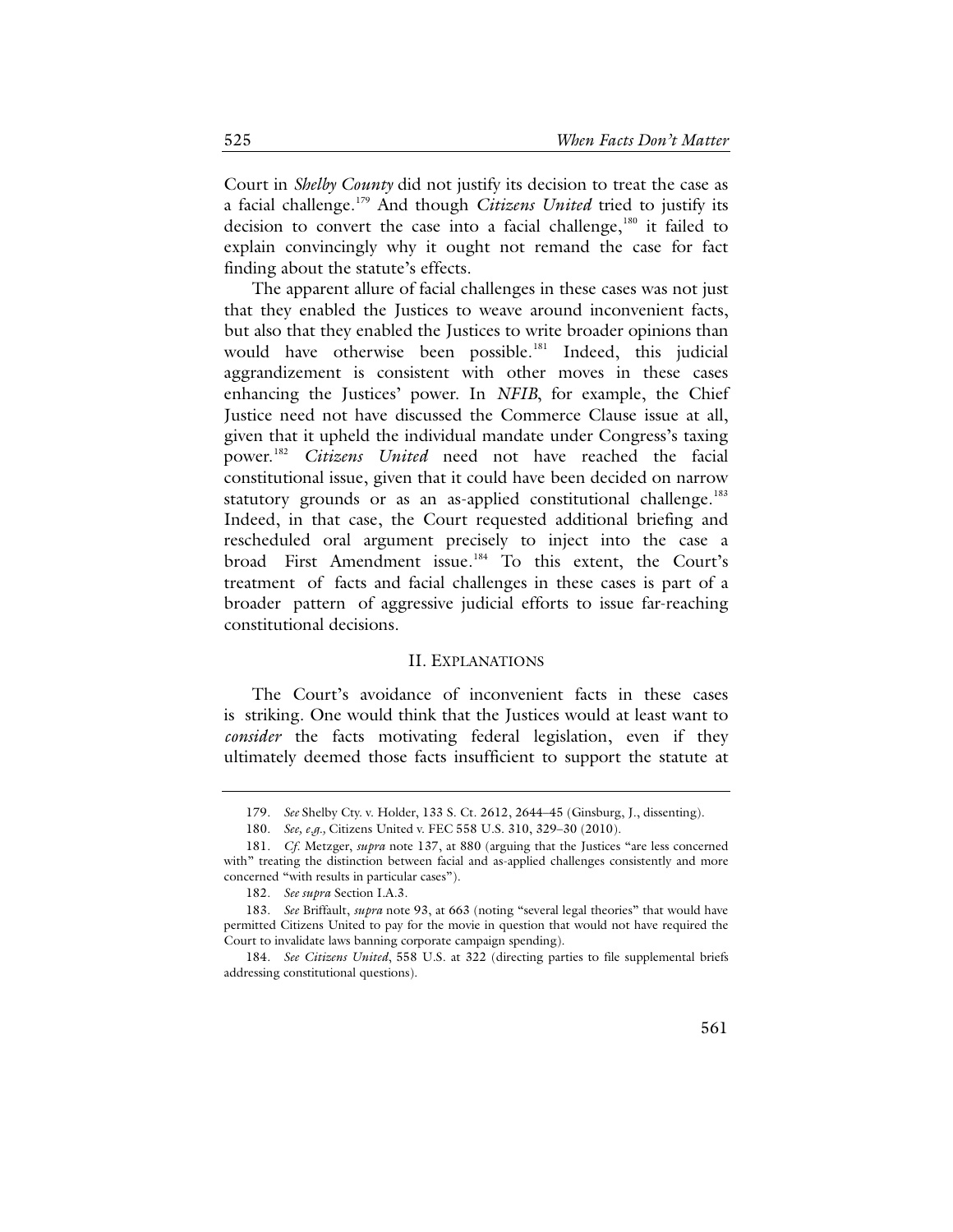Court in *Shelby County* did not justify its decision to treat the case as a facial challenge.[179] And though *Citizens United* tried to justify its decision to convert the case into a facial challenge,[180] it failed to explain convincingly why it ought not remand the case for fact finding about the statute's effects.

The apparent allure of facial challenges in these cases was not just that they enabled the Justices to weave around inconvenient facts, but also that they enabled the Justices to write broader opinions than would have otherwise been possible.[181] Indeed, this judicial aggrandizement is consistent with other moves in these cases enhancing the Justices' power. In *NFIB*, for example, the Chief Justice need not have discussed the Commerce Clause issue at all, given that it upheld the individual mandate under Congress's taxing power.[182] *Citizens United* need not have reached the facial constitutional issue, given that it could have been decided on narrow statutory grounds or as an as-applied constitutional challenge.[183] Indeed, in that case, the Court requested additional briefing and rescheduled oral argument precisely to inject into the case a broad First Amendment issue.[184] To this extent, the Court's treatment of facts and facial challenges in these cases is part of a broader pattern of aggressive judicial efforts to issue far-reaching constitutional decisions.

## II. Explanations

The Court's avoidance of inconvenient facts in these cases is striking. One would think that the Justices would at least want to *consider* the facts motivating federal legislation, even if they ultimately deemed those facts insufficient to support the statute at

---

179. *See* Shelby Cty. v. Holder, 133 S. Ct. 2612, 2644–45 (Ginsburg, J., dissenting).

180. *See, e.g.*, Citizens United v. FEC 558 U.S. 310, 329–30 (2010).

181. *Cf.* Metzger, *supra* note 137, at 880 (arguing that the Justices "are less concerned with" treating the distinction between facial and as-applied challenges consistently and more concerned "with results in particular cases").

182. *See supra* Section I.A.3.

183. *See* Briffault, *supra* note 93, at 663 (noting "several legal theories" that would have permitted Citizens United to pay for the movie in question that would not have required the Court to invalidate laws banning corporate campaign spending).

184. *See Citizens United*, 558 U.S. at 322 (directing parties to file supplemental briefs addressing constitutional questions).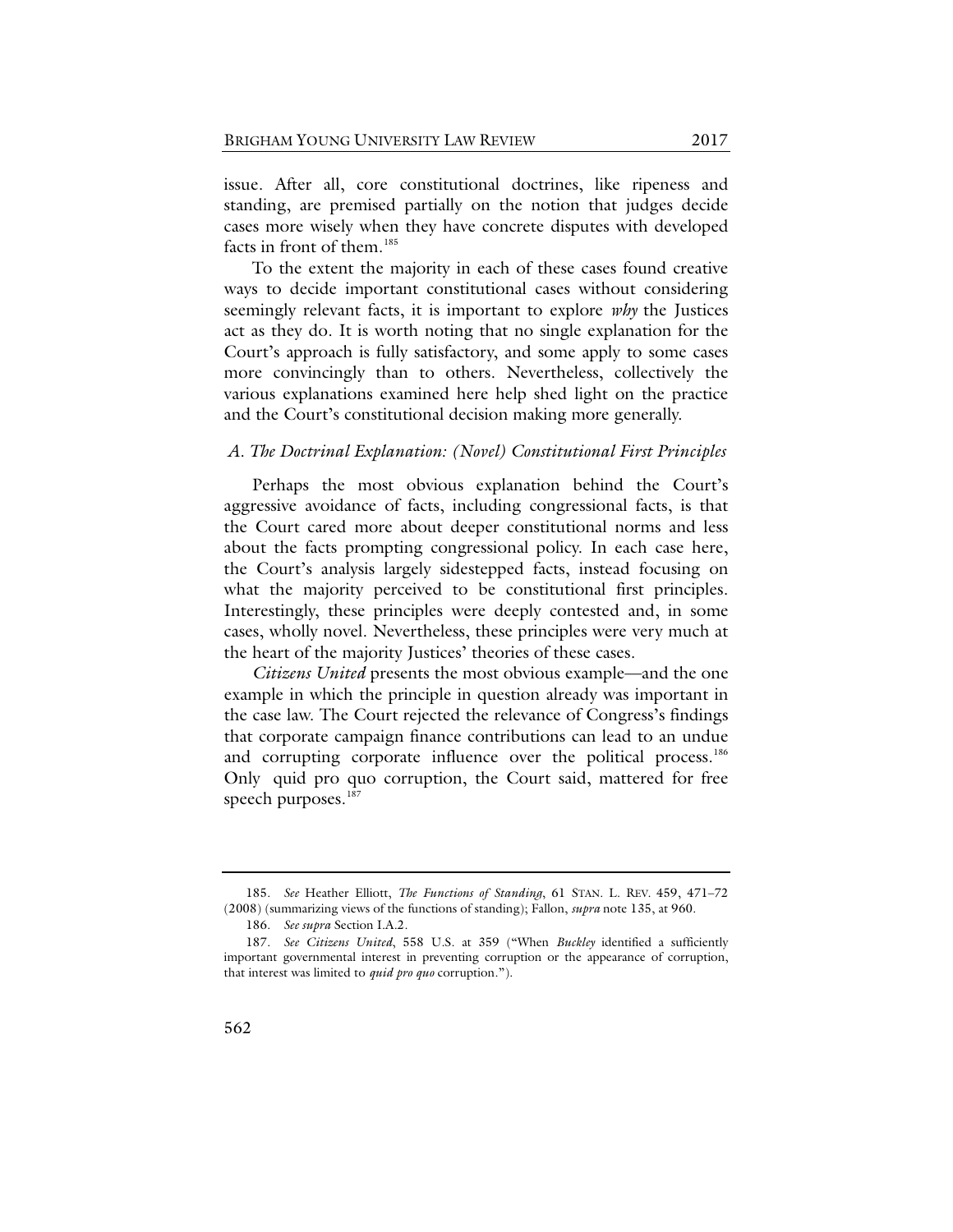issue. After all, core constitutional doctrines, like ripeness and standing, are premised partially on the notion that judges decide cases more wisely when they have concrete disputes with developed facts in front of them.[185]

To the extent the majority in each of these cases found creative ways to decide important constitutional cases without considering seemingly relevant facts, it is important to explore *why* the Justices act as they do. It is worth noting that no single explanation for the Court's approach is fully satisfactory, and some apply to some cases more convincingly than to others. Nevertheless, collectively the various explanations examined here help shed light on the practice and the Court's constitutional decision making more generally.

### *A. The Doctrinal Explanation: (Novel) Constitutional First Principles*

Perhaps the most obvious explanation behind the Court's aggressive avoidance of facts, including congressional facts, is that the Court cared more about deeper constitutional norms and less about the facts prompting congressional policy. In each case here, the Court's analysis largely sidestepped facts, instead focusing on what the majority perceived to be constitutional first principles. Interestingly, these principles were deeply contested and, in some cases, wholly novel. Nevertheless, these principles were very much at the heart of the majority Justices' theories of these cases.

*Citizens United* presents the most obvious example—and the one example in which the principle in question already was important in the case law. The Court rejected the relevance of Congress's findings that corporate campaign finance contributions can lead to an undue and corrupting corporate influence over the political process.[186] Only quid pro quo corruption, the Court said, mattered for free speech purposes.[187]

---

185. *See* Heather Elliott, *The Functions of Standing*, 61 STAN. L. REV. 459, 471–72 (2008) (summarizing views of the functions of standing); Fallon, *supra* note 135, at 960.

186. *See supra* Section I.A.2.

187. *See Citizens United*, 558 U.S. at 359 ("When *Buckley* identified a sufficiently important governmental interest in preventing corruption or the appearance of corruption, that interest was limited to *quid pro quo* corruption.").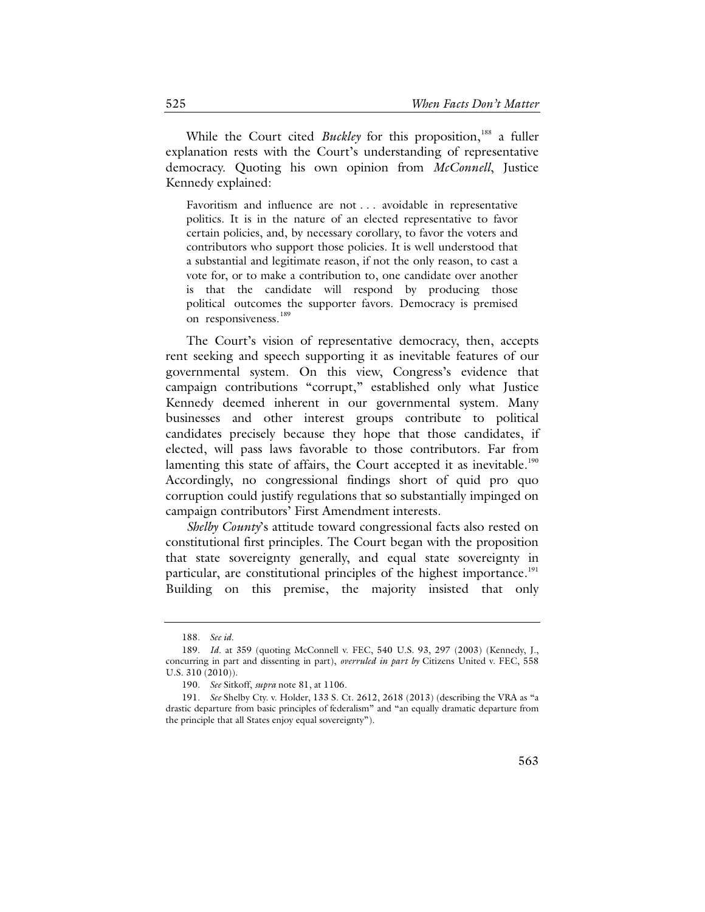While the Court cited *Buckley* for this proposition,[188] a fuller explanation rests with the Court's understanding of representative democracy. Quoting his own opinion from *McConnell*, Justice Kennedy explained:

> Favoritism and influence are not . . . avoidable in representative politics. It is in the nature of an elected representative to favor certain policies, and, by necessary corollary, to favor the voters and contributors who support those policies. It is well understood that a substantial and legitimate reason, if not the only reason, to cast a vote for, or to make a contribution to, one candidate over another is that the candidate will respond by producing those political outcomes the supporter favors. Democracy is premised on responsiveness.[189]

The Court's vision of representative democracy, then, accepts rent seeking and speech supporting it as inevitable features of our governmental system. On this view, Congress's evidence that campaign contributions "corrupt," established only what Justice Kennedy deemed inherent in our governmental system. Many businesses and other interest groups contribute to political candidates precisely because they hope that those candidates, if elected, will pass laws favorable to those contributors. Far from lamenting this state of affairs, the Court accepted it as inevitable.[190] Accordingly, no congressional findings short of quid pro quo corruption could justify regulations that so substantially impinged on campaign contributors' First Amendment interests.

*Shelby County*'s attitude toward congressional facts also rested on constitutional first principles. The Court began with the proposition that state sovereignty generally, and equal state sovereignty in particular, are constitutional principles of the highest importance.[191] Building on this premise, the majority insisted that only

---

188. *See id.*

189. *Id.* at 359 (quoting McConnell v. FEC, 540 U.S. 93, 297 (2003) (Kennedy, J., concurring in part and dissenting in part), *overruled in part by* Citizens United v. FEC, 558 U.S. 310 (2010)).

190. *See* Sitkoff, *supra* note 81, at 1106.

191. *See* Shelby Cty. v. Holder, 133 S. Ct. 2612, 2618 (2013) (describing the VRA as "a drastic departure from basic principles of federalism" and "an equally dramatic departure from the principle that all States enjoy equal sovereignty").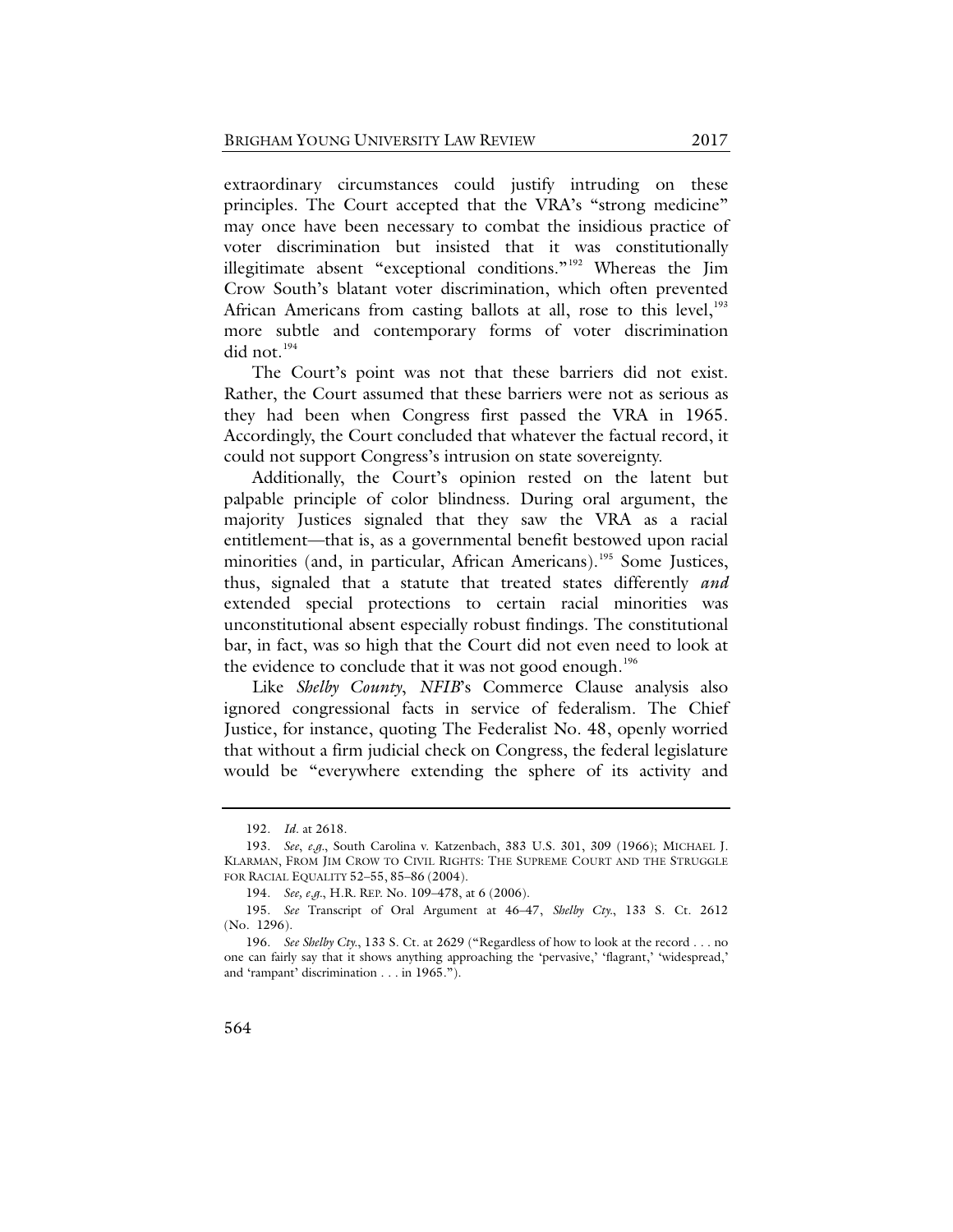extraordinary circumstances could justify intruding on these principles. The Court accepted that the VRA's "strong medicine" may once have been necessary to combat the insidious practice of voter discrimination but insisted that it was constitutionally illegitimate absent "exceptional conditions."[192] Whereas the Jim Crow South's blatant voter discrimination, which often prevented African Americans from casting ballots at all, rose to this level,[193] more subtle and contemporary forms of voter discrimination did not.[194]

The Court's point was not that these barriers did not exist. Rather, the Court assumed that these barriers were not as serious as they had been when Congress first passed the VRA in 1965. Accordingly, the Court concluded that whatever the factual record, it could not support Congress's intrusion on state sovereignty.

Additionally, the Court's opinion rested on the latent but palpable principle of color blindness. During oral argument, the majority Justices signaled that they saw the VRA as a racial entitlement—that is, as a governmental benefit bestowed upon racial minorities (and, in particular, African Americans).[195] Some Justices, thus, signaled that a statute that treated states differently *and* extended special protections to certain racial minorities was unconstitutional absent especially robust findings. The constitutional bar, in fact, was so high that the Court did not even need to look at the evidence to conclude that it was not good enough.[196]

Like *Shelby County*, *NFIB*'s Commerce Clause analysis also ignored congressional facts in service of federalism. The Chief Justice, for instance, quoting The Federalist No. 48, openly worried that without a firm judicial check on Congress, the federal legislature would be "everywhere extending the sphere of its activity and

---

192. *Id.* at 2618.

193. *See, e.g.*, South Carolina v. Katzenbach, 383 U.S. 301, 309 (1966); MICHAEL J. KLARMAN, FROM JIM CROW TO CIVIL RIGHTS: THE SUPREME COURT AND THE STRUGGLE FOR RACIAL EQUALITY 52–55, 85–86 (2004).

194. *See, e.g.*, H.R. REP. No. 109–478, at 6 (2006).

195. *See* Transcript of Oral Argument at 46–47, *Shelby Cty.*, 133 S. Ct. 2612 (No. 1296).

196. *See Shelby Cty.*, 133 S. Ct. at 2629 ("Regardless of how to look at the record . . . no one can fairly say that it shows anything approaching the 'pervasive,' 'flagrant,' 'widespread,' and 'rampant' discrimination . . . in 1965.").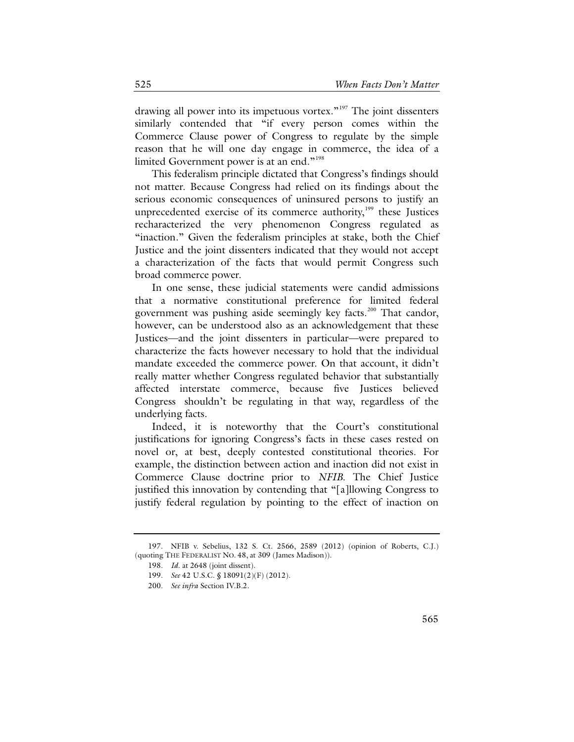drawing all power into its impetuous vortex."[197] The joint dissenters similarly contended that "if every person comes within the Commerce Clause power of Congress to regulate by the simple reason that he will one day engage in commerce, the idea of a limited Government power is at an end."[198]

This federalism principle dictated that Congress's findings should not matter. Because Congress had relied on its findings about the serious economic consequences of uninsured persons to justify an unprecedented exercise of its commerce authority,[199] these Justices recharacterized the very phenomenon Congress regulated as "inaction." Given the federalism principles at stake, both the Chief Justice and the joint dissenters indicated that they would not accept a characterization of the facts that would permit Congress such broad commerce power.

In one sense, these judicial statements were candid admissions that a normative constitutional preference for limited federal government was pushing aside seemingly key facts.[200] That candor, however, can be understood also as an acknowledgement that these Justices—and the joint dissenters in particular—were prepared to characterize the facts however necessary to hold that the individual mandate exceeded the commerce power. On that account, it didn't really matter whether Congress regulated behavior that substantially affected interstate commerce, because five Justices believed Congress shouldn't be regulating in that way, regardless of the underlying facts.

Indeed, it is noteworthy that the Court's constitutional justifications for ignoring Congress's facts in these cases rested on novel or, at best, deeply contested constitutional theories. For example, the distinction between action and inaction did not exist in Commerce Clause doctrine prior to *NFIB*. The Chief Justice justified this innovation by contending that "[a]llowing Congress to justify federal regulation by pointing to the effect of inaction on

---

197. NFIB v. Sebelius, 132 S. Ct. 2566, 2589 (2012) (opinion of Roberts, C.J.) (quoting THE FEDERALIST NO. 48, at 309 (James Madison)).

198. *Id*. at 2648 (joint dissent).

199. *See* 42 U.S.C. § 18091(2)(F) (2012).

200. *See infra* Section IV.B.2.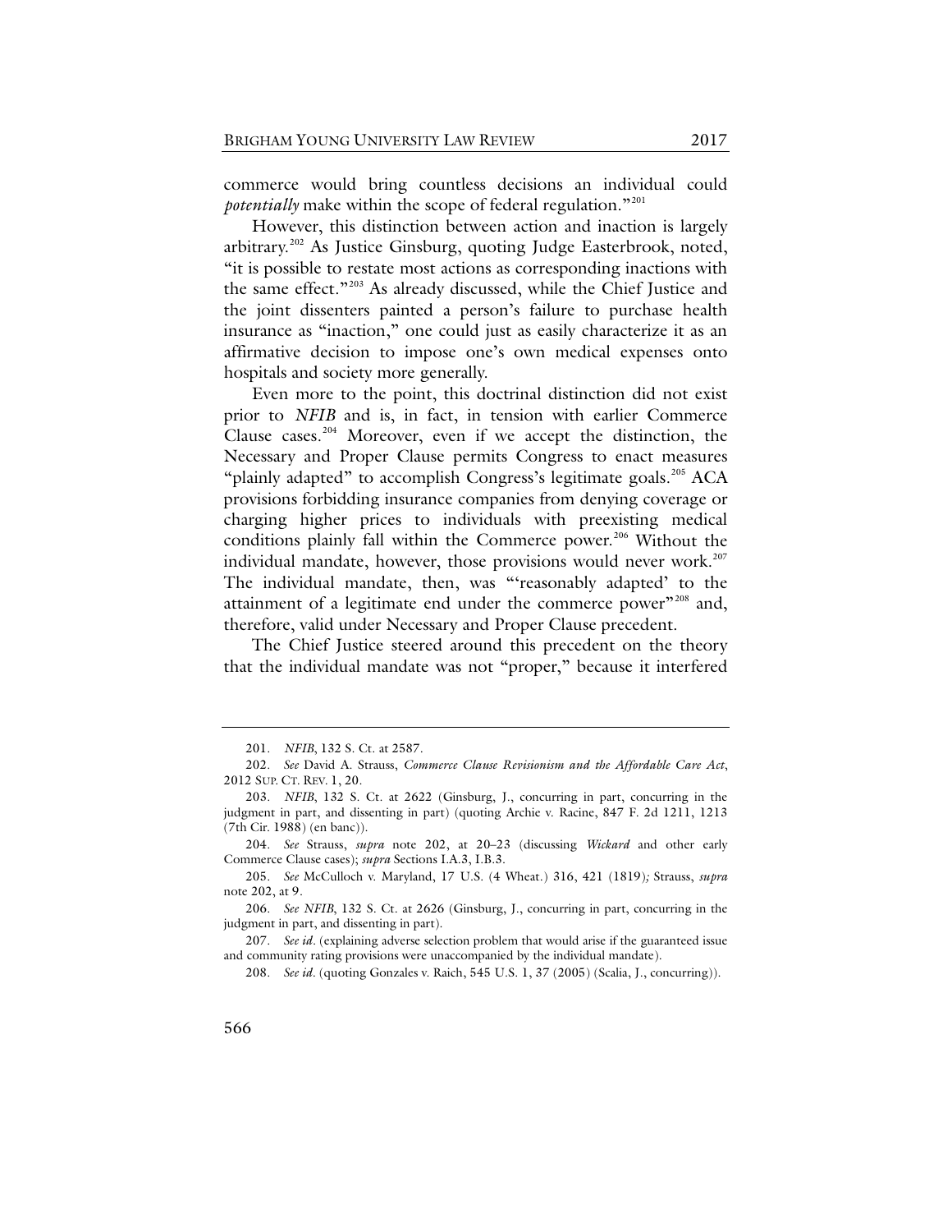commerce would bring countless decisions an individual could *potentially* make within the scope of federal regulation."[201]

However, this distinction between action and inaction is largely arbitrary.[202] As Justice Ginsburg, quoting Judge Easterbrook, noted, "it is possible to restate most actions as corresponding inactions with the same effect."[203] As already discussed, while the Chief Justice and the joint dissenters painted a person's failure to purchase health insurance as "inaction," one could just as easily characterize it as an affirmative decision to impose one's own medical expenses onto hospitals and society more generally.

Even more to the point, this doctrinal distinction did not exist prior to *NFIB* and is, in fact, in tension with earlier Commerce Clause cases.[204] Moreover, even if we accept the distinction, the Necessary and Proper Clause permits Congress to enact measures "plainly adapted" to accomplish Congress's legitimate goals.[205] ACA provisions forbidding insurance companies from denying coverage or charging higher prices to individuals with preexisting medical conditions plainly fall within the Commerce power.[206] Without the individual mandate, however, those provisions would never work.[207] The individual mandate, then, was "'reasonably adapted' to the attainment of a legitimate end under the commerce power"[208] and, therefore, valid under Necessary and Proper Clause precedent.

The Chief Justice steered around this precedent on the theory that the individual mandate was not "proper," because it interfered

---

201. *NFIB*, 132 S. Ct. at 2587.

202. *See* David A. Strauss, *Commerce Clause Revisionism and the Affordable Care Act*, 2012 SUP. CT. REV. 1, 20.

203. *NFIB*, 132 S. Ct. at 2622 (Ginsburg, J., concurring in part, concurring in the judgment in part, and dissenting in part) (quoting Archie v. Racine, 847 F. 2d 1211, 1213 (7th Cir. 1988) (en banc)).

204. *See* Strauss, *supra* note 202, at 20–23 (discussing *Wickard* and other early Commerce Clause cases); *supra* Sections I.A.3, I.B.3.

205. *See* McCulloch v. Maryland, 17 U.S. (4 Wheat.) 316, 421 (1819); Strauss, *supra* note 202, at 9.

206. *See NFIB*, 132 S. Ct. at 2626 (Ginsburg, J., concurring in part, concurring in the judgment in part, and dissenting in part).

207. *See id.* (explaining adverse selection problem that would arise if the guaranteed issue and community rating provisions were unaccompanied by the individual mandate).

208. *See id.* (quoting Gonzales v. Raich, 545 U.S. 1, 37 (2005) (Scalia, J., concurring)).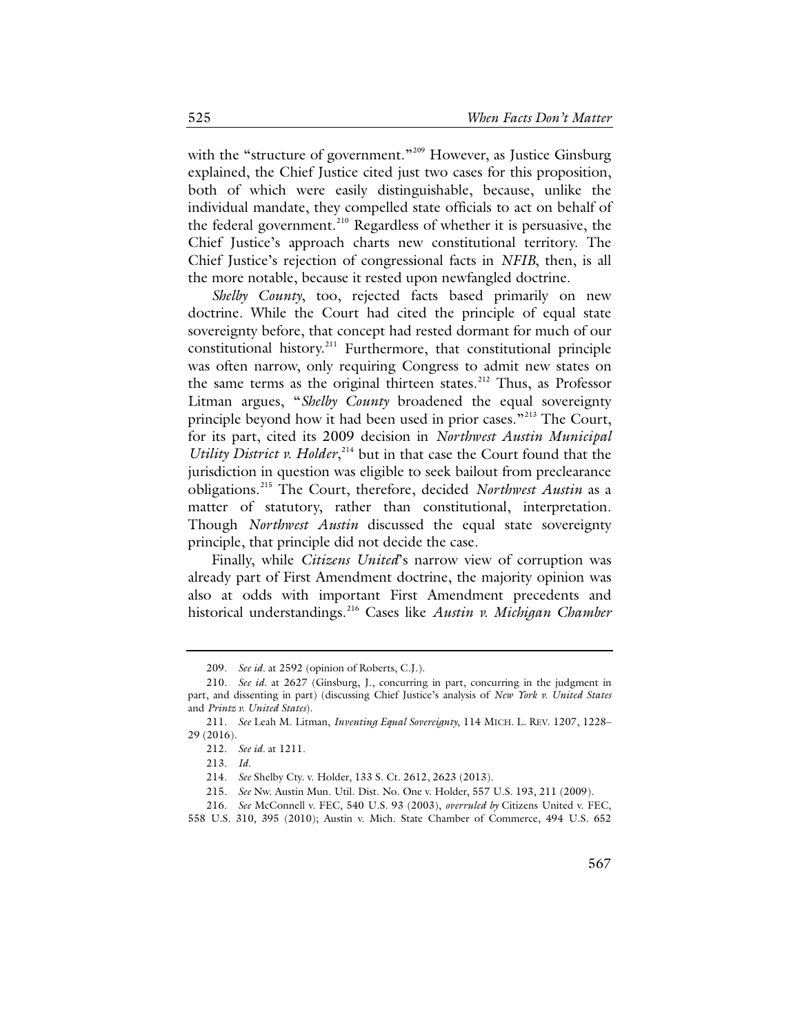with the "structure of government."[209] However, as Justice Ginsburg explained, the Chief Justice cited just two cases for this proposition, both of which were easily distinguishable, because, unlike the individual mandate, they compelled state officials to act on behalf of the federal government.[210] Regardless of whether it is persuasive, the Chief Justice's approach charts new constitutional territory. The Chief Justice's rejection of congressional facts in *NFIB*, then, is all the more notable, because it rested upon newfangled doctrine.

*Shelby County*, too, rejected facts based primarily on new doctrine. While the Court had cited the principle of equal state sovereignty before, that concept had rested dormant for much of our constitutional history.[211] Furthermore, that constitutional principle was often narrow, only requiring Congress to admit new states on the same terms as the original thirteen states.[212] Thus, as Professor Litman argues, "*Shelby County* broadened the equal sovereignty principle beyond how it had been used in prior cases."[213] The Court, for its part, cited its 2009 decision in *Northwest Austin Municipal Utility District v. Holder*,[214] but in that case the Court found that the jurisdiction in question was eligible to seek bailout from preclearance obligations.[215] The Court, therefore, decided *Northwest Austin* as a matter of statutory, rather than constitutional, interpretation. Though *Northwest Austin* discussed the equal state sovereignty principle, that principle did not decide the case.

Finally, while *Citizens United*'s narrow view of corruption was already part of First Amendment doctrine, the majority opinion was also at odds with important First Amendment precedents and historical understandings.[216] Cases like *Austin v. Michigan Chamber*

---

209. *See id.* at 2592 (opinion of Roberts, C.J.).

210. *See id.* at 2627 (Ginsburg, J., concurring in part, concurring in the judgment in part, and dissenting in part) (discussing Chief Justice's analysis of *New York v. United States* and *Printz v. United States*).

211. *See* Leah M. Litman, *Inventing Equal Sovereignty*, 114 MICH. L. REV. 1207, 1228–29 (2016).

212. *See id.* at 1211.

213. *Id.*

214. *See* Shelby Cty. v. Holder, 133 S. Ct. 2612, 2623 (2013).

215. *See* Nw. Austin Mun. Util. Dist. No. One v. Holder, 557 U.S. 193, 211 (2009).

216. *See* McConnell v. FEC, 540 U.S. 93 (2003), *overruled by* Citizens United v. FEC, 558 U.S. 310, 395 (2010); Austin v. Mich. State Chamber of Commerce, 494 U.S. 652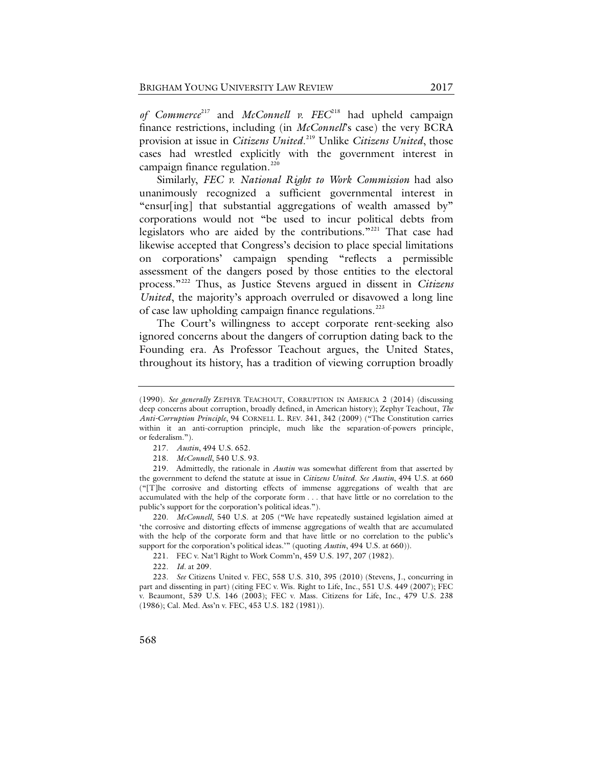*of Commerce*[217] and *McConnell v. FEC*[218] had upheld campaign finance restrictions, including (in *McConnell*'s case) the very BCRA provision at issue in *Citizens United*.[219] Unlike *Citizens United*, those cases had wrestled explicitly with the government interest in campaign finance regulation.[220]

Similarly, *FEC v. National Right to Work Commission* had also unanimously recognized a sufficient governmental interest in "ensur[ing] that substantial aggregations of wealth amassed by" corporations would not "be used to incur political debts from legislators who are aided by the contributions."[221] That case had likewise accepted that Congress's decision to place special limitations on corporations' campaign spending "reflects a permissible assessment of the dangers posed by those entities to the electoral process."[222] Thus, as Justice Stevens argued in dissent in *Citizens United*, the majority's approach overruled or disavowed a long line of case law upholding campaign finance regulations.[223]

The Court's willingness to accept corporate rent-seeking also ignored concerns about the dangers of corruption dating back to the Founding era. As Professor Teachout argues, the United States, throughout its history, has a tradition of viewing corruption broadly

---

(1990). *See generally* ZEPHYR TEACHOUT, CORRUPTION IN AMERICA 2 (2014) (discussing deep concerns about corruption, broadly defined, in American history); Zephyr Teachout, *The Anti-Corruption Principle*, 94 CORNELL L. REV. 341, 342 (2009) ("The Constitution carries within it an anti-corruption principle, much like the separation-of-powers principle, or federalism.").

217. *Austin*, 494 U.S. 652.

218. *McConnell*, 540 U.S. 93.

219. Admittedly, the rationale in *Austin* was somewhat different from that asserted by the government to defend the statute at issue in *Citizens United*. *See Austin*, 494 U.S. at 660 ("[T]he corrosive and distorting effects of immense aggregations of wealth that are accumulated with the help of the corporate form . . . that have little or no correlation to the public's support for the corporation's political ideas.").

220. *McConnell*, 540 U.S. at 205 ("We have repeatedly sustained legislation aimed at 'the corrosive and distorting effects of immense aggregations of wealth that are accumulated with the help of the corporate form and that have little or no correlation to the public's support for the corporation's political ideas.'" (quoting *Austin*, 494 U.S. at 660)).

221. FEC v. Nat'l Right to Work Comm'n, 459 U.S. 197, 207 (1982).

222. *Id*. at 209.

223. *See* Citizens United v. FEC, 558 U.S. 310, 395 (2010) (Stevens, J., concurring in part and dissenting in part) (citing FEC v. Wis. Right to Life, Inc., 551 U.S. 449 (2007); FEC v. Beaumont, 539 U.S. 146 (2003); FEC v. Mass. Citizens for Life, Inc., 479 U.S. 238 (1986); Cal. Med. Ass'n v. FEC, 453 U.S. 182 (1981)).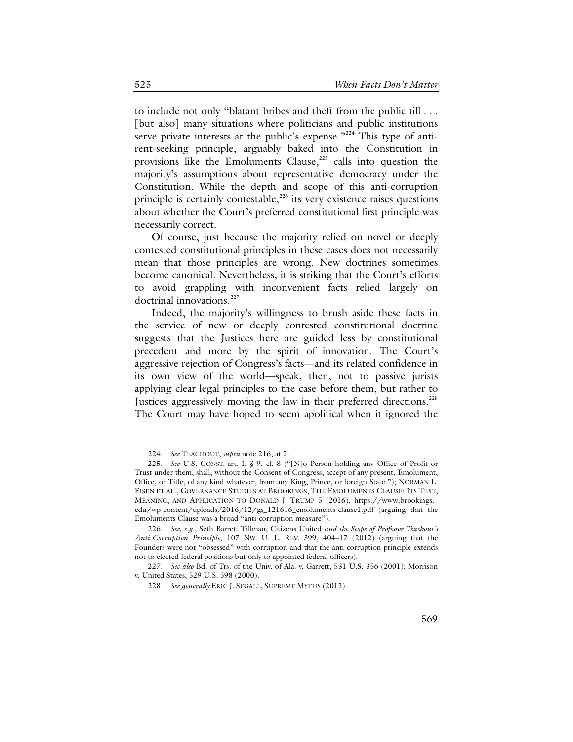to include not only "blatant bribes and theft from the public till . . . [but also] many situations where politicians and public institutions serve private interests at the public's expense."[224] This type of anti-rent-seeking principle, arguably baked into the Constitution in provisions like the Emoluments Clause,[225] calls into question the majority's assumptions about representative democracy under the Constitution. While the depth and scope of this anti-corruption principle is certainly contestable,[226] its very existence raises questions about whether the Court's preferred constitutional first principle was necessarily correct.

Of course, just because the majority relied on novel or deeply contested constitutional principles in these cases does not necessarily mean that those principles are wrong. New doctrines sometimes become canonical. Nevertheless, it is striking that the Court's efforts to avoid grappling with inconvenient facts relied largely on doctrinal innovations.[227]

Indeed, the majority's willingness to brush aside these facts in the service of new or deeply contested constitutional doctrine suggests that the Justices here are guided less by constitutional precedent and more by the spirit of innovation. The Court's aggressive rejection of Congress's facts—and its related confidence in its own view of the world—speak, then, not to passive jurists applying clear legal principles to the case before them, but rather to Justices aggressively moving the law in their preferred directions.[228] The Court may have hoped to seem apolitical when it ignored the

---

224. *See* TEACHOUT, *supra* note 216, at 2.

225. *See* U.S. CONST. art. I, § 9, cl. 8 ("[N]o Person holding any Office of Profit or Trust under them, shall, without the Consent of Congress, accept of any present, Emolument, Office, or Title, of any kind whatever, from any King, Prince, or foreign State."); NORMAN L. EISEN ET AL., GOVERNANCE STUDIES AT BROOKINGS, THE EMOLUMENTS CLAUSE: ITS TEXT, MEANING, AND APPLICATION TO DONALD J. TRUMP 5 (2016), https://www.brookings.edu/wp-content/uploads/2016/12/gs_121616_emoluments-clause1.pdf (arguing that the Emoluments Clause was a broad "anti-corruption measure").

226. *See, e.g.*, Seth Barrett Tillman, Citizens United *and the Scope of Professor Teachout's Anti-Corruption Principle*, 107 NW. U. L. REV. 399, 404–17 (2012) (arguing that the Founders were not "obsessed" with corruption and that the anti-corruption principle extends not to elected federal positions but only to appointed federal officers).

227. *See also* Bd. of Trs. of the Univ. of Ala. v. Garrett, 531 U.S. 356 (2001); Morrison v. United States, 529 U.S. 598 (2000).

228. *See generally* ERIC J. SEGALL, SUPREME MYTHS (2012).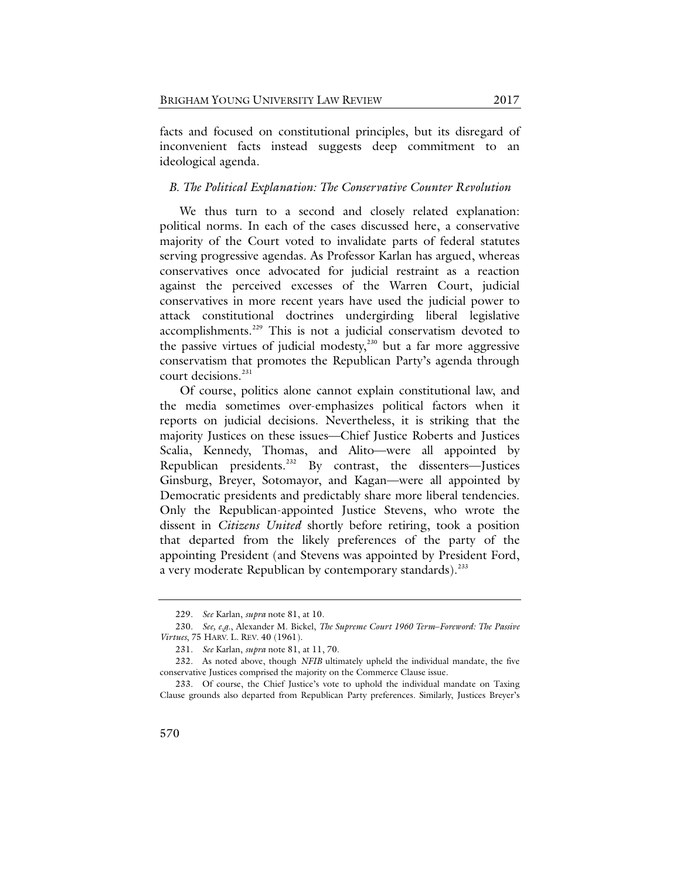facts and focused on constitutional principles, but its disregard of inconvenient facts instead suggests deep commitment to an ideological agenda.

### *B. The Political Explanation: The Conservative Counter Revolution*

We thus turn to a second and closely related explanation: political norms. In each of the cases discussed here, a conservative majority of the Court voted to invalidate parts of federal statutes serving progressive agendas. As Professor Karlan has argued, whereas conservatives once advocated for judicial restraint as a reaction against the perceived excesses of the Warren Court, judicial conservatives in more recent years have used the judicial power to attack constitutional doctrines undergirding liberal legislative accomplishments.[229] This is not a judicial conservatism devoted to the passive virtues of judicial modesty,[230] but a far more aggressive conservatism that promotes the Republican Party's agenda through court decisions.[231]

Of course, politics alone cannot explain constitutional law, and the media sometimes over-emphasizes political factors when it reports on judicial decisions. Nevertheless, it is striking that the majority Justices on these issues—Chief Justice Roberts and Justices Scalia, Kennedy, Thomas, and Alito—were all appointed by Republican presidents.[232] By contrast, the dissenters—Justices Ginsburg, Breyer, Sotomayor, and Kagan—were all appointed by Democratic presidents and predictably share more liberal tendencies. Only the Republican-appointed Justice Stevens, who wrote the dissent in *Citizens United* shortly before retiring, took a position that departed from the likely preferences of the party of the appointing President (and Stevens was appointed by President Ford, a very moderate Republican by contemporary standards).[233]

---

229. *See* Karlan, *supra* note 81, at 10.

230. *See, e.g.*, Alexander M. Bickel, *The Supreme Court 1960 Term–Foreword: The Passive Virtues*, 75 HARV. L. REV. 40 (1961).

231. *See* Karlan, *supra* note 81, at 11, 70.

232. As noted above, though *NFIB* ultimately upheld the individual mandate, the five conservative Justices comprised the majority on the Commerce Clause issue.

233. Of course, the Chief Justice's vote to uphold the individual mandate on Taxing Clause grounds also departed from Republican Party preferences. Similarly, Justices Breyer's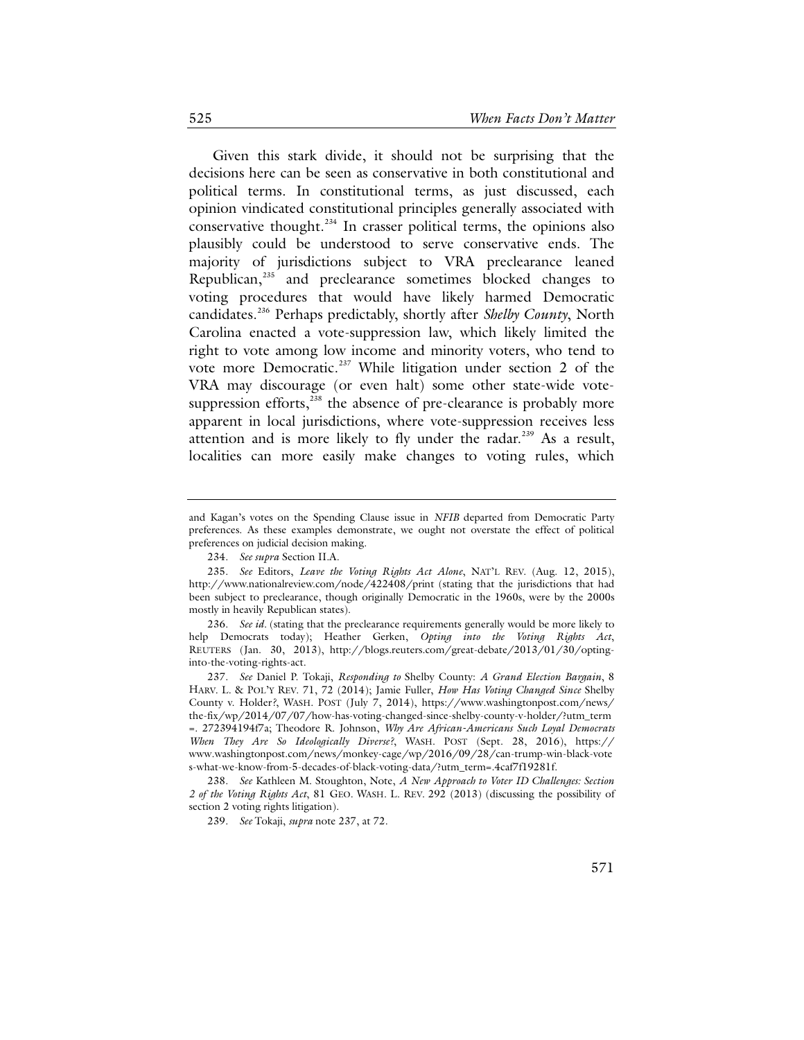Given this stark divide, it should not be surprising that the decisions here can be seen as conservative in both constitutional and political terms. In constitutional terms, as just discussed, each opinion vindicated constitutional principles generally associated with conservative thought.[234] In crasser political terms, the opinions also plausibly could be understood to serve conservative ends. The majority of jurisdictions subject to VRA preclearance leaned Republican,[235] and preclearance sometimes blocked changes to voting procedures that would have likely harmed Democratic candidates.[236] Perhaps predictably, shortly after *Shelby County*, North Carolina enacted a vote-suppression law, which likely limited the right to vote among low income and minority voters, who tend to vote more Democratic.[237] While litigation under section 2 of the VRA may discourage (or even halt) some other state-wide vote-suppression efforts,[238] the absence of pre-clearance is probably more apparent in local jurisdictions, where vote-suppression receives less attention and is more likely to fly under the radar.[239] As a result, localities can more easily make changes to voting rules, which

---

and Kagan's votes on the Spending Clause issue in *NFIB* departed from Democratic Party preferences. As these examples demonstrate, we ought not overstate the effect of political preferences on judicial decision making.

234. *See supra* Section II.A.

235. *See* Editors, *Leave the Voting Rights Act Alone*, NAT'L REV. (Aug. 12, 2015), http://www.nationalreview.com/node/422408/print (stating that the jurisdictions that had been subject to preclearance, though originally Democratic in the 1960s, were by the 2000s mostly in heavily Republican states).

236. *See id*. (stating that the preclearance requirements generally would be more likely to help Democrats today); Heather Gerken, *Opting into the Voting Rights Act*, REUTERS (Jan. 30, 2013), http://blogs.reuters.com/great-debate/2013/01/30/opting-into-the-voting-rights-act.

237. *See* Daniel P. Tokaji, *Responding to* Shelby County: *A Grand Election Bargain*, 8 HARV. L. & POL'Y REV. 71, 72 (2014); Jamie Fuller, *How Has Voting Changed Since* Shelby County v. Holder?, WASH. POST (July 7, 2014), https://www.washingtonpost.com/news/the-fix/wp/2014/07/07/how-has-voting-changed-since-shelby-county-v-holder/?utm_term=.272394194f7a; Theodore R. Johnson, *Why Are African-Americans Such Loyal Democrats When They Are So Ideologically Diverse?*, WASH. POST (Sept. 28, 2016), https://www.washingtonpost.com/news/monkey-cage/wp/2016/09/28/can-trump-win-black-votes-what-we-know-from-5-decades-of-black-voting-data/?utm_term=.4caf7f19281f.

238. *See* Kathleen M. Stoughton, Note, *A New Approach to Voter ID Challenges: Section 2 of the Voting Rights Act*, 81 GEO. WASH. L. REV. 292 (2013) (discussing the possibility of section 2 voting rights litigation).

239. *See* Tokaji, *supra* note 237, at 72.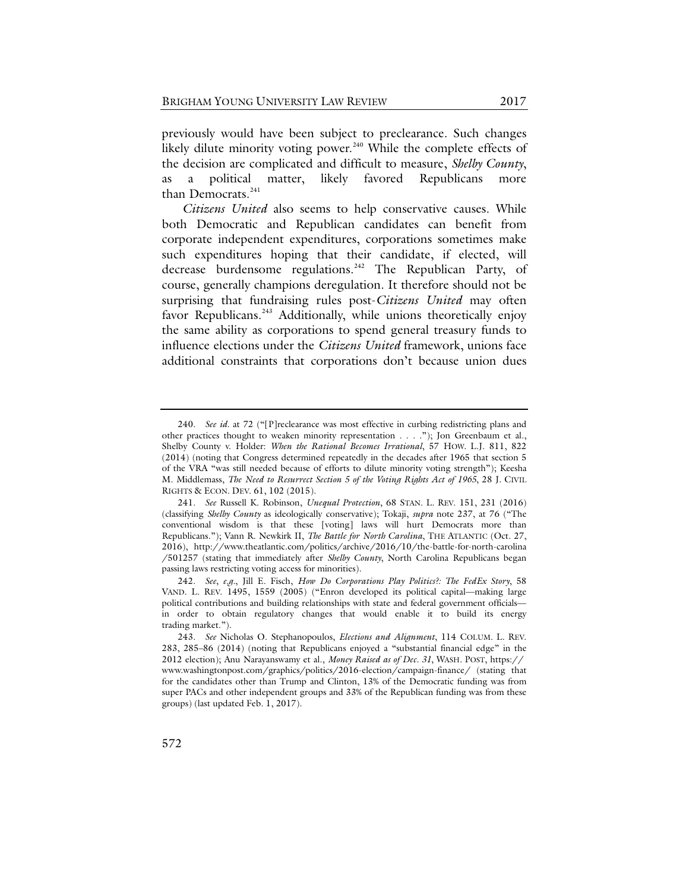previously would have been subject to preclearance. Such changes likely dilute minority voting power.[240] While the complete effects of the decision are complicated and difficult to measure, *Shelby County*, as a political matter, likely favored Republicans more than Democrats.[241]

*Citizens United* also seems to help conservative causes. While both Democratic and Republican candidates can benefit from corporate independent expenditures, corporations sometimes make such expenditures hoping that their candidate, if elected, will decrease burdensome regulations.[242] The Republican Party, of course, generally champions deregulation. It therefore should not be surprising that fundraising rules post-*Citizens United* may often favor Republicans.[243] Additionally, while unions theoretically enjoy the same ability as corporations to spend general treasury funds to influence elections under the *Citizens United* framework, unions face additional constraints that corporations don't because union dues

---

240. *See id.* at 72 ("[P]reclearance was most effective in curbing redistricting plans and other practices thought to weaken minority representation . . . ."); Jon Greenbaum et al., Shelby County v. Holder: *When the Rational Becomes Irrational*, 57 HOW. L.J. 811, 822 (2014) (noting that Congress determined repeatedly in the decades after 1965 that section 5 of the VRA "was still needed because of efforts to dilute minority voting strength"); Keesha M. Middlemass, *The Need to Resurrect Section 5 of the Voting Rights Act of 1965*, 28 J. CIVIL RIGHTS & ECON. DEV. 61, 102 (2015).

241. *See* Russell K. Robinson, *Unequal Protection*, 68 STAN. L. REV. 151, 231 (2016) (classifying *Shelby County* as ideologically conservative); Tokaji, *supra* note 237, at 76 ("The conventional wisdom is that these [voting] laws will hurt Democrats more than Republicans."); Vann R. Newkirk II, *The Battle for North Carolina*, THE ATLANTIC (Oct. 27, 2016), http://www.theatlantic.com/politics/archive/2016/10/the-battle-for-north-carolina/501257 (stating that immediately after *Shelby County*, North Carolina Republicans began passing laws restricting voting access for minorities).

242. *See, e.g.*, Jill E. Fisch, *How Do Corporations Play Politics?: The FedEx Story*, 58 VAND. L. REV. 1495, 1559 (2005) ("Enron developed its political capital—making large political contributions and building relationships with state and federal government officials—in order to obtain regulatory changes that would enable it to build its energy trading market.").

243. *See* Nicholas O. Stephanopoulos, *Elections and Alignment*, 114 COLUM. L. REV. 283, 285–86 (2014) (noting that Republicans enjoyed a "substantial financial edge" in the 2012 election); Anu Narayanswamy et al., *Money Raised as of Dec. 31*, WASH. POST, https://www.washingtonpost.com/graphics/politics/2016-election/campaign-finance/ (stating that for the candidates other than Trump and Clinton, 13% of the Democratic funding was from super PACs and other independent groups and 33% of the Republican funding was from these groups) (last updated Feb. 1, 2017).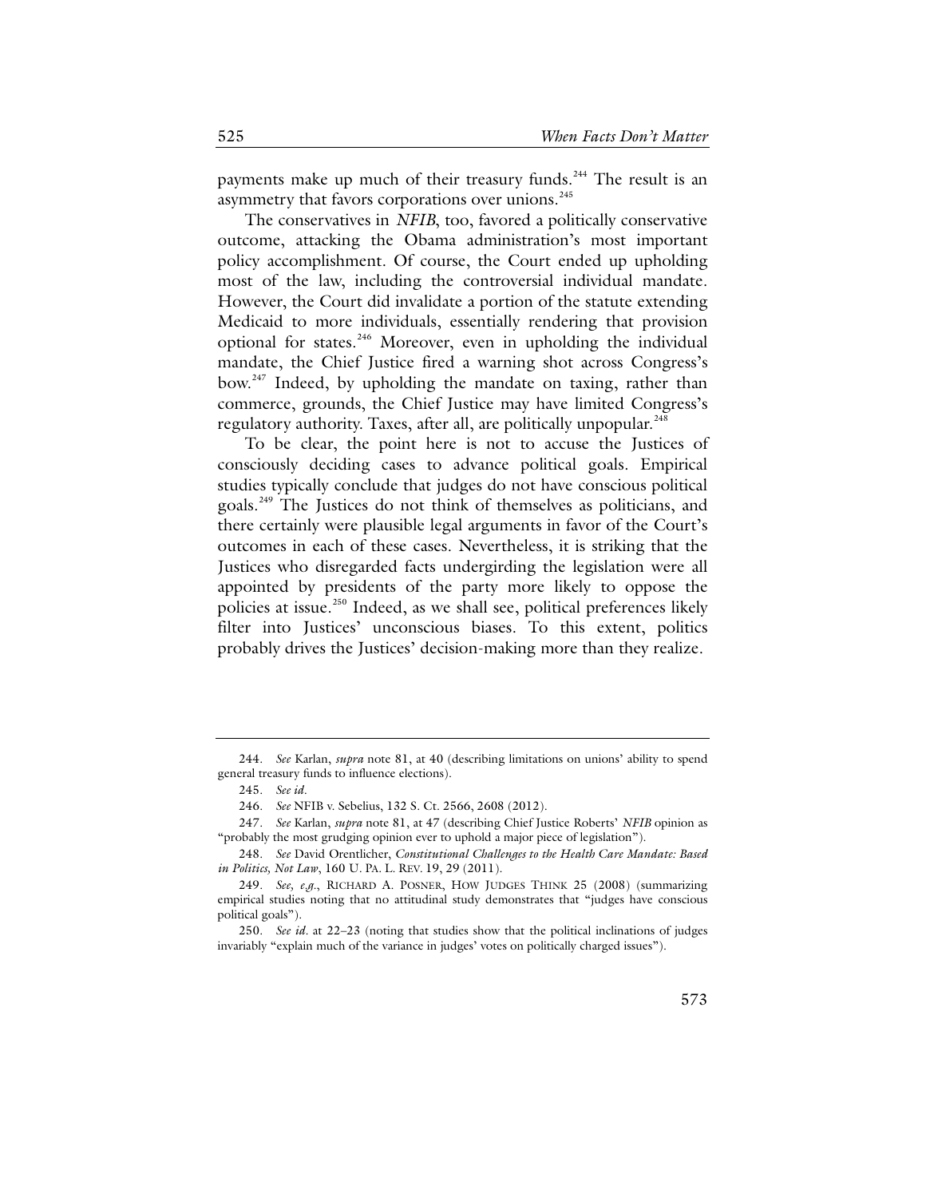payments make up much of their treasury funds.[244] The result is an asymmetry that favors corporations over unions.[245]

The conservatives in *NFIB*, too, favored a politically conservative outcome, attacking the Obama administration's most important policy accomplishment. Of course, the Court ended up upholding most of the law, including the controversial individual mandate. However, the Court did invalidate a portion of the statute extending Medicaid to more individuals, essentially rendering that provision optional for states.[246] Moreover, even in upholding the individual mandate, the Chief Justice fired a warning shot across Congress's bow.[247] Indeed, by upholding the mandate on taxing, rather than commerce, grounds, the Chief Justice may have limited Congress's regulatory authority. Taxes, after all, are politically unpopular.[248]

To be clear, the point here is not to accuse the Justices of consciously deciding cases to advance political goals. Empirical studies typically conclude that judges do not have conscious political goals.[249] The Justices do not think of themselves as politicians, and there certainly were plausible legal arguments in favor of the Court's outcomes in each of these cases. Nevertheless, it is striking that the Justices who disregarded facts undergirding the legislation were all appointed by presidents of the party more likely to oppose the policies at issue.[250] Indeed, as we shall see, political preferences likely filter into Justices' unconscious biases. To this extent, politics probably drives the Justices' decision-making more than they realize.

---

244. *See* Karlan, *supra* note 81, at 40 (describing limitations on unions' ability to spend general treasury funds to influence elections).

245. *See id.*

246. *See* NFIB v. Sebelius, 132 S. Ct. 2566, 2608 (2012).

247. *See* Karlan, *supra* note 81, at 47 (describing Chief Justice Roberts' *NFIB* opinion as "probably the most grudging opinion ever to uphold a major piece of legislation").

248. *See* David Orentlicher, *Constitutional Challenges to the Health Care Mandate: Based in Politics, Not Law*, 160 U. PA. L. REV. 19, 29 (2011).

249. *See, e.g.*, RICHARD A. POSNER, HOW JUDGES THINK 25 (2008) (summarizing empirical studies noting that no attitudinal study demonstrates that "judges have conscious political goals").

250. *See id.* at 22–23 (noting that studies show that the political inclinations of judges invariably "explain much of the variance in judges' votes on politically charged issues").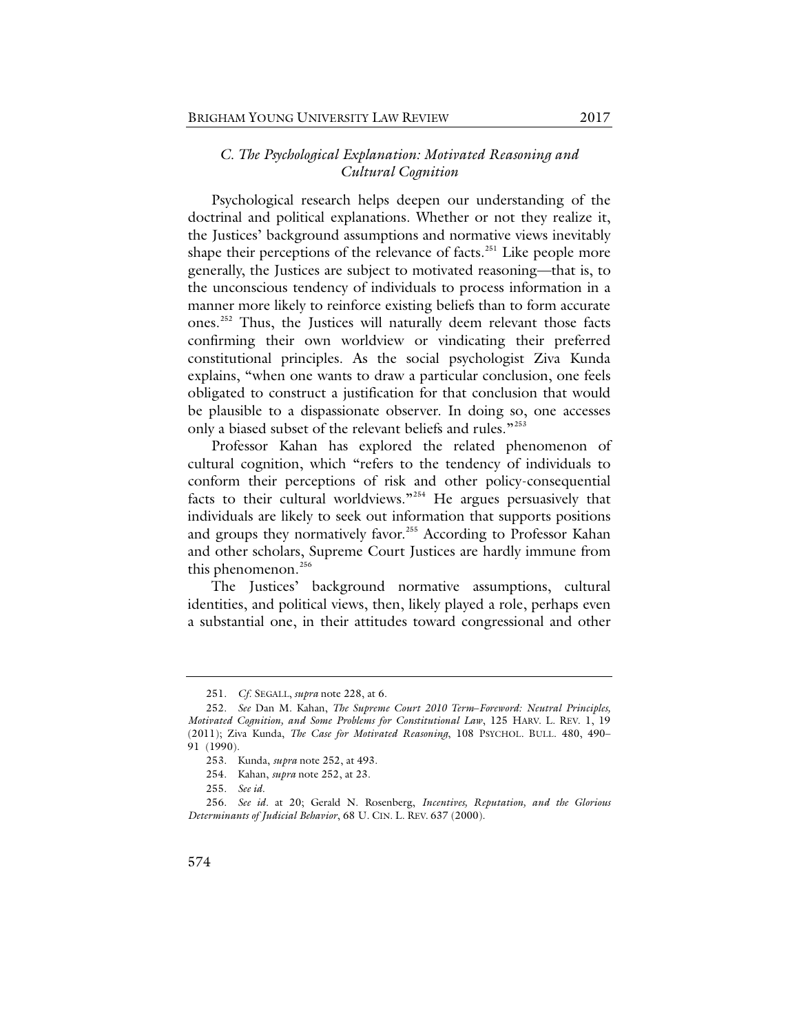### *C. The Psychological Explanation: Motivated Reasoning and Cultural Cognition*

Psychological research helps deepen our understanding of the doctrinal and political explanations. Whether or not they realize it, the Justices' background assumptions and normative views inevitably shape their perceptions of the relevance of facts.[251] Like people more generally, the Justices are subject to motivated reasoning—that is, to the unconscious tendency of individuals to process information in a manner more likely to reinforce existing beliefs than to form accurate ones.[252] Thus, the Justices will naturally deem relevant those facts confirming their own worldview or vindicating their preferred constitutional principles. As the social psychologist Ziva Kunda explains, "when one wants to draw a particular conclusion, one feels obligated to construct a justification for that conclusion that would be plausible to a dispassionate observer. In doing so, one accesses only a biased subset of the relevant beliefs and rules."[253]

Professor Kahan has explored the related phenomenon of cultural cognition, which "refers to the tendency of individuals to conform their perceptions of risk and other policy-consequential facts to their cultural worldviews."[254] He argues persuasively that individuals are likely to seek out information that supports positions and groups they normatively favor.[255] According to Professor Kahan and other scholars, Supreme Court Justices are hardly immune from this phenomenon.[256]

The Justices' background normative assumptions, cultural identities, and political views, then, likely played a role, perhaps even a substantial one, in their attitudes toward congressional and other

---

251. *Cf.* SEGALL, *supra* note 228, at 6.

252. *See* Dan M. Kahan, *The Supreme Court 2010 Term–Foreword: Neutral Principles, Motivated Cognition, and Some Problems for Constitutional Law*, 125 HARV. L. REV. 1, 19 (2011); Ziva Kunda, *The Case for Motivated Reasoning*, 108 PSYCHOL. BULL. 480, 490–91 (1990).

253. Kunda, *supra* note 252, at 493.

254. Kahan, *supra* note 252, at 23.

255. *See id.*

256. *See id.* at 20; Gerald N. Rosenberg, *Incentives, Reputation, and the Glorious Determinants of Judicial Behavior*, 68 U. CIN. L. REV. 637 (2000).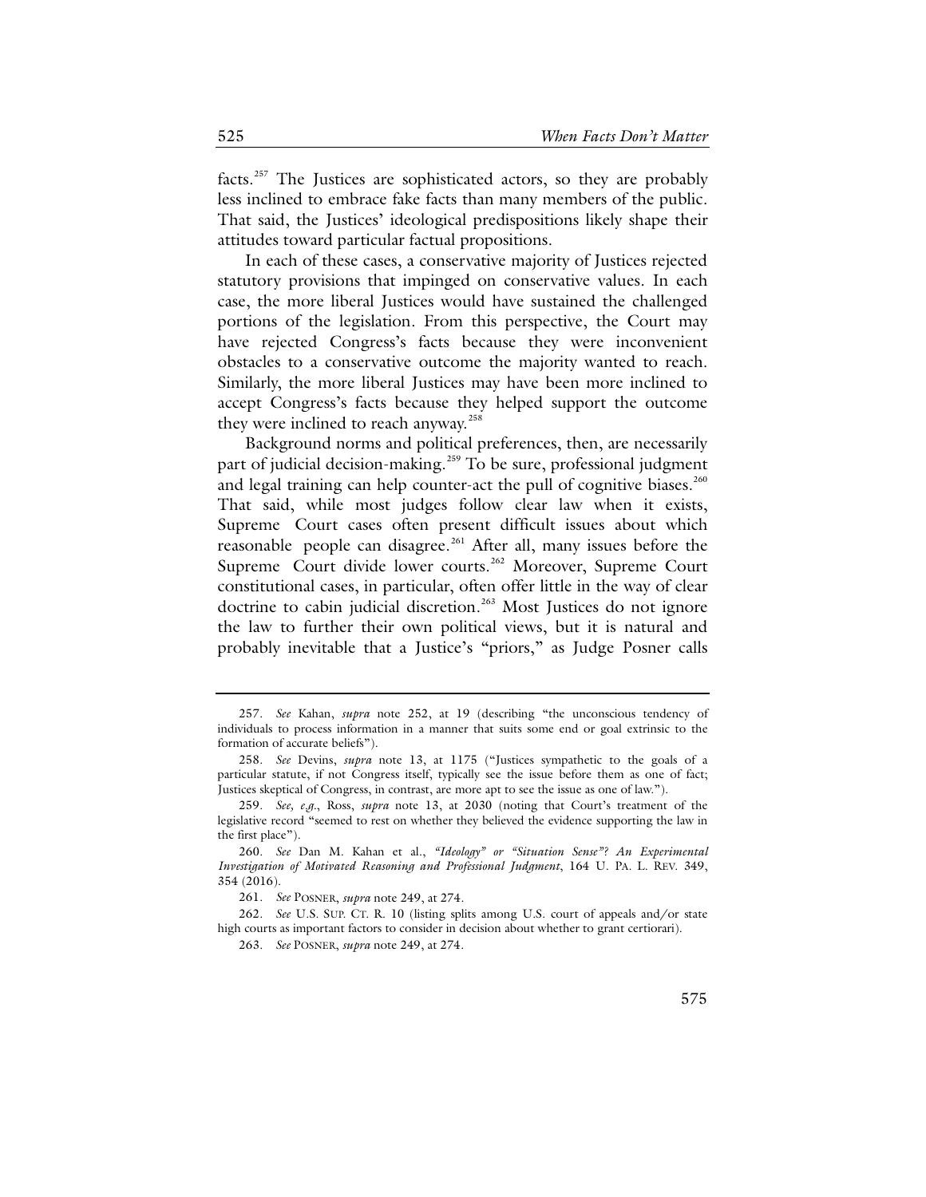facts.[257] The Justices are sophisticated actors, so they are probably less inclined to embrace fake facts than many members of the public. That said, the Justices' ideological predispositions likely shape their attitudes toward particular factual propositions.

In each of these cases, a conservative majority of Justices rejected statutory provisions that impinged on conservative values. In each case, the more liberal Justices would have sustained the challenged portions of the legislation. From this perspective, the Court may have rejected Congress's facts because they were inconvenient obstacles to a conservative outcome the majority wanted to reach. Similarly, the more liberal Justices may have been more inclined to accept Congress's facts because they helped support the outcome they were inclined to reach anyway.[258]

Background norms and political preferences, then, are necessarily part of judicial decision-making.[259] To be sure, professional judgment and legal training can help counter-act the pull of cognitive biases.[260] That said, while most judges follow clear law when it exists, Supreme Court cases often present difficult issues about which reasonable people can disagree.[261] After all, many issues before the Supreme Court divide lower courts.[262] Moreover, Supreme Court constitutional cases, in particular, often offer little in the way of clear doctrine to cabin judicial discretion.[263] Most Justices do not ignore the law to further their own political views, but it is natural and probably inevitable that a Justice's "priors," as Judge Posner calls

---

257. *See* Kahan, *supra* note 252, at 19 (describing "the unconscious tendency of individuals to process information in a manner that suits some end or goal extrinsic to the formation of accurate beliefs").

258. *See* Devins, *supra* note 13, at 1175 ("Justices sympathetic to the goals of a particular statute, if not Congress itself, typically see the issue before them as one of fact; Justices skeptical of Congress, in contrast, are more apt to see the issue as one of law.").

259. *See, e.g.*, Ross, *supra* note 13, at 2030 (noting that Court's treatment of the legislative record "seemed to rest on whether they believed the evidence supporting the law in the first place").

260. *See* Dan M. Kahan et al., *"Ideology" or "Situation Sense"? An Experimental Investigation of Motivated Reasoning and Professional Judgment*, 164 U. PA. L. REV. 349, 354 (2016).

261. *See* POSNER, *supra* note 249, at 274.

262. *See* U.S. SUP. CT. R. 10 (listing splits among U.S. court of appeals and/or state high courts as important factors to consider in decision about whether to grant certiorari).

263. *See* POSNER, *supra* note 249, at 274.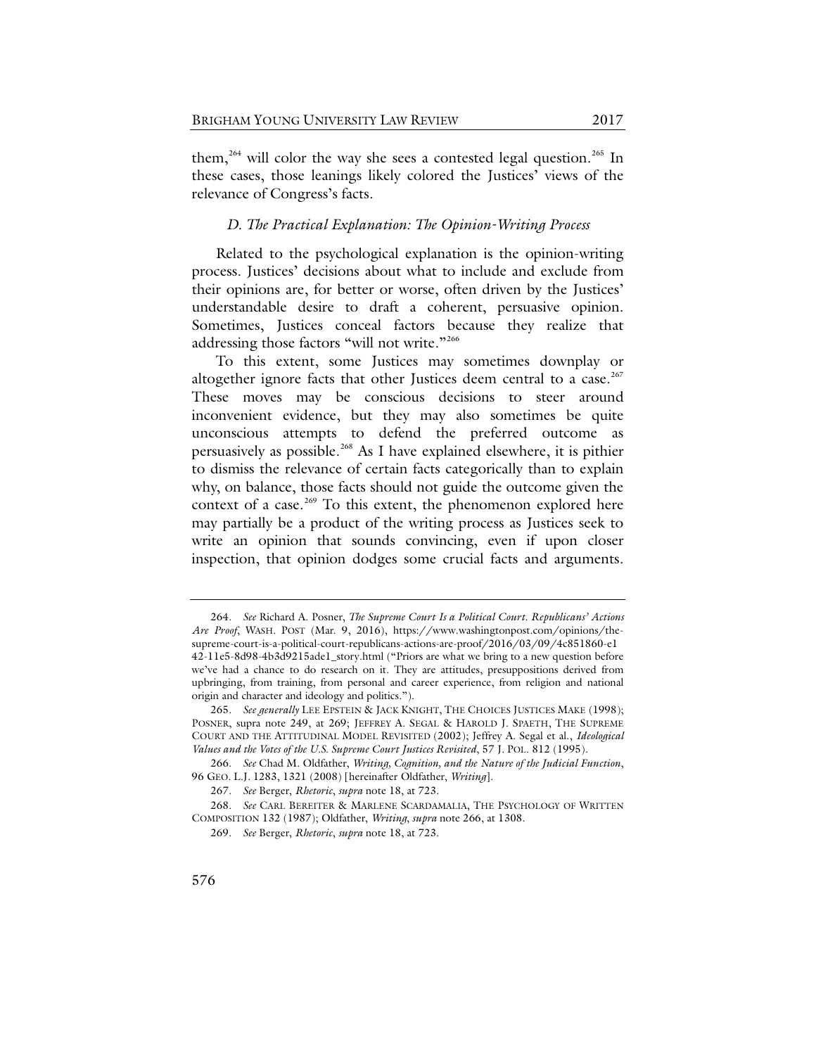them,[264] will color the way she sees a contested legal question.[265] In these cases, those leanings likely colored the Justices' views of the relevance of Congress's facts.

### *D. The Practical Explanation: The Opinion-Writing Process*

Related to the psychological explanation is the opinion-writing process. Justices' decisions about what to include and exclude from their opinions are, for better or worse, often driven by the Justices' understandable desire to draft a coherent, persuasive opinion. Sometimes, Justices conceal factors because they realize that addressing those factors "will not write."[266]

To this extent, some Justices may sometimes downplay or altogether ignore facts that other Justices deem central to a case.[267] These moves may be conscious decisions to steer around inconvenient evidence, but they may also sometimes be quite unconscious attempts to defend the preferred outcome as persuasively as possible.[268] As I have explained elsewhere, it is pithier to dismiss the relevance of certain facts categorically than to explain why, on balance, those facts should not guide the outcome given the context of a case.[269] To this extent, the phenomenon explored here may partially be a product of the writing process as Justices seek to write an opinion that sounds convincing, even if upon closer inspection, that opinion dodges some crucial facts and arguments.

---

264. *See* Richard A. Posner, *The Supreme Court Is a Political Court. Republicans' Actions Are Proof*, WASH. POST (Mar. 9, 2016), https://www.washingtonpost.com/opinions/the-supreme-court-is-a-political-court-republicans-actions-are-proof/2016/03/09/4c851860-e142-11e5-8d98-4b3d9215ade1_story.html ("Priors are what we bring to a new question before we've had a chance to do research on it. They are attitudes, presuppositions derived from upbringing, from training, from personal and career experience, from religion and national origin and character and ideology and politics.").

265. *See generally* LEE EPSTEIN & JACK KNIGHT, THE CHOICES JUSTICES MAKE (1998); POSNER, supra note 249, at 269; JEFFREY A. SEGAL & HAROLD J. SPAETH, THE SUPREME COURT AND THE ATTITUDINAL MODEL REVISITED (2002); Jeffrey A. Segal et al., *Ideological Values and the Votes of the U.S. Supreme Court Justices Revisited*, 57 J. POL. 812 (1995).

266. *See* Chad M. Oldfather, *Writing, Cognition, and the Nature of the Judicial Function*, 96 GEO. L.J. 1283, 1321 (2008) [hereinafter Oldfather, *Writing*].

267. *See* Berger, *Rhetoric*, *supra* note 18, at 723.

268. *See* CARL BEREITER & MARLENE SCARDAMALIA, THE PSYCHOLOGY OF WRITTEN COMPOSITION 132 (1987); Oldfather, *Writing*, *supra* note 266, at 1308.

269. *See* Berger, *Rhetoric*, *supra* note 18, at 723.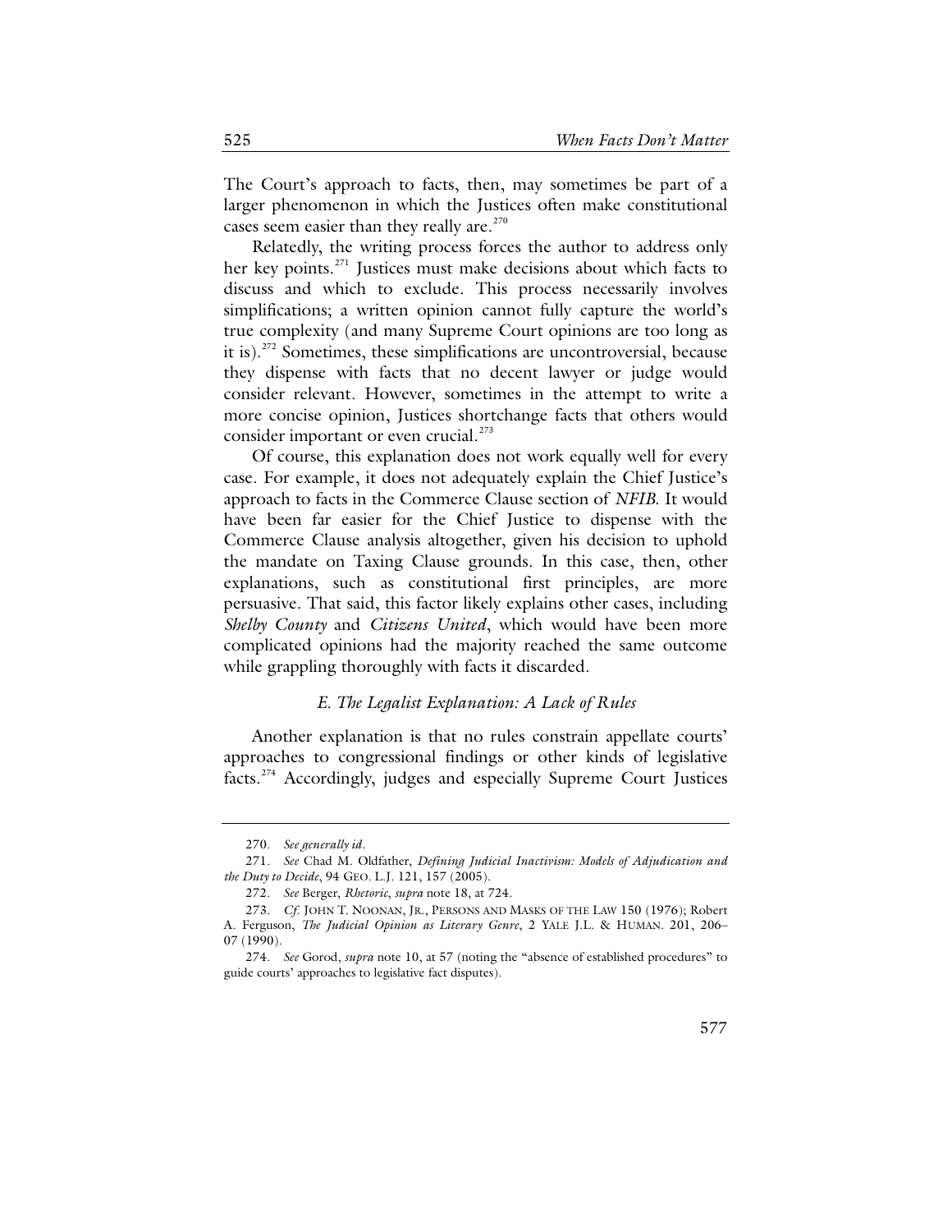The Court's approach to facts, then, may sometimes be part of a larger phenomenon in which the Justices often make constitutional cases seem easier than they really are.[270]

Relatedly, the writing process forces the author to address only her key points.[271] Justices must make decisions about which facts to discuss and which to exclude. This process necessarily involves simplifications; a written opinion cannot fully capture the world's true complexity (and many Supreme Court opinions are too long as it is).[272] Sometimes, these simplifications are uncontroversial, because they dispense with facts that no decent lawyer or judge would consider relevant. However, sometimes in the attempt to write a more concise opinion, Justices shortchange facts that others would consider important or even crucial.[273]

Of course, this explanation does not work equally well for every case. For example, it does not adequately explain the Chief Justice's approach to facts in the Commerce Clause section of *NFIB*. It would have been far easier for the Chief Justice to dispense with the Commerce Clause analysis altogether, given his decision to uphold the mandate on Taxing Clause grounds. In this case, then, other explanations, such as constitutional first principles, are more persuasive. That said, this factor likely explains other cases, including *Shelby County* and *Citizens United*, which would have been more complicated opinions had the majority reached the same outcome while grappling thoroughly with facts it discarded.

### *E. The Legalist Explanation: A Lack of Rules*

Another explanation is that no rules constrain appellate courts' approaches to congressional findings or other kinds of legislative facts.[274] Accordingly, judges and especially Supreme Court Justices

---

270. *See generally id.*

271. *See* Chad M. Oldfather, *Defining Judicial Inactivism: Models of Adjudication and the Duty to Decide*, 94 GEO. L.J. 121, 157 (2005).

272. *See* Berger, *Rhetoric*, *supra* note 18, at 724.

273. *Cf.* JOHN T. NOONAN, JR., PERSONS AND MASKS OF THE LAW 150 (1976); Robert A. Ferguson, *The Judicial Opinion as Literary Genre*, 2 YALE J.L. & HUMAN. 201, 206–07 (1990).

274. *See* Gorod, *supra* note 10, at 57 (noting the "absence of established procedures" to guide courts' approaches to legislative fact disputes).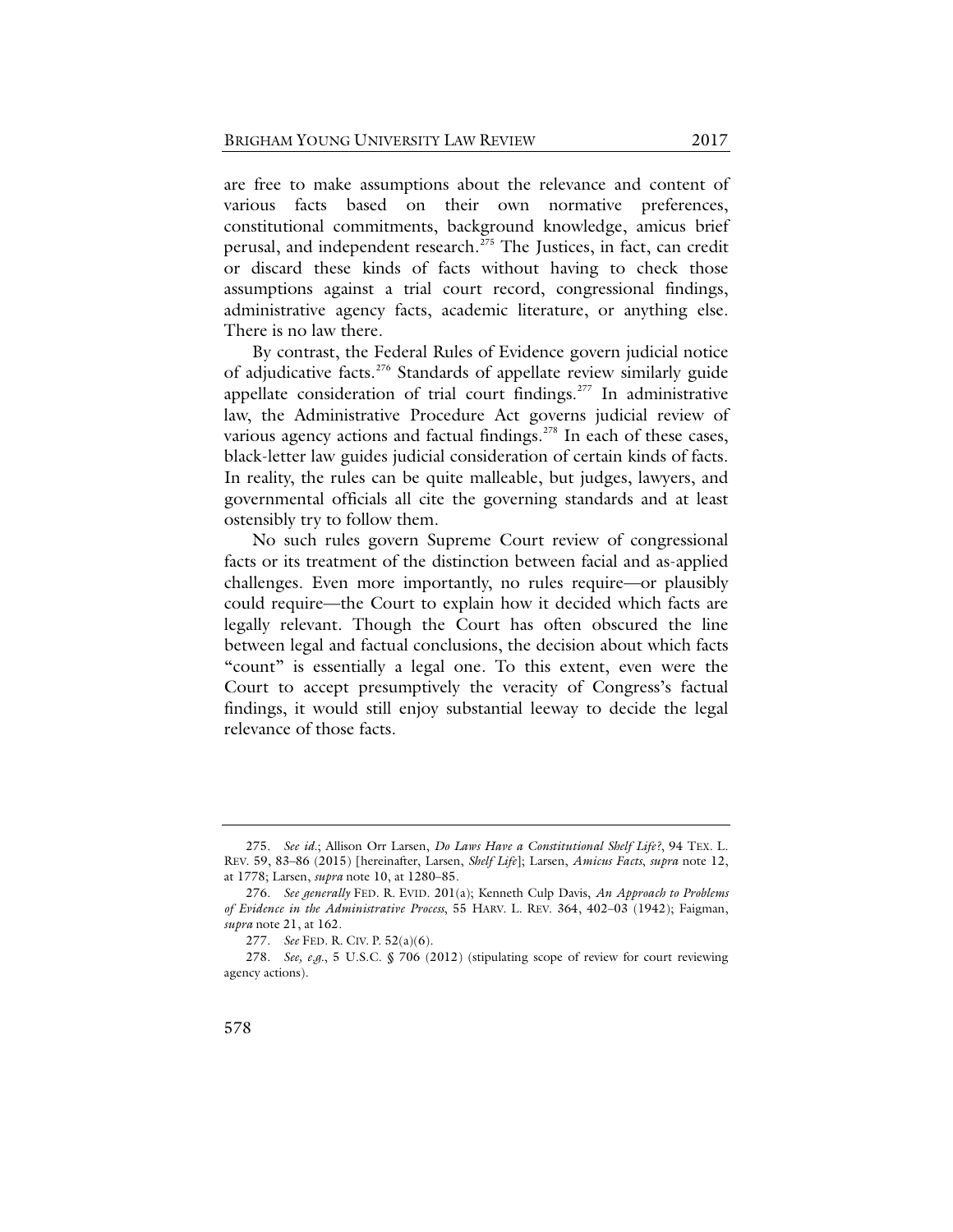are free to make assumptions about the relevance and content of various facts based on their own normative preferences, constitutional commitments, background knowledge, amicus brief perusal, and independent research.[275] The Justices, in fact, can credit or discard these kinds of facts without having to check those assumptions against a trial court record, congressional findings, administrative agency facts, academic literature, or anything else. There is no law there.

By contrast, the Federal Rules of Evidence govern judicial notice of adjudicative facts.[276] Standards of appellate review similarly guide appellate consideration of trial court findings.[277] In administrative law, the Administrative Procedure Act governs judicial review of various agency actions and factual findings.[278] In each of these cases, black-letter law guides judicial consideration of certain kinds of facts. In reality, the rules can be quite malleable, but judges, lawyers, and governmental officials all cite the governing standards and at least ostensibly try to follow them.

No such rules govern Supreme Court review of congressional facts or its treatment of the distinction between facial and as-applied challenges. Even more importantly, no rules require—or plausibly could require—the Court to explain how it decided which facts are legally relevant. Though the Court has often obscured the line between legal and factual conclusions, the decision about which facts "count" is essentially a legal one. To this extent, even were the Court to accept presumptively the veracity of Congress's factual findings, it would still enjoy substantial leeway to decide the legal relevance of those facts.

---

275. *See id.*; Allison Orr Larsen, *Do Laws Have a Constitutional Shelf Life?*, 94 TEX. L. REV. 59, 83–86 (2015) [hereinafter, Larsen, *Shelf Life*]; Larsen, *Amicus Facts*, *supra* note 12, at 1778; Larsen, *supra* note 10, at 1280–85.

276. *See generally* FED. R. EVID. 201(a); Kenneth Culp Davis, *An Approach to Problems of Evidence in the Administrative Process*, 55 HARV. L. REV. 364, 402–03 (1942); Faigman, *supra* note 21, at 162.

277. *See* FED. R. CIV. P. 52(a)(6).

278. *See, e.g.*, 5 U.S.C. § 706 (2012) (stipulating scope of review for court reviewing agency actions).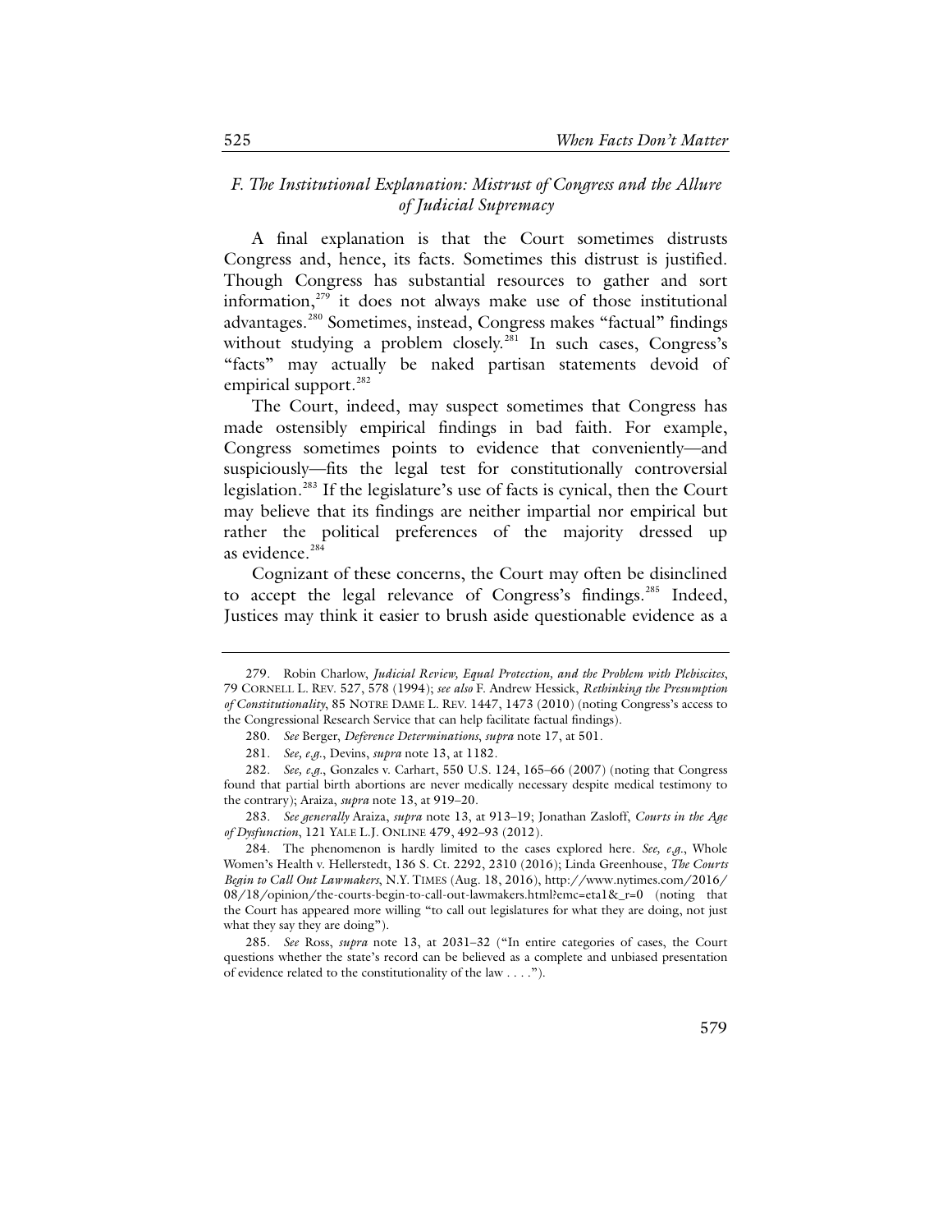### *F. The Institutional Explanation: Mistrust of Congress and the Allure of Judicial Supremacy*

A final explanation is that the Court sometimes distrusts Congress and, hence, its facts. Sometimes this distrust is justified. Though Congress has substantial resources to gather and sort information,[279] it does not always make use of those institutional advantages.[280] Sometimes, instead, Congress makes "factual" findings without studying a problem closely.[281] In such cases, Congress's "facts" may actually be naked partisan statements devoid of empirical support.[282]

The Court, indeed, may suspect sometimes that Congress has made ostensibly empirical findings in bad faith. For example, Congress sometimes points to evidence that conveniently—and suspiciously—fits the legal test for constitutionally controversial legislation.[283] If the legislature's use of facts is cynical, then the Court may believe that its findings are neither impartial nor empirical but rather the political preferences of the majority dressed up as evidence.[284]

Cognizant of these concerns, the Court may often be disinclined to accept the legal relevance of Congress's findings.[285] Indeed, Justices may think it easier to brush aside questionable evidence as a

---

279. Robin Charlow, *Judicial Review, Equal Protection, and the Problem with Plebiscites*, 79 CORNELL L. REV. 527, 578 (1994); *see also* F. Andrew Hessick, *Rethinking the Presumption of Constitutionality*, 85 NOTRE DAME L. REV. 1447, 1473 (2010) (noting Congress's access to the Congressional Research Service that can help facilitate factual findings).

280. *See* Berger, *Deference Determinations*, *supra* note 17, at 501.

281. *See, e.g.*, Devins, *supra* note 13, at 1182.

282. *See, e.g.*, Gonzales v. Carhart, 550 U.S. 124, 165–66 (2007) (noting that Congress found that partial birth abortions are never medically necessary despite medical testimony to the contrary); Araiza, *supra* note 13, at 919–20.

283. *See generally* Araiza, *supra* note 13, at 913–19; Jonathan Zasloff, *Courts in the Age of Dysfunction*, 121 YALE L.J. ONLINE 479, 492–93 (2012).

284. The phenomenon is hardly limited to the cases explored here. *See, e.g.*, Whole Women's Health v. Hellerstedt, 136 S. Ct. 2292, 2310 (2016); Linda Greenhouse, *The Courts Begin to Call Out Lawmakers*, N.Y. TIMES (Aug. 18, 2016), http://www.nytimes.com/2016/08/18/opinion/the-courts-begin-to-call-out-lawmakers.html?emc=eta1&_r=0 (noting that the Court has appeared more willing "to call out legislatures for what they are doing, not just what they say they are doing").

285. *See* Ross, *supra* note 13, at 2031–32 ("In entire categories of cases, the Court questions whether the state's record can be believed as a complete and unbiased presentation of evidence related to the constitutionality of the law . . . .").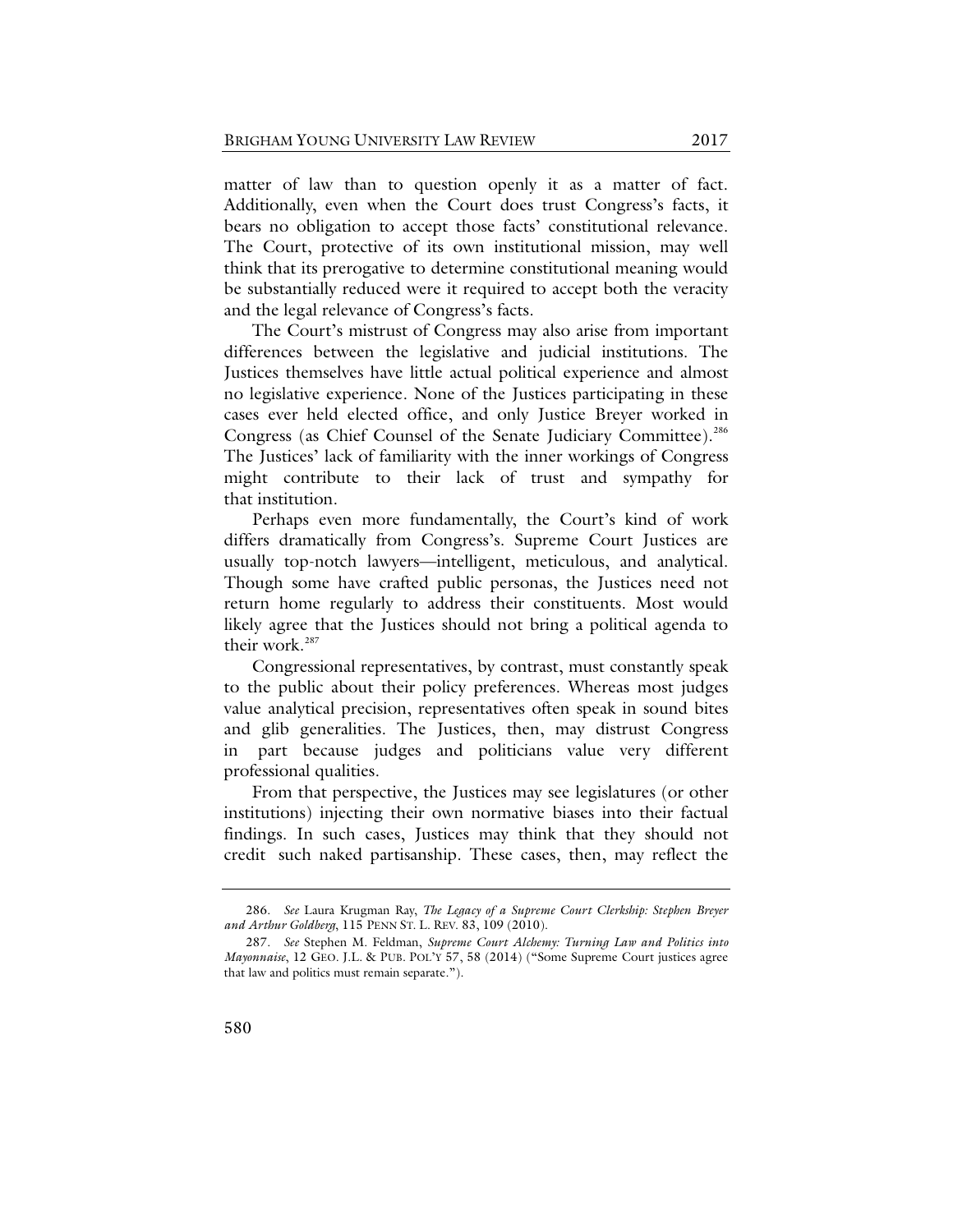matter of law than to question openly it as a matter of fact. Additionally, even when the Court does trust Congress's facts, it bears no obligation to accept those facts' constitutional relevance. The Court, protective of its own institutional mission, may well think that its prerogative to determine constitutional meaning would be substantially reduced were it required to accept both the veracity and the legal relevance of Congress's facts.

The Court's mistrust of Congress may also arise from important differences between the legislative and judicial institutions. The Justices themselves have little actual political experience and almost no legislative experience. None of the Justices participating in these cases ever held elected office, and only Justice Breyer worked in Congress (as Chief Counsel of the Senate Judiciary Committee).[286] The Justices' lack of familiarity with the inner workings of Congress might contribute to their lack of trust and sympathy for that institution.

Perhaps even more fundamentally, the Court's kind of work differs dramatically from Congress's. Supreme Court Justices are usually top-notch lawyers—intelligent, meticulous, and analytical. Though some have crafted public personas, the Justices need not return home regularly to address their constituents. Most would likely agree that the Justices should not bring a political agenda to their work.[287]

Congressional representatives, by contrast, must constantly speak to the public about their policy preferences. Whereas most judges value analytical precision, representatives often speak in sound bites and glib generalities. The Justices, then, may distrust Congress in part because judges and politicians value very different professional qualities.

From that perspective, the Justices may see legislatures (or other institutions) injecting their own normative biases into their factual findings. In such cases, Justices may think that they should not credit such naked partisanship. These cases, then, may reflect the

---

286. *See* Laura Krugman Ray, *The Legacy of a Supreme Court Clerkship: Stephen Breyer and Arthur Goldberg*, 115 PENN ST. L. REV. 83, 109 (2010).

287. *See* Stephen M. Feldman, *Supreme Court Alchemy: Turning Law and Politics into Mayonnaise*, 12 GEO. J.L. & PUB. POL'Y 57, 58 (2014) ("Some Supreme Court justices agree that law and politics must remain separate.").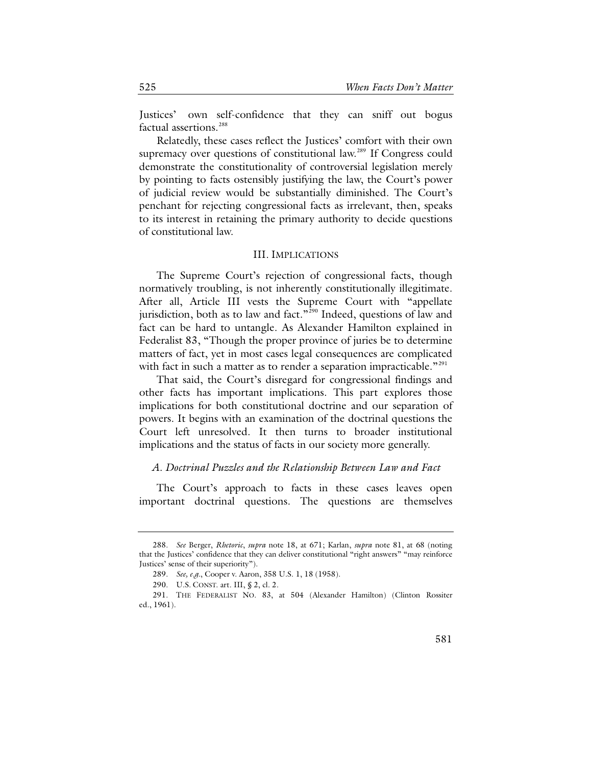Justices' own self-confidence that they can sniff out bogus factual assertions.[288]

Relatedly, these cases reflect the Justices' comfort with their own supremacy over questions of constitutional law.[289] If Congress could demonstrate the constitutionality of controversial legislation merely by pointing to facts ostensibly justifying the law, the Court's power of judicial review would be substantially diminished. The Court's penchant for rejecting congressional facts as irrelevant, then, speaks to its interest in retaining the primary authority to decide questions of constitutional law.

## III. IMPLICATIONS

The Supreme Court's rejection of congressional facts, though normatively troubling, is not inherently constitutionally illegitimate. After all, Article III vests the Supreme Court with "appellate jurisdiction, both as to law and fact."[290] Indeed, questions of law and fact can be hard to untangle. As Alexander Hamilton explained in Federalist 83, "Though the proper province of juries be to determine matters of fact, yet in most cases legal consequences are complicated with fact in such a matter as to render a separation impracticable."[291]

That said, the Court's disregard for congressional findings and other facts has important implications. This part explores those implications for both constitutional doctrine and our separation of powers. It begins with an examination of the doctrinal questions the Court left unresolved. It then turns to broader institutional implications and the status of facts in our society more generally.

### *A. Doctrinal Puzzles and the Relationship Between Law and Fact*

The Court's approach to facts in these cases leaves open important doctrinal questions. The questions are themselves

---

288. *See* Berger, *Rhetoric*, *supra* note 18, at 671; Karlan, *supra* note 81, at 68 (noting that the Justices' confidence that they can deliver constitutional "right answers" "may reinforce Justices' sense of their superiority").

289. *See, e.g.*, Cooper v. Aaron, 358 U.S. 1, 18 (1958).

290. U.S. CONST. art. III, § 2, cl. 2.

291. THE FEDERALIST NO. 83, at 504 (Alexander Hamilton) (Clinton Rossiter ed., 1961).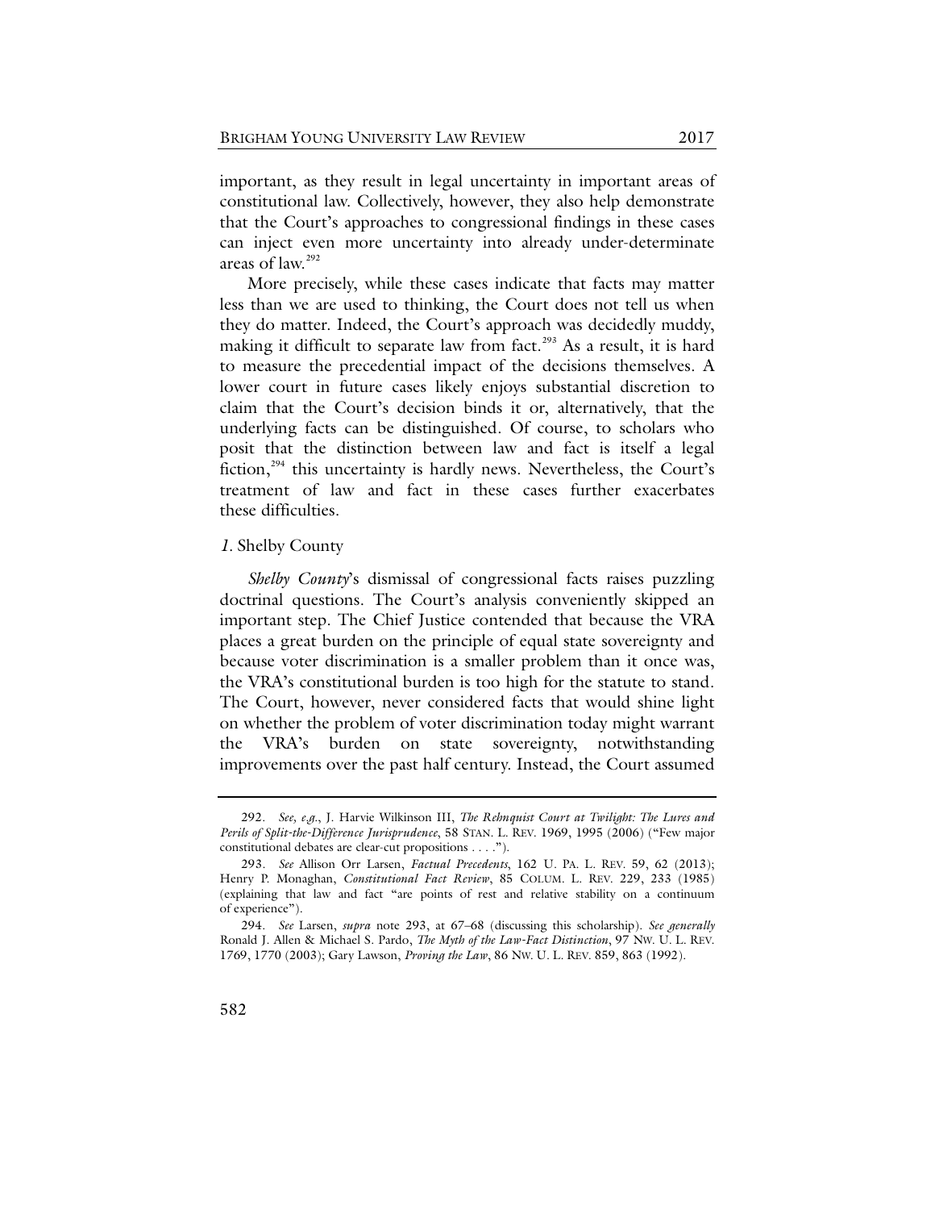important, as they result in legal uncertainty in important areas of constitutional law. Collectively, however, they also help demonstrate that the Court's approaches to congressional findings in these cases can inject even more uncertainty into already under-determinate areas of law.[292]

More precisely, while these cases indicate that facts may matter less than we are used to thinking, the Court does not tell us when they do matter. Indeed, the Court's approach was decidedly muddy, making it difficult to separate law from fact.[293] As a result, it is hard to measure the precedential impact of the decisions themselves. A lower court in future cases likely enjoys substantial discretion to claim that the Court's decision binds it or, alternatively, that the underlying facts can be distinguished. Of course, to scholars who posit that the distinction between law and fact is itself a legal fiction,[294] this uncertainty is hardly news. Nevertheless, the Court's treatment of law and fact in these cases further exacerbates these difficulties.

### *1.* Shelby County

*Shelby County*'s dismissal of congressional facts raises puzzling doctrinal questions. The Court's analysis conveniently skipped an important step. The Chief Justice contended that because the VRA places a great burden on the principle of equal state sovereignty and because voter discrimination is a smaller problem than it once was, the VRA's constitutional burden is too high for the statute to stand. The Court, however, never considered facts that would shine light on whether the problem of voter discrimination today might warrant the VRA's burden on state sovereignty, notwithstanding improvements over the past half century. Instead, the Court assumed

292. *See, e.g.*, J. Harvie Wilkinson III, *The Rehnquist Court at Twilight: The Lures and Perils of Split-the-Difference Jurisprudence*, 58 STAN. L. REV. 1969, 1995 (2006) ("Few major constitutional debates are clear-cut propositions . . . .").

293. *See* Allison Orr Larsen, *Factual Precedents*, 162 U. PA. L. REV. 59, 62 (2013); Henry P. Monaghan, *Constitutional Fact Review*, 85 COLUM. L. REV. 229, 233 (1985) (explaining that law and fact "are points of rest and relative stability on a continuum of experience").

294. *See* Larsen, *supra* note 293, at 67–68 (discussing this scholarship). *See generally* Ronald J. Allen & Michael S. Pardo, *The Myth of the Law-Fact Distinction*, 97 NW. U. L. REV. 1769, 1770 (2003); Gary Lawson, *Proving the Law*, 86 NW. U. L. REV. 859, 863 (1992).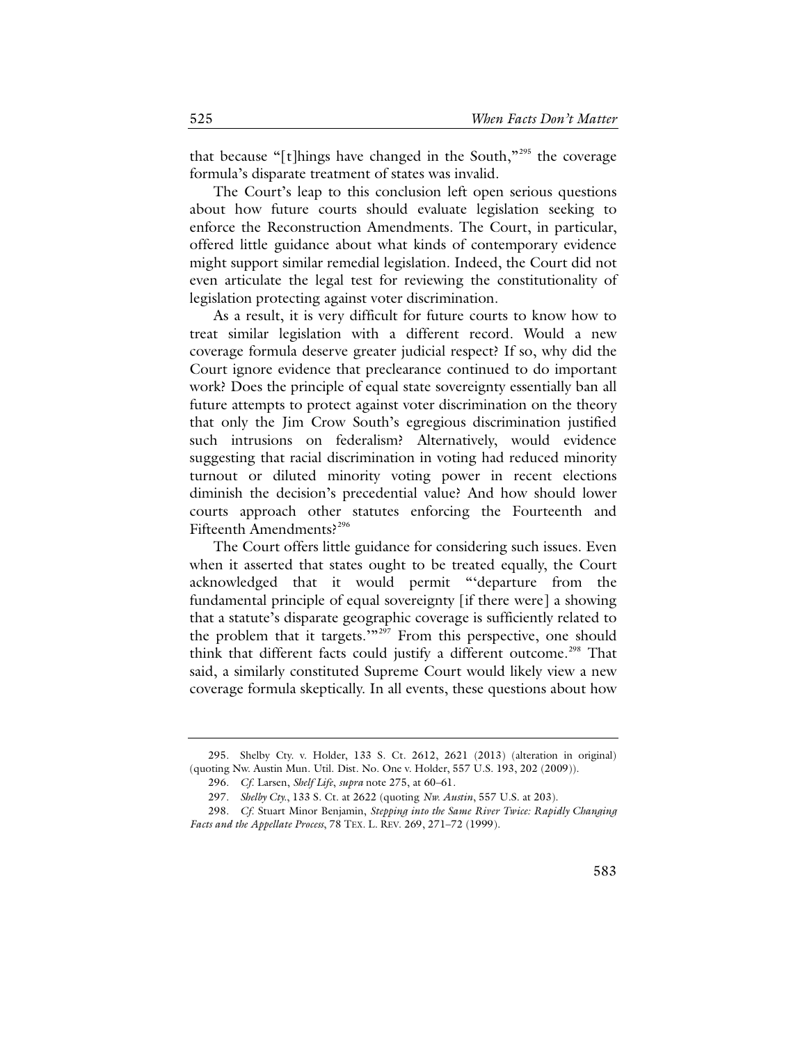that because "[t]hings have changed in the South,"[295] the coverage formula's disparate treatment of states was invalid.

The Court's leap to this conclusion left open serious questions about how future courts should evaluate legislation seeking to enforce the Reconstruction Amendments. The Court, in particular, offered little guidance about what kinds of contemporary evidence might support similar remedial legislation. Indeed, the Court did not even articulate the legal test for reviewing the constitutionality of legislation protecting against voter discrimination.

As a result, it is very difficult for future courts to know how to treat similar legislation with a different record. Would a new coverage formula deserve greater judicial respect? If so, why did the Court ignore evidence that preclearance continued to do important work? Does the principle of equal state sovereignty essentially ban all future attempts to protect against voter discrimination on the theory that only the Jim Crow South's egregious discrimination justified such intrusions on federalism? Alternatively, would evidence suggesting that racial discrimination in voting had reduced minority turnout or diluted minority voting power in recent elections diminish the decision's precedential value? And how should lower courts approach other statutes enforcing the Fourteenth and Fifteenth Amendments?[296]

The Court offers little guidance for considering such issues. Even when it asserted that states ought to be treated equally, the Court acknowledged that it would permit "'departure from the fundamental principle of equal sovereignty [if there were] a showing that a statute's disparate geographic coverage is sufficiently related to the problem that it targets.'"[297] From this perspective, one should think that different facts could justify a different outcome.[298] That said, a similarly constituted Supreme Court would likely view a new coverage formula skeptically. In all events, these questions about how

---

295. Shelby Cty. v. Holder, 133 S. Ct. 2612, 2621 (2013) (alteration in original) (quoting Nw. Austin Mun. Util. Dist. No. One v. Holder, 557 U.S. 193, 202 (2009)).

296. *Cf.* Larsen, *Shelf Life*, *supra* note 275, at 60–61.

297. *Shelby Cty.*, 133 S. Ct. at 2622 (quoting *Nw. Austin*, 557 U.S. at 203).

298. *Cf.* Stuart Minor Benjamin, *Stepping into the Same River Twice: Rapidly Changing Facts and the Appellate Process*, 78 TEX. L. REV. 269, 271–72 (1999).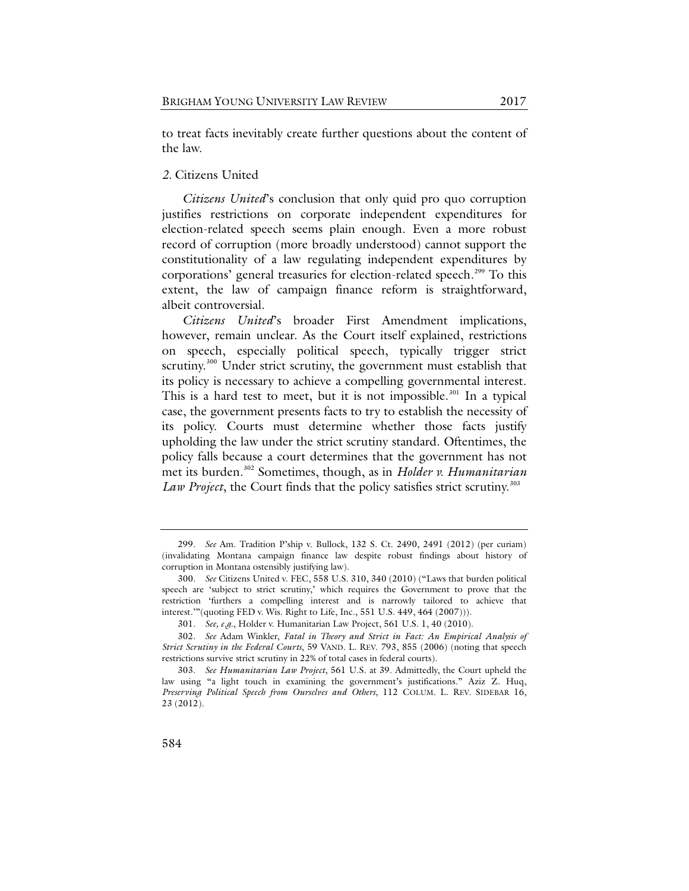to treat facts inevitably create further questions about the content of the law.

### *2.* Citizens United

*Citizens United*'s conclusion that only quid pro quo corruption justifies restrictions on corporate independent expenditures for election-related speech seems plain enough. Even a more robust record of corruption (more broadly understood) cannot support the constitutionality of a law regulating independent expenditures by corporations' general treasuries for election-related speech.[299] To this extent, the law of campaign finance reform is straightforward, albeit controversial.

*Citizens United*'s broader First Amendment implications, however, remain unclear. As the Court itself explained, restrictions on speech, especially political speech, typically trigger strict scrutiny.[300] Under strict scrutiny, the government must establish that its policy is necessary to achieve a compelling governmental interest. This is a hard test to meet, but it is not impossible.[301] In a typical case, the government presents facts to try to establish the necessity of its policy. Courts must determine whether those facts justify upholding the law under the strict scrutiny standard. Oftentimes, the policy falls because a court determines that the government has not met its burden.[302] Sometimes, though, as in *Holder v. Humanitarian Law Project*, the Court finds that the policy satisfies strict scrutiny.[303]

---

299. *See* Am. Tradition P'ship v. Bullock, 132 S. Ct. 2490, 2491 (2012) (per curiam) (invalidating Montana campaign finance law despite robust findings about history of corruption in Montana ostensibly justifying law).

300. *See* Citizens United v. FEC, 558 U.S. 310, 340 (2010) ("Laws that burden political speech are 'subject to strict scrutiny,' which requires the Government to prove that the restriction 'furthers a compelling interest and is narrowly tailored to achieve that interest.'"(quoting FED v. Wis. Right to Life, Inc., 551 U.S. 449, 464 (2007))).

301. *See, e.g.*, Holder v. Humanitarian Law Project, 561 U.S. 1, 40 (2010).

302. *See* Adam Winkler, *Fatal in Theory and Strict in Fact: An Empirical Analysis of Strict Scrutiny in the Federal Courts*, 59 VAND. L. REV. 793, 855 (2006) (noting that speech restrictions survive strict scrutiny in 22% of total cases in federal courts).

303. *See Humanitarian Law Project*, 561 U.S. at 39. Admittedly, the Court upheld the law using "a light touch in examining the government's justifications." Aziz Z. Huq, *Preserving Political Speech from Ourselves and Others*, 112 COLUM. L. REV. SIDEBAR 16, 23 (2012).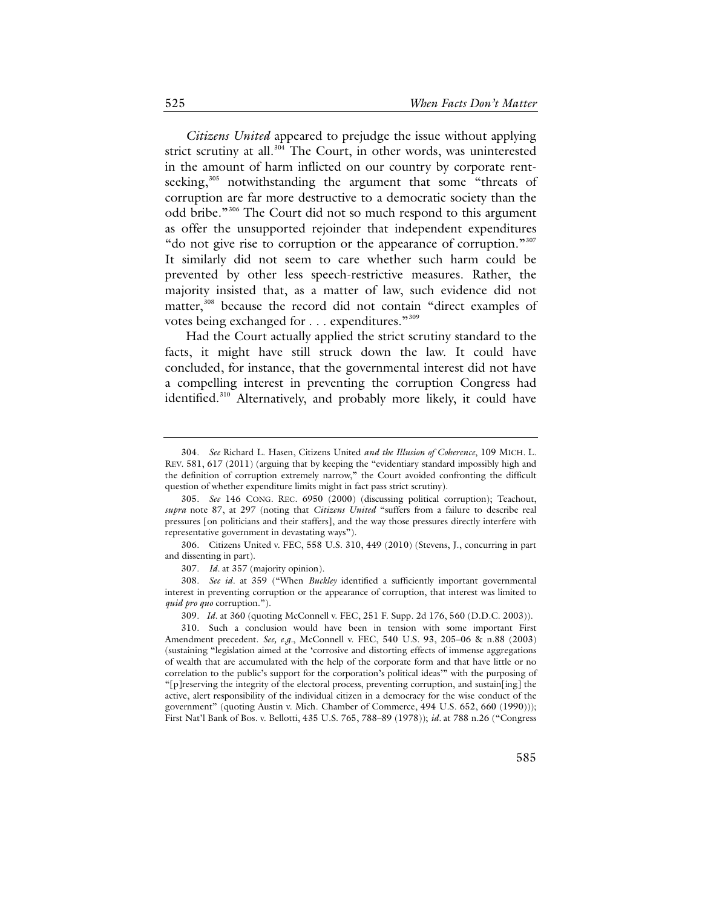*Citizens United* appeared to prejudge the issue without applying strict scrutiny at all.[304] The Court, in other words, was uninterested in the amount of harm inflicted on our country by corporate rent-seeking,[305] notwithstanding the argument that some "threats of corruption are far more destructive to a democratic society than the odd bribe."[306] The Court did not so much respond to this argument as offer the unsupported rejoinder that independent expenditures "do not give rise to corruption or the appearance of corruption."[307] It similarly did not seem to care whether such harm could be prevented by other less speech-restrictive measures. Rather, the majority insisted that, as a matter of law, such evidence did not matter,[308] because the record did not contain "direct examples of votes being exchanged for . . . expenditures."[309]

Had the Court actually applied the strict scrutiny standard to the facts, it might have still struck down the law. It could have concluded, for instance, that the governmental interest did not have a compelling interest in preventing the corruption Congress had identified.[310] Alternatively, and probably more likely, it could have

---

304. *See* Richard L. Hasen, Citizens United *and the Illusion of Coherence*, 109 MICH. L. REV. 581, 617 (2011) (arguing that by keeping the "evidentiary standard impossibly high and the definition of corruption extremely narrow," the Court avoided confronting the difficult question of whether expenditure limits might in fact pass strict scrutiny).

305. *See* 146 CONG. REC. 6950 (2000) (discussing political corruption); Teachout, *supra* note 87, at 297 (noting that *Citizens United* "suffers from a failure to describe real pressures [on politicians and their staffers], and the way those pressures directly interfere with representative government in devastating ways").

306. Citizens United v. FEC, 558 U.S. 310, 449 (2010) (Stevens, J., concurring in part and dissenting in part).

307. *Id*. at 357 (majority opinion).

308. *See id*. at 359 ("When *Buckley* identified a sufficiently important governmental interest in preventing corruption or the appearance of corruption, that interest was limited to *quid pro quo* corruption.").

309. *Id*. at 360 (quoting McConnell v. FEC, 251 F. Supp. 2d 176, 560 (D.D.C. 2003)).

310. Such a conclusion would have been in tension with some important First Amendment precedent. *See, e.g.*, McConnell v. FEC, 540 U.S. 93, 205–06 & n.88 (2003) (sustaining "legislation aimed at the 'corrosive and distorting effects of immense aggregations of wealth that are accumulated with the help of the corporate form and that have little or no correlation to the public's support for the corporation's political ideas'" with the purposing of "[p]reserving the integrity of the electoral process, preventing corruption, and sustain[ing] the active, alert responsibility of the individual citizen in a democracy for the wise conduct of the government" (quoting Austin v. Mich. Chamber of Commerce, 494 U.S. 652, 660 (1990))); First Nat'l Bank of Bos. v. Bellotti, 435 U.S. 765, 788–89 (1978)); *id*. at 788 n.26 ("Congress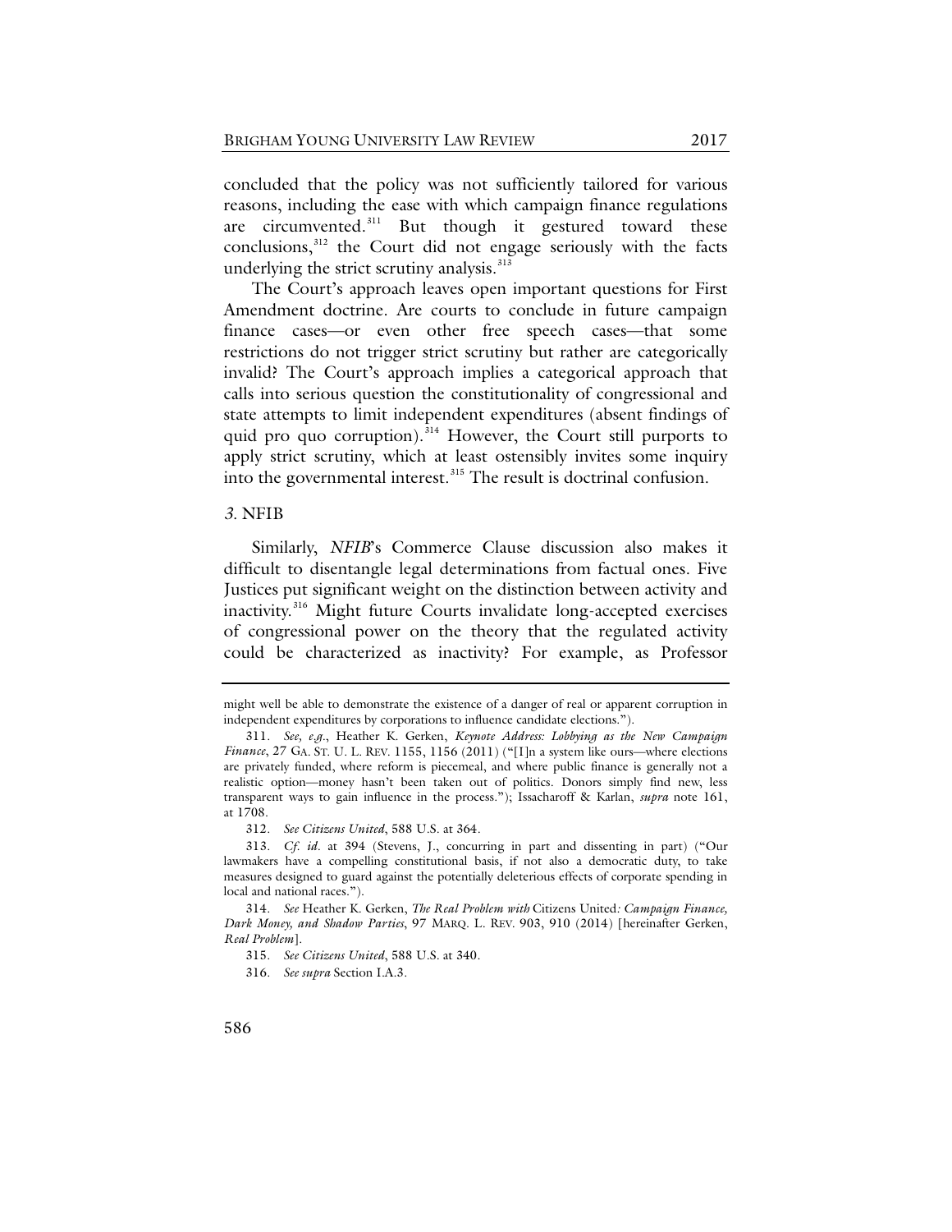concluded that the policy was not sufficiently tailored for various reasons, including the ease with which campaign finance regulations are circumvented.[311] But though it gestured toward these conclusions,[312] the Court did not engage seriously with the facts underlying the strict scrutiny analysis.[313]

The Court's approach leaves open important questions for First Amendment doctrine. Are courts to conclude in future campaign finance cases—or even other free speech cases—that some restrictions do not trigger strict scrutiny but rather are categorically invalid? The Court's approach implies a categorical approach that calls into serious question the constitutionality of congressional and state attempts to limit independent expenditures (absent findings of quid pro quo corruption).[314] However, the Court still purports to apply strict scrutiny, which at least ostensibly invites some inquiry into the governmental interest.[315] The result is doctrinal confusion.

### *3.* NFIB

Similarly, *NFIB*'s Commerce Clause discussion also makes it difficult to disentangle legal determinations from factual ones. Five Justices put significant weight on the distinction between activity and inactivity.[316] Might future Courts invalidate long-accepted exercises of congressional power on the theory that the regulated activity could be characterized as inactivity? For example, as Professor

---

might well be able to demonstrate the existence of a danger of real or apparent corruption in independent expenditures by corporations to influence candidate elections.").

311. *See, e.g.*, Heather K. Gerken, *Keynote Address: Lobbying as the New Campaign Finance*, 27 GA. ST. U. L. REV. 1155, 1156 (2011) ("[I]n a system like ours—where elections are privately funded, where reform is piecemeal, and where public finance is generally not a realistic option—money hasn't been taken out of politics. Donors simply find new, less transparent ways to gain influence in the process."); Issacharoff & Karlan, *supra* note 161, at 1708.

312. *See Citizens United*, 588 U.S. at 364.

313. *Cf. id.* at 394 (Stevens, J., concurring in part and dissenting in part) ("Our lawmakers have a compelling constitutional basis, if not also a democratic duty, to take measures designed to guard against the potentially deleterious effects of corporate spending in local and national races.").

314. *See* Heather K. Gerken, *The Real Problem with* Citizens United*: Campaign Finance, Dark Money, and Shadow Parties*, 97 MARQ. L. REV. 903, 910 (2014) [hereinafter Gerken, *Real Problem*].

315. *See Citizens United*, 588 U.S. at 340.

316. *See supra* Section I.A.3.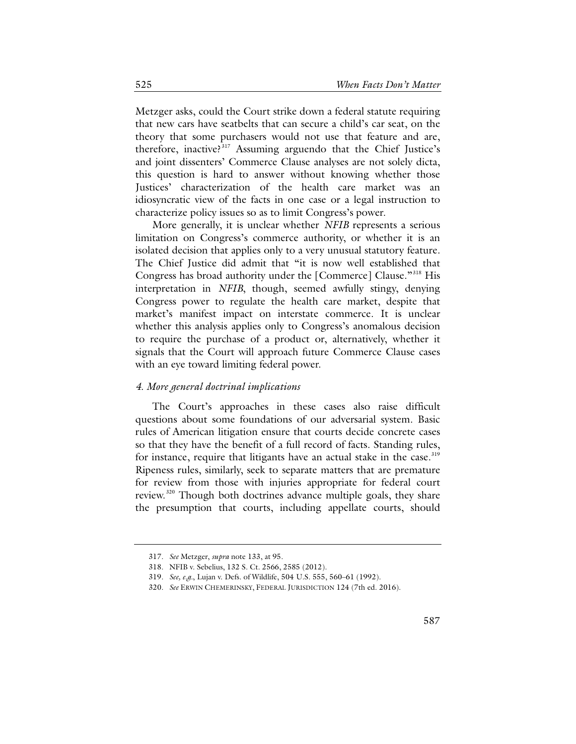Metzger asks, could the Court strike down a federal statute requiring that new cars have seatbelts that can secure a child's car seat, on the theory that some purchasers would not use that feature and are, therefore, inactive?[317] Assuming arguendo that the Chief Justice's and joint dissenters' Commerce Clause analyses are not solely dicta, this question is hard to answer without knowing whether those Justices' characterization of the health care market was an idiosyncratic view of the facts in one case or a legal instruction to characterize policy issues so as to limit Congress's power.

More generally, it is unclear whether *NFIB* represents a serious limitation on Congress's commerce authority, or whether it is an isolated decision that applies only to a very unusual statutory feature. The Chief Justice did admit that "it is now well established that Congress has broad authority under the [Commerce] Clause."[318] His interpretation in *NFIB*, though, seemed awfully stingy, denying Congress power to regulate the health care market, despite that market's manifest impact on interstate commerce. It is unclear whether this analysis applies only to Congress's anomalous decision to require the purchase of a product or, alternatively, whether it signals that the Court will approach future Commerce Clause cases with an eye toward limiting federal power.

#### *4. More general doctrinal implications*

The Court's approaches in these cases also raise difficult questions about some foundations of our adversarial system. Basic rules of American litigation ensure that courts decide concrete cases so that they have the benefit of a full record of facts. Standing rules, for instance, require that litigants have an actual stake in the case.[319] Ripeness rules, similarly, seek to separate matters that are premature for review from those with injuries appropriate for federal court review.[320] Though both doctrines advance multiple goals, they share the presumption that courts, including appellate courts, should

---

317. *See* Metzger, *supra* note 133, at 95.

318. NFIB v. Sebelius, 132 S. Ct. 2566, 2585 (2012).

319. *See, e.g.*, Lujan v. Defs. of Wildlife, 504 U.S. 555, 560–61 (1992).

320. *See* ERWIN CHEMERINSKY, FEDERAL JURISDICTION 124 (7th ed. 2016).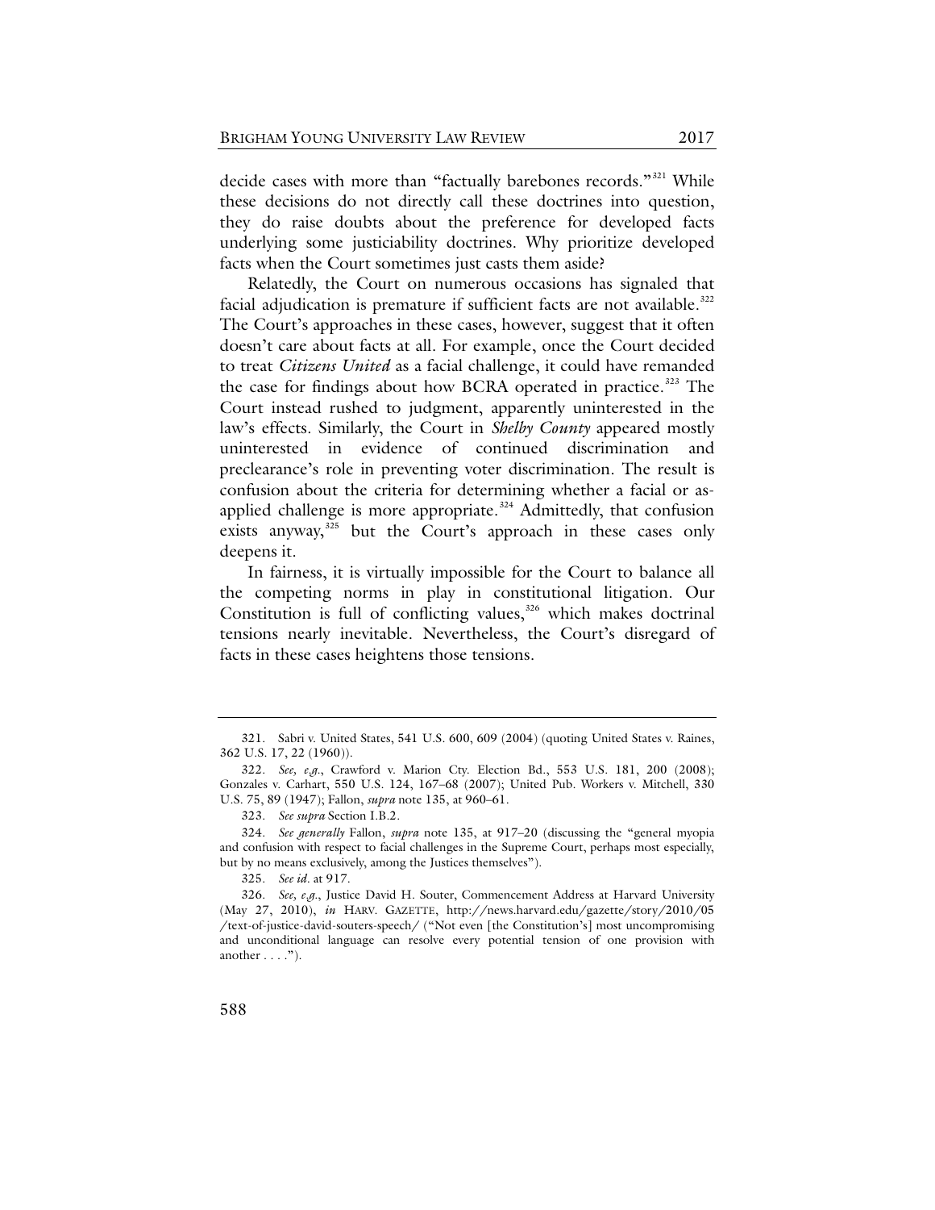decide cases with more than "factually barebones records."[321] While these decisions do not directly call these doctrines into question, they do raise doubts about the preference for developed facts underlying some justiciability doctrines. Why prioritize developed facts when the Court sometimes just casts them aside?

Relatedly, the Court on numerous occasions has signaled that facial adjudication is premature if sufficient facts are not available.[322] The Court's approaches in these cases, however, suggest that it often doesn't care about facts at all. For example, once the Court decided to treat *Citizens United* as a facial challenge, it could have remanded the case for findings about how BCRA operated in practice.[323] The Court instead rushed to judgment, apparently uninterested in the law's effects. Similarly, the Court in *Shelby County* appeared mostly uninterested in evidence of continued discrimination and preclearance's role in preventing voter discrimination. The result is confusion about the criteria for determining whether a facial or as-applied challenge is more appropriate.[324] Admittedly, that confusion exists anyway,[325] but the Court's approach in these cases only deepens it.

In fairness, it is virtually impossible for the Court to balance all the competing norms in play in constitutional litigation. Our Constitution is full of conflicting values,[326] which makes doctrinal tensions nearly inevitable. Nevertheless, the Court's disregard of facts in these cases heightens those tensions.

---

321. Sabri v. United States, 541 U.S. 600, 609 (2004) (quoting United States v. Raines, 362 U.S. 17, 22 (1960)).

322. *See, e.g.*, Crawford v. Marion Cty. Election Bd., 553 U.S. 181, 200 (2008); Gonzales v. Carhart, 550 U.S. 124, 167–68 (2007); United Pub. Workers v. Mitchell, 330 U.S. 75, 89 (1947); Fallon, *supra* note 135, at 960–61.

323. *See supra* Section I.B.2.

324. *See generally* Fallon, *supra* note 135, at 917–20 (discussing the "general myopia and confusion with respect to facial challenges in the Supreme Court, perhaps most especially, but by no means exclusively, among the Justices themselves").

325. *See id.* at 917.

326. *See, e.g.*, Justice David H. Souter, Commencement Address at Harvard University (May 27, 2010), *in* HARV. GAZETTE, http://news.harvard.edu/gazette/story/2010/05/text-of-justice-david-souters-speech/ ("Not even [the Constitution's] most uncompromising and unconditional language can resolve every potential tension of one provision with another . . . .").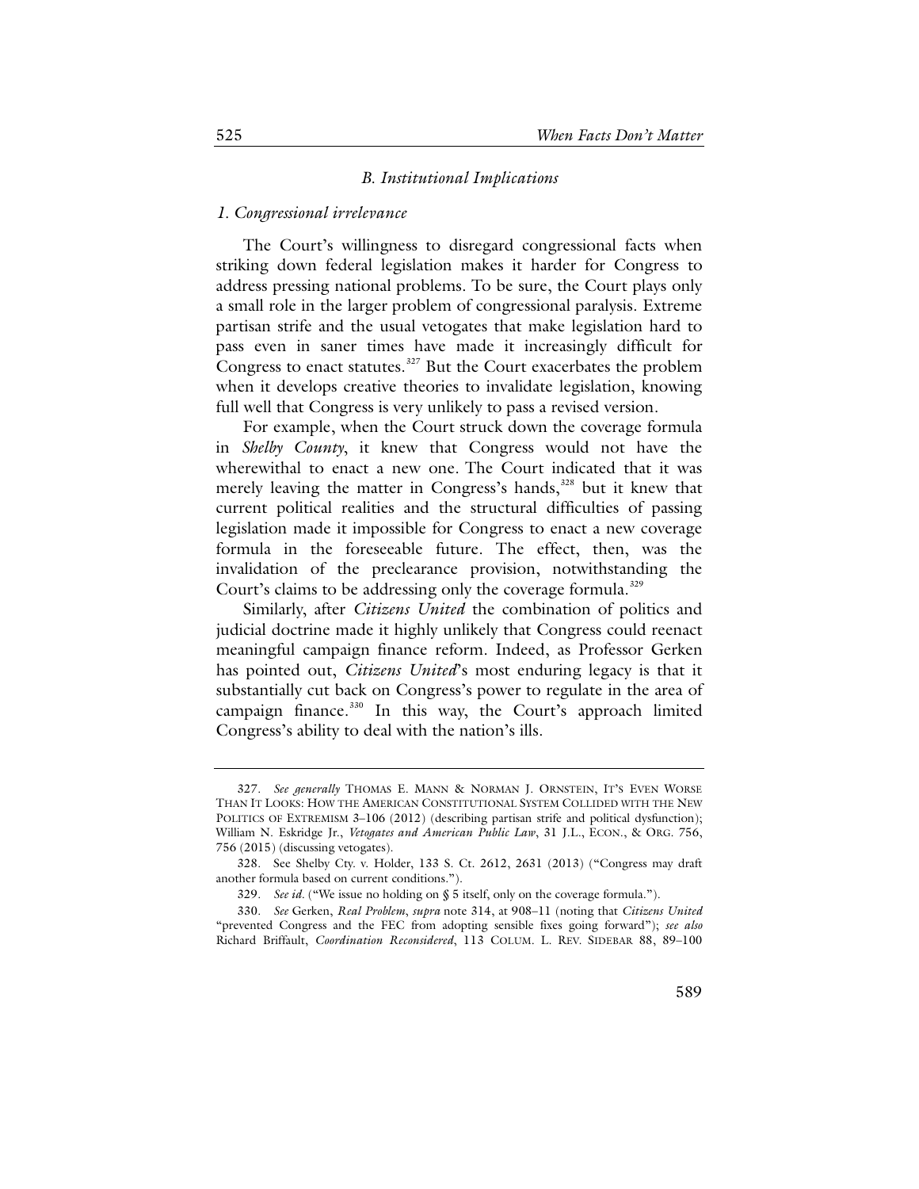### B. Institutional Implications

#### *1. Congressional irrelevance*

The Court's willingness to disregard congressional facts when striking down federal legislation makes it harder for Congress to address pressing national problems. To be sure, the Court plays only a small role in the larger problem of congressional paralysis. Extreme partisan strife and the usual vetogates that make legislation hard to pass even in saner times have made it increasingly difficult for Congress to enact statutes.[327] But the Court exacerbates the problem when it develops creative theories to invalidate legislation, knowing full well that Congress is very unlikely to pass a revised version.

For example, when the Court struck down the coverage formula in *Shelby County*, it knew that Congress would not have the wherewithal to enact a new one. The Court indicated that it was merely leaving the matter in Congress's hands,[328] but it knew that current political realities and the structural difficulties of passing legislation made it impossible for Congress to enact a new coverage formula in the foreseeable future. The effect, then, was the invalidation of the preclearance provision, notwithstanding the Court's claims to be addressing only the coverage formula.[329]

Similarly, after *Citizens United* the combination of politics and judicial doctrine made it highly unlikely that Congress could reenact meaningful campaign finance reform. Indeed, as Professor Gerken has pointed out, *Citizens United*'s most enduring legacy is that it substantially cut back on Congress's power to regulate in the area of campaign finance.[330] In this way, the Court's approach limited Congress's ability to deal with the nation's ills.

---

327. *See generally* THOMAS E. MANN & NORMAN J. ORNSTEIN, IT'S EVEN WORSE THAN IT LOOKS: HOW THE AMERICAN CONSTITUTIONAL SYSTEM COLLIDED WITH THE NEW POLITICS OF EXTREMISM 3–106 (2012) (describing partisan strife and political dysfunction); William N. Eskridge Jr., *Vetogates and American Public Law*, 31 J.L., ECON., & ORG. 756, 756 (2015) (discussing vetogates).

328. See Shelby Cty. v. Holder, 133 S. Ct. 2612, 2631 (2013) ("Congress may draft another formula based on current conditions.").

329. *See id.* ("We issue no holding on § 5 itself, only on the coverage formula.").

330. *See* Gerken, *Real Problem*, *supra* note 314, at 908–11 (noting that *Citizens United* "prevented Congress and the FEC from adopting sensible fixes going forward"); *see also* Richard Briffault, *Coordination Reconsidered*, 113 COLUM. L. REV. SIDEBAR 88, 89–100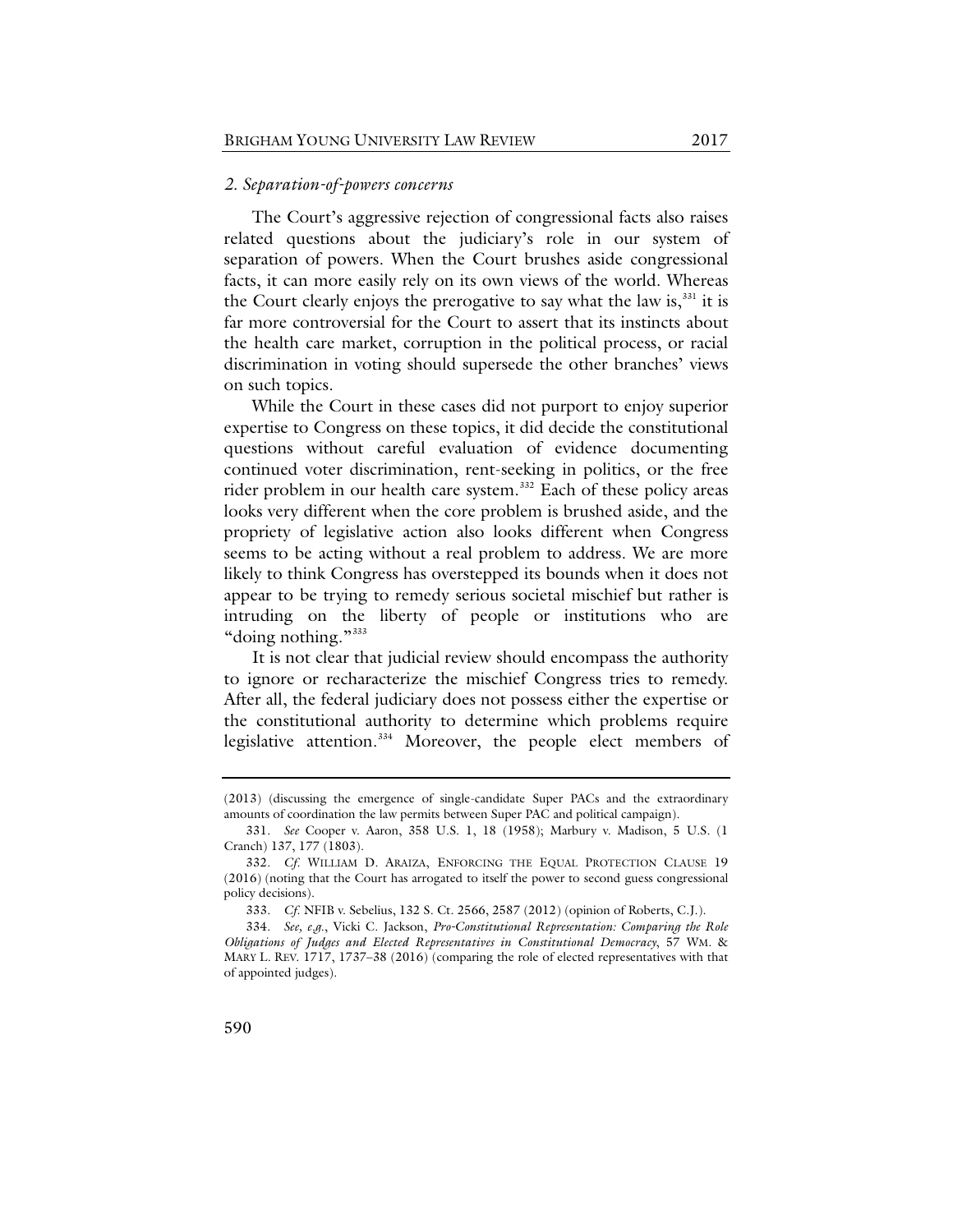### *2. Separation-of-powers concerns*

The Court's aggressive rejection of congressional facts also raises related questions about the judiciary's role in our system of separation of powers. When the Court brushes aside congressional facts, it can more easily rely on its own views of the world. Whereas the Court clearly enjoys the prerogative to say what the law is,[331] it is far more controversial for the Court to assert that its instincts about the health care market, corruption in the political process, or racial discrimination in voting should supersede the other branches' views on such topics.

While the Court in these cases did not purport to enjoy superior expertise to Congress on these topics, it did decide the constitutional questions without careful evaluation of evidence documenting continued voter discrimination, rent-seeking in politics, or the free rider problem in our health care system.[332] Each of these policy areas looks very different when the core problem is brushed aside, and the propriety of legislative action also looks different when Congress seems to be acting without a real problem to address. We are more likely to think Congress has overstepped its bounds when it does not appear to be trying to remedy serious societal mischief but rather is intruding on the liberty of people or institutions who are "doing nothing."[333]

It is not clear that judicial review should encompass the authority to ignore or recharacterize the mischief Congress tries to remedy. After all, the federal judiciary does not possess either the expertise or the constitutional authority to determine which problems require legislative attention.[334] Moreover, the people elect members of

---

(2013) (discussing the emergence of single-candidate Super PACs and the extraordinary amounts of coordination the law permits between Super PAC and political campaign).

331. *See* Cooper v. Aaron, 358 U.S. 1, 18 (1958); Marbury v. Madison, 5 U.S. (1 Cranch) 137, 177 (1803).

332. *Cf.* WILLIAM D. ARAIZA, ENFORCING THE EQUAL PROTECTION CLAUSE 19 (2016) (noting that the Court has arrogated to itself the power to second guess congressional policy decisions).

333. *Cf.* NFIB v. Sebelius, 132 S. Ct. 2566, 2587 (2012) (opinion of Roberts, C.J.).

334. *See, e.g.*, Vicki C. Jackson, *Pro-Constitutional Representation: Comparing the Role Obligations of Judges and Elected Representatives in Constitutional Democracy*, 57 WM. & MARY L. REV. 1717, 1737–38 (2016) (comparing the role of elected representatives with that of appointed judges).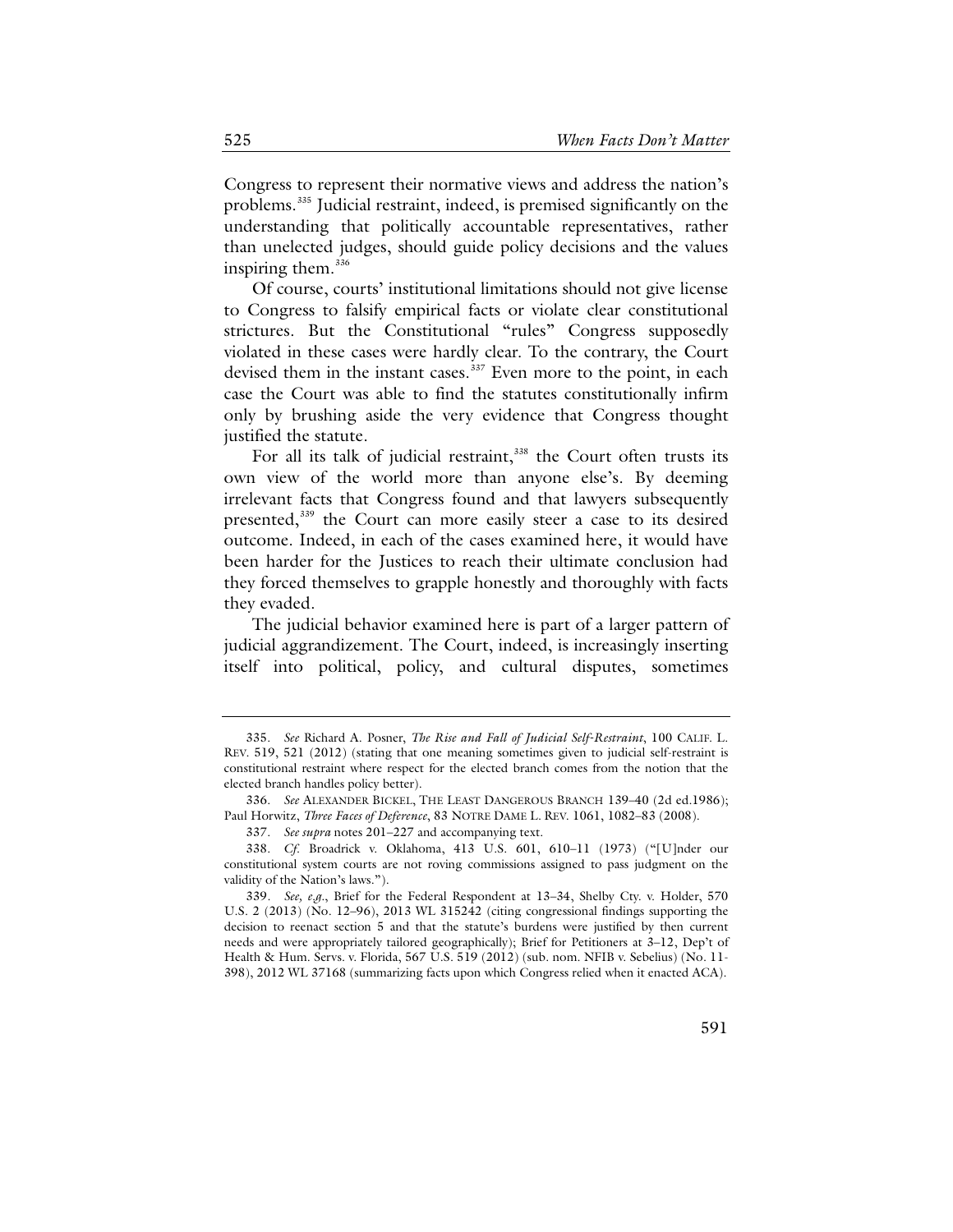Congress to represent their normative views and address the nation's problems.[335] Judicial restraint, indeed, is premised significantly on the understanding that politically accountable representatives, rather than unelected judges, should guide policy decisions and the values inspiring them.[336]

Of course, courts' institutional limitations should not give license to Congress to falsify empirical facts or violate clear constitutional strictures. But the Constitutional "rules" Congress supposedly violated in these cases were hardly clear. To the contrary, the Court devised them in the instant cases.[337] Even more to the point, in each case the Court was able to find the statutes constitutionally infirm only by brushing aside the very evidence that Congress thought justified the statute.

For all its talk of judicial restraint,[338] the Court often trusts its own view of the world more than anyone else's. By deeming irrelevant facts that Congress found and that lawyers subsequently presented,[339] the Court can more easily steer a case to its desired outcome. Indeed, in each of the cases examined here, it would have been harder for the Justices to reach their ultimate conclusion had they forced themselves to grapple honestly and thoroughly with facts they evaded.

The judicial behavior examined here is part of a larger pattern of judicial aggrandizement. The Court, indeed, is increasingly inserting itself into political, policy, and cultural disputes, sometimes

---

335. *See* Richard A. Posner, *The Rise and Fall of Judicial Self-Restraint*, 100 CALIF. L. REV. 519, 521 (2012) (stating that one meaning sometimes given to judicial self-restraint is constitutional restraint where respect for the elected branch comes from the notion that the elected branch handles policy better).

336. *See* ALEXANDER BICKEL, THE LEAST DANGEROUS BRANCH 139–40 (2d ed.1986); Paul Horwitz, *Three Faces of Deference*, 83 NOTRE DAME L. REV. 1061, 1082–83 (2008).

337. *See supra* notes 201–227 and accompanying text.

338. *Cf.* Broadrick v. Oklahoma, 413 U.S. 601, 610–11 (1973) ("[U]nder our constitutional system courts are not roving commissions assigned to pass judgment on the validity of the Nation's laws.").

339. *See, e.g.*, Brief for the Federal Respondent at 13–34, Shelby Cty. v. Holder, 570 U.S. 2 (2013) (No. 12–96), 2013 WL 315242 (citing congressional findings supporting the decision to reenact section 5 and that the statute's burdens were justified by then current needs and were appropriately tailored geographically); Brief for Petitioners at 3–12, Dep't of Health & Hum. Servs. v. Florida, 567 U.S. 519 (2012) (sub. nom. NFIB v. Sebelius) (No. 11-398), 2012 WL 37168 (summarizing facts upon which Congress relied when it enacted ACA).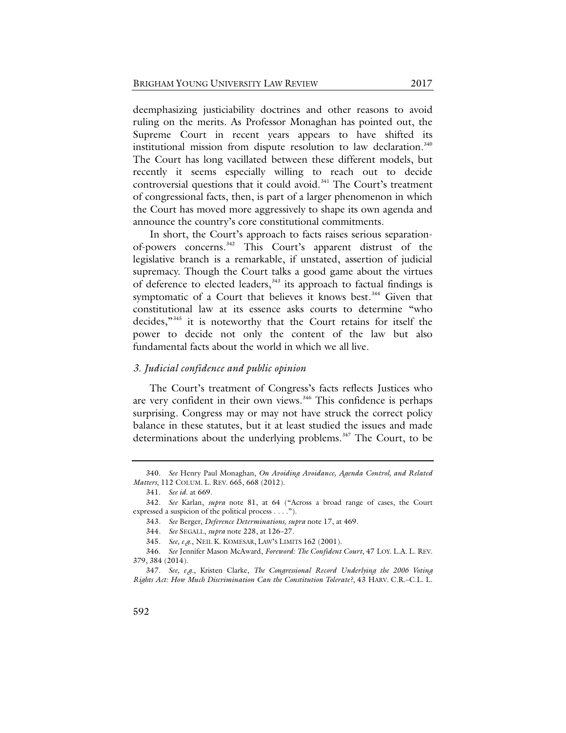deemphasizing justiciability doctrines and other reasons to avoid ruling on the merits. As Professor Monaghan has pointed out, the Supreme Court in recent years appears to have shifted its institutional mission from dispute resolution to law declaration.[340] The Court has long vacillated between these different models, but recently it seems especially willing to reach out to decide controversial questions that it could avoid.[341] The Court's treatment of congressional facts, then, is part of a larger phenomenon in which the Court has moved more aggressively to shape its own agenda and announce the country's core constitutional commitments.

In short, the Court's approach to facts raises serious separation-of-powers concerns.[342] This Court's apparent distrust of the legislative branch is a remarkable, if unstated, assertion of judicial supremacy. Though the Court talks a good game about the virtues of deference to elected leaders,[343] its approach to factual findings is symptomatic of a Court that believes it knows best.[344] Given that constitutional law at its essence asks courts to determine "who decides,"[345] it is noteworthy that the Court retains for itself the power to decide not only the content of the law but also fundamental facts about the world in which we all live.

### *3. Judicial confidence and public opinion*

The Court's treatment of Congress's facts reflects Justices who are very confident in their own views.[346] This confidence is perhaps surprising. Congress may or may not have struck the correct policy balance in these statutes, but it at least studied the issues and made determinations about the underlying problems.[347] The Court, to be

---

340. *See* Henry Paul Monaghan, *On Avoiding Avoidance, Agenda Control, and Related Matters*, 112 COLUM. L. REV. 665, 668 (2012).

341. *See id.* at 669.

342. *See* Karlan, *supra* note 81, at 64 ("Across a broad range of cases, the Court expressed a suspicion of the political process . . . .").

343. *See* Berger, *Deference Determinations, supra* note 17, at 469.

344. *See* SEGALL, *supra* note 228, at 126–27.

345. *See, e.g.*, NEIL K. KOMESAR, LAW'S LIMITS 162 (2001).

346. *See* Jennifer Mason McAward, *Foreword: The Confident Court*, 47 LOY. L.A. L. REV. 379, 384 (2014).

347. *See, e.g.*, Kristen Clarke, *The Congressional Record Underlying the 2006 Voting Rights Act: How Much Discrimination Can the Constitution Tolerate?*, 43 HARV. C.R.–C.L. L.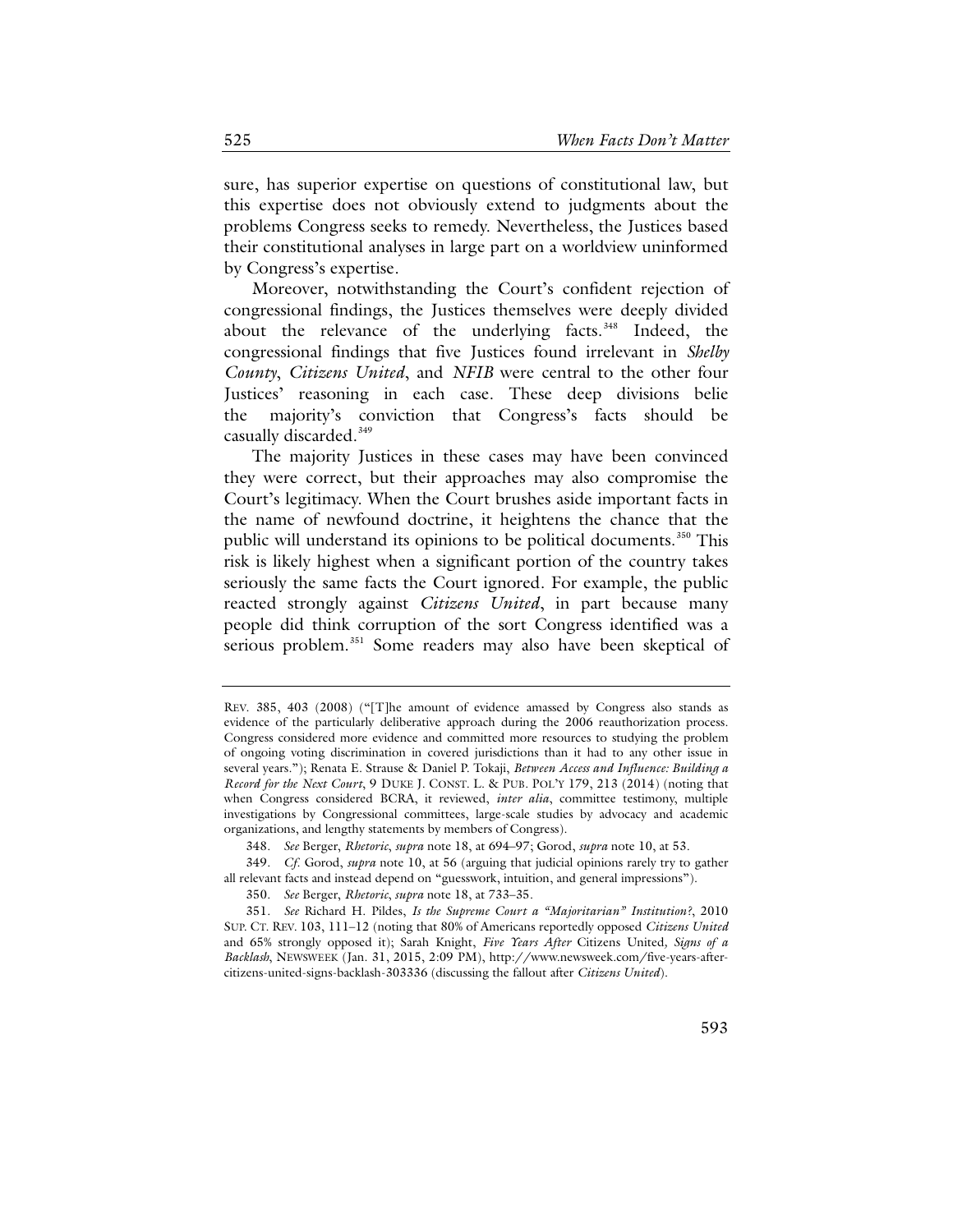sure, has superior expertise on questions of constitutional law, but this expertise does not obviously extend to judgments about the problems Congress seeks to remedy. Nevertheless, the Justices based their constitutional analyses in large part on a worldview uninformed by Congress's expertise.

Moreover, notwithstanding the Court's confident rejection of congressional findings, the Justices themselves were deeply divided about the relevance of the underlying facts.[348] Indeed, the congressional findings that five Justices found irrelevant in *Shelby County*, *Citizens United*, and *NFIB* were central to the other four Justices' reasoning in each case. These deep divisions belie the majority's conviction that Congress's facts should be casually discarded.[349]

The majority Justices in these cases may have been convinced they were correct, but their approaches may also compromise the Court's legitimacy. When the Court brushes aside important facts in the name of newfound doctrine, it heightens the chance that the public will understand its opinions to be political documents.[350] This risk is likely highest when a significant portion of the country takes seriously the same facts the Court ignored. For example, the public reacted strongly against *Citizens United*, in part because many people did think corruption of the sort Congress identified was a serious problem.[351] Some readers may also have been skeptical of

---

REV. 385, 403 (2008) ("[T]he amount of evidence amassed by Congress also stands as evidence of the particularly deliberative approach during the 2006 reauthorization process. Congress considered more evidence and committed more resources to studying the problem of ongoing voting discrimination in covered jurisdictions than it had to any other issue in several years."); Renata E. Strause & Daniel P. Tokaji, *Between Access and Influence: Building a Record for the Next Court*, 9 DUKE J. CONST. L. & PUB. POL'Y 179, 213 (2014) (noting that when Congress considered BCRA, it reviewed, *inter alia*, committee testimony, multiple investigations by Congressional committees, large-scale studies by advocacy and academic organizations, and lengthy statements by members of Congress).

348. *See* Berger, *Rhetoric*, *supra* note 18, at 694–97; Gorod, *supra* note 10, at 53.

349. *Cf.* Gorod, *supra* note 10, at 56 (arguing that judicial opinions rarely try to gather all relevant facts and instead depend on "guesswork, intuition, and general impressions").

350. *See* Berger, *Rhetoric*, *supra* note 18, at 733–35.

351. *See* Richard H. Pildes, *Is the Supreme Court a "Majoritarian" Institution?*, 2010 SUP. CT. REV. 103, 111–12 (noting that 80% of Americans reportedly opposed *Citizens United* and 65% strongly opposed it); Sarah Knight, *Five Years After* Citizens United*, Signs of a Backlash*, NEWSWEEK (Jan. 31, 2015, 2:09 PM), http://www.newsweek.com/five-years-after-citizens-united-signs-backlash-303336 (discussing the fallout after *Citizens United*).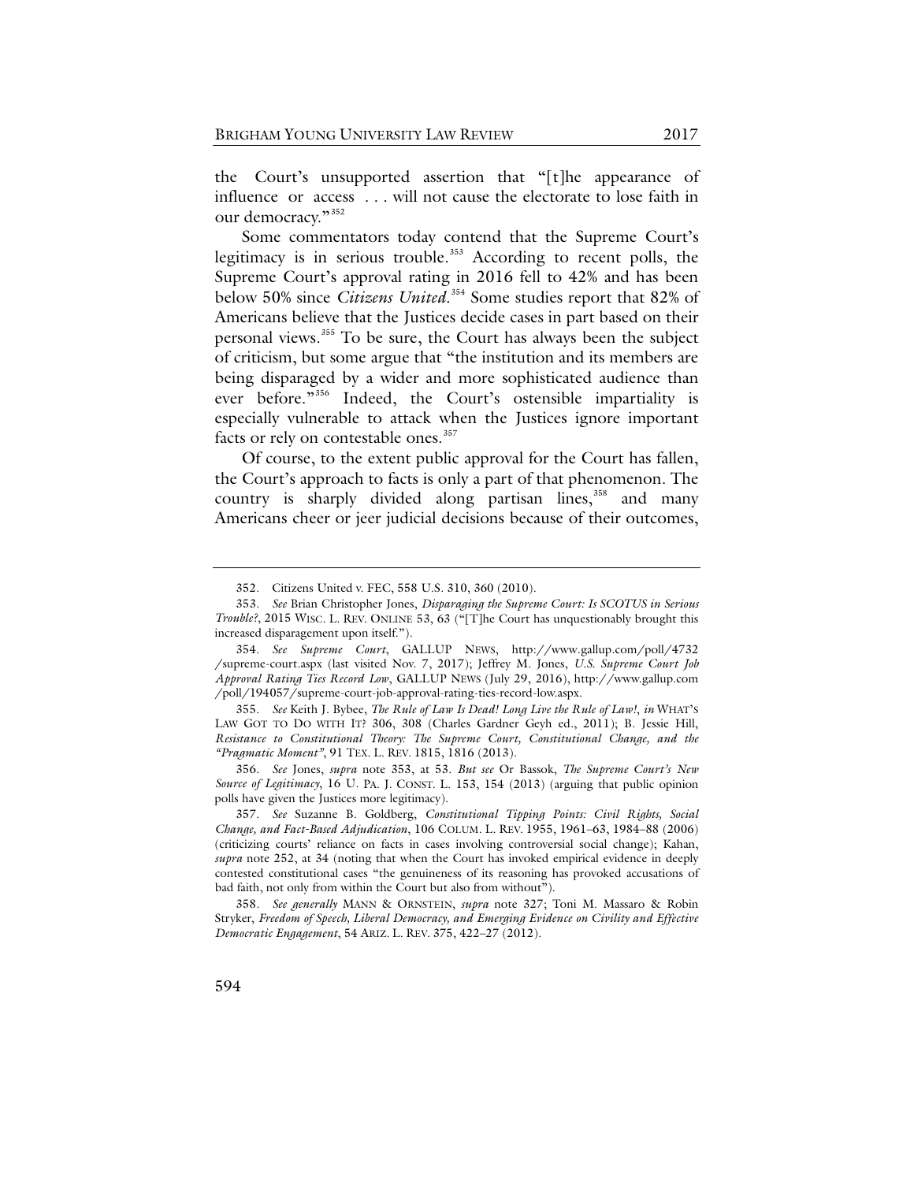the Court's unsupported assertion that "[t]he appearance of influence or access . . . will not cause the electorate to lose faith in our democracy."[352]

Some commentators today contend that the Supreme Court's legitimacy is in serious trouble.[353] According to recent polls, the Supreme Court's approval rating in 2016 fell to 42% and has been below 50% since *Citizens United*.[354] Some studies report that 82% of Americans believe that the Justices decide cases in part based on their personal views.[355] To be sure, the Court has always been the subject of criticism, but some argue that "the institution and its members are being disparaged by a wider and more sophisticated audience than ever before."[356] Indeed, the Court's ostensible impartiality is especially vulnerable to attack when the Justices ignore important facts or rely on contestable ones.[357]

Of course, to the extent public approval for the Court has fallen, the Court's approach to facts is only a part of that phenomenon. The country is sharply divided along partisan lines,[358] and many Americans cheer or jeer judicial decisions because of their outcomes,

---

352. Citizens United v. FEC, 558 U.S. 310, 360 (2010).

353. *See* Brian Christopher Jones, *Disparaging the Supreme Court: Is SCOTUS in Serious Trouble?*, 2015 WISC. L. REV. ONLINE 53, 63 ("[T]he Court has unquestionably brought this increased disparagement upon itself.").

354. *See Supreme Court*, GALLUP NEWS, http://www.gallup.com/poll/4732/supreme-court.aspx (last visited Nov. 7, 2017); Jeffrey M. Jones, *U.S. Supreme Court Job Approval Rating Ties Record Low*, GALLUP NEWS (July 29, 2016), http://www.gallup.com/poll/194057/supreme-court-job-approval-rating-ties-record-low.aspx.

355. *See* Keith J. Bybee, *The Rule of Law Is Dead! Long Live the Rule of Law!*, *in* WHAT'S LAW GOT TO DO WITH IT? 306, 308 (Charles Gardner Geyh ed., 2011); B. Jessie Hill, *Resistance to Constitutional Theory: The Supreme Court, Constitutional Change, and the "Pragmatic Moment"*, 91 TEX. L. REV. 1815, 1816 (2013).

356. *See* Jones, *supra* note 353, at 53. *But see* Or Bassok, *The Supreme Court's New Source of Legitimacy*, 16 U. PA. J. CONST. L. 153, 154 (2013) (arguing that public opinion polls have given the Justices more legitimacy).

357. *See* Suzanne B. Goldberg, *Constitutional Tipping Points: Civil Rights, Social Change, and Fact-Based Adjudication*, 106 COLUM. L. REV. 1955, 1961–63, 1984–88 (2006) (criticizing courts' reliance on facts in cases involving controversial social change); Kahan, *supra* note 252, at 34 (noting that when the Court has invoked empirical evidence in deeply contested constitutional cases "the genuineness of its reasoning has provoked accusations of bad faith, not only from within the Court but also from without").

358. *See generally* MANN & ORNSTEIN, *supra* note 327; Toni M. Massaro & Robin Stryker, *Freedom of Speech, Liberal Democracy, and Emerging Evidence on Civility and Effective Democratic Engagement*, 54 ARIZ. L. REV. 375, 422–27 (2012).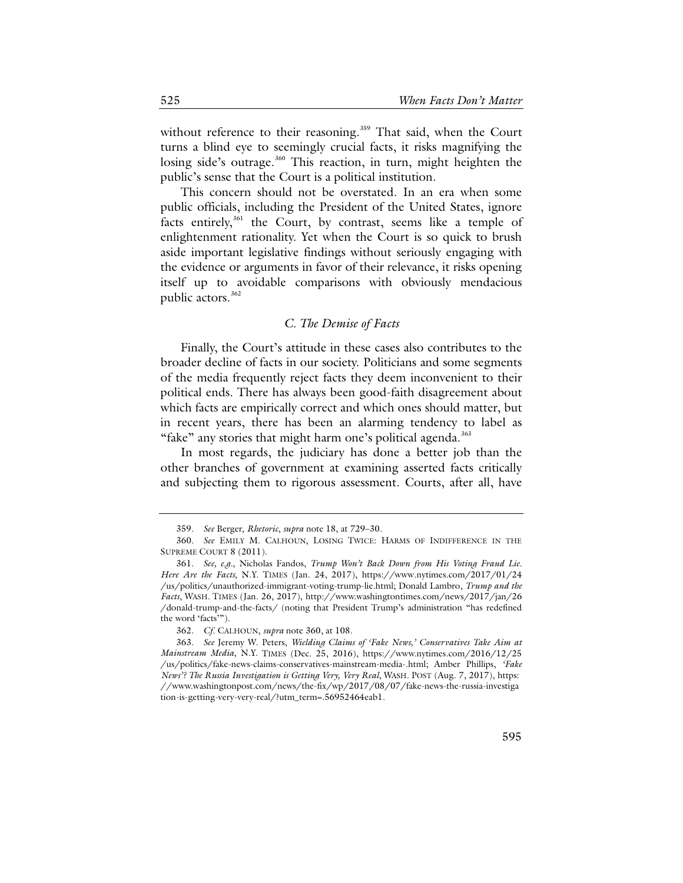without reference to their reasoning.[359] That said, when the Court turns a blind eye to seemingly crucial facts, it risks magnifying the losing side's outrage.[360] This reaction, in turn, might heighten the public's sense that the Court is a political institution.

This concern should not be overstated. In an era when some public officials, including the President of the United States, ignore facts entirely,[361] the Court, by contrast, seems like a temple of enlightenment rationality. Yet when the Court is so quick to brush aside important legislative findings without seriously engaging with the evidence or arguments in favor of their relevance, it risks opening itself up to avoidable comparisons with obviously mendacious public actors.[362]

### *C. The Demise of Facts*

Finally, the Court's attitude in these cases also contributes to the broader decline of facts in our society. Politicians and some segments of the media frequently reject facts they deem inconvenient to their political ends. There has always been good-faith disagreement about which facts are empirically correct and which ones should matter, but in recent years, there has been an alarming tendency to label as "fake" any stories that might harm one's political agenda.[363]

In most regards, the judiciary has done a better job than the other branches of government at examining asserted facts critically and subjecting them to rigorous assessment. Courts, after all, have

---

359. *See* Berger, *Rhetoric*, *supra* note 18, at 729–30.

360. *See* EMILY M. CALHOUN, LOSING TWICE: HARMS OF INDIFFERENCE IN THE SUPREME COURT 8 (2011).

361. *See, e.g.*, Nicholas Fandos, *Trump Won't Back Down from His Voting Fraud Lie. Here Are the Facts*, N.Y. TIMES (Jan. 24, 2017), https://www.nytimes.com/2017/01/24/us/politics/unauthorized-immigrant-voting-trump-lie.html; Donald Lambro, *Trump and the Facts*, WASH. TIMES (Jan. 26, 2017), http://www.washingtontimes.com/news/2017/jan/26/donald-trump-and-the-facts/ (noting that President Trump's administration "has redefined the word 'facts'").

362. *Cf.* CALHOUN, *supra* note 360, at 108.

363. *See* Jeremy W. Peters, *Wielding Claims of 'Fake News,' Conservatives Take Aim at Mainstream Media*, N.Y. TIMES (Dec. 25, 2016), https://www.nytimes.com/2016/12/25/us/politics/fake-news-claims-conservatives-mainstream-media-.html; Amber Phillips, *'Fake News'? The Russia Investigation is Getting Very, Very Real*, WASH. POST (Aug. 7, 2017), https://www.washingtonpost.com/news/the-fix/wp/2017/08/07/fake-news-the-russia-investigation-is-getting-very-very-real/?utm_term=.56952464eab1.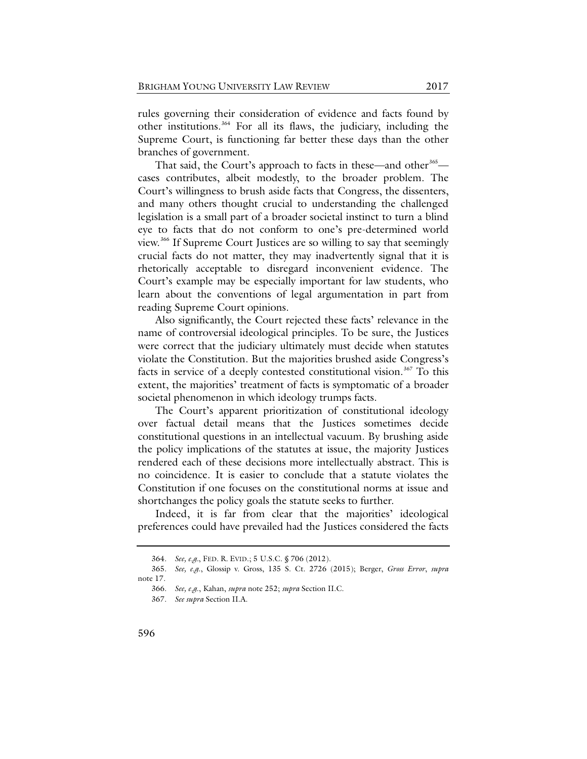rules governing their consideration of evidence and facts found by other institutions.[364] For all its flaws, the judiciary, including the Supreme Court, is functioning far better these days than the other branches of government.

That said, the Court's approach to facts in these—and other[365]—cases contributes, albeit modestly, to the broader problem. The Court's willingness to brush aside facts that Congress, the dissenters, and many others thought crucial to understanding the challenged legislation is a small part of a broader societal instinct to turn a blind eye to facts that do not conform to one's pre-determined world view.[366] If Supreme Court Justices are so willing to say that seemingly crucial facts do not matter, they may inadvertently signal that it is rhetorically acceptable to disregard inconvenient evidence. The Court's example may be especially important for law students, who learn about the conventions of legal argumentation in part from reading Supreme Court opinions.

Also significantly, the Court rejected these facts' relevance in the name of controversial ideological principles. To be sure, the Justices were correct that the judiciary ultimately must decide when statutes violate the Constitution. But the majorities brushed aside Congress's facts in service of a deeply contested constitutional vision.[367] To this extent, the majorities' treatment of facts is symptomatic of a broader societal phenomenon in which ideology trumps facts.

The Court's apparent prioritization of constitutional ideology over factual detail means that the Justices sometimes decide constitutional questions in an intellectual vacuum. By brushing aside the policy implications of the statutes at issue, the majority Justices rendered each of these decisions more intellectually abstract. This is no coincidence. It is easier to conclude that a statute violates the Constitution if one focuses on the constitutional norms at issue and shortchanges the policy goals the statute seeks to further.

Indeed, it is far from clear that the majorities' ideological preferences could have prevailed had the Justices considered the facts

---

364. *See, e.g.*, FED. R. EVID.; 5 U.S.C. § 706 (2012).

365. *See, e.g.*, Glossip v. Gross, 135 S. Ct. 2726 (2015); Berger, *Gross Error*, *supra* note 17.

366. *See, e.g.*, Kahan, *supra* note 252; *supra* Section II.C.

367. *See supra* Section II.A.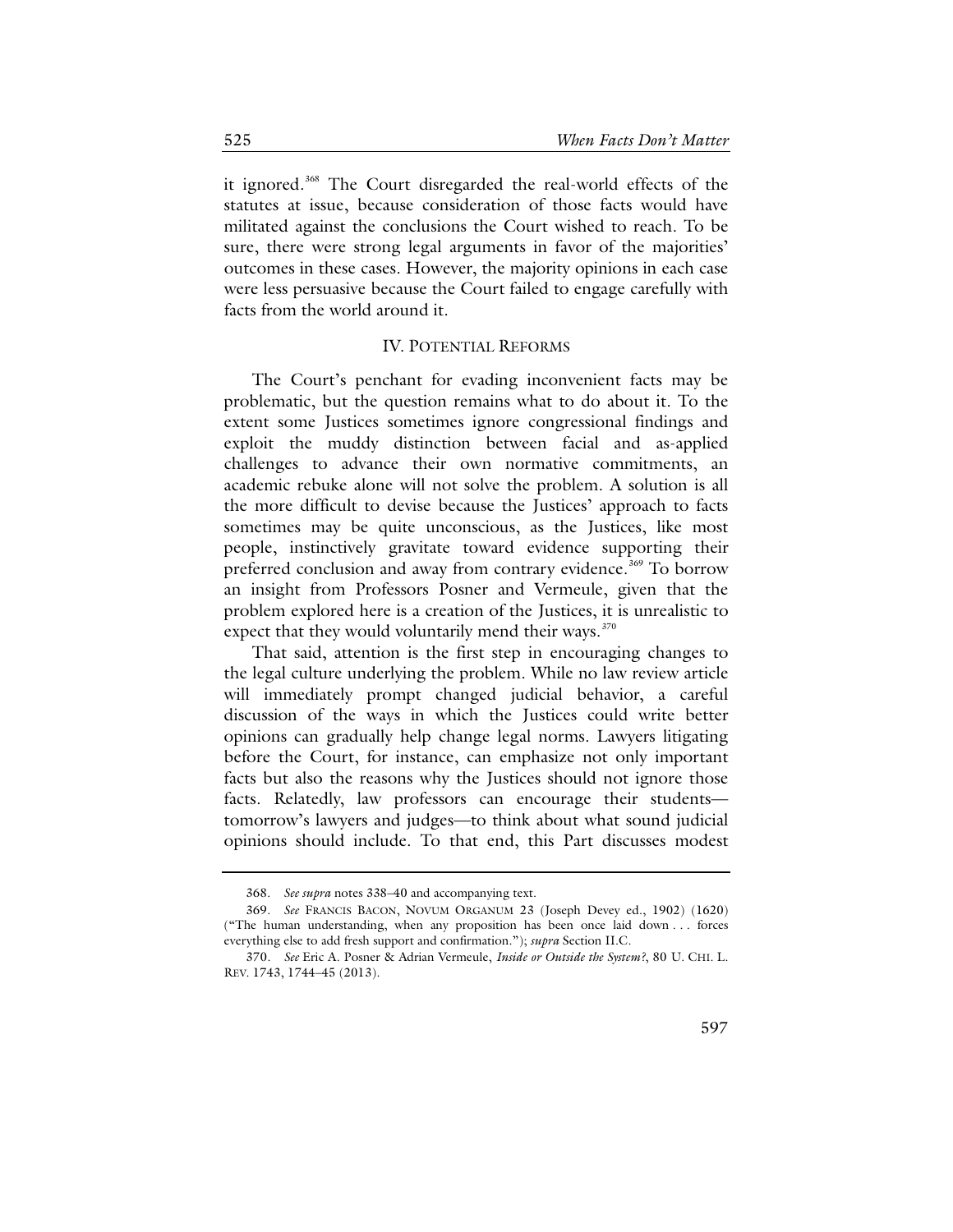it ignored.[368] The Court disregarded the real-world effects of the statutes at issue, because consideration of those facts would have militated against the conclusions the Court wished to reach. To be sure, there were strong legal arguments in favor of the majorities' outcomes in these cases. However, the majority opinions in each case were less persuasive because the Court failed to engage carefully with facts from the world around it.

## IV. Potential Reforms

The Court's penchant for evading inconvenient facts may be problematic, but the question remains what to do about it. To the extent some Justices sometimes ignore congressional findings and exploit the muddy distinction between facial and as-applied challenges to advance their own normative commitments, an academic rebuke alone will not solve the problem. A solution is all the more difficult to devise because the Justices' approach to facts sometimes may be quite unconscious, as the Justices, like most people, instinctively gravitate toward evidence supporting their preferred conclusion and away from contrary evidence.[369] To borrow an insight from Professors Posner and Vermeule, given that the problem explored here is a creation of the Justices, it is unrealistic to expect that they would voluntarily mend their ways.[370]

That said, attention is the first step in encouraging changes to the legal culture underlying the problem. While no law review article will immediately prompt changed judicial behavior, a careful discussion of the ways in which the Justices could write better opinions can gradually help change legal norms. Lawyers litigating before the Court, for instance, can emphasize not only important facts but also the reasons why the Justices should not ignore those facts. Relatedly, law professors can encourage their students—tomorrow's lawyers and judges—to think about what sound judicial opinions should include. To that end, this Part discusses modest

---

368. *See supra* notes 338–40 and accompanying text.

369. *See* Francis Bacon, Novum Organum 23 (Joseph Devey ed., 1902) (1620) ("The human understanding, when any proposition has been once laid down . . . forces everything else to add fresh support and confirmation."); *supra* Section II.C.

370. *See* Eric A. Posner & Adrian Vermeule, *Inside or Outside the System?*, 80 U. Chi. L. Rev. 1743, 1744–45 (2013).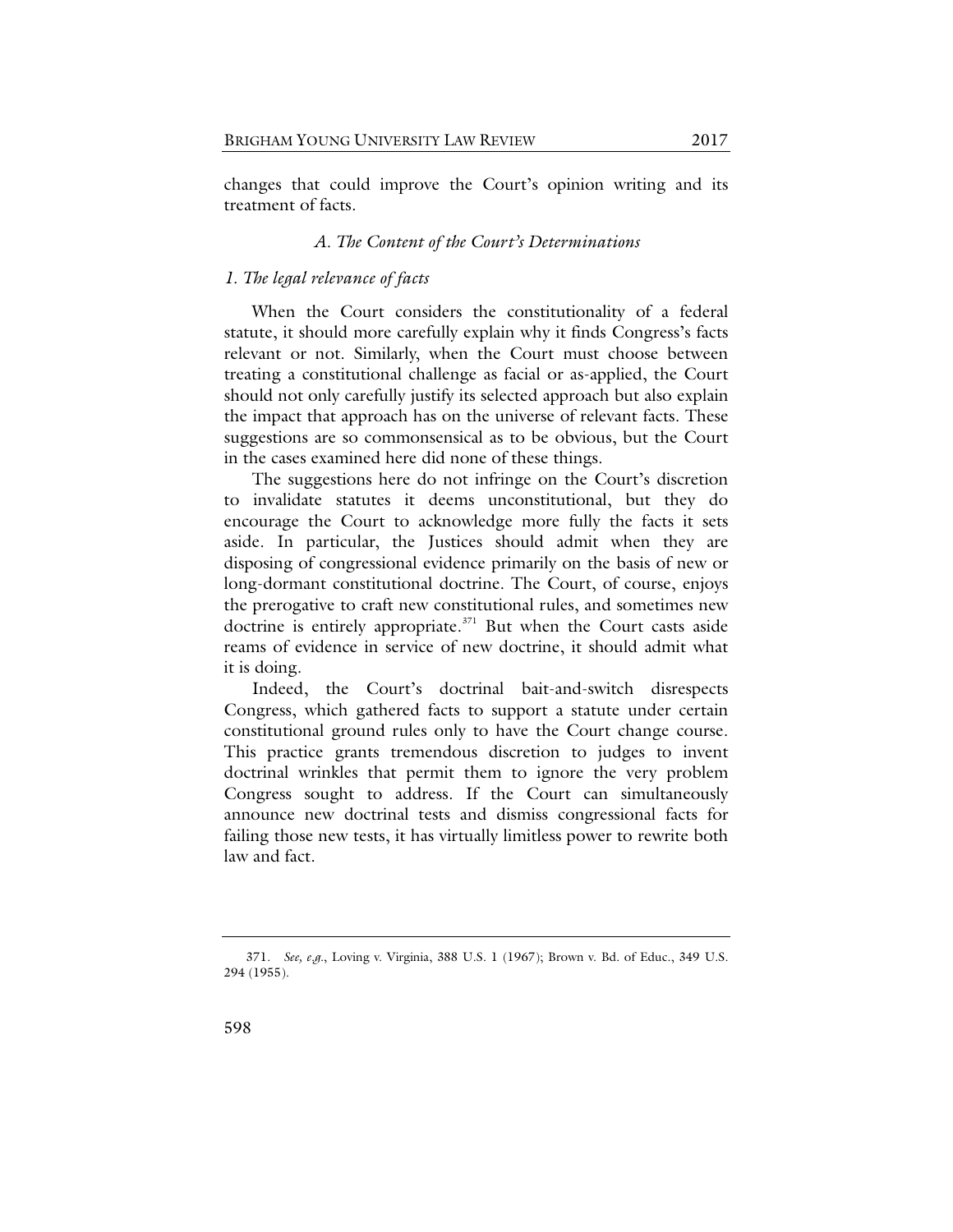changes that could improve the Court's opinion writing and its treatment of facts.

### *A. The Content of the Court's Determinations*

#### *1. The legal relevance of facts*

When the Court considers the constitutionality of a federal statute, it should more carefully explain why it finds Congress's facts relevant or not. Similarly, when the Court must choose between treating a constitutional challenge as facial or as-applied, the Court should not only carefully justify its selected approach but also explain the impact that approach has on the universe of relevant facts. These suggestions are so commonsensical as to be obvious, but the Court in the cases examined here did none of these things.

The suggestions here do not infringe on the Court's discretion to invalidate statutes it deems unconstitutional, but they do encourage the Court to acknowledge more fully the facts it sets aside. In particular, the Justices should admit when they are disposing of congressional evidence primarily on the basis of new or long-dormant constitutional doctrine. The Court, of course, enjoys the prerogative to craft new constitutional rules, and sometimes new doctrine is entirely appropriate.[371] But when the Court casts aside reams of evidence in service of new doctrine, it should admit what it is doing.

Indeed, the Court's doctrinal bait-and-switch disrespects Congress, which gathered facts to support a statute under certain constitutional ground rules only to have the Court change course. This practice grants tremendous discretion to judges to invent doctrinal wrinkles that permit them to ignore the very problem Congress sought to address. If the Court can simultaneously announce new doctrinal tests and dismiss congressional facts for failing those new tests, it has virtually limitless power to rewrite both law and fact.

---

371. *See, e.g.*, Loving v. Virginia, 388 U.S. 1 (1967); Brown v. Bd. of Educ., 349 U.S. 294 (1955).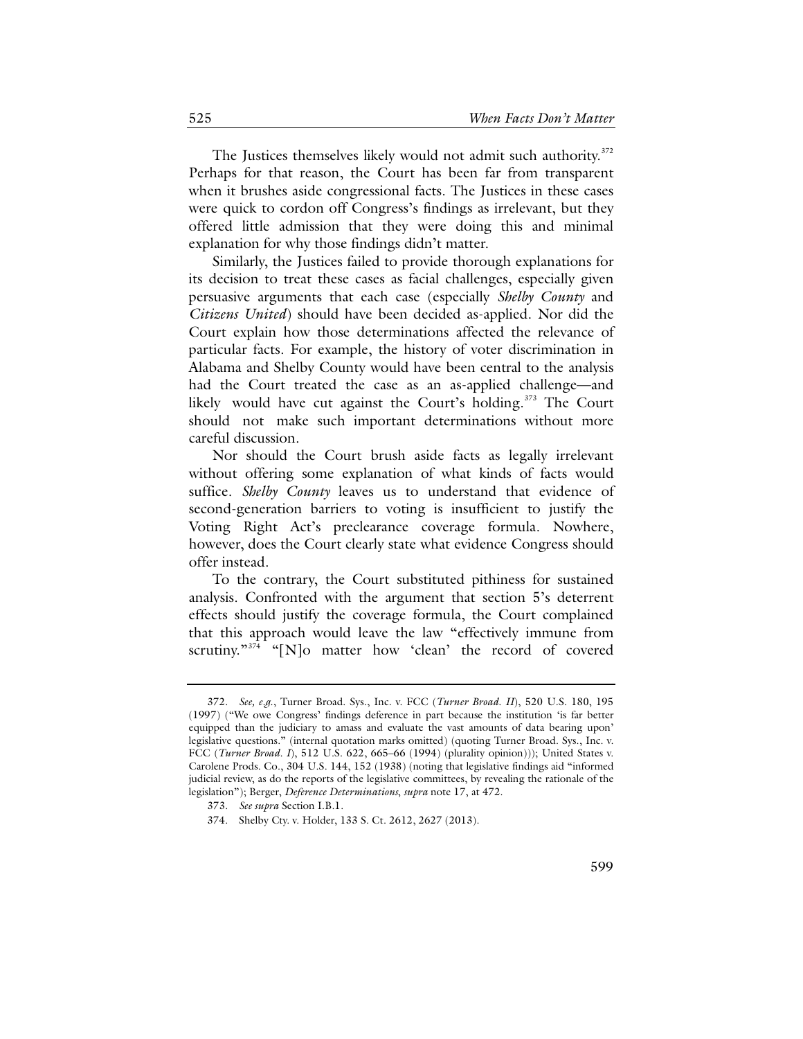The Justices themselves likely would not admit such authority.[372] Perhaps for that reason, the Court has been far from transparent when it brushes aside congressional facts. The Justices in these cases were quick to cordon off Congress's findings as irrelevant, but they offered little admission that they were doing this and minimal explanation for why those findings didn't matter.

Similarly, the Justices failed to provide thorough explanations for its decision to treat these cases as facial challenges, especially given persuasive arguments that each case (especially *Shelby County* and *Citizens United*) should have been decided as-applied. Nor did the Court explain how those determinations affected the relevance of particular facts. For example, the history of voter discrimination in Alabama and Shelby County would have been central to the analysis had the Court treated the case as an as-applied challenge—and likely would have cut against the Court's holding.[373] The Court should not make such important determinations without more careful discussion.

Nor should the Court brush aside facts as legally irrelevant without offering some explanation of what kinds of facts would suffice. *Shelby County* leaves us to understand that evidence of second-generation barriers to voting is insufficient to justify the Voting Right Act's preclearance coverage formula. Nowhere, however, does the Court clearly state what evidence Congress should offer instead.

To the contrary, the Court substituted pithiness for sustained analysis. Confronted with the argument that section 5's deterrent effects should justify the coverage formula, the Court complained that this approach would leave the law "effectively immune from scrutiny."[374] "[N]o matter how 'clean' the record of covered

---

372. *See, e.g.*, Turner Broad. Sys., Inc. v. FCC (*Turner Broad. II*), 520 U.S. 180, 195 (1997) ("We owe Congress' findings deference in part because the institution 'is far better equipped than the judiciary to amass and evaluate the vast amounts of data bearing upon' legislative questions." (internal quotation marks omitted) (quoting Turner Broad. Sys., Inc. v. FCC (*Turner Broad. I*), 512 U.S. 622, 665–66 (1994) (plurality opinion))); United States v. Carolene Prods. Co., 304 U.S. 144, 152 (1938) (noting that legislative findings aid "informed judicial review, as do the reports of the legislative committees, by revealing the rationale of the legislation"); Berger, *Deference Determinations*, *supra* note 17, at 472.

373. *See supra* Section I.B.1.

374. Shelby Cty. v. Holder, 133 S. Ct. 2612, 2627 (2013).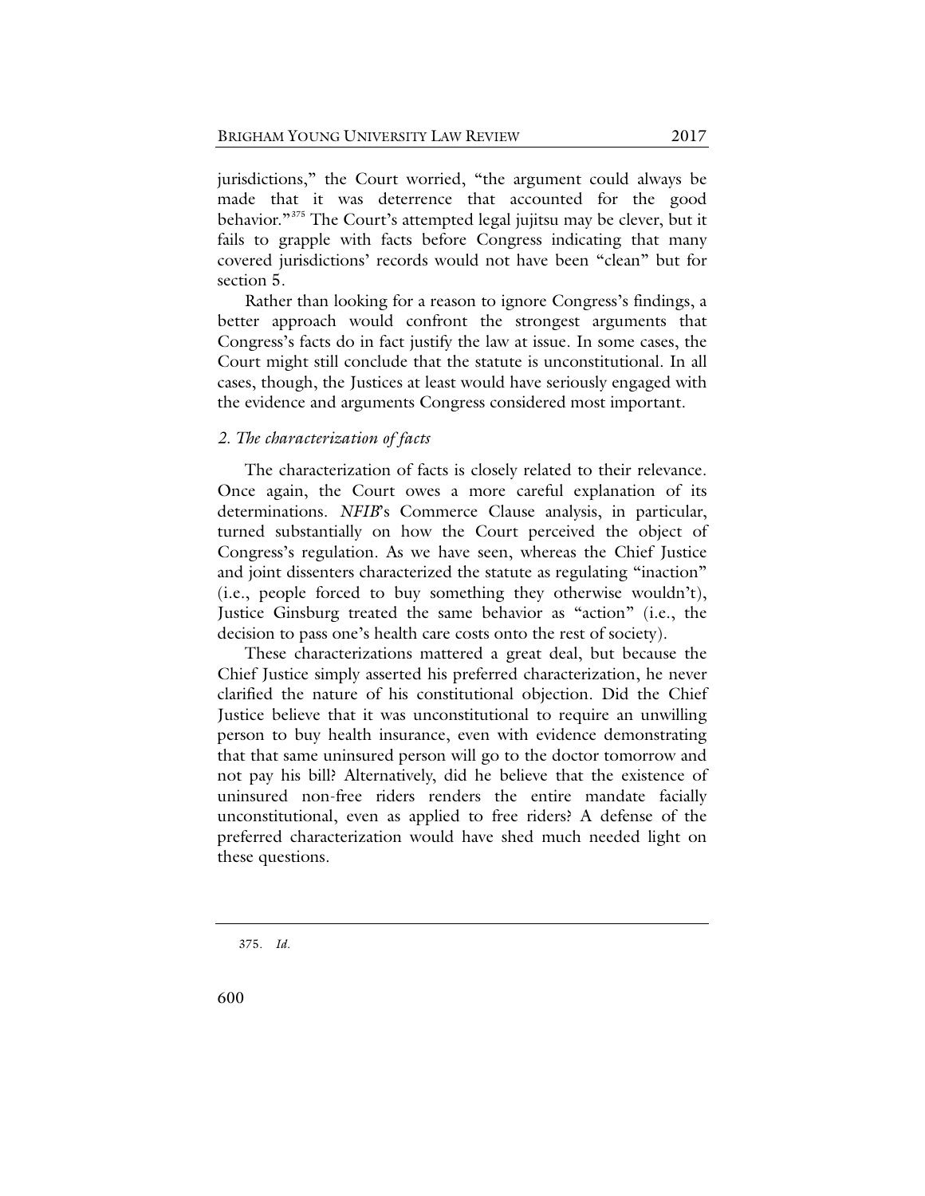jurisdictions," the Court worried, "the argument could always be made that it was deterrence that accounted for the good behavior."[375] The Court's attempted legal jujitsu may be clever, but it fails to grapple with facts before Congress indicating that many covered jurisdictions' records would not have been "clean" but for section 5.

Rather than looking for a reason to ignore Congress's findings, a better approach would confront the strongest arguments that Congress's facts do in fact justify the law at issue. In some cases, the Court might still conclude that the statute is unconstitutional. In all cases, though, the Justices at least would have seriously engaged with the evidence and arguments Congress considered most important.

### *2. The characterization of facts*

The characterization of facts is closely related to their relevance. Once again, the Court owes a more careful explanation of its determinations. *NFIB*'s Commerce Clause analysis, in particular, turned substantially on how the Court perceived the object of Congress's regulation. As we have seen, whereas the Chief Justice and joint dissenters characterized the statute as regulating "inaction" (i.e., people forced to buy something they otherwise wouldn't), Justice Ginsburg treated the same behavior as "action" (i.e., the decision to pass one's health care costs onto the rest of society).

These characterizations mattered a great deal, but because the Chief Justice simply asserted his preferred characterization, he never clarified the nature of his constitutional objection. Did the Chief Justice believe that it was unconstitutional to require an unwilling person to buy health insurance, even with evidence demonstrating that that same uninsured person will go to the doctor tomorrow and not pay his bill? Alternatively, did he believe that the existence of uninsured non-free riders renders the entire mandate facially unconstitutional, even as applied to free riders? A defense of the preferred characterization would have shed much needed light on these questions.

375. *Id.*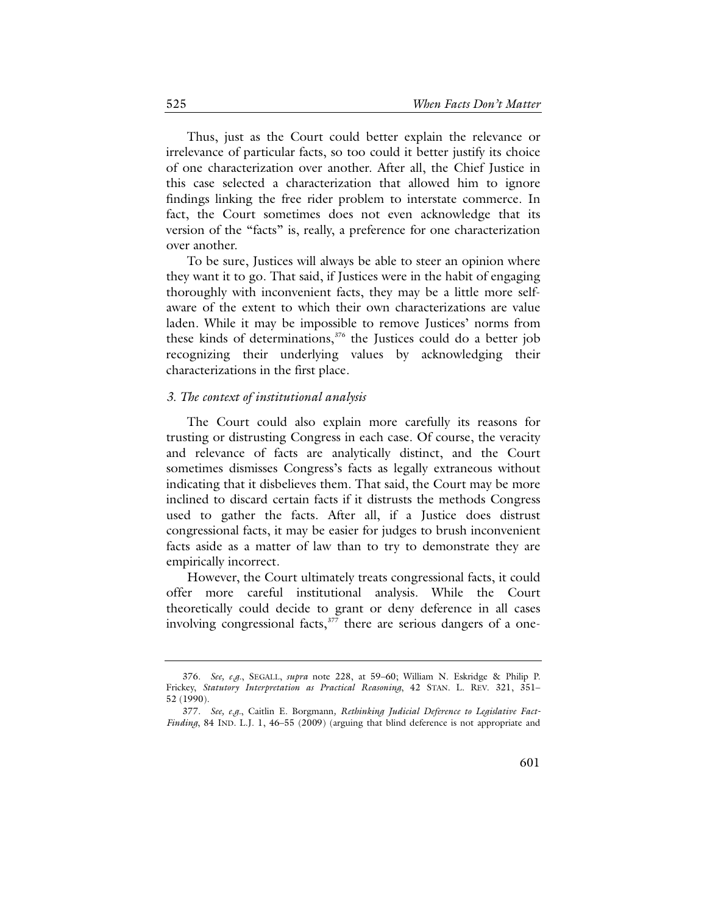Thus, just as the Court could better explain the relevance or irrelevance of particular facts, so too could it better justify its choice of one characterization over another. After all, the Chief Justice in this case selected a characterization that allowed him to ignore findings linking the free rider problem to interstate commerce. In fact, the Court sometimes does not even acknowledge that its version of the "facts" is, really, a preference for one characterization over another.

To be sure, Justices will always be able to steer an opinion where they want it to go. That said, if Justices were in the habit of engaging thoroughly with inconvenient facts, they may be a little more self-aware of the extent to which their own characterizations are value laden. While it may be impossible to remove Justices' norms from these kinds of determinations,[376] the Justices could do a better job recognizing their underlying values by acknowledging their characterizations in the first place.

### *3. The context of institutional analysis*

The Court could also explain more carefully its reasons for trusting or distrusting Congress in each case. Of course, the veracity and relevance of facts are analytically distinct, and the Court sometimes dismisses Congress's facts as legally extraneous without indicating that it disbelieves them. That said, the Court may be more inclined to discard certain facts if it distrusts the methods Congress used to gather the facts. After all, if a Justice does distrust congressional facts, it may be easier for judges to brush inconvenient facts aside as a matter of law than to try to demonstrate they are empirically incorrect.

However, the Court ultimately treats congressional facts, it could offer more careful institutional analysis. While the Court theoretically could decide to grant or deny deference in all cases involving congressional facts,[377] there are serious dangers of a one-

---

376. *See, e.g.*, SEGALL, *supra* note 228, at 59–60; William N. Eskridge & Philip P. Frickey, *Statutory Interpretation as Practical Reasoning*, 42 STAN. L. REV. 321, 351–52 (1990).

377. *See, e.g.*, Caitlin E. Borgmann, *Rethinking Judicial Deference to Legislative Fact-Finding*, 84 IND. L.J. 1, 46–55 (2009) (arguing that blind deference is not appropriate and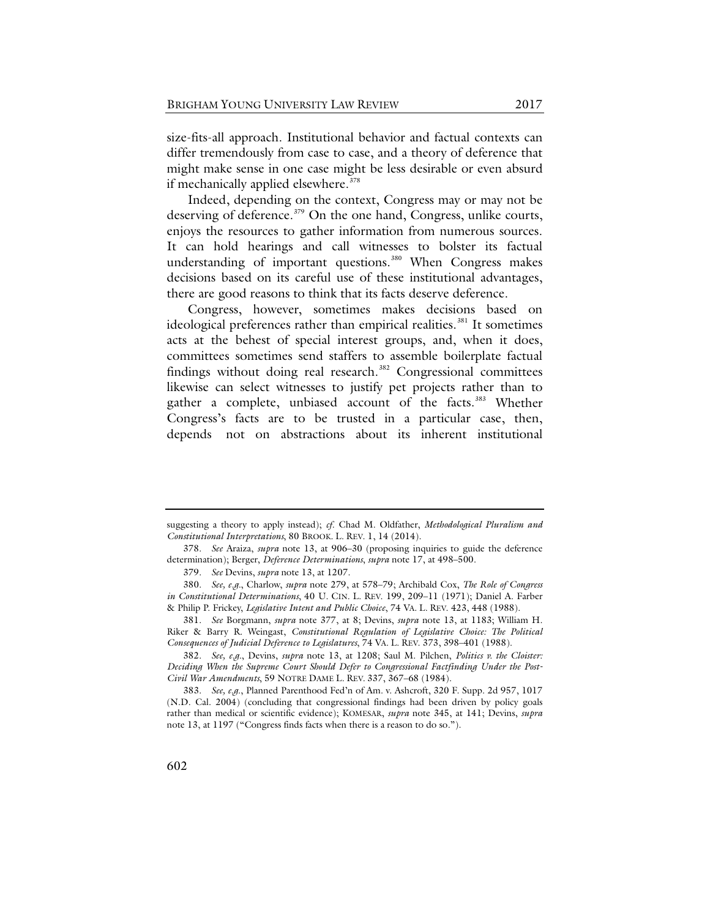size-fits-all approach. Institutional behavior and factual contexts can differ tremendously from case to case, and a theory of deference that might make sense in one case might be less desirable or even absurd if mechanically applied elsewhere.[378]

Indeed, depending on the context, Congress may or may not be deserving of deference.[379] On the one hand, Congress, unlike courts, enjoys the resources to gather information from numerous sources. It can hold hearings and call witnesses to bolster its factual understanding of important questions.[380] When Congress makes decisions based on its careful use of these institutional advantages, there are good reasons to think that its facts deserve deference.

Congress, however, sometimes makes decisions based on ideological preferences rather than empirical realities.[381] It sometimes acts at the behest of special interest groups, and, when it does, committees sometimes send staffers to assemble boilerplate factual findings without doing real research.[382] Congressional committees likewise can select witnesses to justify pet projects rather than to gather a complete, unbiased account of the facts.[383] Whether Congress's facts are to be trusted in a particular case, then, depends not on abstractions about its inherent institutional

---

suggesting a theory to apply instead); *cf.* Chad M. Oldfather, *Methodological Pluralism and Constitutional Interpretations*, 80 BROOK. L. REV. 1, 14 (2014).

378. *See* Araiza, *supra* note 13, at 906–30 (proposing inquiries to guide the deference determination); Berger, *Deference Determinations*, *supra* note 17, at 498–500.

379. *See* Devins, *supra* note 13, at 1207.

380. *See, e.g.*, Charlow, *supra* note 279, at 578–79; Archibald Cox, *The Role of Congress in Constitutional Determinations*, 40 U. CIN. L. REV. 199, 209–11 (1971); Daniel A. Farber & Philip P. Frickey, *Legislative Intent and Public Choice*, 74 VA. L. REV. 423, 448 (1988).

381. *See* Borgmann, *supra* note 377, at 8; Devins, *supra* note 13, at 1183; William H. Riker & Barry R. Weingast, *Constitutional Regulation of Legislative Choice: The Political Consequences of Judicial Deference to Legislatures*, 74 VA. L. REV. 373, 398–401 (1988).

382. *See, e.g.*, Devins, *supra* note 13, at 1208; Saul M. Pilchen, *Politics v. the Cloister: Deciding When the Supreme Court Should Defer to Congressional Factfinding Under the Post-Civil War Amendments*, 59 NOTRE DAME L. REV. 337, 367–68 (1984).

383. *See, e.g.*, Planned Parenthood Fed'n of Am. v. Ashcroft, 320 F. Supp. 2d 957, 1017 (N.D. Cal. 2004) (concluding that congressional findings had been driven by policy goals rather than medical or scientific evidence); KOMESAR, *supra* note 345, at 141; Devins, *supra* note 13, at 1197 ("Congress finds facts when there is a reason to do so.").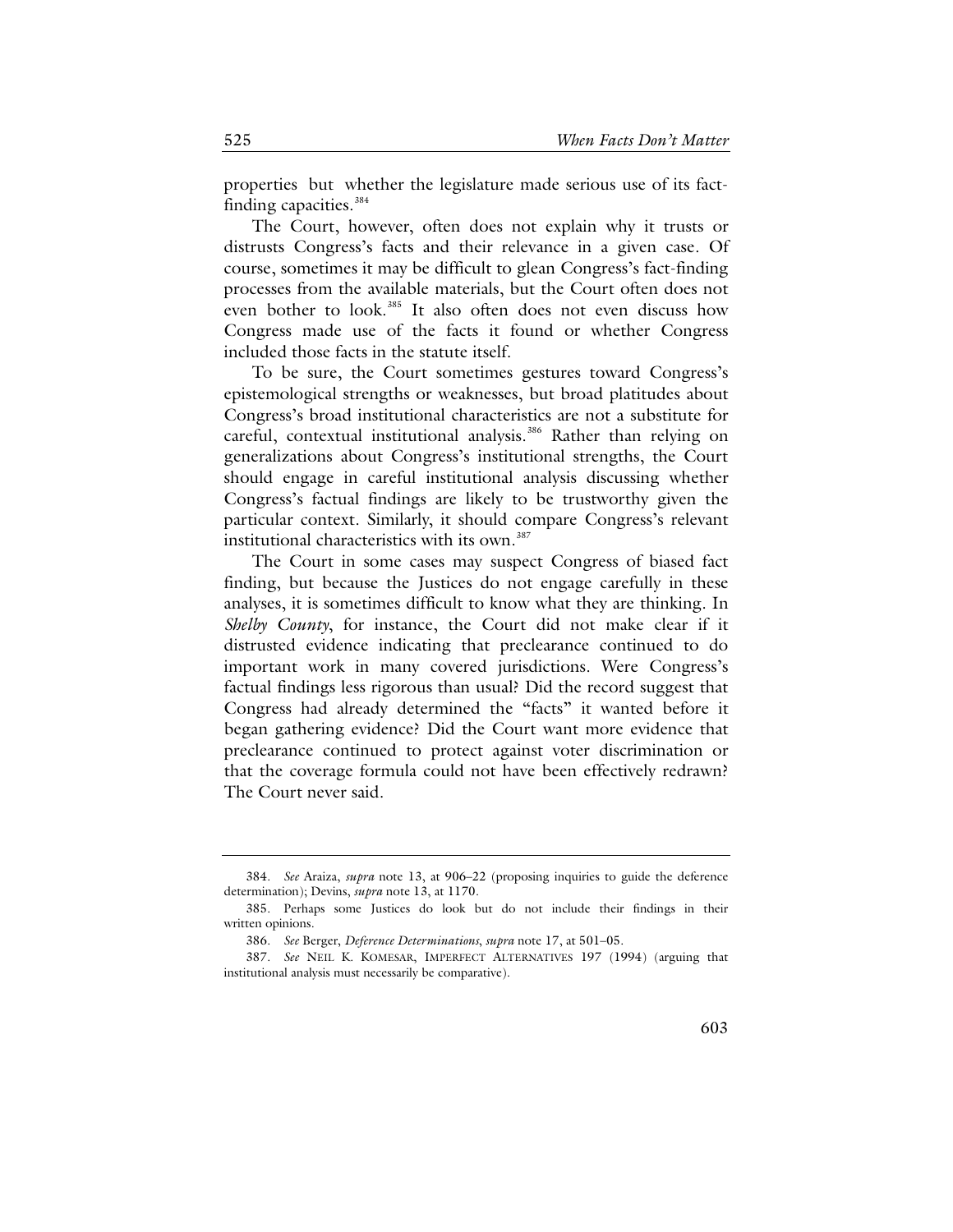properties but whether the legislature made serious use of its fact-finding capacities.[384]

The Court, however, often does not explain why it trusts or distrusts Congress's facts and their relevance in a given case. Of course, sometimes it may be difficult to glean Congress's fact-finding processes from the available materials, but the Court often does not even bother to look.[385] It also often does not even discuss how Congress made use of the facts it found or whether Congress included those facts in the statute itself.

To be sure, the Court sometimes gestures toward Congress's epistemological strengths or weaknesses, but broad platitudes about Congress's broad institutional characteristics are not a substitute for careful, contextual institutional analysis.[386] Rather than relying on generalizations about Congress's institutional strengths, the Court should engage in careful institutional analysis discussing whether Congress's factual findings are likely to be trustworthy given the particular context. Similarly, it should compare Congress's relevant institutional characteristics with its own.[387]

The Court in some cases may suspect Congress of biased fact finding, but because the Justices do not engage carefully in these analyses, it is sometimes difficult to know what they are thinking. In *Shelby County*, for instance, the Court did not make clear if it distrusted evidence indicating that preclearance continued to do important work in many covered jurisdictions. Were Congress's factual findings less rigorous than usual? Did the record suggest that Congress had already determined the "facts" it wanted before it began gathering evidence? Did the Court want more evidence that preclearance continued to protect against voter discrimination or that the coverage formula could not have been effectively redrawn? The Court never said.

---

384. *See* Araiza, *supra* note 13, at 906–22 (proposing inquiries to guide the deference determination); Devins, *supra* note 13, at 1170.

385. Perhaps some Justices do look but do not include their findings in their written opinions.

386. *See* Berger, *Deference Determinations*, *supra* note 17, at 501–05.

387. *See* NEIL K. KOMESAR, IMPERFECT ALTERNATIVES 197 (1994) (arguing that institutional analysis must necessarily be comparative).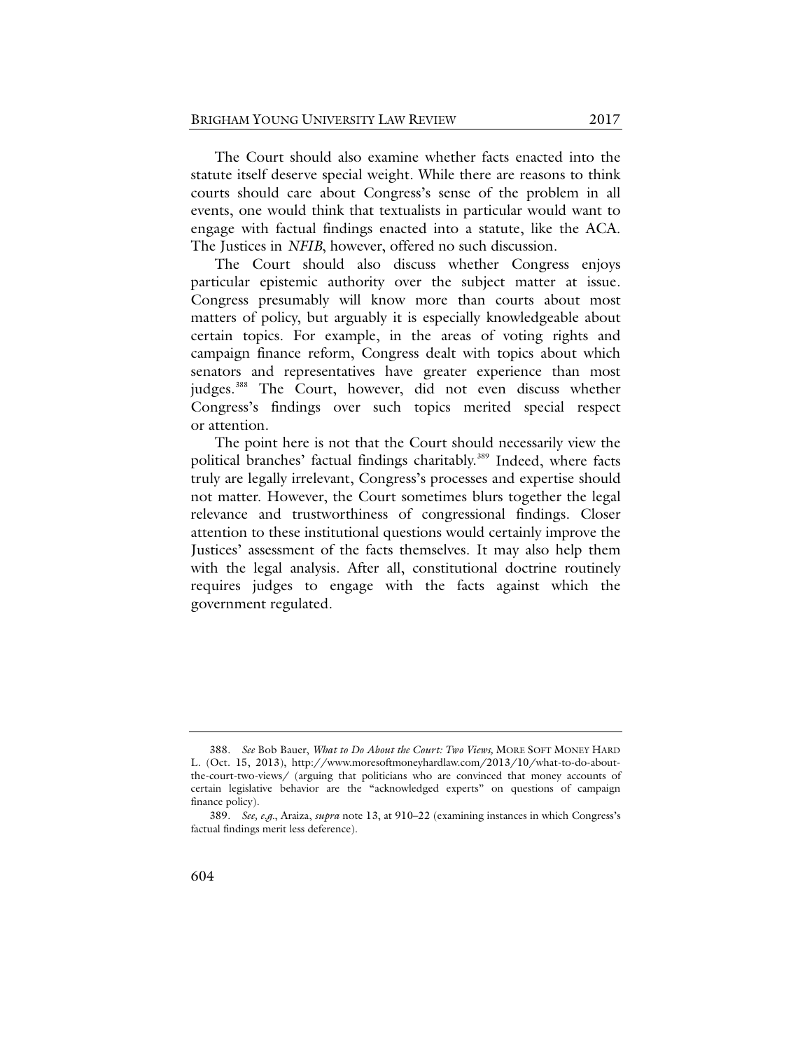The Court should also examine whether facts enacted into the statute itself deserve special weight. While there are reasons to think courts should care about Congress's sense of the problem in all events, one would think that textualists in particular would want to engage with factual findings enacted into a statute, like the ACA. The Justices in *NFIB*, however, offered no such discussion.

The Court should also discuss whether Congress enjoys particular epistemic authority over the subject matter at issue. Congress presumably will know more than courts about most matters of policy, but arguably it is especially knowledgeable about certain topics. For example, in the areas of voting rights and campaign finance reform, Congress dealt with topics about which senators and representatives have greater experience than most judges.[388] The Court, however, did not even discuss whether Congress's findings over such topics merited special respect or attention.

The point here is not that the Court should necessarily view the political branches' factual findings charitably.[389] Indeed, where facts truly are legally irrelevant, Congress's processes and expertise should not matter. However, the Court sometimes blurs together the legal relevance and trustworthiness of congressional findings. Closer attention to these institutional questions would certainly improve the Justices' assessment of the facts themselves. It may also help them with the legal analysis. After all, constitutional doctrine routinely requires judges to engage with the facts against which the government regulated.

---

388. *See* Bob Bauer, *What to Do About the Court: Two Views,* MORE SOFT MONEY HARD L. (Oct. 15, 2013), http://www.moresoftmoneyhardlaw.com/2013/10/what-to-do-about-the-court-two-views/ (arguing that politicians who are convinced that money accounts of certain legislative behavior are the "acknowledged experts" on questions of campaign finance policy).

389. *See, e.g.*, Araiza, *supra* note 13, at 910–22 (examining instances in which Congress's factual findings merit less deference).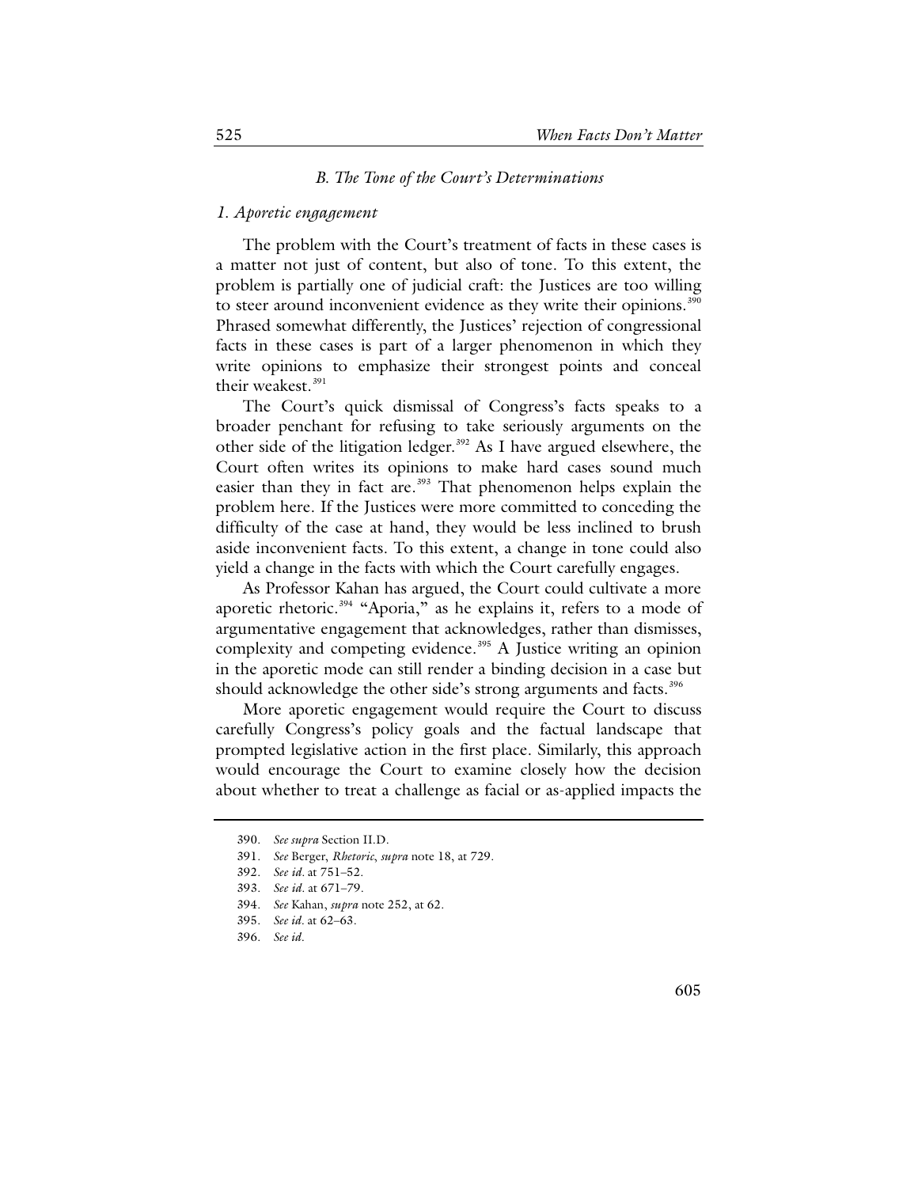### *B. The Tone of the Court's Determinations*

#### *1. Aporetic engagement*

The problem with the Court's treatment of facts in these cases is a matter not just of content, but also of tone. To this extent, the problem is partially one of judicial craft: the Justices are too willing to steer around inconvenient evidence as they write their opinions.[390] Phrased somewhat differently, the Justices' rejection of congressional facts in these cases is part of a larger phenomenon in which they write opinions to emphasize their strongest points and conceal their weakest.[391]

The Court's quick dismissal of Congress's facts speaks to a broader penchant for refusing to take seriously arguments on the other side of the litigation ledger.[392] As I have argued elsewhere, the Court often writes its opinions to make hard cases sound much easier than they in fact are.[393] That phenomenon helps explain the problem here. If the Justices were more committed to conceding the difficulty of the case at hand, they would be less inclined to brush aside inconvenient facts. To this extent, a change in tone could also yield a change in the facts with which the Court carefully engages.

As Professor Kahan has argued, the Court could cultivate a more aporetic rhetoric.[394] "Aporia," as he explains it, refers to a mode of argumentative engagement that acknowledges, rather than dismisses, complexity and competing evidence.[395] A Justice writing an opinion in the aporetic mode can still render a binding decision in a case but should acknowledge the other side's strong arguments and facts.[396]

More aporetic engagement would require the Court to discuss carefully Congress's policy goals and the factual landscape that prompted legislative action in the first place. Similarly, this approach would encourage the Court to examine closely how the decision about whether to treat a challenge as facial or as-applied impacts the

---

390. *See supra* Section II.D.

391. *See* Berger, *Rhetoric*, *supra* note 18, at 729.

392. *See id.* at 751–52.

393. *See id.* at 671–79.

394. *See* Kahan, *supra* note 252, at 62.

395. *See id.* at 62–63.

396. *See id.*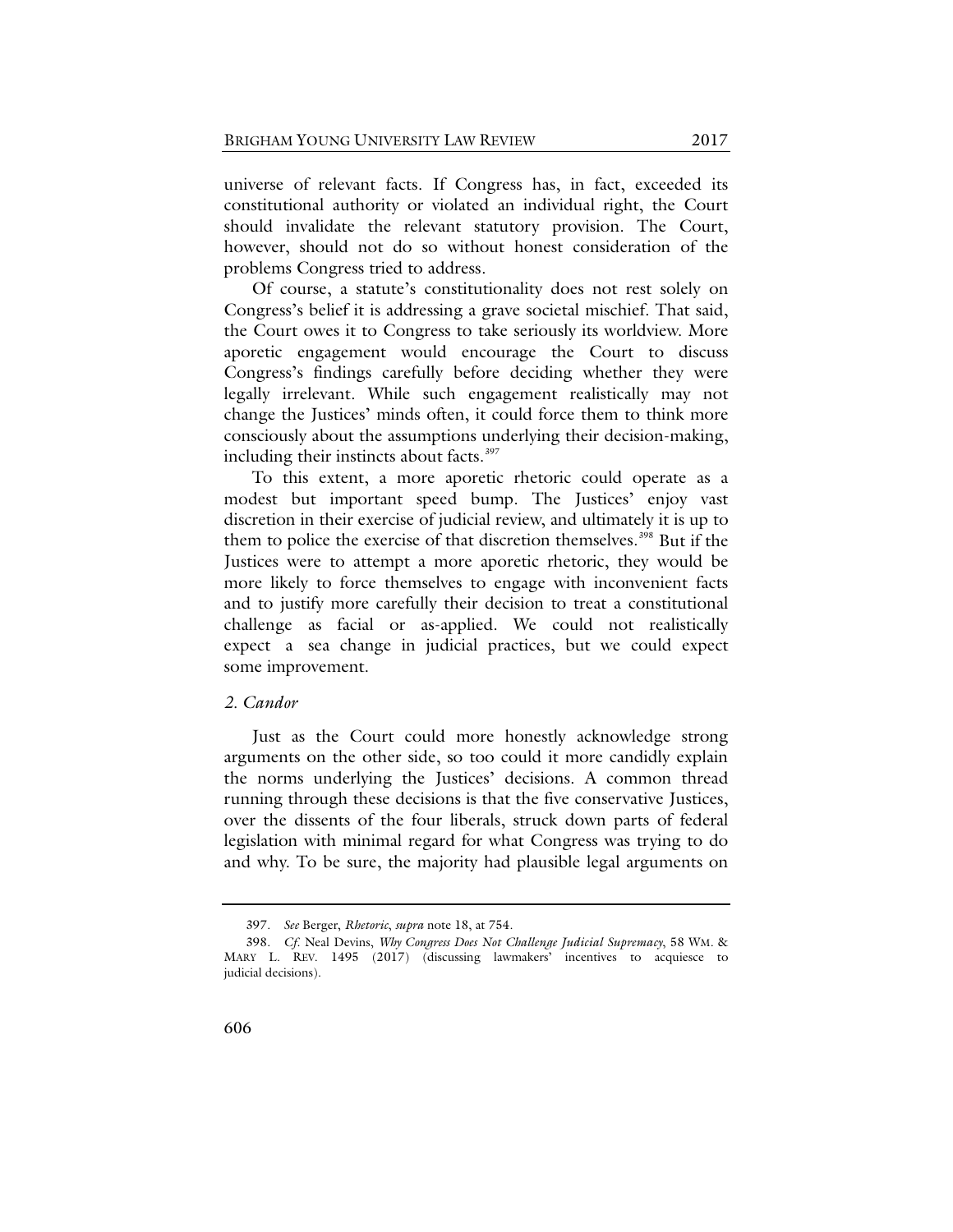universe of relevant facts. If Congress has, in fact, exceeded its constitutional authority or violated an individual right, the Court should invalidate the relevant statutory provision. The Court, however, should not do so without honest consideration of the problems Congress tried to address.

Of course, a statute's constitutionality does not rest solely on Congress's belief it is addressing a grave societal mischief. That said, the Court owes it to Congress to take seriously its worldview. More aporetic engagement would encourage the Court to discuss Congress's findings carefully before deciding whether they were legally irrelevant. While such engagement realistically may not change the Justices' minds often, it could force them to think more consciously about the assumptions underlying their decision-making, including their instincts about facts.[397]

To this extent, a more aporetic rhetoric could operate as a modest but important speed bump. The Justices' enjoy vast discretion in their exercise of judicial review, and ultimately it is up to them to police the exercise of that discretion themselves.[398] But if the Justices were to attempt a more aporetic rhetoric, they would be more likely to force themselves to engage with inconvenient facts and to justify more carefully their decision to treat a constitutional challenge as facial or as-applied. We could not realistically expect a sea change in judicial practices, but we could expect some improvement.

### *2. Candor*

Just as the Court could more honestly acknowledge strong arguments on the other side, so too could it more candidly explain the norms underlying the Justices' decisions. A common thread running through these decisions is that the five conservative Justices, over the dissents of the four liberals, struck down parts of federal legislation with minimal regard for what Congress was trying to do and why. To be sure, the majority had plausible legal arguments on

---

397. *See* Berger, *Rhetoric*, *supra* note 18, at 754.

398. *Cf.* Neal Devins, *Why Congress Does Not Challenge Judicial Supremacy*, 58 WM. & MARY L. REV. 1495 (2017) (discussing lawmakers' incentives to acquiesce to judicial decisions).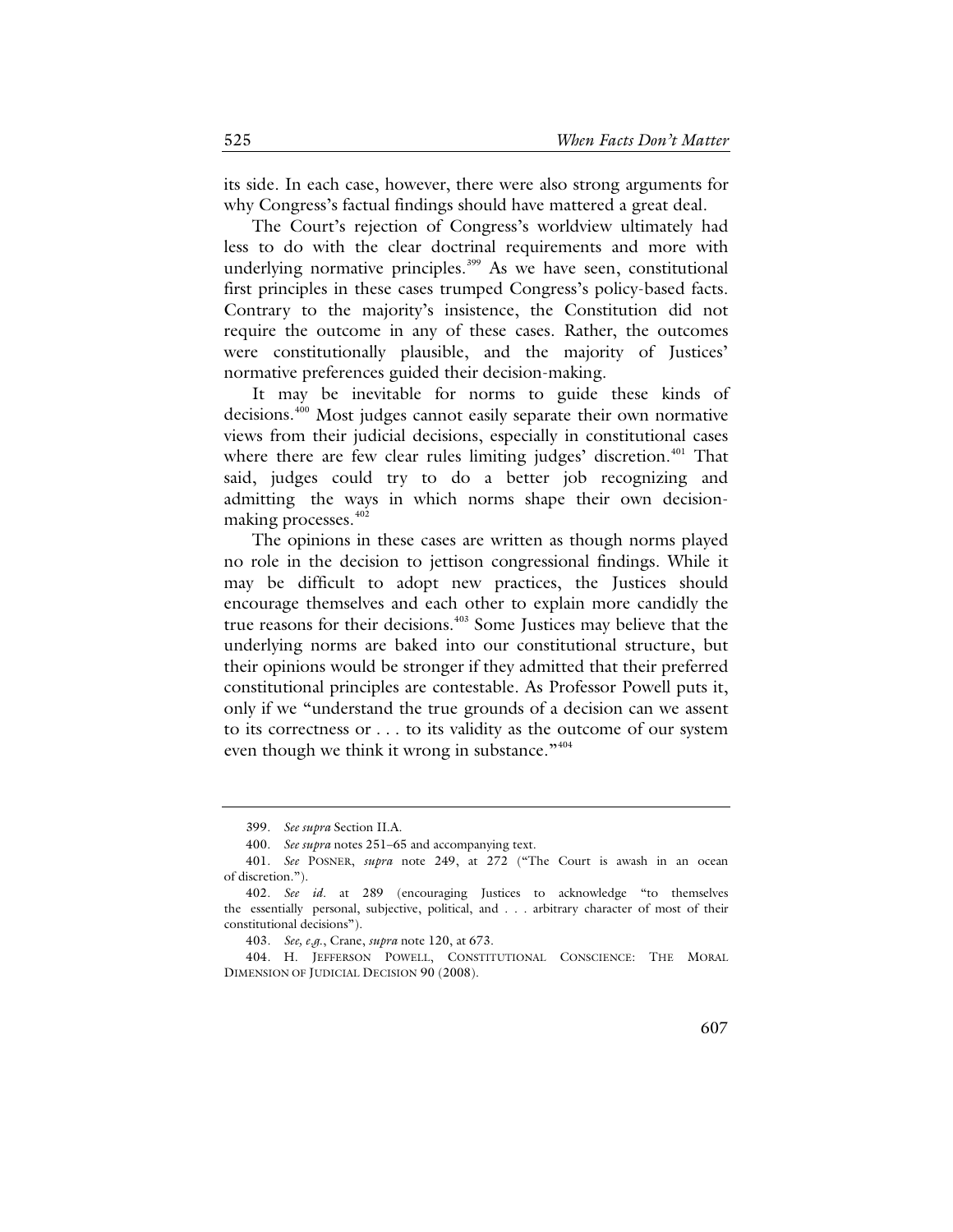its side. In each case, however, there were also strong arguments for why Congress's factual findings should have mattered a great deal.

The Court's rejection of Congress's worldview ultimately had less to do with the clear doctrinal requirements and more with underlying normative principles.[399] As we have seen, constitutional first principles in these cases trumped Congress's policy-based facts. Contrary to the majority's insistence, the Constitution did not require the outcome in any of these cases. Rather, the outcomes were constitutionally plausible, and the majority of Justices' normative preferences guided their decision-making.

It may be inevitable for norms to guide these kinds of decisions.[400] Most judges cannot easily separate their own normative views from their judicial decisions, especially in constitutional cases where there are few clear rules limiting judges' discretion.[401] That said, judges could try to do a better job recognizing and admitting the ways in which norms shape their own decision-making processes.[402]

The opinions in these cases are written as though norms played no role in the decision to jettison congressional findings. While it may be difficult to adopt new practices, the Justices should encourage themselves and each other to explain more candidly the true reasons for their decisions.[403] Some Justices may believe that the underlying norms are baked into our constitutional structure, but their opinions would be stronger if they admitted that their preferred constitutional principles are contestable. As Professor Powell puts it, only if we "understand the true grounds of a decision can we assent to its correctness or . . . to its validity as the outcome of our system even though we think it wrong in substance."[404]

---

399. *See supra* Section II.A.

400. *See supra* notes 251–65 and accompanying text.

401. *See* POSNER, *supra* note 249, at 272 ("The Court is awash in an ocean of discretion.").

402. *See id.* at 289 (encouraging Justices to acknowledge "to themselves the essentially personal, subjective, political, and . . . arbitrary character of most of their constitutional decisions").

403. *See, e.g.*, Crane, *supra* note 120, at 673.

404. H. JEFFERSON POWELL, CONSTITUTIONAL CONSCIENCE: THE MORAL DIMENSION OF JUDICIAL DECISION 90 (2008).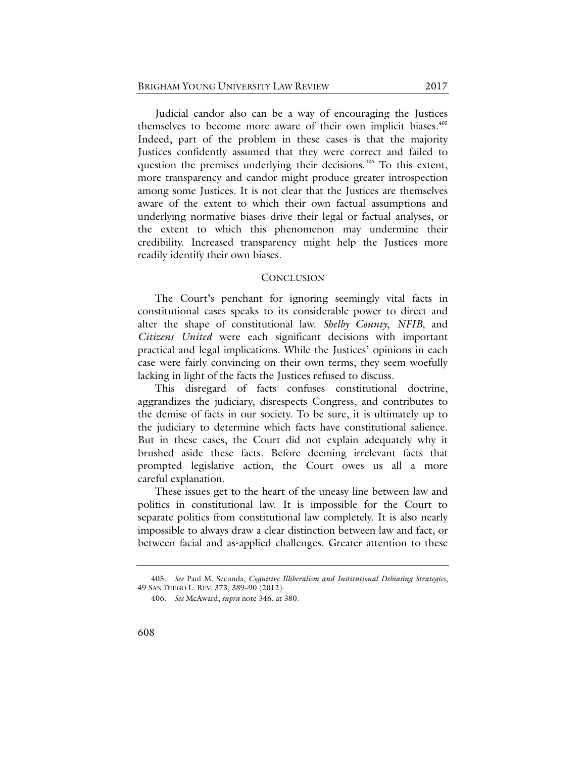Judicial candor also can be a way of encouraging the Justices themselves to become more aware of their own implicit biases.[405] Indeed, part of the problem in these cases is that the majority Justices confidently assumed that they were correct and failed to question the premises underlying their decisions.[406] To this extent, more transparency and candor might produce greater introspection among some Justices. It is not clear that the Justices are themselves aware of the extent to which their own factual assumptions and underlying normative biases drive their legal or factual analyses, or the extent to which this phenomenon may undermine their credibility. Increased transparency might help the Justices more readily identify their own biases.

## CONCLUSION

The Court's penchant for ignoring seemingly vital facts in constitutional cases speaks to its considerable power to direct and alter the shape of constitutional law. *Shelby County*, *NFIB*, and *Citizens United* were each significant decisions with important practical and legal implications. While the Justices' opinions in each case were fairly convincing on their own terms, they seem woefully lacking in light of the facts the Justices refused to discuss.

This disregard of facts confuses constitutional doctrine, aggrandizes the judiciary, disrespects Congress, and contributes to the demise of facts in our society. To be sure, it is ultimately up to the judiciary to determine which facts have constitutional salience. But in these cases, the Court did not explain adequately why it brushed aside these facts. Before deeming irrelevant facts that prompted legislative action, the Court owes us all a more careful explanation.

These issues get to the heart of the uneasy line between law and politics in constitutional law. It is impossible for the Court to separate politics from constitutional law completely. It is also nearly impossible to always draw a clear distinction between law and fact, or between facial and as-applied challenges. Greater attention to these

---

405. *See* Paul M. Secunda, *Cognitive Illiberalism and Institutional Debiasing Strategies*, 49 SAN DIEGO L. REV. 373, 389–90 (2012).

406. *See* McAward, *supra* note 346, at 380.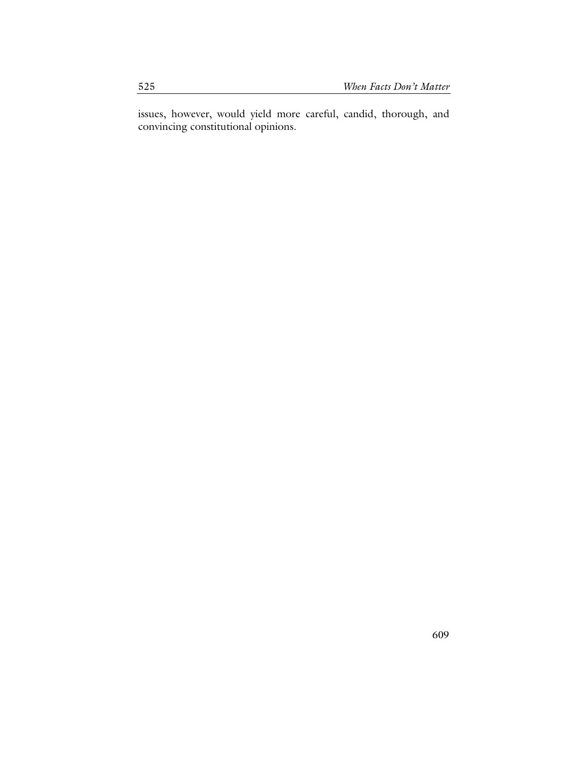issues, however, would yield more careful, candid, thorough, and convincing constitutional opinions.